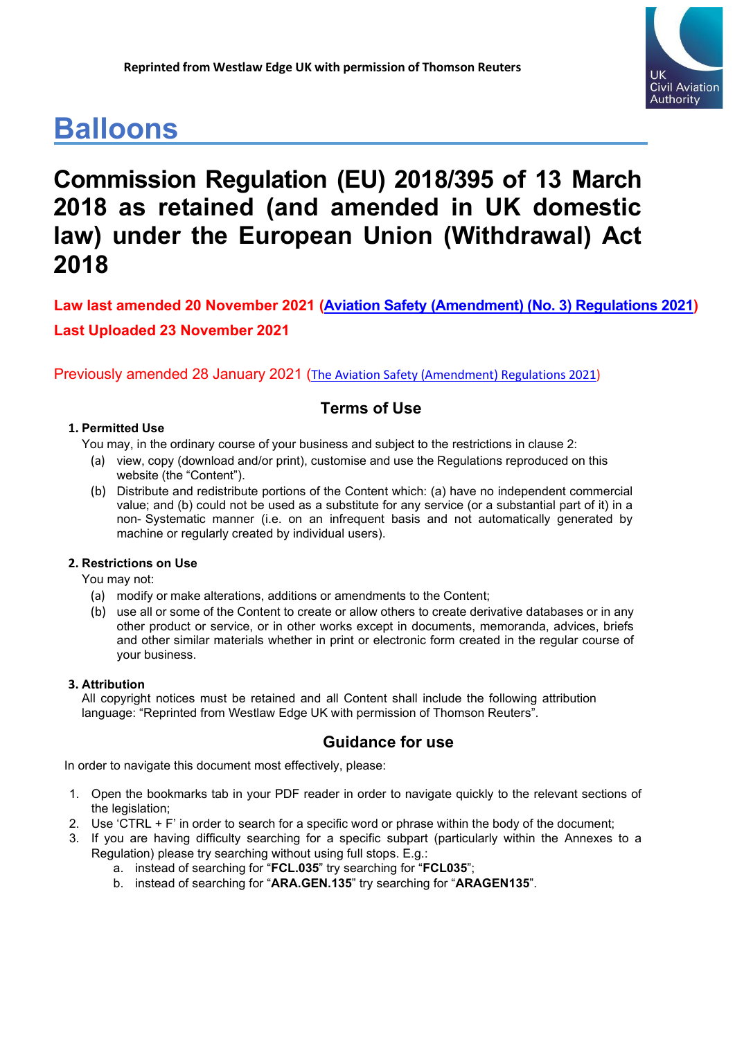Reprinted from Westlaw Edge UK with permission of Thomson Reuters

UK Civil Aviation Authority

# Balloons

# Commission Regulation (EU) 2018/395 of 13 March 2018 as retained (and amended in UK domestic law) under the European Union (Withdrawal) Act 2018

**Law last amended 20 November 2021 (Aviation Safety (Amendment) (No. 3) Regulations 2021)**

**Last Uploaded 23 November 2021**

Previously amended 28 January 2021 (The Aviation Safety (Amendment) Regulations 2021)

## Terms of Use

**1. Permitted Use**

You may, in the ordinary course of your business and subject to the restrictions in clause 2:

(a) view, copy (download and/or print), customise and use the Regulations reproduced on this website (the "Content").

(b) Distribute and redistribute portions of the Content which: (a) have no independent commercial value; and (b) could not be used as a substitute for any service (or a substantial part of it) in a non- Systematic manner (i.e. on an infrequent basis and not automatically generated by machine or regularly created by individual users).

**2. Restrictions on Use**

You may not:

(a) modify or make alterations, additions or amendments to the Content;

(b) use all or some of the Content to create or allow others to create derivative databases or in any other product or service, or in other works except in documents, memoranda, advices, briefs and other similar materials whether in print or electronic form created in the regular course of your business.

**3. Attribution**

All copyright notices must be retained and all Content shall include the following attribution language: "Reprinted from Westlaw Edge UK with permission of Thomson Reuters".

## Guidance for use

In order to navigate this document most effectively, please:

1. Open the bookmarks tab in your PDF reader in order to navigate quickly to the relevant sections of the legislation;
2. Use 'CTRL + F' in order to search for a specific word or phrase within the body of the document;
3. If you are having difficulty searching for a specific subpart (particularly within the Annexes to a Regulation) please try searching without using full stops. E.g.:
   a. instead of searching for "**FCL.035**" try searching for "**FCL035**";
   b. instead of searching for "**ARA.GEN.135**" try searching for "**ARAGEN135**".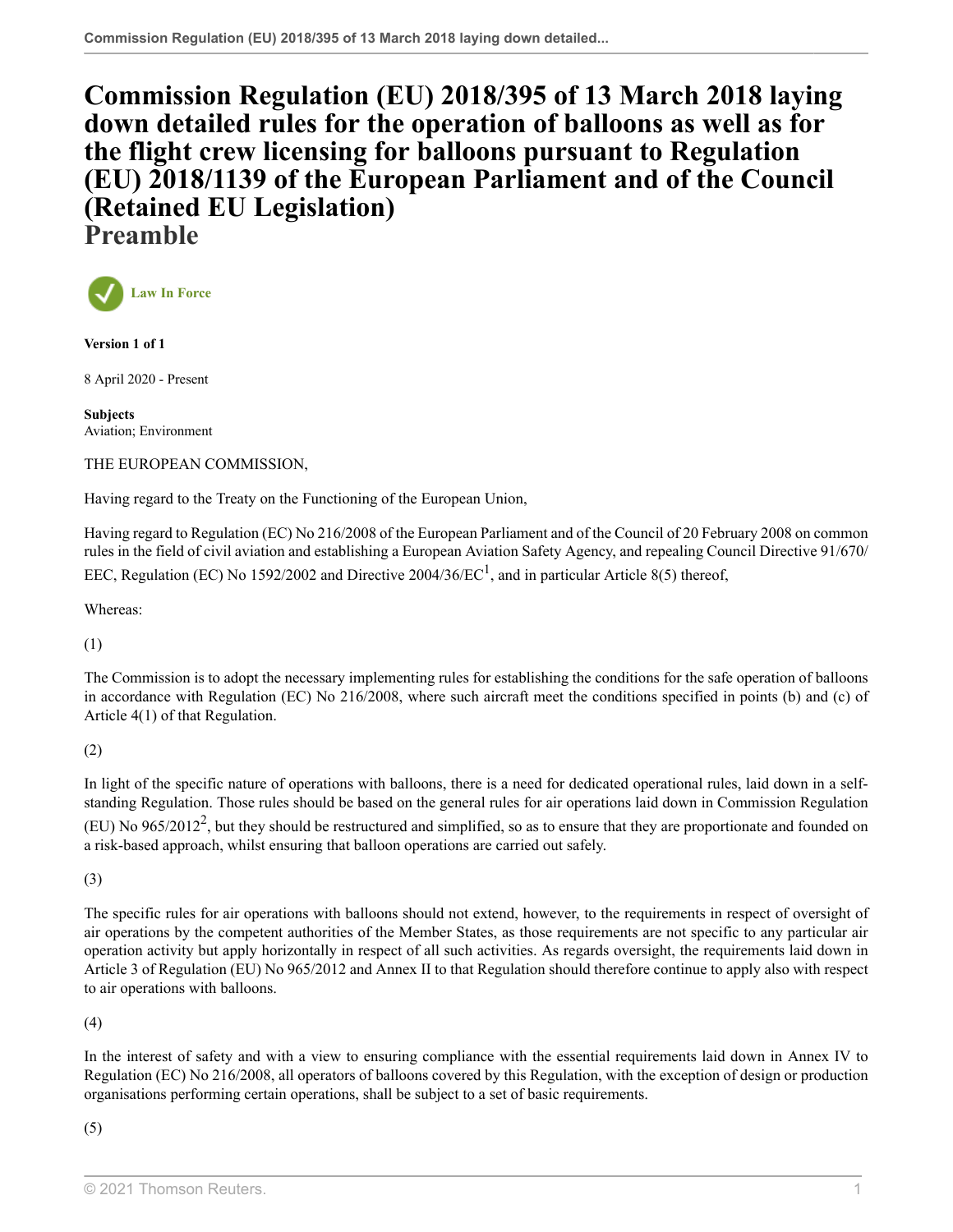# Commission Regulation (EU) 2018/395 of 13 March 2018 laying down detailed rules for the operation of balloons as well as for the flight crew licensing for balloons pursuant to Regulation (EU) 2018/1139 of the European Parliament and of the Council (Retained EU Legislation)

## Preamble

Law In Force

**Version 1 of 1**

8 April 2020 - Present

**Subjects**
Aviation; Environment

THE EUROPEAN COMMISSION,

Having regard to the Treaty on the Functioning of the European Union,

Having regard to Regulation (EC) No 216/2008 of the European Parliament and of the Council of 20 February 2008 on common rules in the field of civil aviation and establishing a European Aviation Safety Agency, and repealing Council Directive 91/670/EEC, Regulation (EC) No 1592/2002 and Directive 2004/36/EC[1], and in particular Article 8(5) thereof,

Whereas:

(1)

The Commission is to adopt the necessary implementing rules for establishing the conditions for the safe operation of balloons in accordance with Regulation (EC) No 216/2008, where such aircraft meet the conditions specified in points (b) and (c) of Article 4(1) of that Regulation.

(2)

In light of the specific nature of operations with balloons, there is a need for dedicated operational rules, laid down in a self-standing Regulation. Those rules should be based on the general rules for air operations laid down in Commission Regulation (EU) No 965/2012[2], but they should be restructured and simplified, so as to ensure that they are proportionate and founded on a risk-based approach, whilst ensuring that balloon operations are carried out safely.

(3)

The specific rules for air operations with balloons should not extend, however, to the requirements in respect of oversight of air operations by the competent authorities of the Member States, as those requirements are not specific to any particular air operation activity but apply horizontally in respect of all such activities. As regards oversight, the requirements laid down in Article 3 of Regulation (EU) No 965/2012 and Annex II to that Regulation should therefore continue to apply also with respect to air operations with balloons.

(4)

In the interest of safety and with a view to ensuring compliance with the essential requirements laid down in Annex IV to Regulation (EC) No 216/2008, all operators of balloons covered by this Regulation, with the exception of design or production organisations performing certain operations, shall be subject to a set of basic requirements.

(5)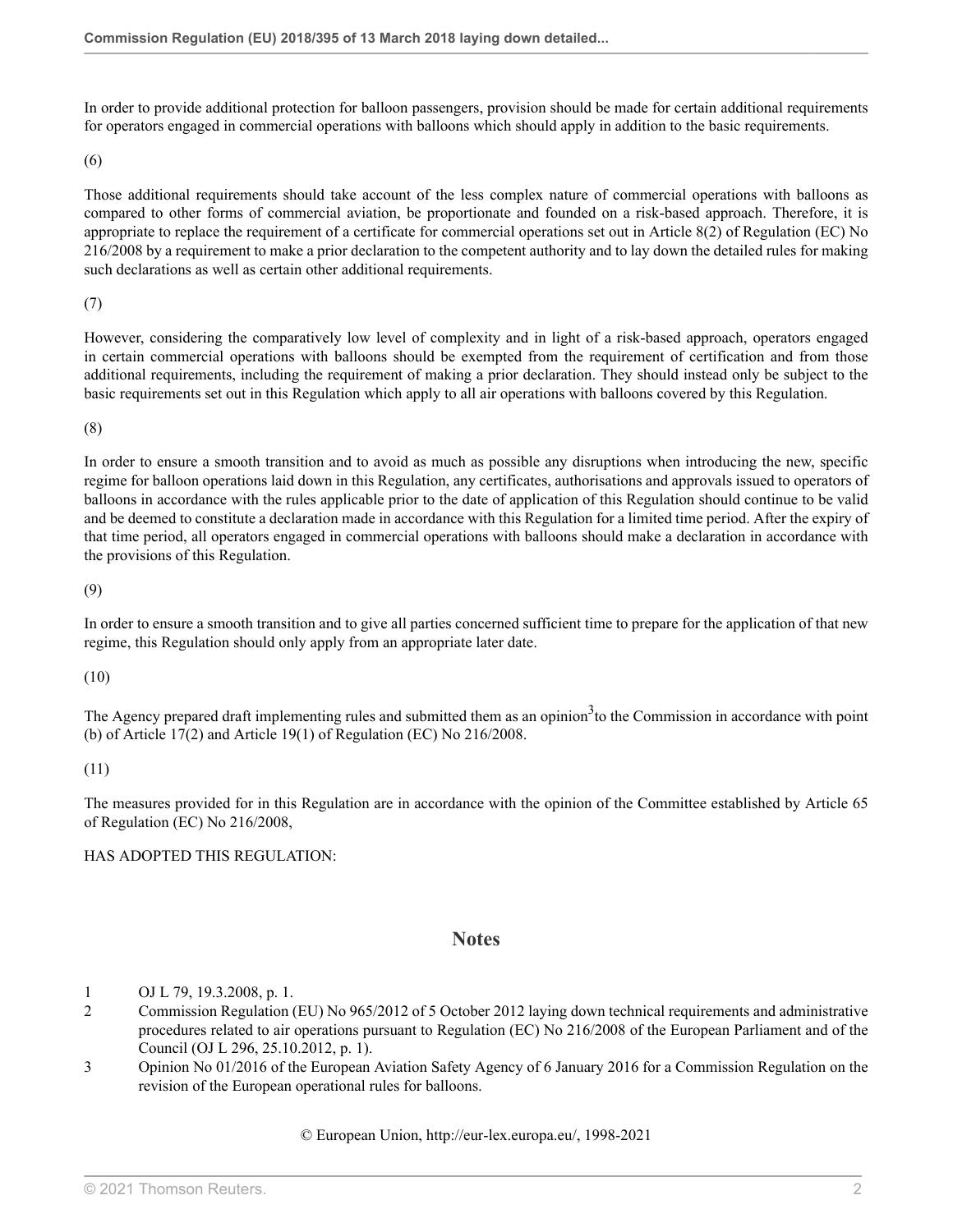In order to provide additional protection for balloon passengers, provision should be made for certain additional requirements for operators engaged in commercial operations with balloons which should apply in addition to the basic requirements.

(6)

Those additional requirements should take account of the less complex nature of commercial operations with balloons as compared to other forms of commercial aviation, be proportionate and founded on a risk-based approach. Therefore, it is appropriate to replace the requirement of a certificate for commercial operations set out in Article 8(2) of Regulation (EC) No 216/2008 by a requirement to make a prior declaration to the competent authority and to lay down the detailed rules for making such declarations as well as certain other additional requirements.

(7)

However, considering the comparatively low level of complexity and in light of a risk-based approach, operators engaged in certain commercial operations with balloons should be exempted from the requirement of certification and from those additional requirements, including the requirement of making a prior declaration. They should instead only be subject to the basic requirements set out in this Regulation which apply to all air operations with balloons covered by this Regulation.

(8)

In order to ensure a smooth transition and to avoid as much as possible any disruptions when introducing the new, specific regime for balloon operations laid down in this Regulation, any certificates, authorisations and approvals issued to operators of balloons in accordance with the rules applicable prior to the date of application of this Regulation should continue to be valid and be deemed to constitute a declaration made in accordance with this Regulation for a limited time period. After the expiry of that time period, all operators engaged in commercial operations with balloons should make a declaration in accordance with the provisions of this Regulation.

(9)

In order to ensure a smooth transition and to give all parties concerned sufficient time to prepare for the application of that new regime, this Regulation should only apply from an appropriate later date.

(10)

The Agency prepared draft implementing rules and submitted them as an opinion[3] to the Commission in accordance with point (b) of Article 17(2) and Article 19(1) of Regulation (EC) No 216/2008.

(11)

The measures provided for in this Regulation are in accordance with the opinion of the Committee established by Article 65 of Regulation (EC) No 216/2008,

HAS ADOPTED THIS REGULATION:

## Notes

1 OJ L 79, 19.3.2008, p. 1.

2 Commission Regulation (EU) No 965/2012 of 5 October 2012 laying down technical requirements and administrative procedures related to air operations pursuant to Regulation (EC) No 216/2008 of the European Parliament and of the Council (OJ L 296, 25.10.2012, p. 1).

3 Opinion No 01/2016 of the European Aviation Safety Agency of 6 January 2016 for a Commission Regulation on the revision of the European operational rules for balloons.

© European Union, http://eur-lex.europa.eu/, 1998-2021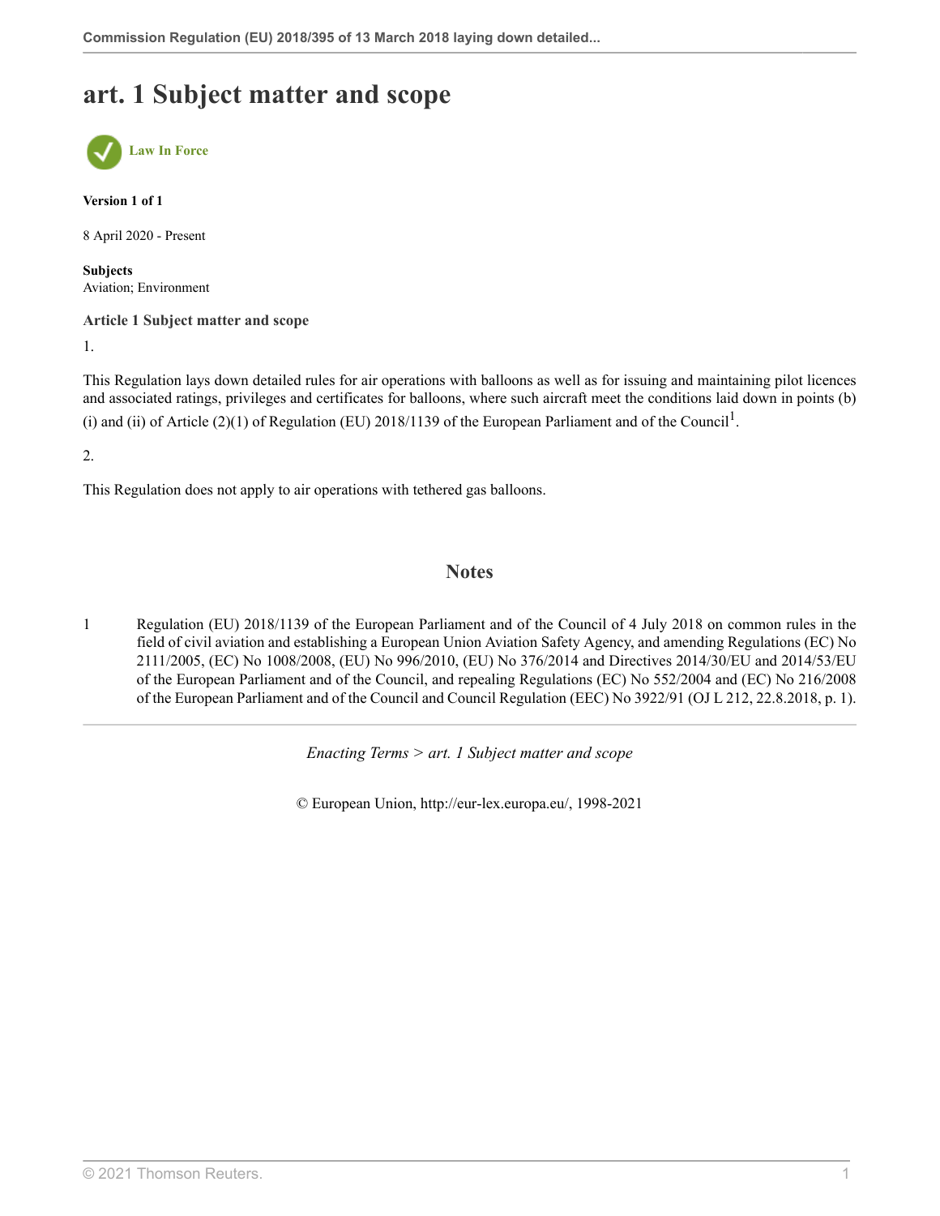# art. 1 Subject matter and scope

Law In Force

**Version 1 of 1**

8 April 2020 - Present

**Subjects**
Aviation; Environment

**Article 1 Subject matter and scope**

1.

This Regulation lays down detailed rules for air operations with balloons as well as for issuing and maintaining pilot licences and associated ratings, privileges and certificates for balloons, where such aircraft meet the conditions laid down in points (b)(i) and (ii) of Article (2)(1) of Regulation (EU) 2018/1139 of the European Parliament and of the Council[1].

2.

This Regulation does not apply to air operations with tethered gas balloons.

## Notes

1 Regulation (EU) 2018/1139 of the European Parliament and of the Council of 4 July 2018 on common rules in the field of civil aviation and establishing a European Union Aviation Safety Agency, and amending Regulations (EC) No 2111/2005, (EC) No 1008/2008, (EU) No 996/2010, (EU) No 376/2014 and Directives 2014/30/EU and 2014/53/EU of the European Parliament and of the Council, and repealing Regulations (EC) No 552/2004 and (EC) No 216/2008 of the European Parliament and of the Council and Council Regulation (EEC) No 3922/91 (OJ L 212, 22.8.2018, p. 1).

*Enacting Terms > art. 1 Subject matter and scope*

© European Union, http://eur-lex.europa.eu/, 1998-2021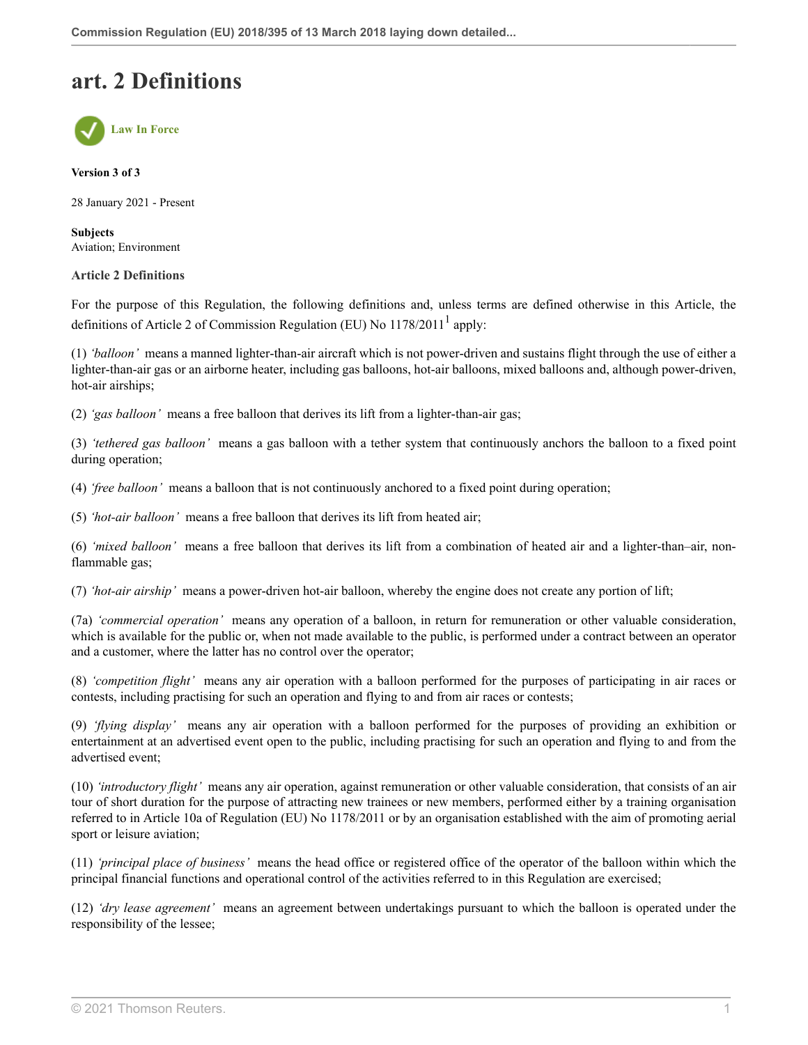# art. 2 Definitions

Law In Force

**Version 3 of 3**

28 January 2021 - Present

**Subjects**
Aviation; Environment

**Article 2 Definitions**

For the purpose of this Regulation, the following definitions and, unless terms are defined otherwise in this Article, the definitions of Article 2 of Commission Regulation (EU) No 1178/2011[1] apply:

(1) *'balloon'* means a manned lighter-than-air aircraft which is not power-driven and sustains flight through the use of either a lighter-than-air gas or an airborne heater, including gas balloons, hot-air balloons, mixed balloons and, although power-driven, hot-air airships;

(2) *'gas balloon'* means a free balloon that derives its lift from a lighter-than-air gas;

(3) *'tethered gas balloon'* means a gas balloon with a tether system that continuously anchors the balloon to a fixed point during operation;

(4) *'free balloon'* means a balloon that is not continuously anchored to a fixed point during operation;

(5) *'hot-air balloon'* means a free balloon that derives its lift from heated air;

(6) *'mixed balloon'* means a free balloon that derives its lift from a combination of heated air and a lighter-than–air, non-flammable gas;

(7) *'hot-air airship'* means a power-driven hot-air balloon, whereby the engine does not create any portion of lift;

(7a) *'commercial operation'* means any operation of a balloon, in return for remuneration or other valuable consideration, which is available for the public or, when not made available to the public, is performed under a contract between an operator and a customer, where the latter has no control over the operator;

(8) *'competition flight'* means any air operation with a balloon performed for the purposes of participating in air races or contests, including practising for such an operation and flying to and from air races or contests;

(9) *'flying display'* means any air operation with a balloon performed for the purposes of providing an exhibition or entertainment at an advertised event open to the public, including practising for such an operation and flying to and from the advertised event;

(10) *'introductory flight'* means any air operation, against remuneration or other valuable consideration, that consists of an air tour of short duration for the purpose of attracting new trainees or new members, performed either by a training organisation referred to in Article 10a of Regulation (EU) No 1178/2011 or by an organisation established with the aim of promoting aerial sport or leisure aviation;

(11) *'principal place of business'* means the head office or registered office of the operator of the balloon within which the principal financial functions and operational control of the activities referred to in this Regulation are exercised;

(12) *'dry lease agreement'* means an agreement between undertakings pursuant to which the balloon is operated under the responsibility of the lessee;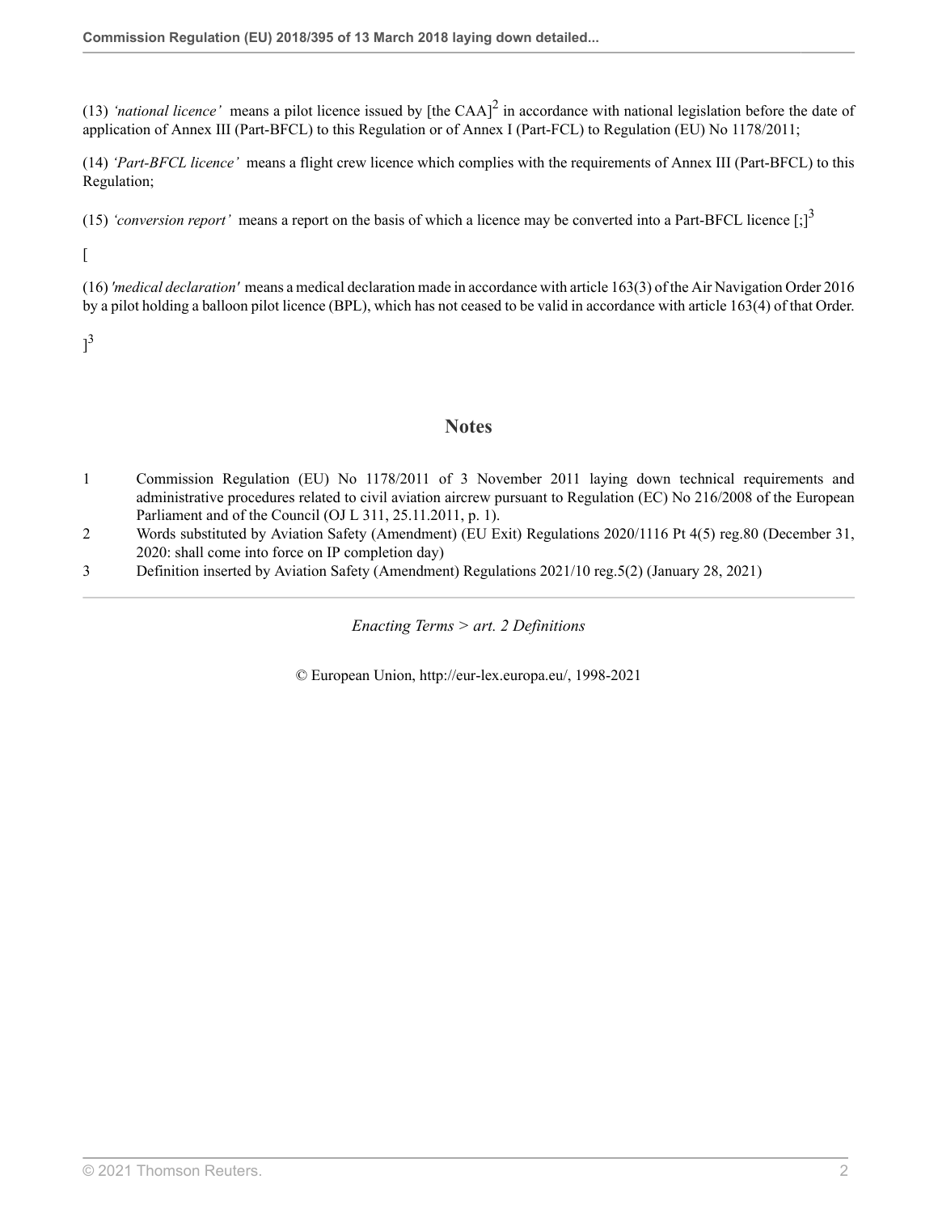(13) *'national licence'* means a pilot licence issued by [the CAA][2] in accordance with national legislation before the date of application of Annex III (Part-BFCL) to this Regulation or of Annex I (Part-FCL) to Regulation (EU) No 1178/2011;

(14) *'Part-BFCL licence'* means a flight crew licence which complies with the requirements of Annex III (Part-BFCL) to this Regulation;

(15) *'conversion report'* means a report on the basis of which a licence may be converted into a Part-BFCL licence [;][3]

[

(16) *'medical declaration'* means a medical declaration made in accordance with article 163(3) of the Air Navigation Order 2016 by a pilot holding a balloon pilot licence (BPL), which has not ceased to be valid in accordance with article 163(4) of that Order.

][3]

## Notes

1. Commission Regulation (EU) No 1178/2011 of 3 November 2011 laying down technical requirements and administrative procedures related to civil aviation aircrew pursuant to Regulation (EC) No 216/2008 of the European Parliament and of the Council (OJ L 311, 25.11.2011, p. 1).
2. Words substituted by Aviation Safety (Amendment) (EU Exit) Regulations 2020/1116 Pt 4(5) reg.80 (December 31, 2020: shall come into force on IP completion day)
3. Definition inserted by Aviation Safety (Amendment) Regulations 2021/10 reg.5(2) (January 28, 2021)

*Enacting Terms > art. 2 Definitions*

© European Union, http://eur-lex.europa.eu/, 1998-2021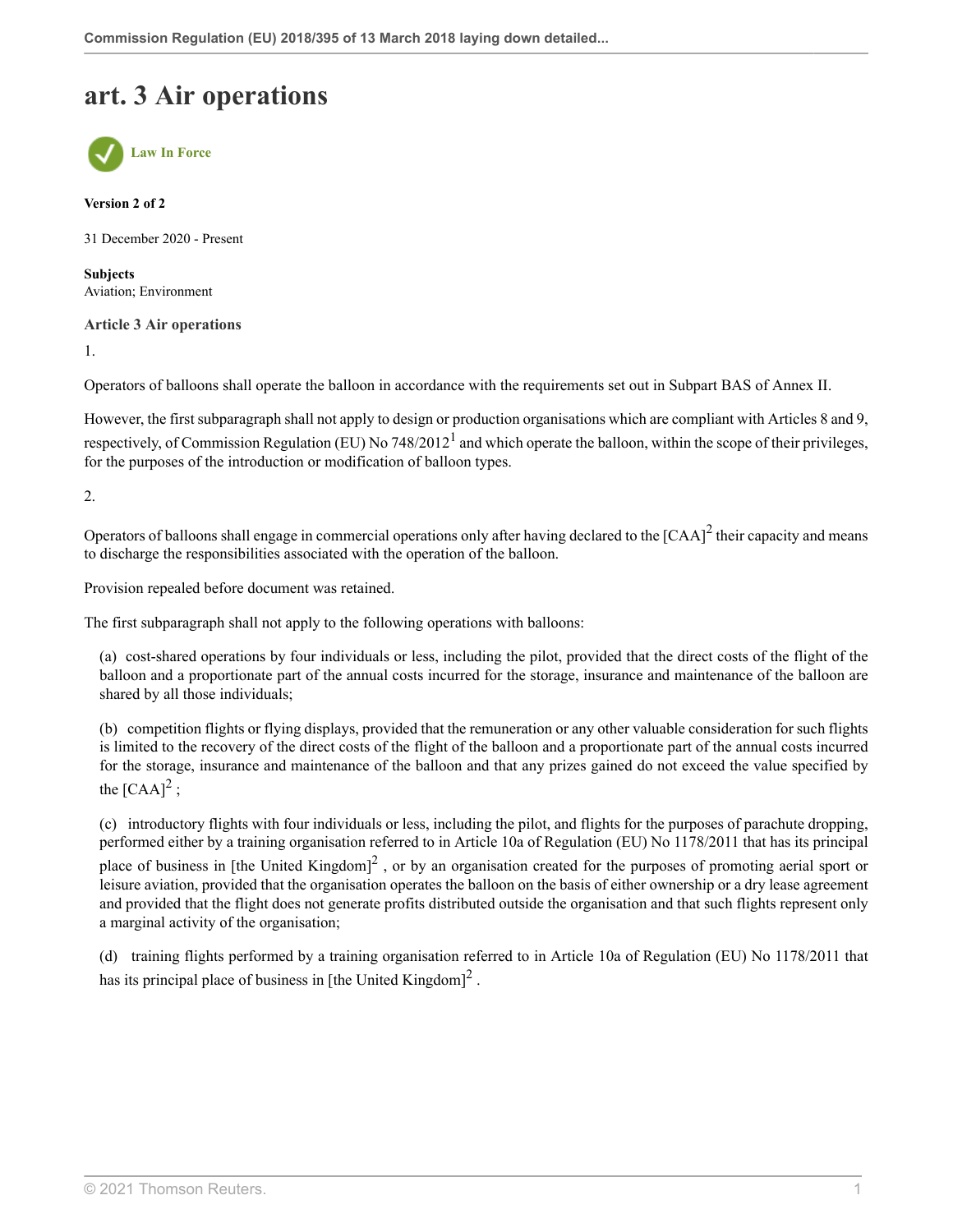# art. 3 Air operations

Law In Force

**Version 2 of 2**

31 December 2020 - Present

**Subjects**
Aviation; Environment

**Article 3 Air operations**

1.

Operators of balloons shall operate the balloon in accordance with the requirements set out in Subpart BAS of Annex II.

However, the first subparagraph shall not apply to design or production organisations which are compliant with Articles 8 and 9, respectively, of Commission Regulation (EU) No 748/2012[1] and which operate the balloon, within the scope of their privileges, for the purposes of the introduction or modification of balloon types.

2.

Operators of balloons shall engage in commercial operations only after having declared to the [CAA][2] their capacity and means to discharge the responsibilities associated with the operation of the balloon.

Provision repealed before document was retained.

The first subparagraph shall not apply to the following operations with balloons:

(a) cost-shared operations by four individuals or less, including the pilot, provided that the direct costs of the flight of the balloon and a proportionate part of the annual costs incurred for the storage, insurance and maintenance of the balloon are shared by all those individuals;

(b) competition flights or flying displays, provided that the remuneration or any other valuable consideration for such flights is limited to the recovery of the direct costs of the flight of the balloon and a proportionate part of the annual costs incurred for the storage, insurance and maintenance of the balloon and that any prizes gained do not exceed the value specified by the [CAA][2] ;

(c) introductory flights with four individuals or less, including the pilot, and flights for the purposes of parachute dropping, performed either by a training organisation referred to in Article 10a of Regulation (EU) No 1178/2011 that has its principal place of business in [the United Kingdom][2] , or by an organisation created for the purposes of promoting aerial sport or leisure aviation, provided that the organisation operates the balloon on the basis of either ownership or a dry lease agreement and provided that the flight does not generate profits distributed outside the organisation and that such flights represent only a marginal activity of the organisation;

(d) training flights performed by a training organisation referred to in Article 10a of Regulation (EU) No 1178/2011 that has its principal place of business in [the United Kingdom][2] .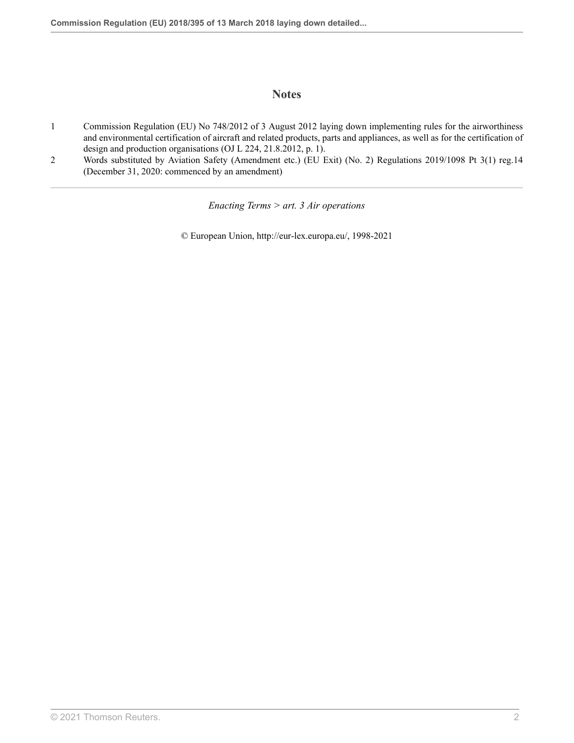## Notes

1 Commission Regulation (EU) No 748/2012 of 3 August 2012 laying down implementing rules for the airworthiness and environmental certification of aircraft and related products, parts and appliances, as well as for the certification of design and production organisations (OJ L 224, 21.8.2012, p. 1).

2 Words substituted by Aviation Safety (Amendment etc.) (EU Exit) (No. 2) Regulations 2019/1098 Pt 3(1) reg.14 (December 31, 2020: commenced by an amendment)

---

*Enacting Terms > art. 3 Air operations*

© European Union, http://eur-lex.europa.eu/, 1998-2021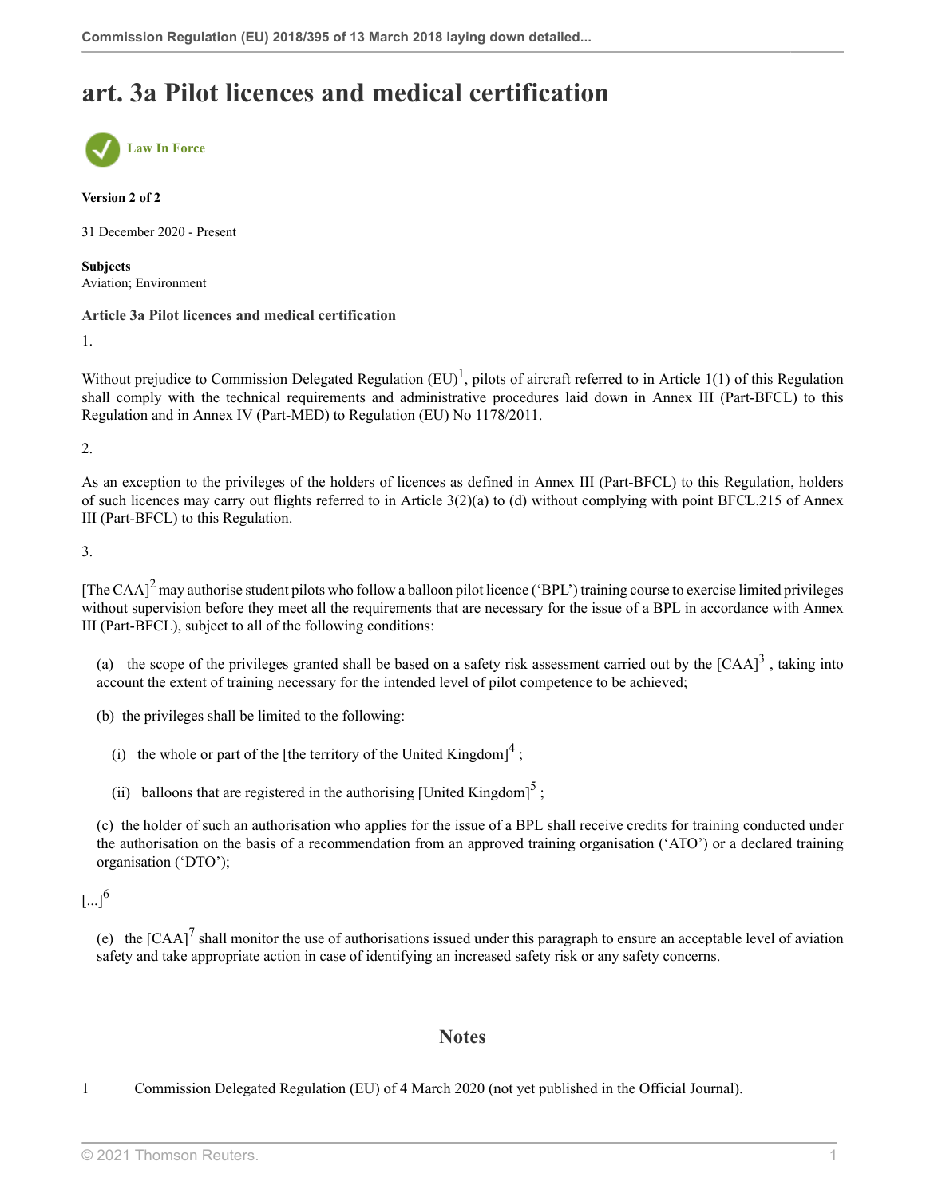# art. 3a Pilot licences and medical certification

Law In Force

**Version 2 of 2**

31 December 2020 - Present

**Subjects**
Aviation; Environment

**Article 3a Pilot licences and medical certification**

1.

Without prejudice to Commission Delegated Regulation (EU)[1], pilots of aircraft referred to in Article 1(1) of this Regulation shall comply with the technical requirements and administrative procedures laid down in Annex III (Part-BFCL) to this Regulation and in Annex IV (Part-MED) to Regulation (EU) No 1178/2011.

2.

As an exception to the privileges of the holders of licences as defined in Annex III (Part-BFCL) to this Regulation, holders of such licences may carry out flights referred to in Article 3(2)(a) to (d) without complying with point BFCL.215 of Annex III (Part-BFCL) to this Regulation.

3.

[The CAA][2] may authorise student pilots who follow a balloon pilot licence ('BPL') training course to exercise limited privileges without supervision before they meet all the requirements that are necessary for the issue of a BPL in accordance with Annex III (Part-BFCL), subject to all of the following conditions:

(a) the scope of the privileges granted shall be based on a safety risk assessment carried out by the [CAA][3] , taking into account the extent of training necessary for the intended level of pilot competence to be achieved;

(b) the privileges shall be limited to the following:

(i) the whole or part of the [the territory of the United Kingdom][4] ;

(ii) balloons that are registered in the authorising [United Kingdom][5] ;

(c) the holder of such an authorisation who applies for the issue of a BPL shall receive credits for training conducted under the authorisation on the basis of a recommendation from an approved training organisation ('ATO') or a declared training organisation ('DTO');

[...][6]

(e) the [CAA][7] shall monitor the use of authorisations issued under this paragraph to ensure an acceptable level of aviation safety and take appropriate action in case of identifying an increased safety risk or any safety concerns.

## Notes

1 Commission Delegated Regulation (EU) of 4 March 2020 (not yet published in the Official Journal).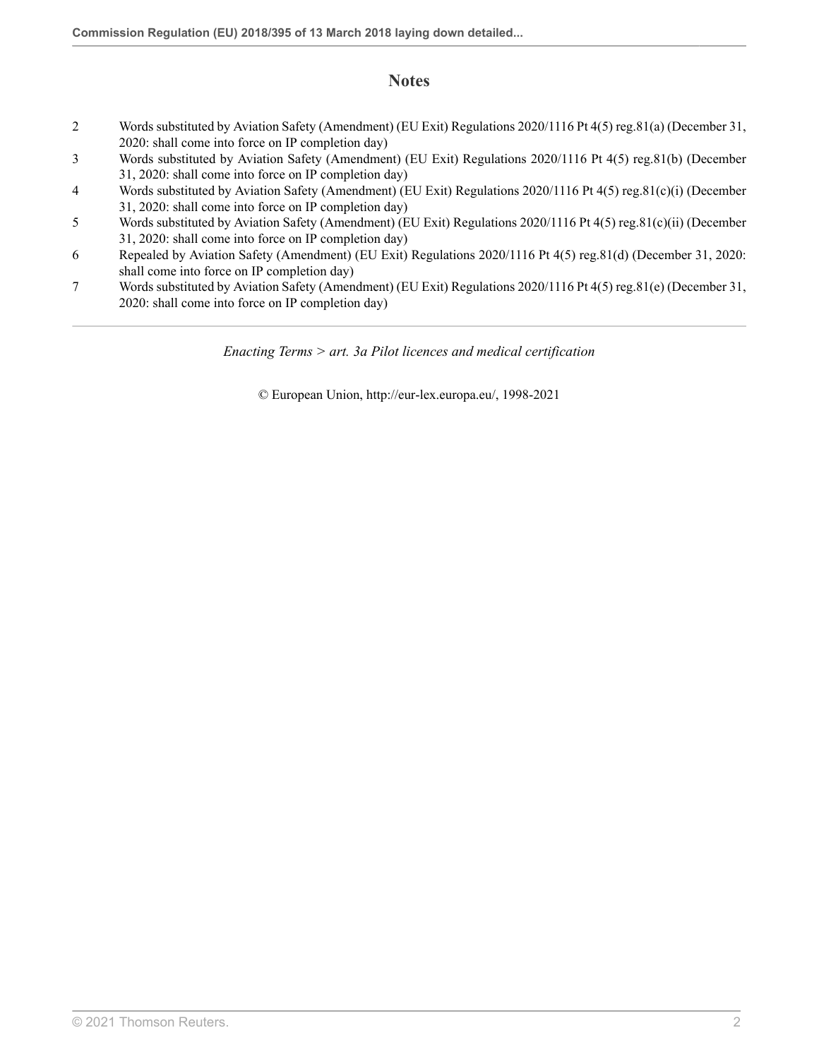## Notes

2 Words substituted by Aviation Safety (Amendment) (EU Exit) Regulations 2020/1116 Pt 4(5) reg.81(a) (December 31, 2020: shall come into force on IP completion day)

3 Words substituted by Aviation Safety (Amendment) (EU Exit) Regulations 2020/1116 Pt 4(5) reg.81(b) (December 31, 2020: shall come into force on IP completion day)

4 Words substituted by Aviation Safety (Amendment) (EU Exit) Regulations 2020/1116 Pt 4(5) reg.81(c)(i) (December 31, 2020: shall come into force on IP completion day)

5 Words substituted by Aviation Safety (Amendment) (EU Exit) Regulations 2020/1116 Pt 4(5) reg.81(c)(ii) (December 31, 2020: shall come into force on IP completion day)

6 Repealed by Aviation Safety (Amendment) (EU Exit) Regulations 2020/1116 Pt 4(5) reg.81(d) (December 31, 2020: shall come into force on IP completion day)

7 Words substituted by Aviation Safety (Amendment) (EU Exit) Regulations 2020/1116 Pt 4(5) reg.81(e) (December 31, 2020: shall come into force on IP completion day)

---

*Enacting Terms > art. 3a Pilot licences and medical certification*

© European Union, http://eur-lex.europa.eu/, 1998-2021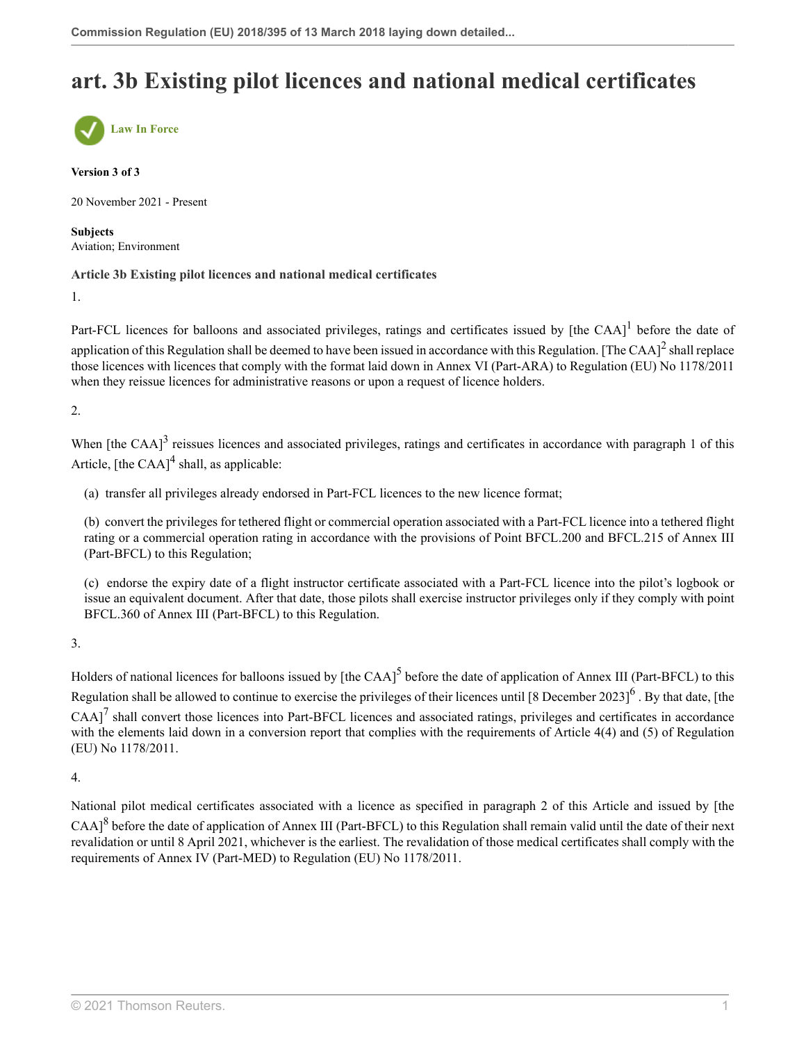# art. 3b Existing pilot licences and national medical certificates

Law In Force

**Version 3 of 3**

20 November 2021 - Present

**Subjects**
Aviation; Environment

**Article 3b Existing pilot licences and national medical certificates**

1.

Part-FCL licences for balloons and associated privileges, ratings and certificates issued by [the CAA][1] before the date of application of this Regulation shall be deemed to have been issued in accordance with this Regulation. [The CAA][2] shall replace those licences with licences that comply with the format laid down in Annex VI (Part-ARA) to Regulation (EU) No 1178/2011 when they reissue licences for administrative reasons or upon a request of licence holders.

2.

When [the CAA][3] reissues licences and associated privileges, ratings and certificates in accordance with paragraph 1 of this Article, [the CAA][4] shall, as applicable:

(a) transfer all privileges already endorsed in Part-FCL licences to the new licence format;

(b) convert the privileges for tethered flight or commercial operation associated with a Part-FCL licence into a tethered flight rating or a commercial operation rating in accordance with the provisions of Point BFCL.200 and BFCL.215 of Annex III (Part-BFCL) to this Regulation;

(c) endorse the expiry date of a flight instructor certificate associated with a Part-FCL licence into the pilot's logbook or issue an equivalent document. After that date, those pilots shall exercise instructor privileges only if they comply with point BFCL.360 of Annex III (Part-BFCL) to this Regulation.

3.

Holders of national licences for balloons issued by [the CAA][5] before the date of application of Annex III (Part-BFCL) to this Regulation shall be allowed to continue to exercise the privileges of their licences until [8 December 2023][6] . By that date, [the CAA][7] shall convert those licences into Part-BFCL licences and associated ratings, privileges and certificates in accordance with the elements laid down in a conversion report that complies with the requirements of Article 4(4) and (5) of Regulation (EU) No 1178/2011.

4.

National pilot medical certificates associated with a licence as specified in paragraph 2 of this Article and issued by [the CAA][8] before the date of application of Annex III (Part-BFCL) to this Regulation shall remain valid until the date of their next revalidation or until 8 April 2021, whichever is the earliest. The revalidation of those medical certificates shall comply with the requirements of Annex IV (Part-MED) to Regulation (EU) No 1178/2011.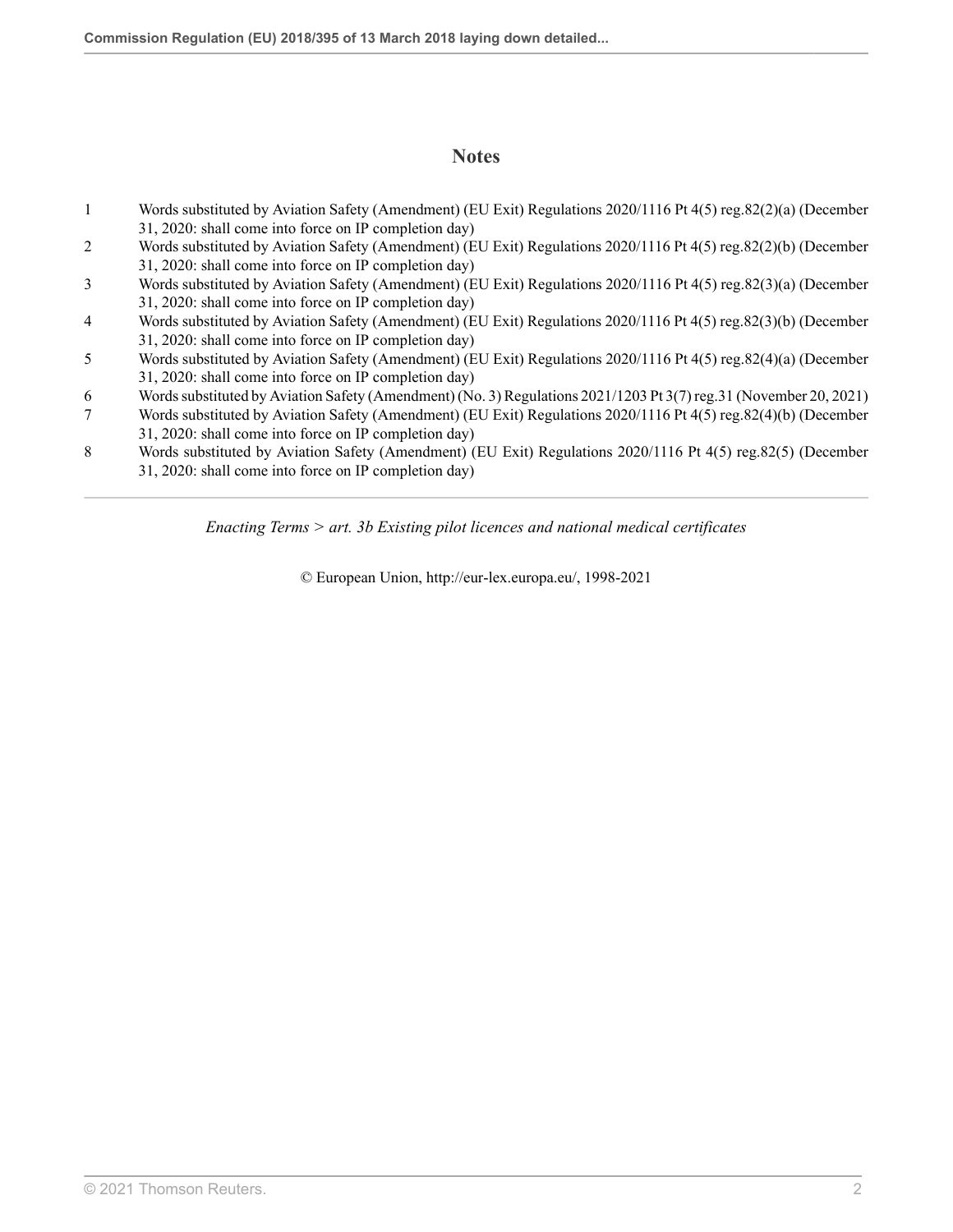## Notes

1. Words substituted by Aviation Safety (Amendment) (EU Exit) Regulations 2020/1116 Pt 4(5) reg.82(2)(a) (December 31, 2020: shall come into force on IP completion day)
2. Words substituted by Aviation Safety (Amendment) (EU Exit) Regulations 2020/1116 Pt 4(5) reg.82(2)(b) (December 31, 2020: shall come into force on IP completion day)
3. Words substituted by Aviation Safety (Amendment) (EU Exit) Regulations 2020/1116 Pt 4(5) reg.82(3)(a) (December 31, 2020: shall come into force on IP completion day)
4. Words substituted by Aviation Safety (Amendment) (EU Exit) Regulations 2020/1116 Pt 4(5) reg.82(3)(b) (December 31, 2020: shall come into force on IP completion day)
5. Words substituted by Aviation Safety (Amendment) (EU Exit) Regulations 2020/1116 Pt 4(5) reg.82(4)(a) (December 31, 2020: shall come into force on IP completion day)
6. Words substituted by Aviation Safety (Amendment) (No. 3) Regulations 2021/1203 Pt 3(7) reg.31 (November 20, 2021)
7. Words substituted by Aviation Safety (Amendment) (EU Exit) Regulations 2020/1116 Pt 4(5) reg.82(4)(b) (December 31, 2020: shall come into force on IP completion day)
8. Words substituted by Aviation Safety (Amendment) (EU Exit) Regulations 2020/1116 Pt 4(5) reg.82(5) (December 31, 2020: shall come into force on IP completion day)

---

*Enacting Terms > art. 3b Existing pilot licences and national medical certificates*

© European Union, http://eur-lex.europa.eu/, 1998-2021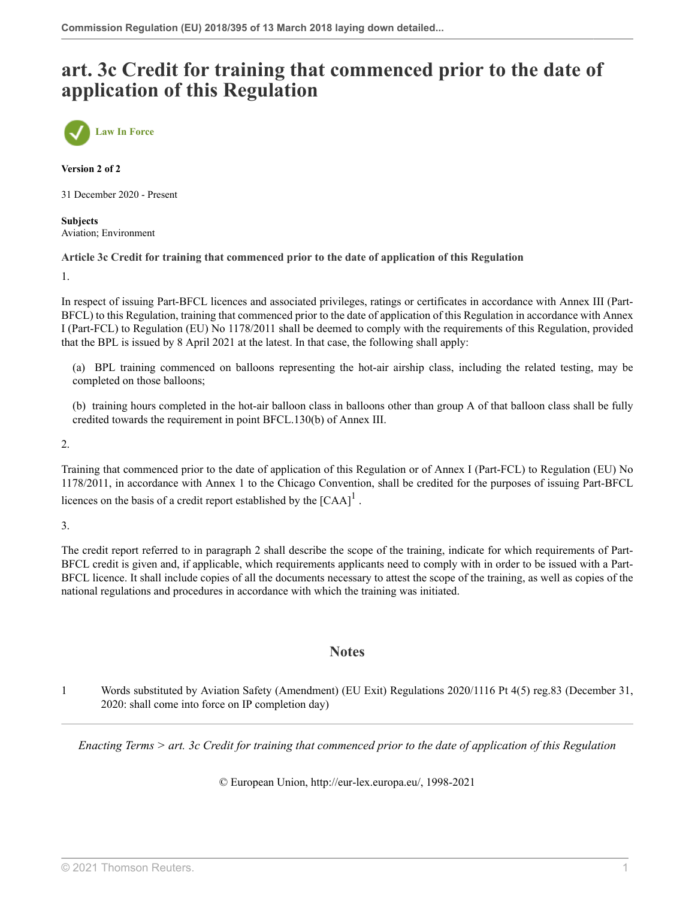# art. 3c Credit for training that commenced prior to the date of application of this Regulation

Law In Force

**Version 2 of 2**

31 December 2020 - Present

**Subjects**
Aviation; Environment

**Article 3c Credit for training that commenced prior to the date of application of this Regulation**

1.

In respect of issuing Part-BFCL licences and associated privileges, ratings or certificates in accordance with Annex III (Part-BFCL) to this Regulation, training that commenced prior to the date of application of this Regulation in accordance with Annex I (Part-FCL) to Regulation (EU) No 1178/2011 shall be deemed to comply with the requirements of this Regulation, provided that the BPL is issued by 8 April 2021 at the latest. In that case, the following shall apply:

(a) BPL training commenced on balloons representing the hot-air airship class, including the related testing, may be completed on those balloons;

(b) training hours completed in the hot-air balloon class in balloons other than group A of that balloon class shall be fully credited towards the requirement in point BFCL.130(b) of Annex III.

2.

Training that commenced prior to the date of application of this Regulation or of Annex I (Part-FCL) to Regulation (EU) No 1178/2011, in accordance with Annex 1 to the Chicago Convention, shall be credited for the purposes of issuing Part-BFCL licences on the basis of a credit report established by the [CAA][1] .

3.

The credit report referred to in paragraph 2 shall describe the scope of the training, indicate for which requirements of Part-BFCL credit is given and, if applicable, which requirements applicants need to comply with in order to be issued with a Part-BFCL licence. It shall include copies of all the documents necessary to attest the scope of the training, as well as copies of the national regulations and procedures in accordance with which the training was initiated.

## Notes

1 Words substituted by Aviation Safety (Amendment) (EU Exit) Regulations 2020/1116 Pt 4(5) reg.83 (December 31, 2020: shall come into force on IP completion day)

*Enacting Terms > art. 3c Credit for training that commenced prior to the date of application of this Regulation*

© European Union, http://eur-lex.europa.eu/, 1998-2021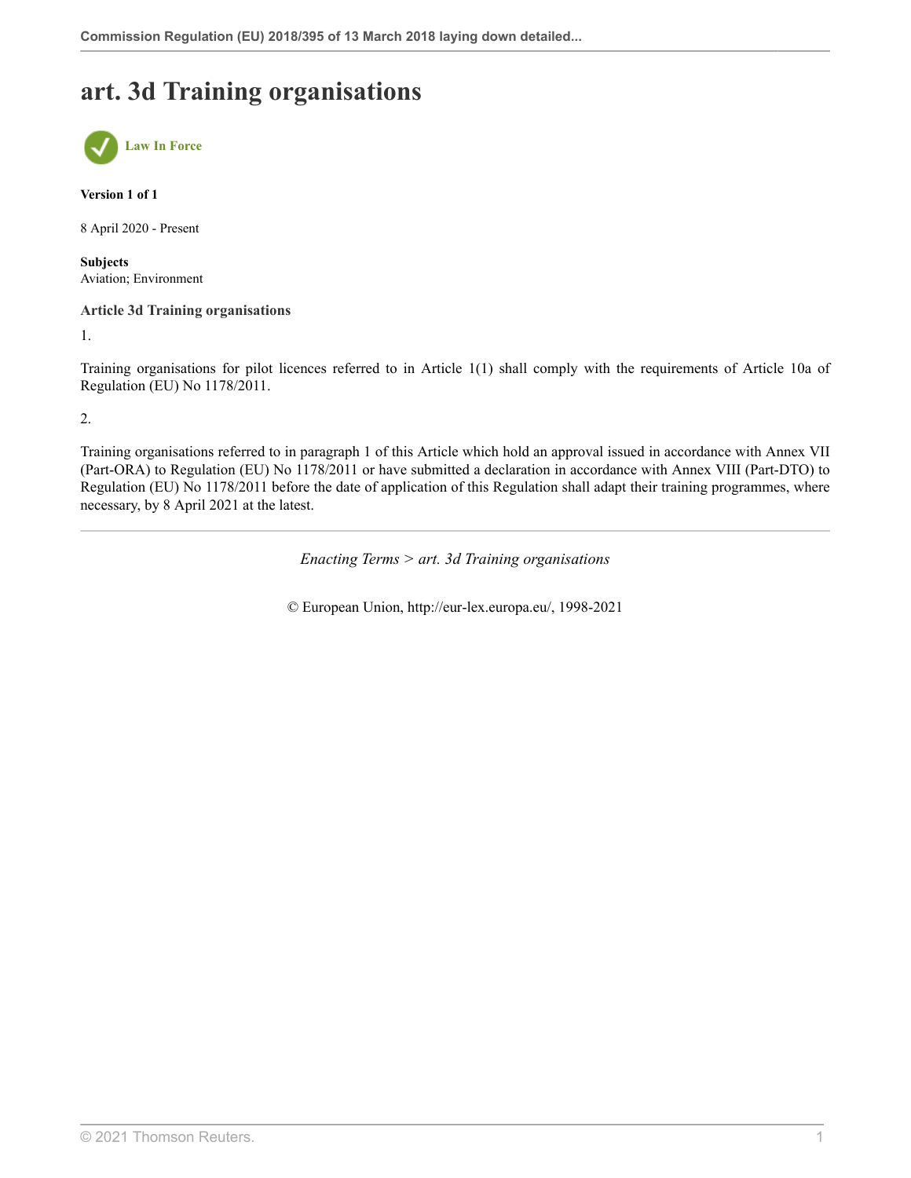# art. 3d Training organisations

Law In Force

**Version 1 of 1**

8 April 2020 - Present

**Subjects**
Aviation; Environment

### Article 3d Training organisations

1.

Training organisations for pilot licences referred to in Article 1(1) shall comply with the requirements of Article 10a of Regulation (EU) No 1178/2011.

2.

Training organisations referred to in paragraph 1 of this Article which hold an approval issued in accordance with Annex VII (Part-ORA) to Regulation (EU) No 1178/2011 or have submitted a declaration in accordance with Annex VIII (Part-DTO) to Regulation (EU) No 1178/2011 before the date of application of this Regulation shall adapt their training programmes, where necessary, by 8 April 2021 at the latest.

*Enacting Terms > art. 3d Training organisations*

© European Union, http://eur-lex.europa.eu/, 1998-2021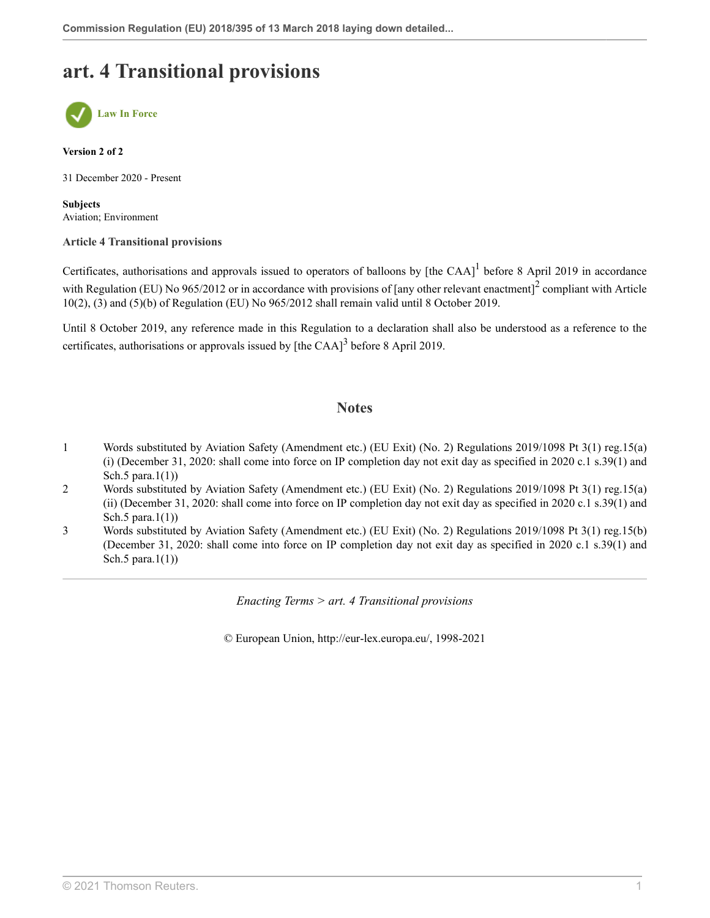# art. 4 Transitional provisions

Law In Force

**Version 2 of 2**

31 December 2020 - Present

**Subjects**
Aviation; Environment

**Article 4 Transitional provisions**

Certificates, authorisations and approvals issued to operators of balloons by [the CAA][1] before 8 April 2019 in accordance with Regulation (EU) No 965/2012 or in accordance with provisions of [any other relevant enactment][2] compliant with Article 10(2), (3) and (5)(b) of Regulation (EU) No 965/2012 shall remain valid until 8 October 2019.

Until 8 October 2019, any reference made in this Regulation to a declaration shall also be understood as a reference to the certificates, authorisations or approvals issued by [the CAA][3] before 8 April 2019.

## Notes

1. Words substituted by Aviation Safety (Amendment etc.) (EU Exit) (No. 2) Regulations 2019/1098 Pt 3(1) reg.15(a)(i) (December 31, 2020: shall come into force on IP completion day not exit day as specified in 2020 c.1 s.39(1) and Sch.5 para.1(1))
2. Words substituted by Aviation Safety (Amendment etc.) (EU Exit) (No. 2) Regulations 2019/1098 Pt 3(1) reg.15(a)(ii) (December 31, 2020: shall come into force on IP completion day not exit day as specified in 2020 c.1 s.39(1) and Sch.5 para.1(1))
3. Words substituted by Aviation Safety (Amendment etc.) (EU Exit) (No. 2) Regulations 2019/1098 Pt 3(1) reg.15(b) (December 31, 2020: shall come into force on IP completion day not exit day as specified in 2020 c.1 s.39(1) and Sch.5 para.1(1))

*Enacting Terms > art. 4 Transitional provisions*

© European Union, http://eur-lex.europa.eu/, 1998-2021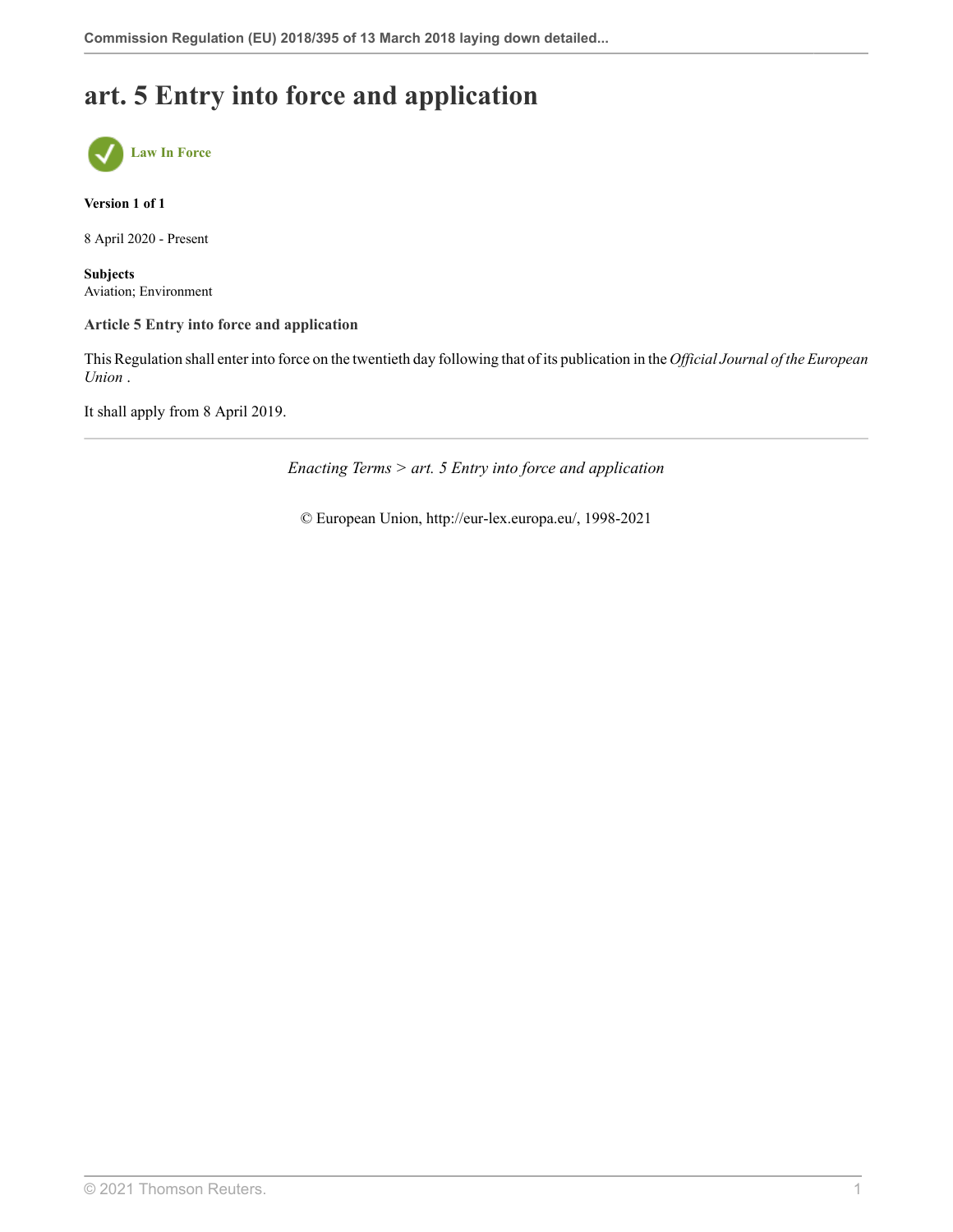# art. 5 Entry into force and application

**Law In Force**

**Version 1 of 1**

8 April 2020 - Present

**Subjects**
Aviation; Environment

**Article 5 Entry into force and application**

This Regulation shall enter into force on the twentieth day following that of its publication in the *Official Journal of the European Union* .

It shall apply from 8 April 2019.

*Enacting Terms > art. 5 Entry into force and application*

© European Union, http://eur-lex.europa.eu/, 1998-2021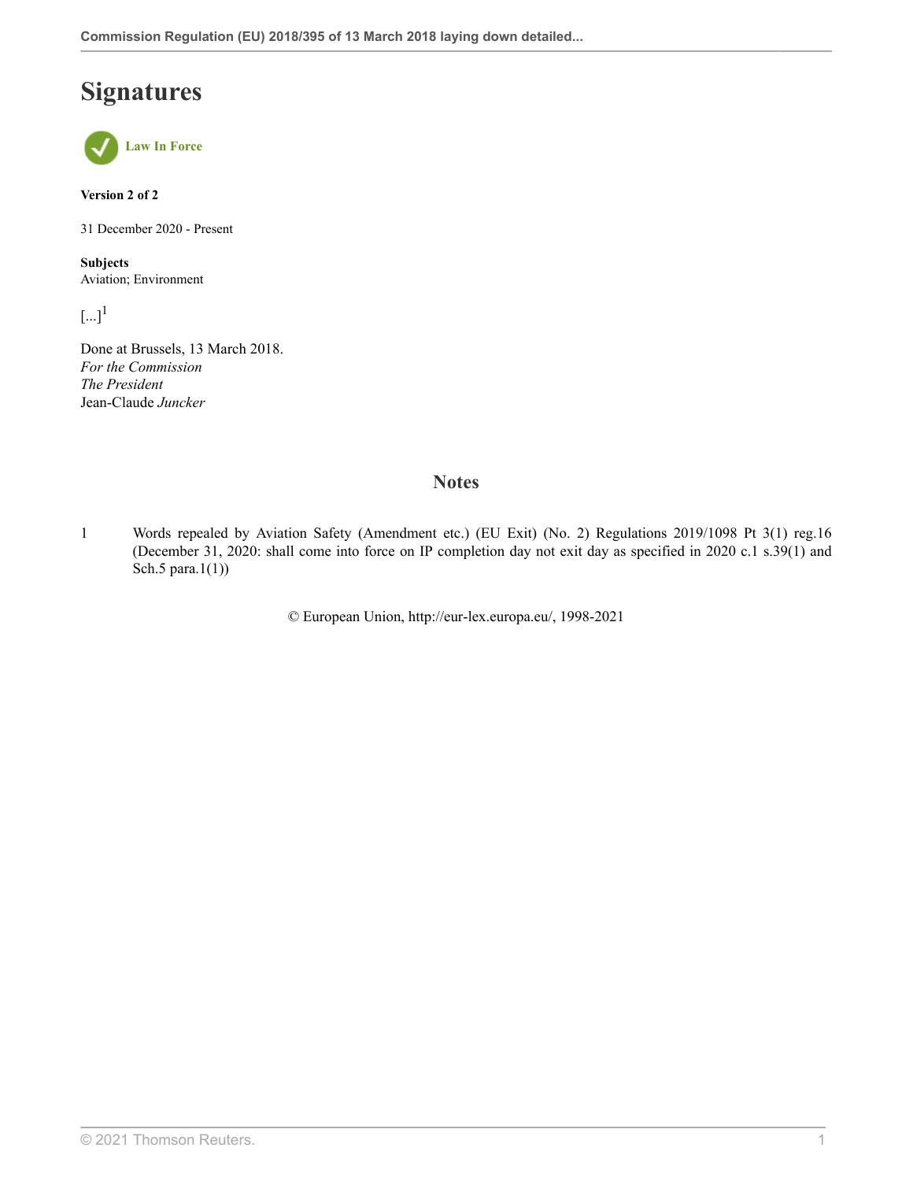# Signatures

**Law In Force**

**Version 2 of 2**

31 December 2020 - Present

**Subjects**
Aviation; Environment

[...][1]

Done at Brussels, 13 March 2018.
*For the Commission*
*The President*
Jean-Claude *Juncker*

## Notes

1 Words repealed by Aviation Safety (Amendment etc.) (EU Exit) (No. 2) Regulations 2019/1098 Pt 3(1) reg.16 (December 31, 2020: shall come into force on IP completion day not exit day as specified in 2020 c.1 s.39(1) and Sch.5 para.1(1))

© European Union, http://eur-lex.europa.eu/, 1998-2021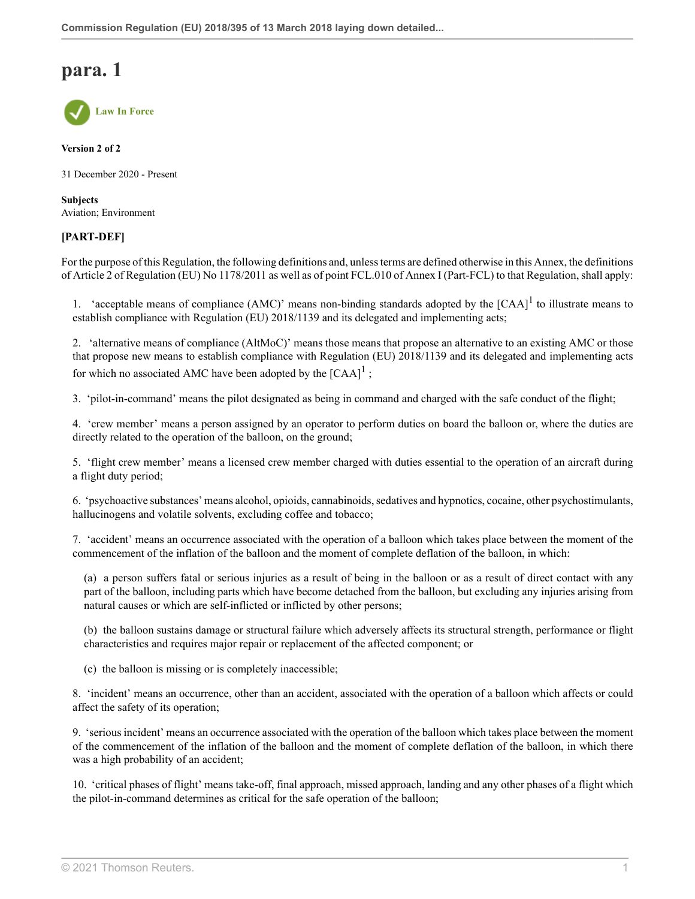# para. 1

Law In Force

**Version 2 of 2**

31 December 2020 - Present

**Subjects**
Aviation; Environment

**[PART-DEF]**

For the purpose of this Regulation, the following definitions and, unless terms are defined otherwise in this Annex, the definitions of Article 2 of Regulation (EU) No 1178/2011 as well as of point FCL.010 of Annex I (Part-FCL) to that Regulation, shall apply:

1. 'acceptable means of compliance (AMC)' means non-binding standards adopted by the [CAA][1] to illustrate means to establish compliance with Regulation (EU) 2018/1139 and its delegated and implementing acts;

2. 'alternative means of compliance (AltMoC)' means those means that propose an alternative to an existing AMC or those that propose new means to establish compliance with Regulation (EU) 2018/1139 and its delegated and implementing acts for which no associated AMC have been adopted by the [CAA][1] ;

3. 'pilot-in-command' means the pilot designated as being in command and charged with the safe conduct of the flight;

4. 'crew member' means a person assigned by an operator to perform duties on board the balloon or, where the duties are directly related to the operation of the balloon, on the ground;

5. 'flight crew member' means a licensed crew member charged with duties essential to the operation of an aircraft during a flight duty period;

6. 'psychoactive substances' means alcohol, opioids, cannabinoids, sedatives and hypnotics, cocaine, other psychostimulants, hallucinogens and volatile solvents, excluding coffee and tobacco;

7. 'accident' means an occurrence associated with the operation of a balloon which takes place between the moment of the commencement of the inflation of the balloon and the moment of complete deflation of the balloon, in which:

   (a) a person suffers fatal or serious injuries as a result of being in the balloon or as a result of direct contact with any part of the balloon, including parts which have become detached from the balloon, but excluding any injuries arising from natural causes or which are self-inflicted or inflicted by other persons;

   (b) the balloon sustains damage or structural failure which adversely affects its structural strength, performance or flight characteristics and requires major repair or replacement of the affected component; or

   (c) the balloon is missing or is completely inaccessible;

8. 'incident' means an occurrence, other than an accident, associated with the operation of a balloon which affects or could affect the safety of its operation;

9. 'serious incident' means an occurrence associated with the operation of the balloon which takes place between the moment of the commencement of the inflation of the balloon and the moment of complete deflation of the balloon, in which there was a high probability of an accident;

10. 'critical phases of flight' means take-off, final approach, missed approach, landing and any other phases of a flight which the pilot-in-command determines as critical for the safe operation of the balloon;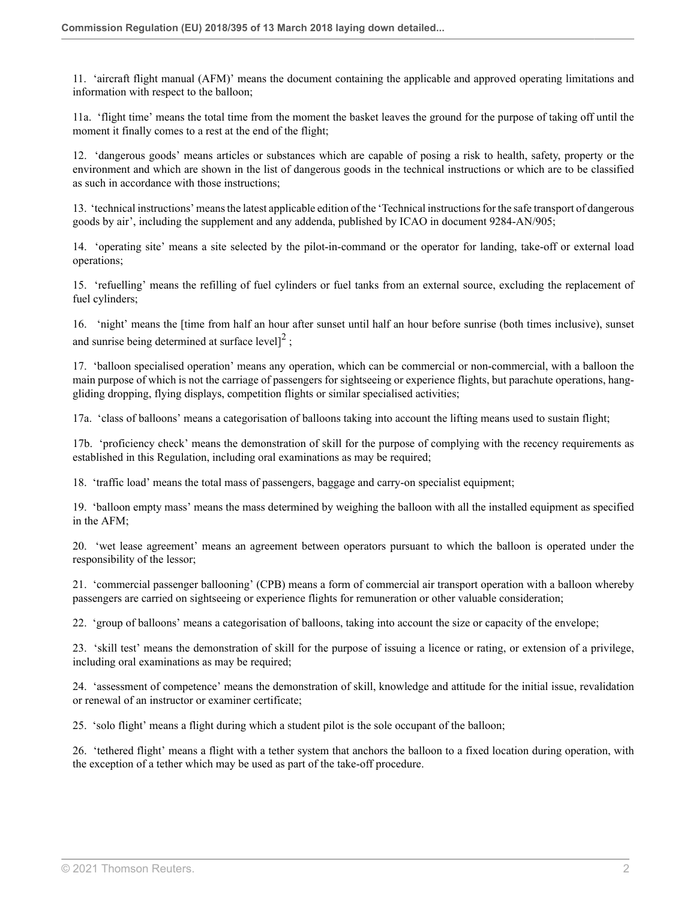11. 'aircraft flight manual (AFM)' means the document containing the applicable and approved operating limitations and information with respect to the balloon;

11a. 'flight time' means the total time from the moment the basket leaves the ground for the purpose of taking off until the moment it finally comes to a rest at the end of the flight;

12. 'dangerous goods' means articles or substances which are capable of posing a risk to health, safety, property or the environment and which are shown in the list of dangerous goods in the technical instructions or which are to be classified as such in accordance with those instructions;

13. 'technical instructions' means the latest applicable edition of the 'Technical instructions for the safe transport of dangerous goods by air', including the supplement and any addenda, published by ICAO in document 9284-AN/905;

14. 'operating site' means a site selected by the pilot-in-command or the operator for landing, take-off or external load operations;

15. 'refuelling' means the refilling of fuel cylinders or fuel tanks from an external source, excluding the replacement of fuel cylinders;

16. 'night' means the [time from half an hour after sunset until half an hour before sunrise (both times inclusive), sunset and sunrise being determined at surface level][2] ;

17. 'balloon specialised operation' means any operation, which can be commercial or non-commercial, with a balloon the main purpose of which is not the carriage of passengers for sightseeing or experience flights, but parachute operations, hang-gliding dropping, flying displays, competition flights or similar specialised activities;

17a. 'class of balloons' means a categorisation of balloons taking into account the lifting means used to sustain flight;

17b. 'proficiency check' means the demonstration of skill for the purpose of complying with the recency requirements as established in this Regulation, including oral examinations as may be required;

18. 'traffic load' means the total mass of passengers, baggage and carry-on specialist equipment;

19. 'balloon empty mass' means the mass determined by weighing the balloon with all the installed equipment as specified in the AFM;

20. 'wet lease agreement' means an agreement between operators pursuant to which the balloon is operated under the responsibility of the lessor;

21. 'commercial passenger ballooning' (CPB) means a form of commercial air transport operation with a balloon whereby passengers are carried on sightseeing or experience flights for remuneration or other valuable consideration;

22. 'group of balloons' means a categorisation of balloons, taking into account the size or capacity of the envelope;

23. 'skill test' means the demonstration of skill for the purpose of issuing a licence or rating, or extension of a privilege, including oral examinations as may be required;

24. 'assessment of competence' means the demonstration of skill, knowledge and attitude for the initial issue, revalidation or renewal of an instructor or examiner certificate;

25. 'solo flight' means a flight during which a student pilot is the sole occupant of the balloon;

26. 'tethered flight' means a flight with a tether system that anchors the balloon to a fixed location during operation, with the exception of a tether which may be used as part of the take-off procedure.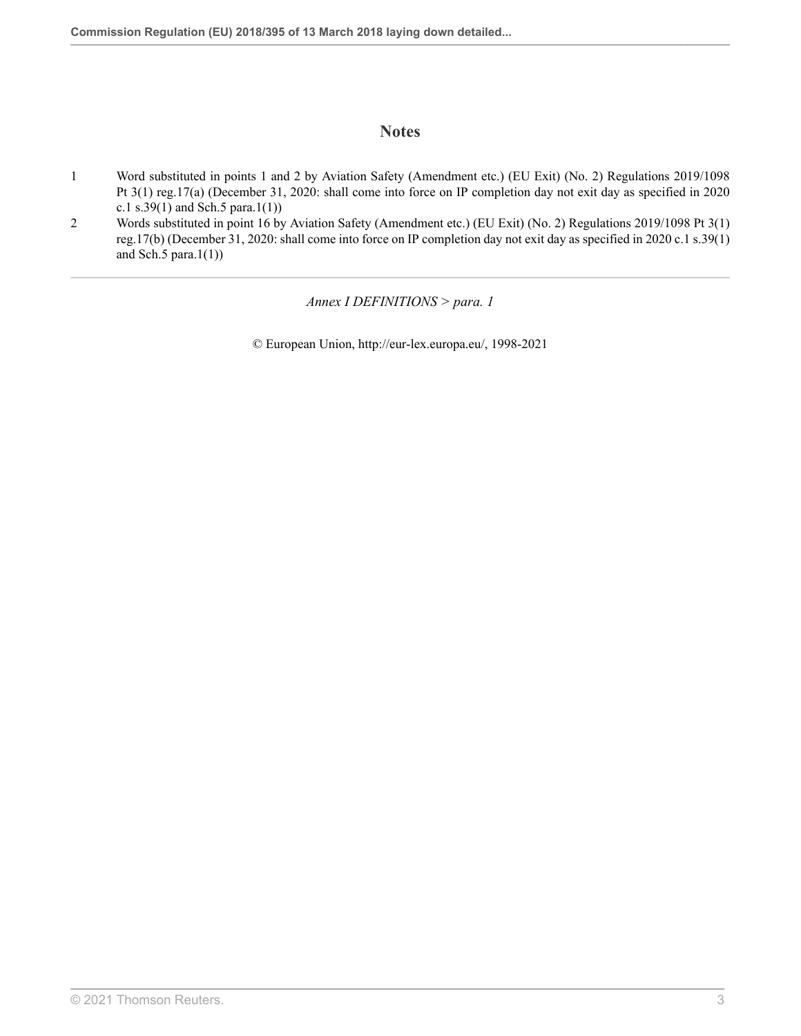## Notes

1 Word substituted in points 1 and 2 by Aviation Safety (Amendment etc.) (EU Exit) (No. 2) Regulations 2019/1098 Pt 3(1) reg.17(a) (December 31, 2020: shall come into force on IP completion day not exit day as specified in 2020 c.1 s.39(1) and Sch.5 para.1(1))

2 Words substituted in point 16 by Aviation Safety (Amendment etc.) (EU Exit) (No. 2) Regulations 2019/1098 Pt 3(1) reg.17(b) (December 31, 2020: shall come into force on IP completion day not exit day as specified in 2020 c.1 s.39(1) and Sch.5 para.1(1))

*Annex I DEFINITIONS > para. 1*

© European Union, http://eur-lex.europa.eu/, 1998-2021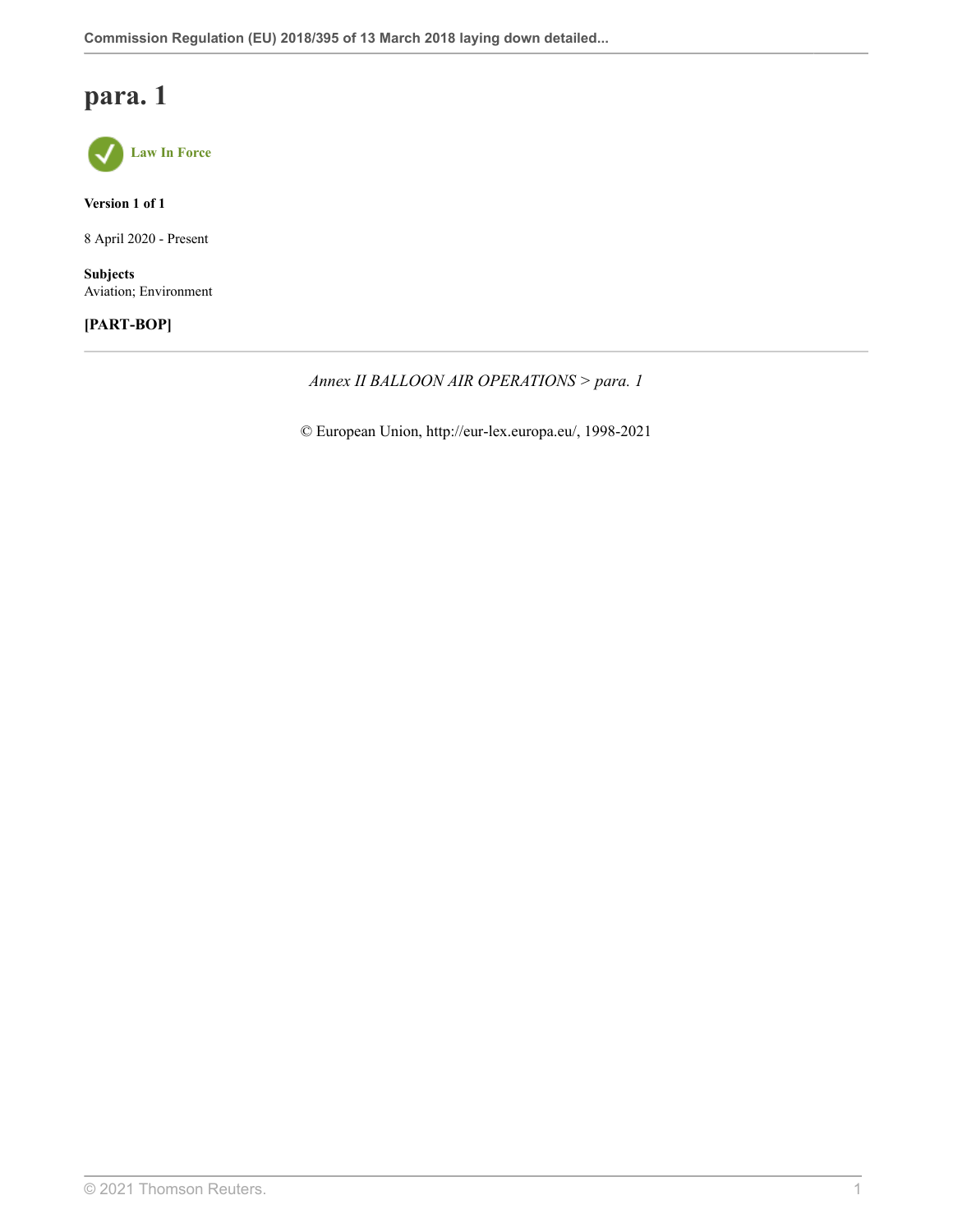# para. 1

Law In Force

**Version 1 of 1**

8 April 2020 - Present

**Subjects**
Aviation; Environment

**[PART-BOP]**

---

*Annex II BALLOON AIR OPERATIONS > para. 1*

© European Union, http://eur-lex.europa.eu/, 1998-2021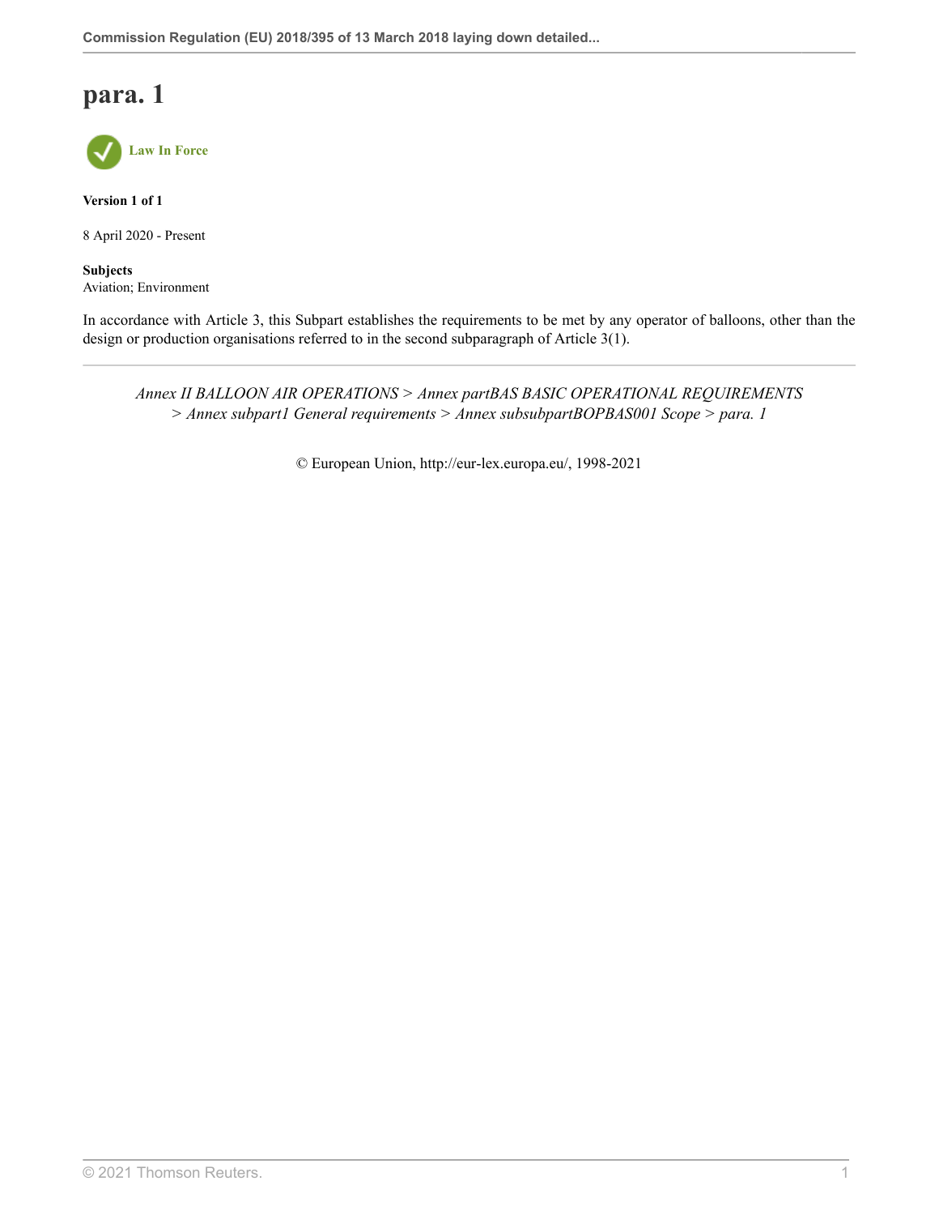# para. 1

**Law In Force**

**Version 1 of 1**

8 April 2020 - Present

**Subjects**
Aviation; Environment

In accordance with Article 3, this Subpart establishes the requirements to be met by any operator of balloons, other than the design or production organisations referred to in the second subparagraph of Article 3(1).

---

*Annex II BALLOON AIR OPERATIONS > Annex partBAS BASIC OPERATIONAL REQUIREMENTS > Annex subpart1 General requirements > Annex subsubpartBOPBAS001 Scope > para. 1*

© European Union, http://eur-lex.europa.eu/, 1998-2021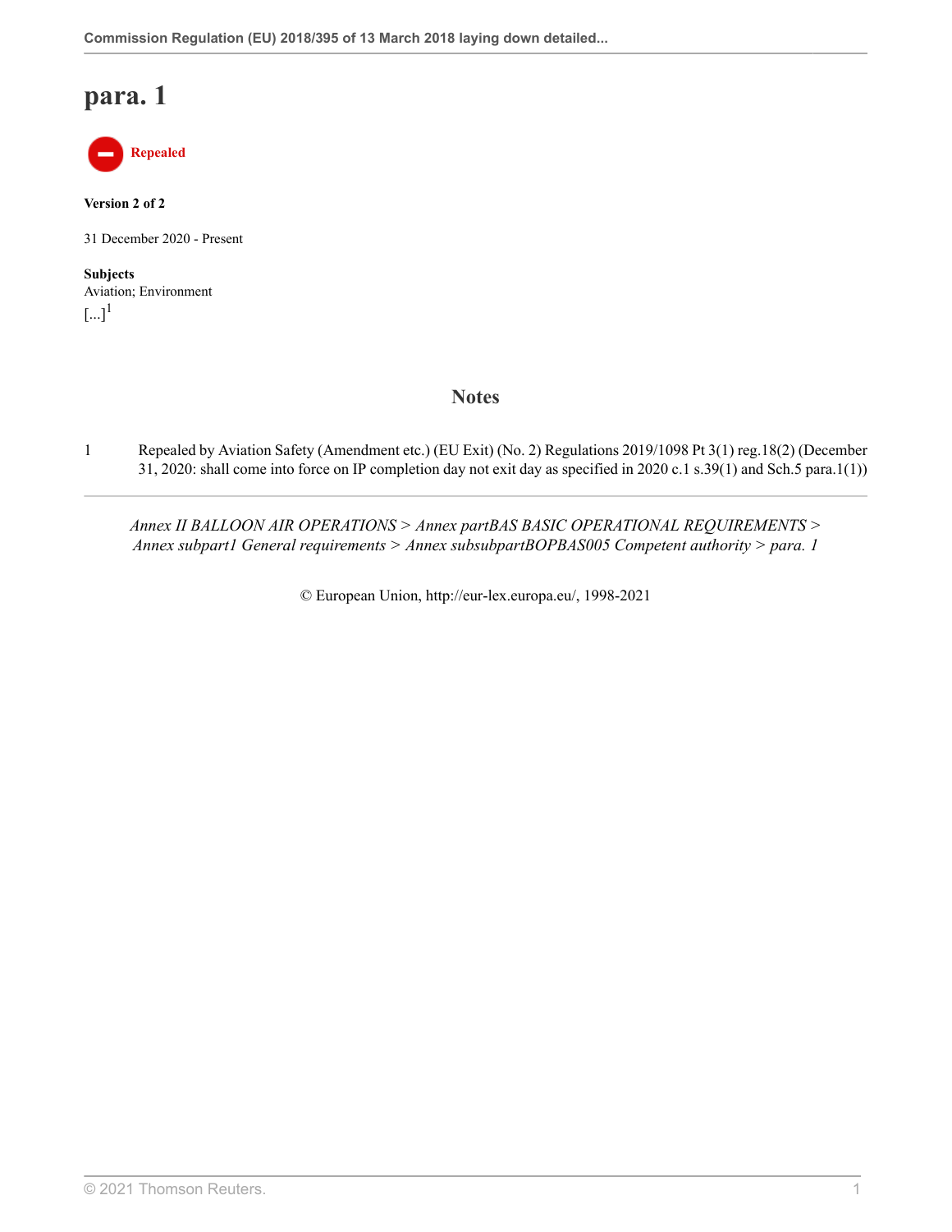# para. 1

**Repealed**

**Version 2 of 2**

31 December 2020 - Present

**Subjects**
Aviation; Environment

[...][1]

## Notes

1 Repealed by Aviation Safety (Amendment etc.) (EU Exit) (No. 2) Regulations 2019/1098 Pt 3(1) reg.18(2) (December 31, 2020: shall come into force on IP completion day not exit day as specified in 2020 c.1 s.39(1) and Sch.5 para.1(1))

*Annex II BALLOON AIR OPERATIONS > Annex partBAS BASIC OPERATIONAL REQUIREMENTS > Annex subpart1 General requirements > Annex subsubpartBOPBAS005 Competent authority > para. 1*

© European Union, http://eur-lex.europa.eu/, 1998-2021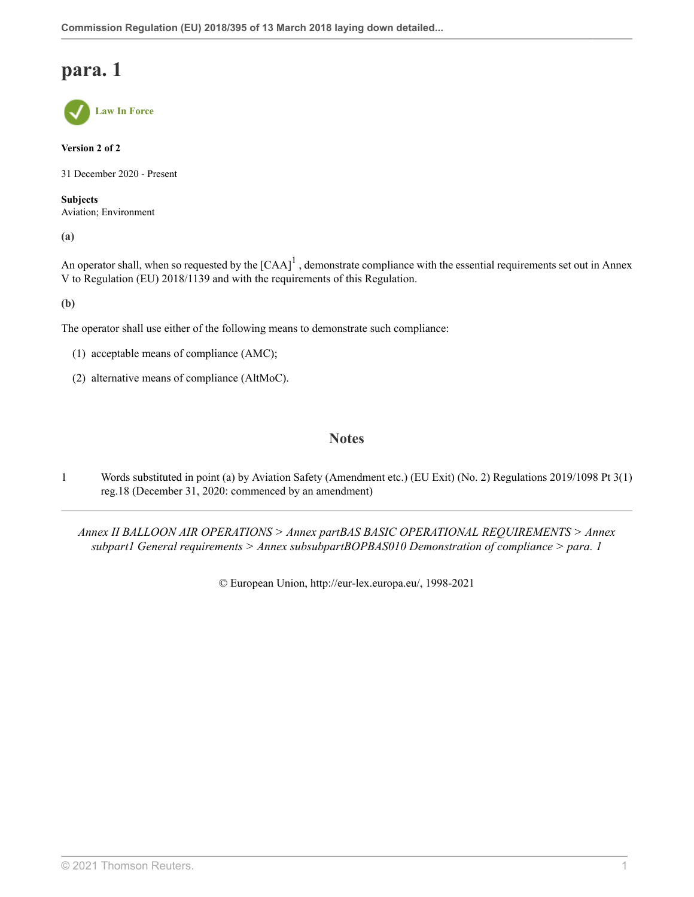# para. 1

Law In Force

**Version 2 of 2**

31 December 2020 - Present

**Subjects**
Aviation; Environment

**(a)**

An operator shall, when so requested by the [CAA][1] , demonstrate compliance with the essential requirements set out in Annex V to Regulation (EU) 2018/1139 and with the requirements of this Regulation.

**(b)**

The operator shall use either of the following means to demonstrate such compliance:

(1) acceptable means of compliance (AMC);

(2) alternative means of compliance (AltMoC).

## Notes

1 Words substituted in point (a) by Aviation Safety (Amendment etc.) (EU Exit) (No. 2) Regulations 2019/1098 Pt 3(1) reg.18 (December 31, 2020: commenced by an amendment)

*Annex II BALLOON AIR OPERATIONS > Annex partBAS BASIC OPERATIONAL REQUIREMENTS > Annex subpart1 General requirements > Annex subsubpartBOPBAS010 Demonstration of compliance > para. 1*

© European Union, http://eur-lex.europa.eu/, 1998-2021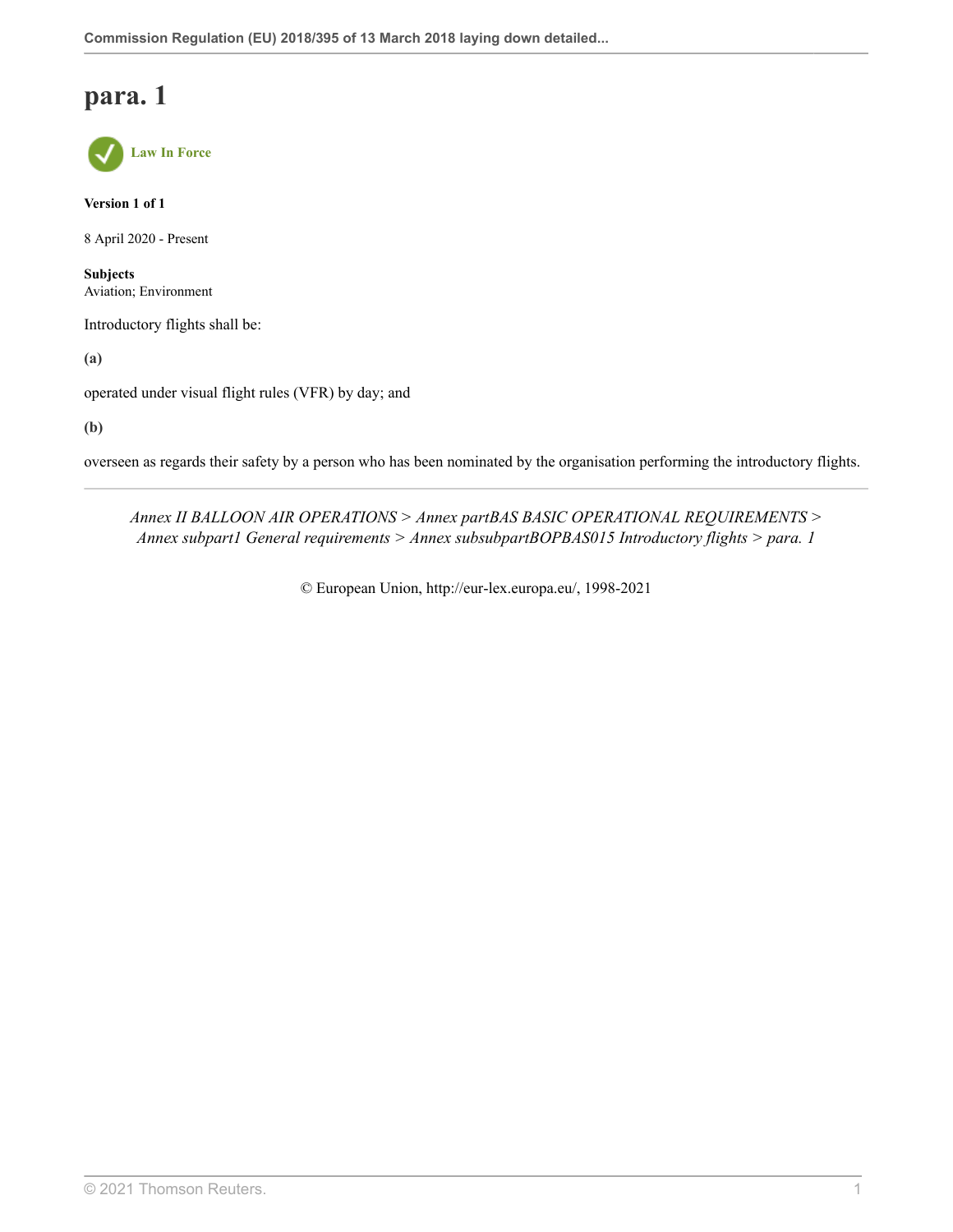# para. 1

Law In Force

**Version 1 of 1**

8 April 2020 - Present

**Subjects**
Aviation; Environment

Introductory flights shall be:

**(a)**

operated under visual flight rules (VFR) by day; and

**(b)**

overseen as regards their safety by a person who has been nominated by the organisation performing the introductory flights.

---

*Annex II BALLOON AIR OPERATIONS > Annex partBAS BASIC OPERATIONAL REQUIREMENTS > Annex subpart1 General requirements > Annex subsubpartBOPBAS015 Introductory flights > para. 1*

© European Union, http://eur-lex.europa.eu/, 1998-2021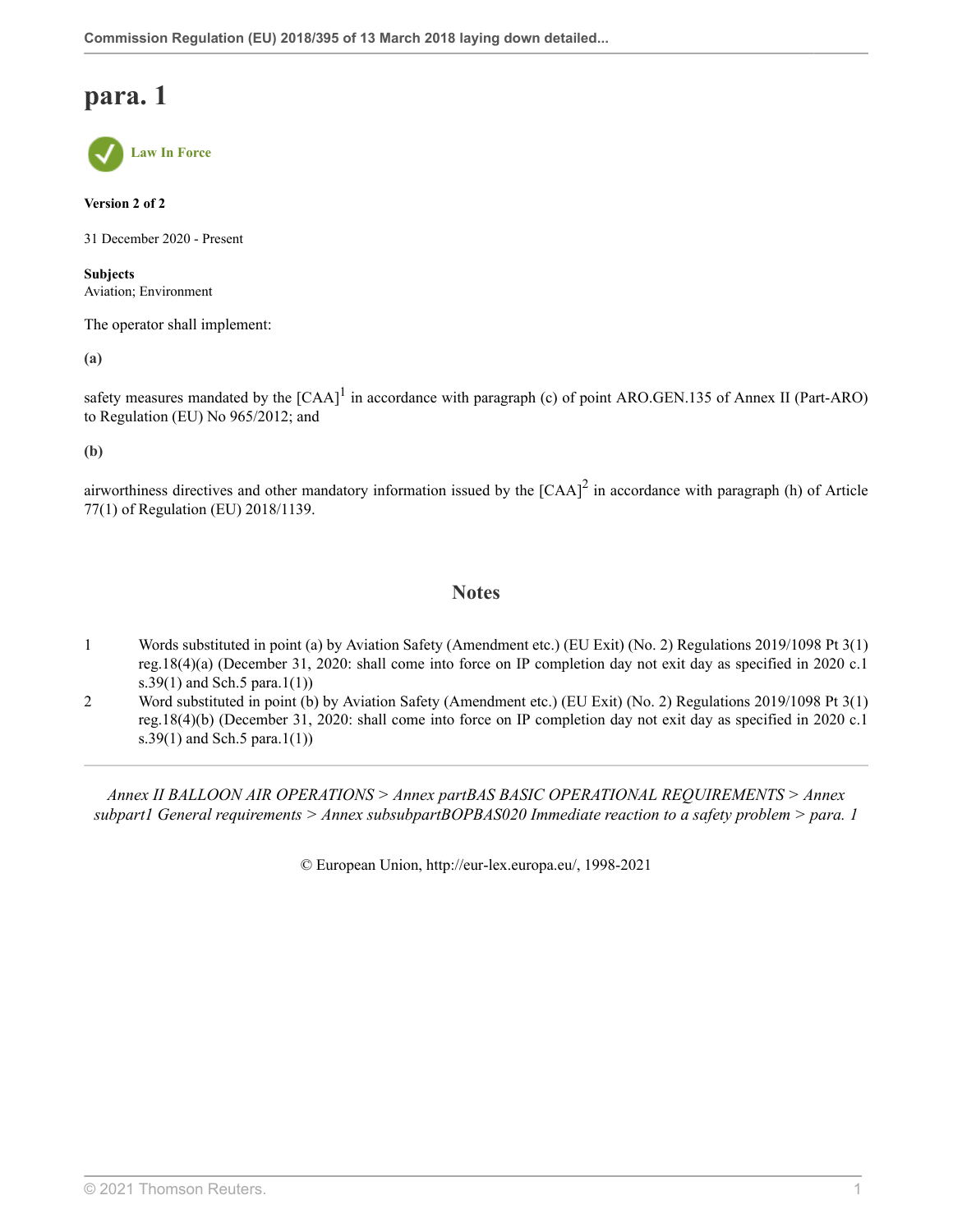# para. 1

Law In Force

**Version 2 of 2**

31 December 2020 - Present

**Subjects**
Aviation; Environment

The operator shall implement:

**(a)**

safety measures mandated by the [CAA][1] in accordance with paragraph (c) of point ARO.GEN.135 of Annex II (Part-ARO) to Regulation (EU) No 965/2012; and

**(b)**

airworthiness directives and other mandatory information issued by the [CAA][2] in accordance with paragraph (h) of Article 77(1) of Regulation (EU) 2018/1139.

## Notes

1. Words substituted in point (a) by Aviation Safety (Amendment etc.) (EU Exit) (No. 2) Regulations 2019/1098 Pt 3(1) reg.18(4)(a) (December 31, 2020: shall come into force on IP completion day not exit day as specified in 2020 c.1 s.39(1) and Sch.5 para.1(1))
2. Word substituted in point (b) by Aviation Safety (Amendment etc.) (EU Exit) (No. 2) Regulations 2019/1098 Pt 3(1) reg.18(4)(b) (December 31, 2020: shall come into force on IP completion day not exit day as specified in 2020 c.1 s.39(1) and Sch.5 para.1(1))

*Annex II BALLOON AIR OPERATIONS > Annex partBAS BASIC OPERATIONAL REQUIREMENTS > Annex subpart1 General requirements > Annex subsubpartBOPBAS020 Immediate reaction to a safety problem > para. 1*

© European Union, http://eur-lex.europa.eu/, 1998-2021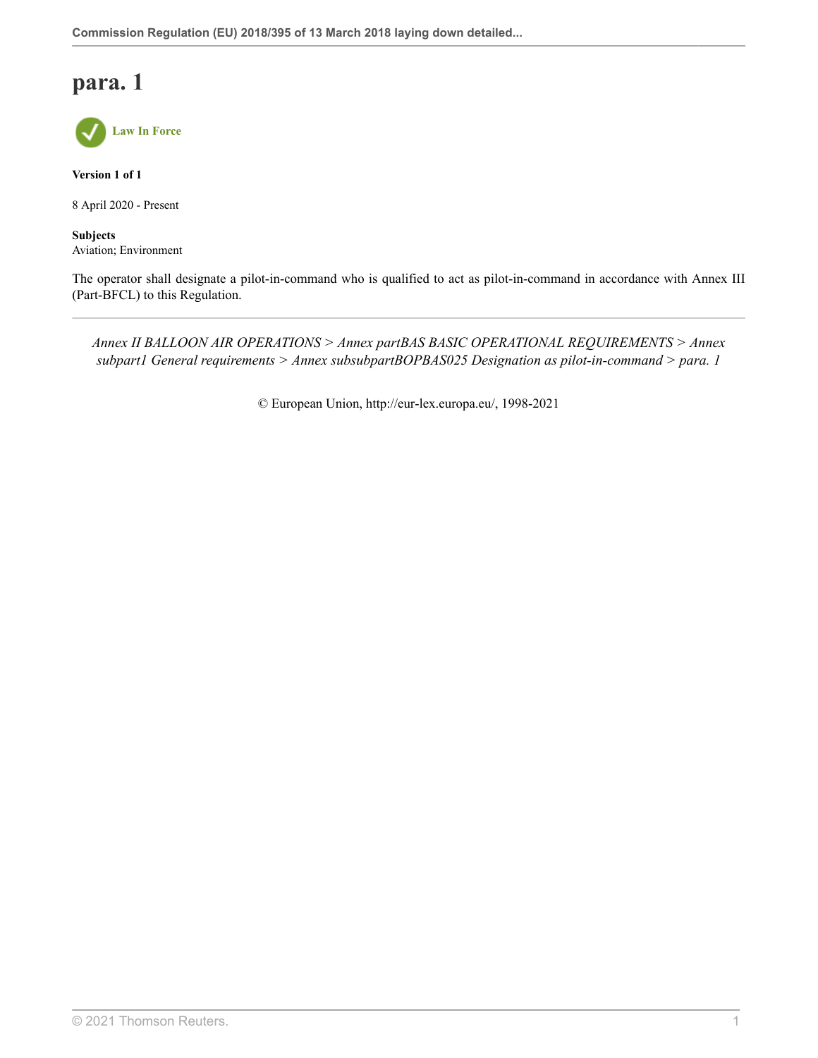# para. 1

Law In Force

**Version 1 of 1**

8 April 2020 - Present

**Subjects**
Aviation; Environment

The operator shall designate a pilot-in-command who is qualified to act as pilot-in-command in accordance with Annex III (Part-BFCL) to this Regulation.

---

*Annex II BALLOON AIR OPERATIONS > Annex partBAS BASIC OPERATIONAL REQUIREMENTS > Annex subpart1 General requirements > Annex subsubpartBOPBAS025 Designation as pilot-in-command > para. 1*

© European Union, http://eur-lex.europa.eu/, 1998-2021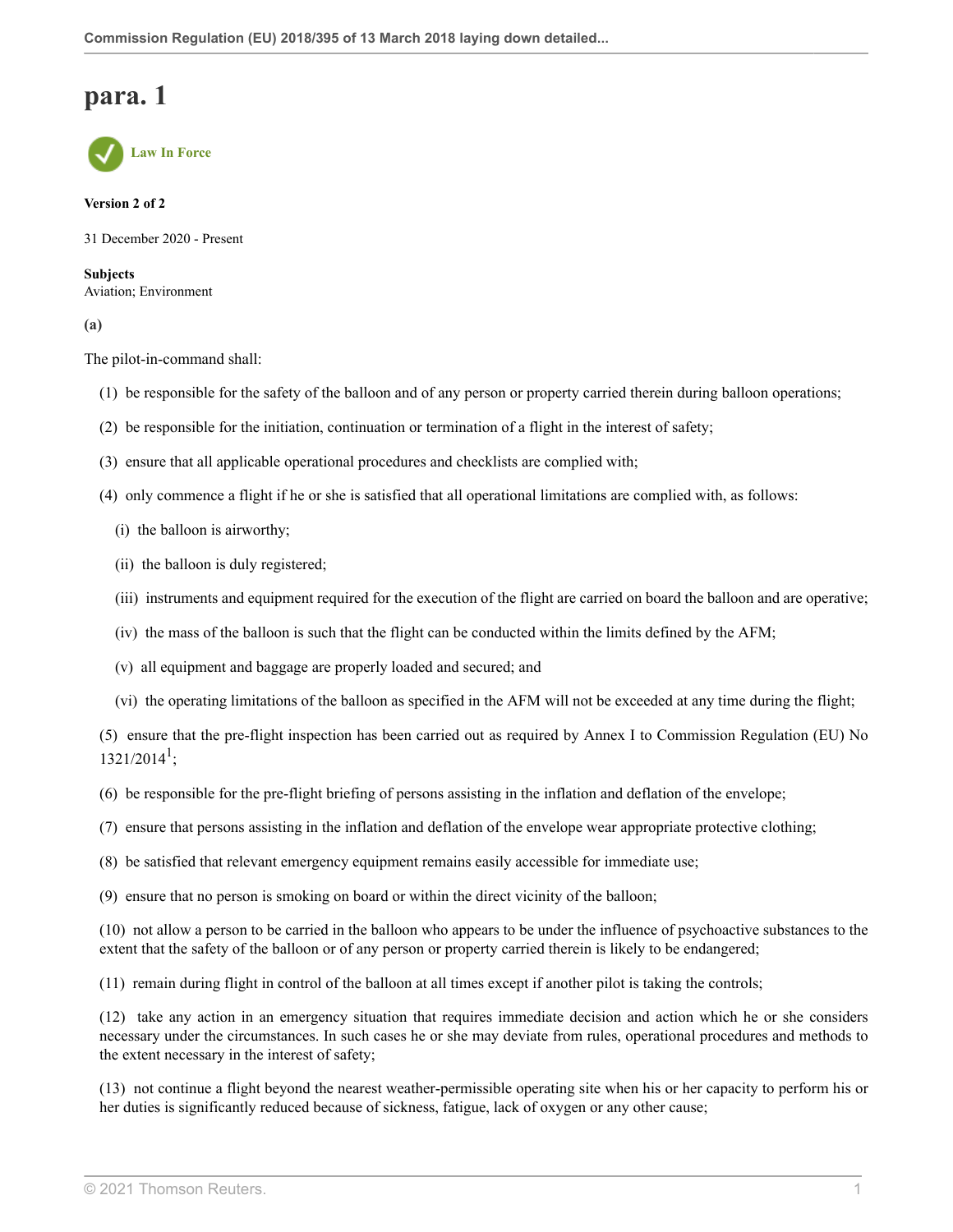# para. 1

Law In Force

**Version 2 of 2**

31 December 2020 - Present

**Subjects**
Aviation; Environment

**(a)**

The pilot-in-command shall:

(1) be responsible for the safety of the balloon and of any person or property carried therein during balloon operations;

(2) be responsible for the initiation, continuation or termination of a flight in the interest of safety;

(3) ensure that all applicable operational procedures and checklists are complied with;

(4) only commence a flight if he or she is satisfied that all operational limitations are complied with, as follows:

(i) the balloon is airworthy;

(ii) the balloon is duly registered;

(iii) instruments and equipment required for the execution of the flight are carried on board the balloon and are operative;

(iv) the mass of the balloon is such that the flight can be conducted within the limits defined by the AFM;

(v) all equipment and baggage are properly loaded and secured; and

(vi) the operating limitations of the balloon as specified in the AFM will not be exceeded at any time during the flight;

(5) ensure that the pre-flight inspection has been carried out as required by Annex I to Commission Regulation (EU) No 1321/2014[1];

(6) be responsible for the pre-flight briefing of persons assisting in the inflation and deflation of the envelope;

(7) ensure that persons assisting in the inflation and deflation of the envelope wear appropriate protective clothing;

(8) be satisfied that relevant emergency equipment remains easily accessible for immediate use;

(9) ensure that no person is smoking on board or within the direct vicinity of the balloon;

(10) not allow a person to be carried in the balloon who appears to be under the influence of psychoactive substances to the extent that the safety of the balloon or of any person or property carried therein is likely to be endangered;

(11) remain during flight in control of the balloon at all times except if another pilot is taking the controls;

(12) take any action in an emergency situation that requires immediate decision and action which he or she considers necessary under the circumstances. In such cases he or she may deviate from rules, operational procedures and methods to the extent necessary in the interest of safety;

(13) not continue a flight beyond the nearest weather-permissible operating site when his or her capacity to perform his or her duties is significantly reduced because of sickness, fatigue, lack of oxygen or any other cause;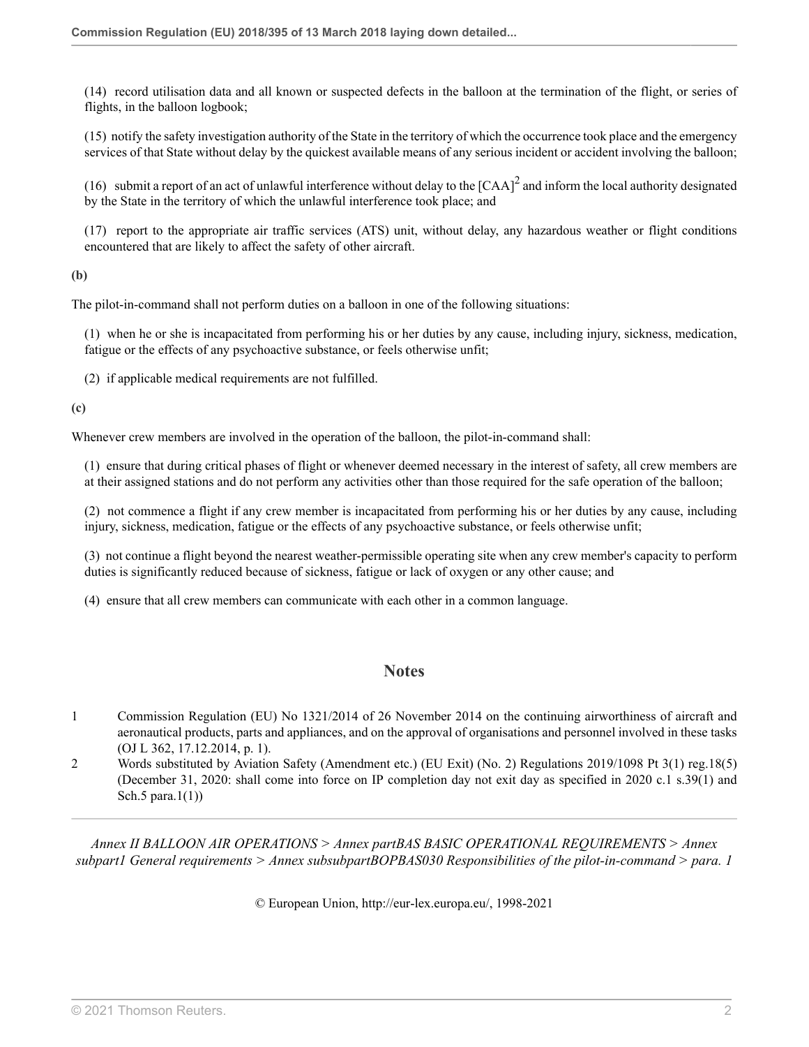(14) record utilisation data and all known or suspected defects in the balloon at the termination of the flight, or series of flights, in the balloon logbook;

(15) notify the safety investigation authority of the State in the territory of which the occurrence took place and the emergency services of that State without delay by the quickest available means of any serious incident or accident involving the balloon;

(16) submit a report of an act of unlawful interference without delay to the [CAA][2] and inform the local authority designated by the State in the territory of which the unlawful interference took place; and

(17) report to the appropriate air traffic services (ATS) unit, without delay, any hazardous weather or flight conditions encountered that are likely to affect the safety of other aircraft.

**(b)**

The pilot-in-command shall not perform duties on a balloon in one of the following situations:

(1) when he or she is incapacitated from performing his or her duties by any cause, including injury, sickness, medication, fatigue or the effects of any psychoactive substance, or feels otherwise unfit;

(2) if applicable medical requirements are not fulfilled.

**(c)**

Whenever crew members are involved in the operation of the balloon, the pilot-in-command shall:

(1) ensure that during critical phases of flight or whenever deemed necessary in the interest of safety, all crew members are at their assigned stations and do not perform any activities other than those required for the safe operation of the balloon;

(2) not commence a flight if any crew member is incapacitated from performing his or her duties by any cause, including injury, sickness, medication, fatigue or the effects of any psychoactive substance, or feels otherwise unfit;

(3) not continue a flight beyond the nearest weather-permissible operating site when any crew member's capacity to perform duties is significantly reduced because of sickness, fatigue or lack of oxygen or any other cause; and

(4) ensure that all crew members can communicate with each other in a common language.

## Notes

1. Commission Regulation (EU) No 1321/2014 of 26 November 2014 on the continuing airworthiness of aircraft and aeronautical products, parts and appliances, and on the approval of organisations and personnel involved in these tasks (OJ L 362, 17.12.2014, p. 1).
2. Words substituted by Aviation Safety (Amendment etc.) (EU Exit) (No. 2) Regulations 2019/1098 Pt 3(1) reg.18(5) (December 31, 2020: shall come into force on IP completion day not exit day as specified in 2020 c.1 s.39(1) and Sch.5 para.1(1))

*Annex II BALLOON AIR OPERATIONS > Annex partBAS BASIC OPERATIONAL REQUIREMENTS > Annex subpart1 General requirements > Annex subsubpartBOPBAS030 Responsibilities of the pilot-in-command > para. 1*

© European Union, http://eur-lex.europa.eu/, 1998-2021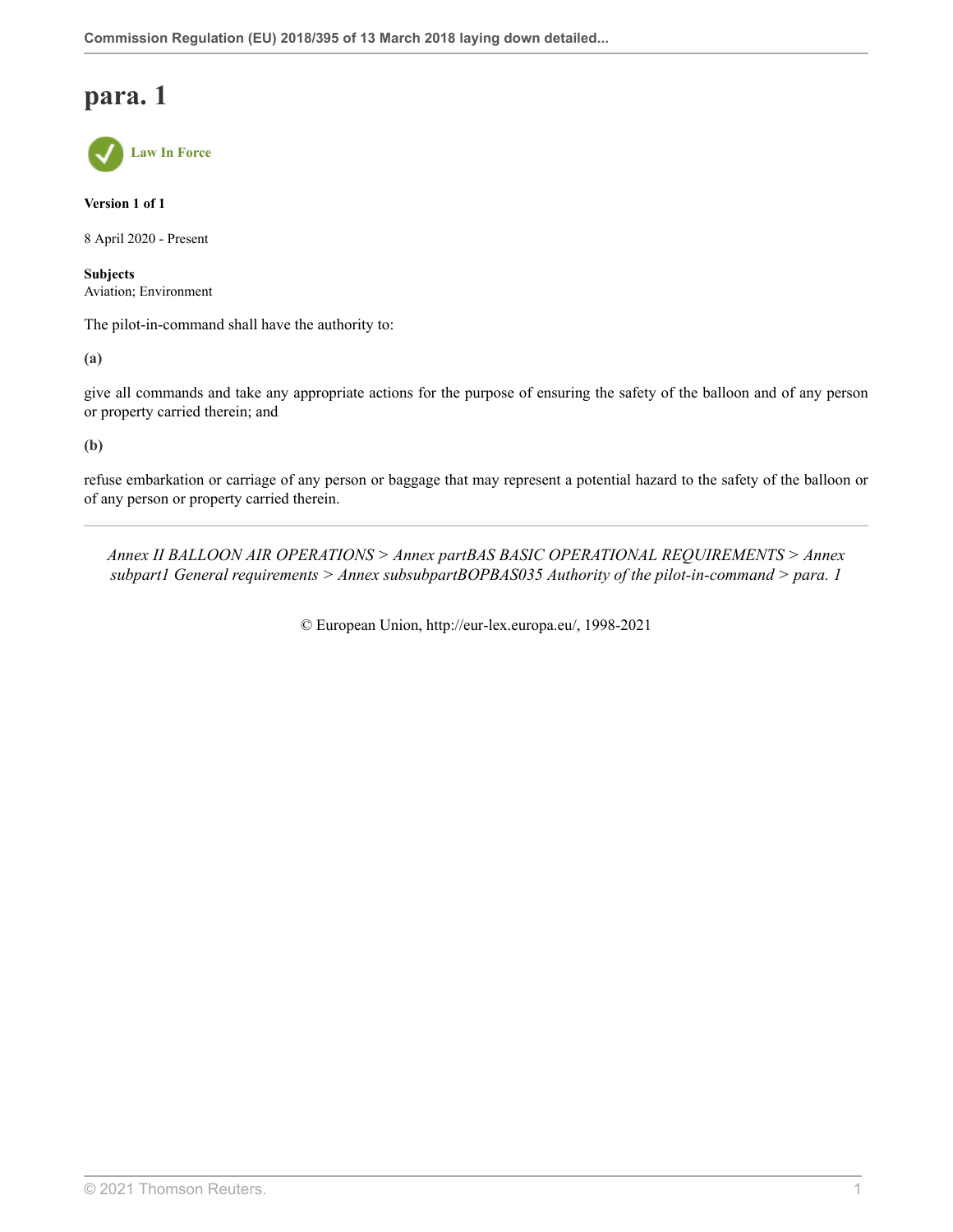# para. 1

Law In Force

**Version 1 of 1**

8 April 2020 - Present

**Subjects**
Aviation; Environment

The pilot-in-command shall have the authority to:

**(a)**

give all commands and take any appropriate actions for the purpose of ensuring the safety of the balloon and of any person or property carried therein; and

**(b)**

refuse embarkation or carriage of any person or baggage that may represent a potential hazard to the safety of the balloon or of any person or property carried therein.

---

*Annex II BALLOON AIR OPERATIONS > Annex partBAS BASIC OPERATIONAL REQUIREMENTS > Annex subpart1 General requirements > Annex subsubpartBOPBAS035 Authority of the pilot-in-command > para. 1*

© European Union, http://eur-lex.europa.eu/, 1998-2021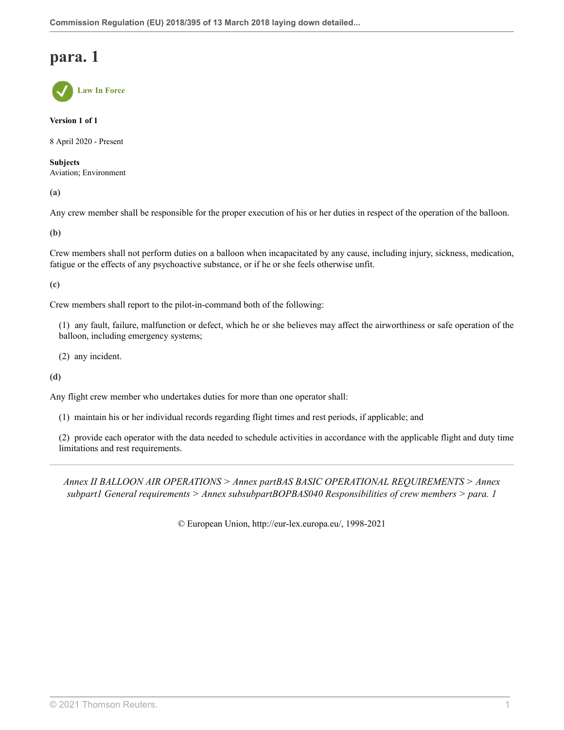# para. 1

Law In Force

**Version 1 of 1**

8 April 2020 - Present

**Subjects**
Aviation; Environment

**(a)**

Any crew member shall be responsible for the proper execution of his or her duties in respect of the operation of the balloon.

**(b)**

Crew members shall not perform duties on a balloon when incapacitated by any cause, including injury, sickness, medication, fatigue or the effects of any psychoactive substance, or if he or she feels otherwise unfit.

**(c)**

Crew members shall report to the pilot-in-command both of the following:

(1) any fault, failure, malfunction or defect, which he or she believes may affect the airworthiness or safe operation of the balloon, including emergency systems;

(2) any incident.

**(d)**

Any flight crew member who undertakes duties for more than one operator shall:

(1) maintain his or her individual records regarding flight times and rest periods, if applicable; and

(2) provide each operator with the data needed to schedule activities in accordance with the applicable flight and duty time limitations and rest requirements.

---

*Annex II BALLOON AIR OPERATIONS > Annex partBAS BASIC OPERATIONAL REQUIREMENTS > Annex subpart1 General requirements > Annex subsubpartBOPBAS040 Responsibilities of crew members > para. 1*

© European Union, http://eur-lex.europa.eu/, 1998-2021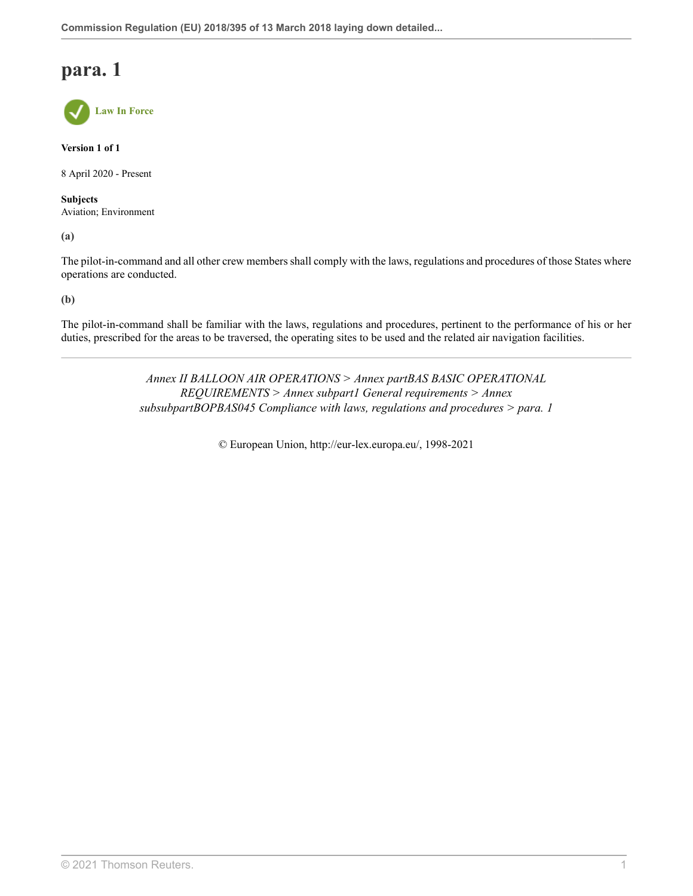# para. 1

Law In Force

**Version 1 of 1**

8 April 2020 - Present

**Subjects**
Aviation; Environment

**(a)**

The pilot-in-command and all other crew members shall comply with the laws, regulations and procedures of those States where operations are conducted.

**(b)**

The pilot-in-command shall be familiar with the laws, regulations and procedures, pertinent to the performance of his or her duties, prescribed for the areas to be traversed, the operating sites to be used and the related air navigation facilities.

---

*Annex II BALLOON AIR OPERATIONS > Annex partBAS BASIC OPERATIONAL REQUIREMENTS > Annex subpart1 General requirements > Annex subsubpartBOPBAS045 Compliance with laws, regulations and procedures > para. 1*

© European Union, http://eur-lex.europa.eu/, 1998-2021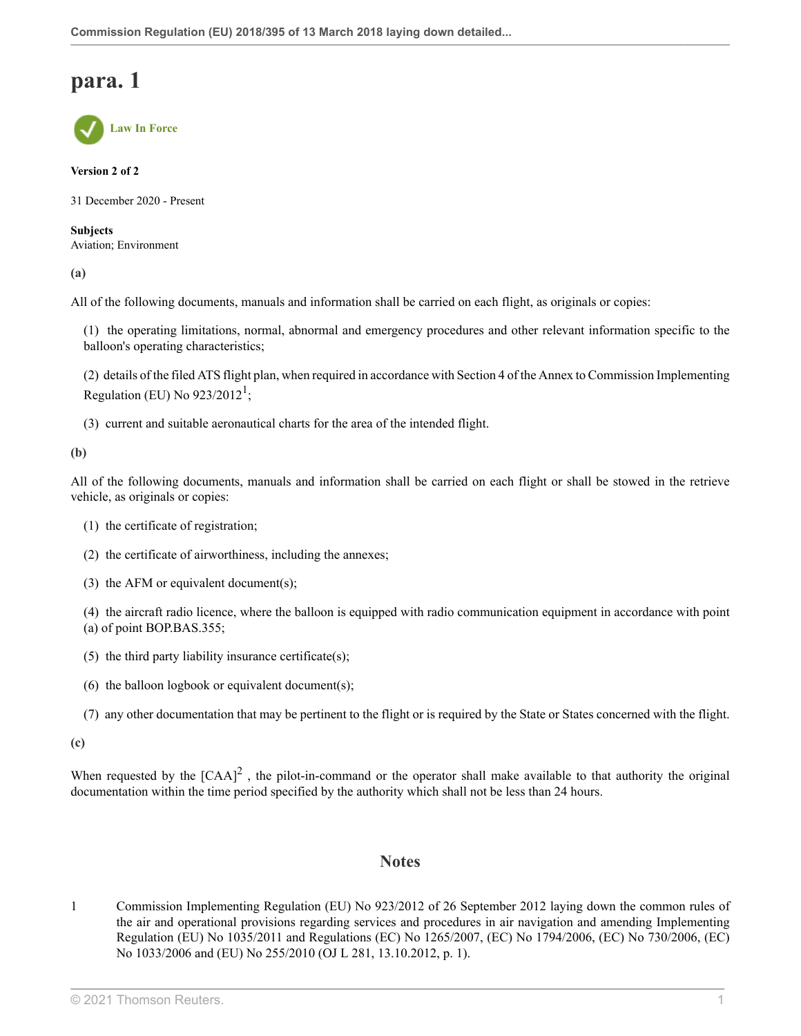# para. 1

Law In Force

**Version 2 of 2**

31 December 2020 - Present

**Subjects**
Aviation; Environment

**(a)**

All of the following documents, manuals and information shall be carried on each flight, as originals or copies:

(1) the operating limitations, normal, abnormal and emergency procedures and other relevant information specific to the balloon's operating characteristics;

(2) details of the filed ATS flight plan, when required in accordance with Section 4 of the Annex to Commission Implementing Regulation (EU) No 923/2012[1];

(3) current and suitable aeronautical charts for the area of the intended flight.

**(b)**

All of the following documents, manuals and information shall be carried on each flight or shall be stowed in the retrieve vehicle, as originals or copies:

(1) the certificate of registration;

(2) the certificate of airworthiness, including the annexes;

(3) the AFM or equivalent document(s);

(4) the aircraft radio licence, where the balloon is equipped with radio communication equipment in accordance with point (a) of point BOP.BAS.355;

(5) the third party liability insurance certificate(s);

(6) the balloon logbook or equivalent document(s);

(7) any other documentation that may be pertinent to the flight or is required by the State or States concerned with the flight.

**(c)**

When requested by the [CAA][2] , the pilot-in-command or the operator shall make available to that authority the original documentation within the time period specified by the authority which shall not be less than 24 hours.

## Notes

1 Commission Implementing Regulation (EU) No 923/2012 of 26 September 2012 laying down the common rules of the air and operational provisions regarding services and procedures in air navigation and amending Implementing Regulation (EU) No 1035/2011 and Regulations (EC) No 1265/2007, (EC) No 1794/2006, (EC) No 730/2006, (EC) No 1033/2006 and (EU) No 255/2010 (OJ L 281, 13.10.2012, p. 1).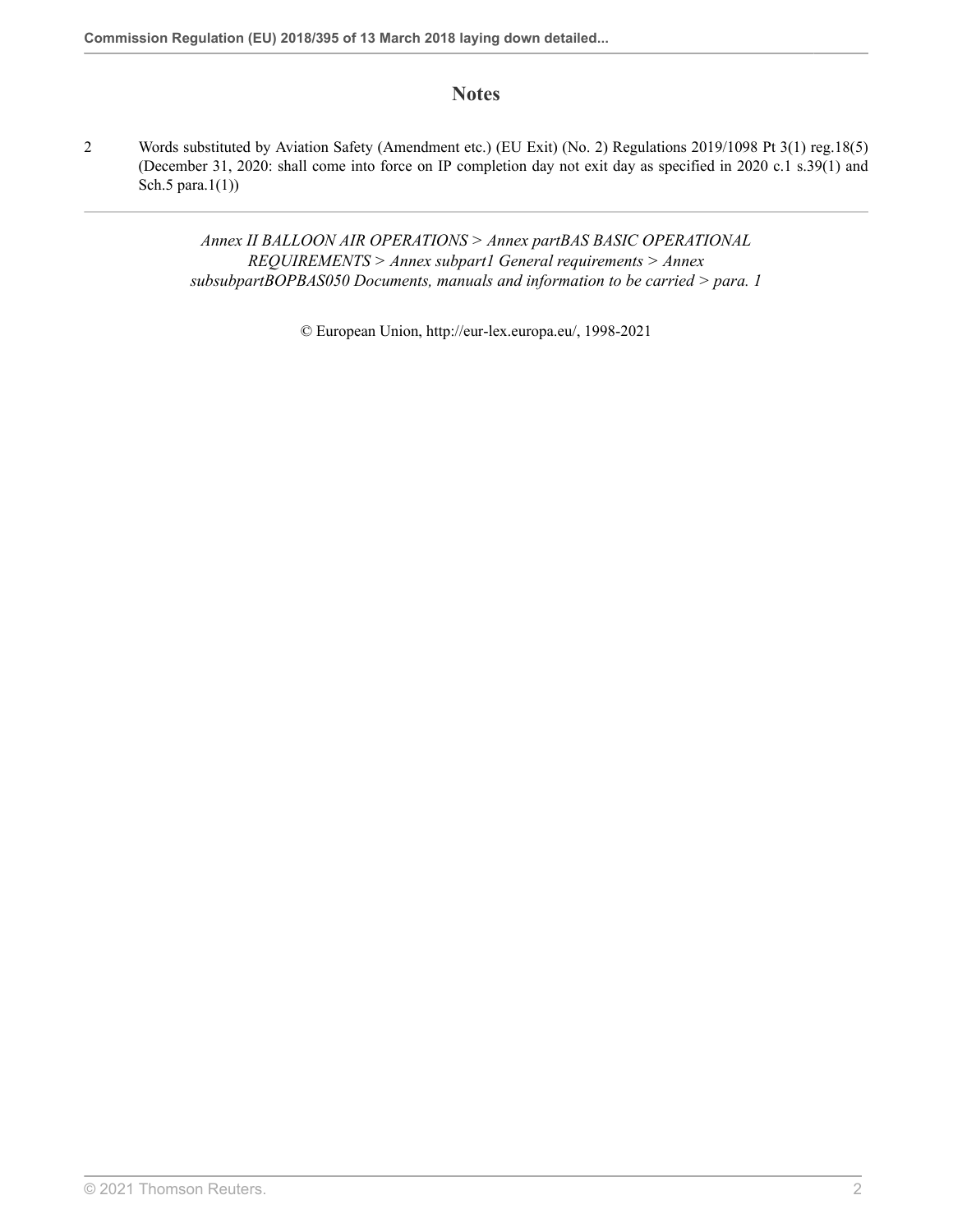## Notes

2 Words substituted by Aviation Safety (Amendment etc.) (EU Exit) (No. 2) Regulations 2019/1098 Pt 3(1) reg.18(5) (December 31, 2020: shall come into force on IP completion day not exit day as specified in 2020 c.1 s.39(1) and Sch.5 para.1(1))

---

*Annex II BALLOON AIR OPERATIONS > Annex partBAS BASIC OPERATIONAL REQUIREMENTS > Annex subpart1 General requirements > Annex subsubpartBOPBAS050 Documents, manuals and information to be carried > para. 1*

© European Union, http://eur-lex.europa.eu/, 1998-2021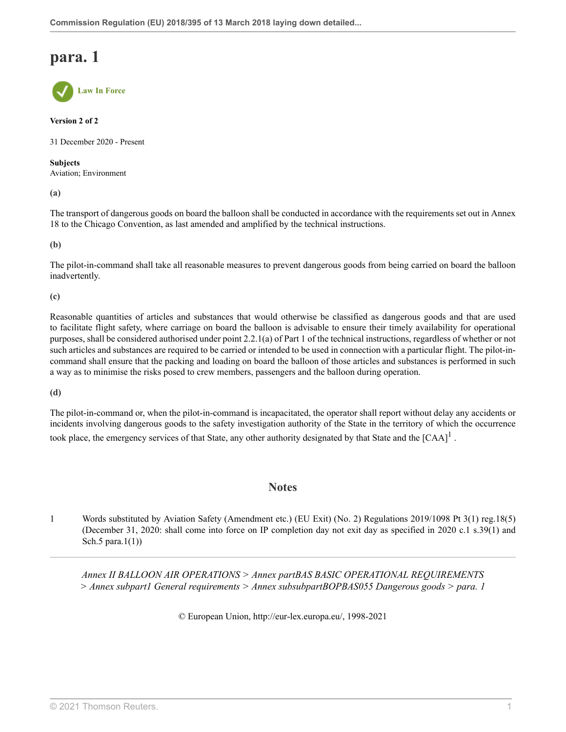# para. 1

Law In Force

**Version 2 of 2**

31 December 2020 - Present

**Subjects**
Aviation; Environment

**(a)**

The transport of dangerous goods on board the balloon shall be conducted in accordance with the requirements set out in Annex 18 to the Chicago Convention, as last amended and amplified by the technical instructions.

**(b)**

The pilot-in-command shall take all reasonable measures to prevent dangerous goods from being carried on board the balloon inadvertently.

**(c)**

Reasonable quantities of articles and substances that would otherwise be classified as dangerous goods and that are used to facilitate flight safety, where carriage on board the balloon is advisable to ensure their timely availability for operational purposes, shall be considered authorised under point 2.2.1(a) of Part 1 of the technical instructions, regardless of whether or not such articles and substances are required to be carried or intended to be used in connection with a particular flight. The pilot-in-command shall ensure that the packing and loading on board the balloon of those articles and substances is performed in such a way as to minimise the risks posed to crew members, passengers and the balloon during operation.

**(d)**

The pilot-in-command or, when the pilot-in-command is incapacitated, the operator shall report without delay any accidents or incidents involving dangerous goods to the safety investigation authority of the State in the territory of which the occurrence took place, the emergency services of that State, any other authority designated by that State and the [CAA][1] .

## Notes

1 Words substituted by Aviation Safety (Amendment etc.) (EU Exit) (No. 2) Regulations 2019/1098 Pt 3(1) reg.18(5) (December 31, 2020: shall come into force on IP completion day not exit day as specified in 2020 c.1 s.39(1) and Sch.5 para.1(1))

*Annex II BALLOON AIR OPERATIONS > Annex partBAS BASIC OPERATIONAL REQUIREMENTS > Annex subpart1 General requirements > Annex subsubpartBOPBAS055 Dangerous goods > para. 1*

© European Union, http://eur-lex.europa.eu/, 1998-2021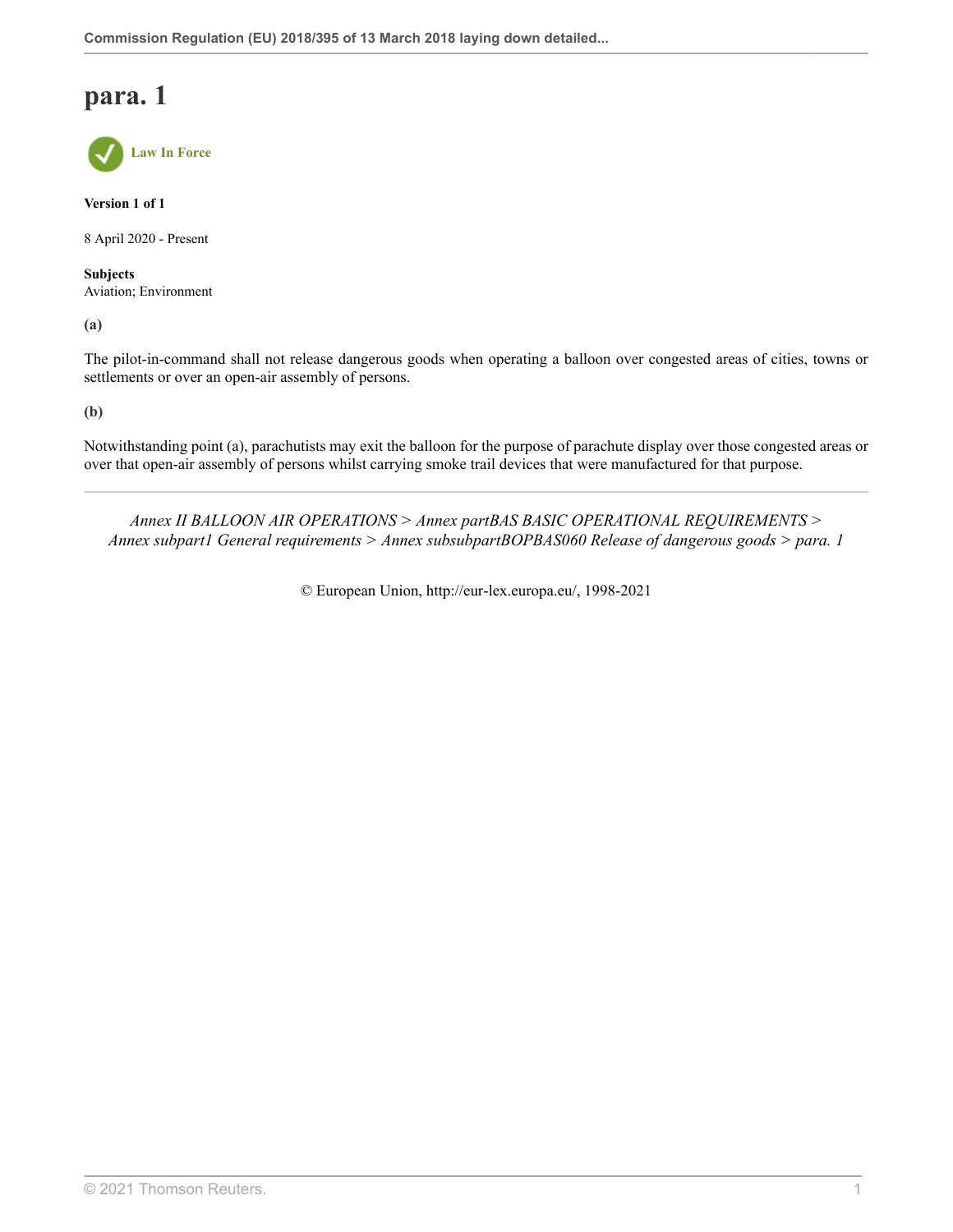# para. 1

Law In Force

**Version 1 of 1**

8 April 2020 - Present

**Subjects**
Aviation; Environment

**(a)**

The pilot-in-command shall not release dangerous goods when operating a balloon over congested areas of cities, towns or settlements or over an open-air assembly of persons.

**(b)**

Notwithstanding point (a), parachutists may exit the balloon for the purpose of parachute display over those congested areas or over that open-air assembly of persons whilst carrying smoke trail devices that were manufactured for that purpose.

---

*Annex II BALLOON AIR OPERATIONS > Annex partBAS BASIC OPERATIONAL REQUIREMENTS > Annex subpart1 General requirements > Annex subsubpartBOPBAS060 Release of dangerous goods > para. 1*

© European Union, http://eur-lex.europa.eu/, 1998-2021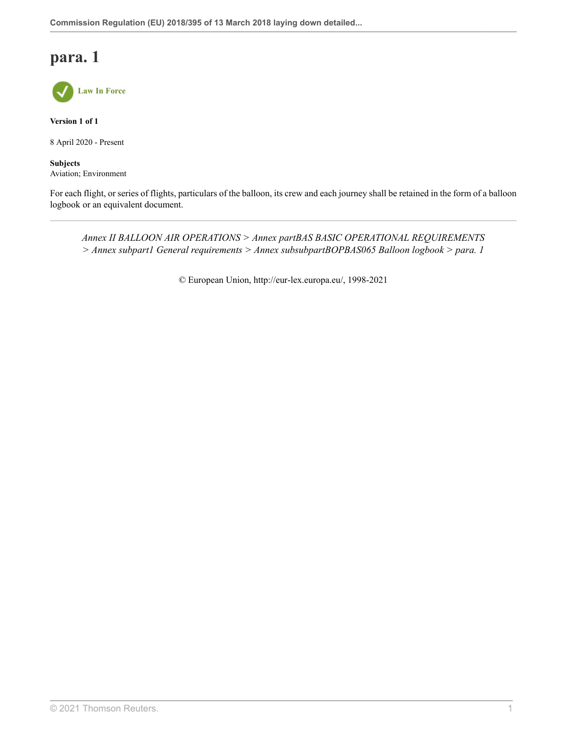# para. 1

**Law In Force**

**Version 1 of 1**

8 April 2020 - Present

**Subjects**
Aviation; Environment

For each flight, or series of flights, particulars of the balloon, its crew and each journey shall be retained in the form of a balloon logbook or an equivalent document.

---

*Annex II BALLOON AIR OPERATIONS > Annex partBAS BASIC OPERATIONAL REQUIREMENTS > Annex subpart1 General requirements > Annex subsubpartBOPBAS065 Balloon logbook > para. 1*

© European Union, http://eur-lex.europa.eu/, 1998-2021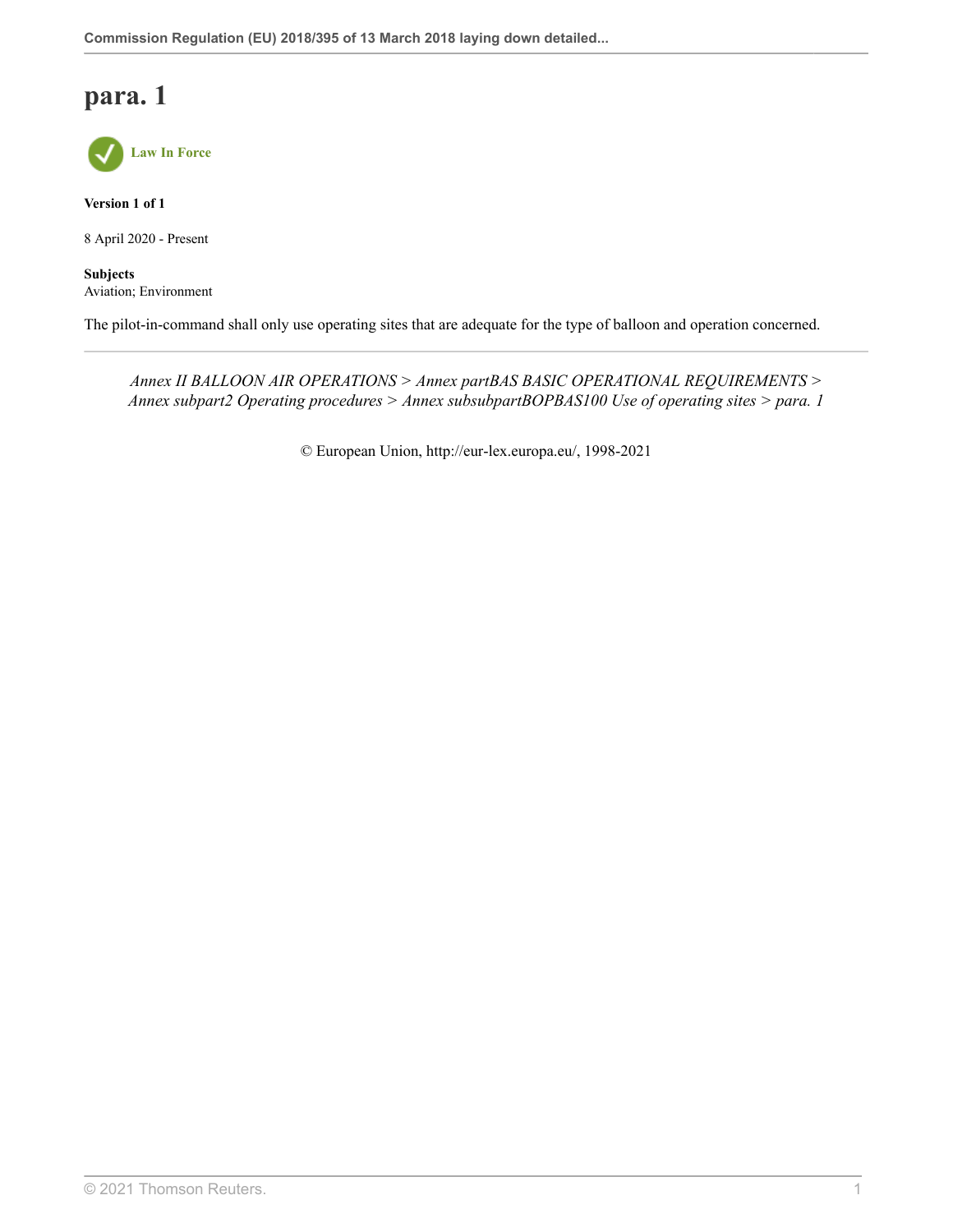# para. 1

Law In Force

**Version 1 of 1**

8 April 2020 - Present

**Subjects**
Aviation; Environment

The pilot-in-command shall only use operating sites that are adequate for the type of balloon and operation concerned.

---

*Annex II BALLOON AIR OPERATIONS > Annex partBAS BASIC OPERATIONAL REQUIREMENTS > Annex subpart2 Operating procedures > Annex subsubpartBOPBAS100 Use of operating sites > para. 1*

© European Union, http://eur-lex.europa.eu/, 1998-2021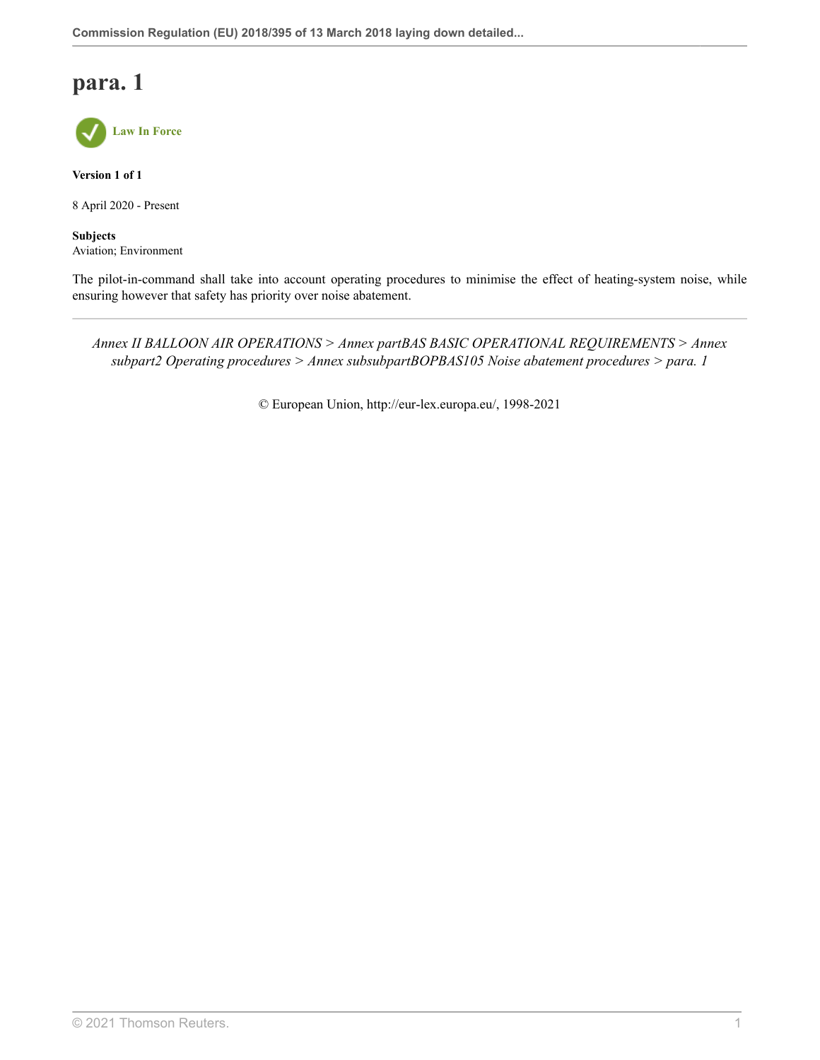# para. 1

Law In Force

**Version 1 of 1**

8 April 2020 - Present

**Subjects**
Aviation; Environment

The pilot-in-command shall take into account operating procedures to minimise the effect of heating-system noise, while ensuring however that safety has priority over noise abatement.

---

*Annex II BALLOON AIR OPERATIONS > Annex partBAS BASIC OPERATIONAL REQUIREMENTS > Annex subpart2 Operating procedures > Annex subsubpartBOPBAS105 Noise abatement procedures > para. 1*

© European Union, http://eur-lex.europa.eu/, 1998-2021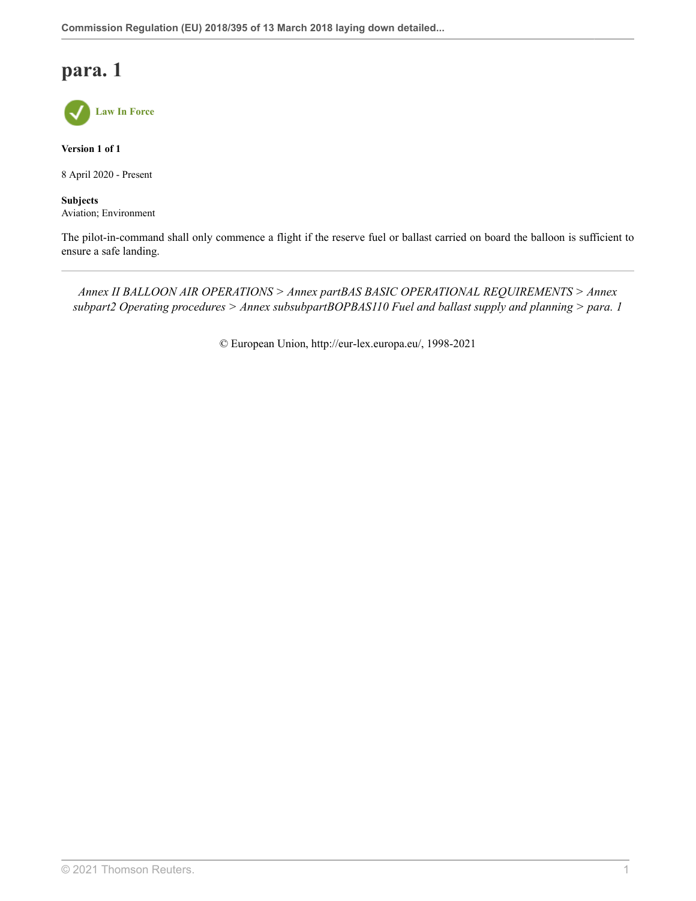# para. 1

Law In Force

**Version 1 of 1**

8 April 2020 - Present

**Subjects**
Aviation; Environment

The pilot-in-command shall only commence a flight if the reserve fuel or ballast carried on board the balloon is sufficient to ensure a safe landing.

*Annex II BALLOON AIR OPERATIONS > Annex partBAS BASIC OPERATIONAL REQUIREMENTS > Annex subpart2 Operating procedures > Annex subsubpartBOPBAS110 Fuel and ballast supply and planning > para. 1*

© European Union, http://eur-lex.europa.eu/, 1998-2021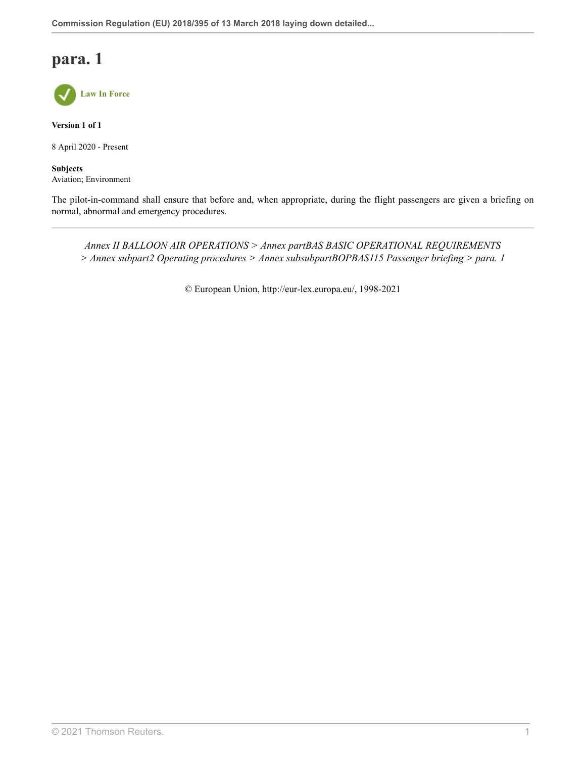# para. 1

**Law In Force**

**Version 1 of 1**

8 April 2020 - Present

**Subjects**
Aviation; Environment

The pilot-in-command shall ensure that before and, when appropriate, during the flight passengers are given a briefing on normal, abnormal and emergency procedures.

---

*Annex II BALLOON AIR OPERATIONS > Annex partBAS BASIC OPERATIONAL REQUIREMENTS > Annex subpart2 Operating procedures > Annex subsubpartBOPBAS115 Passenger briefing > para. 1*

© European Union, http://eur-lex.europa.eu/, 1998-2021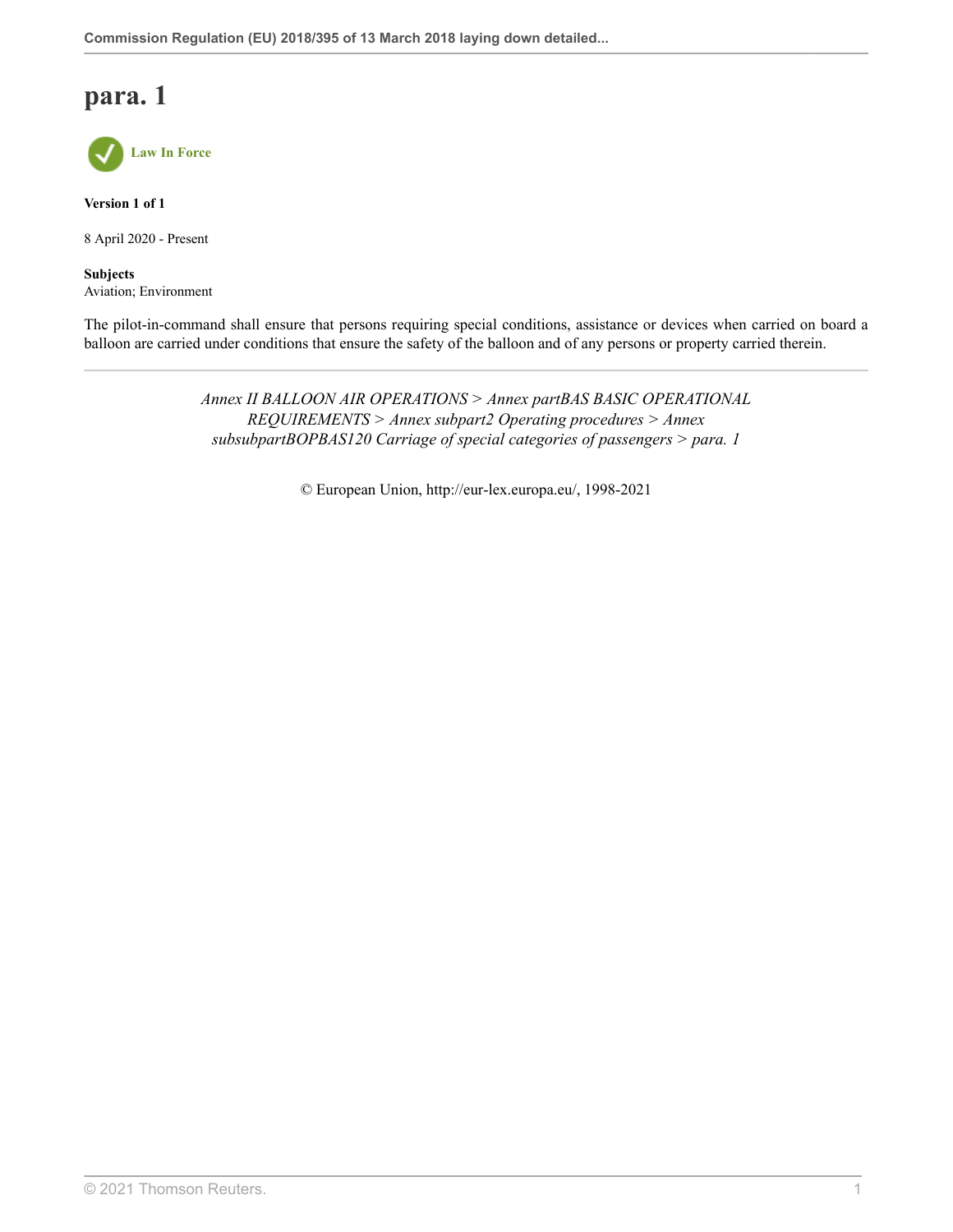# para. 1

Law In Force

**Version 1 of 1**

8 April 2020 - Present

**Subjects**
Aviation; Environment

The pilot-in-command shall ensure that persons requiring special conditions, assistance or devices when carried on board a balloon are carried under conditions that ensure the safety of the balloon and of any persons or property carried therein.

---

*Annex II BALLOON AIR OPERATIONS > Annex partBAS BASIC OPERATIONAL REQUIREMENTS > Annex subpart2 Operating procedures > Annex subsubpartBOPBAS120 Carriage of special categories of passengers > para. 1*

© European Union, http://eur-lex.europa.eu/, 1998-2021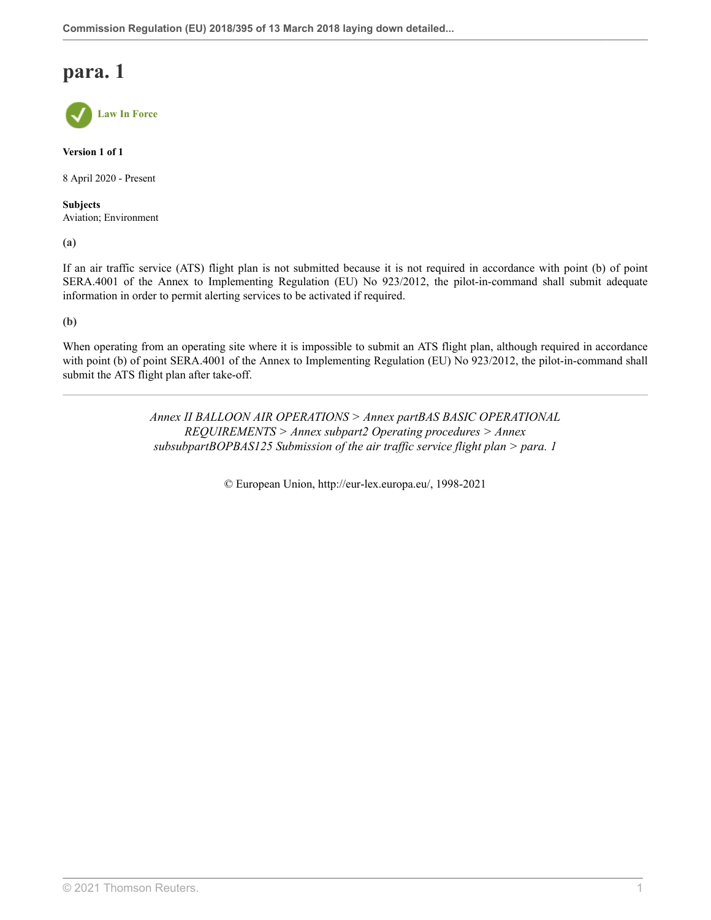# para. 1

Law In Force

**Version 1 of 1**

8 April 2020 - Present

**Subjects**
Aviation; Environment

**(a)**

If an air traffic service (ATS) flight plan is not submitted because it is not required in accordance with point (b) of point SERA.4001 of the Annex to Implementing Regulation (EU) No 923/2012, the pilot-in-command shall submit adequate information in order to permit alerting services to be activated if required.

**(b)**

When operating from an operating site where it is impossible to submit an ATS flight plan, although required in accordance with point (b) of point SERA.4001 of the Annex to Implementing Regulation (EU) No 923/2012, the pilot-in-command shall submit the ATS flight plan after take-off.

---

*Annex II BALLOON AIR OPERATIONS > Annex partBAS BASIC OPERATIONAL REQUIREMENTS > Annex subpart2 Operating procedures > Annex subsubpartBOPBAS125 Submission of the air traffic service flight plan > para. 1*

© European Union, http://eur-lex.europa.eu/, 1998-2021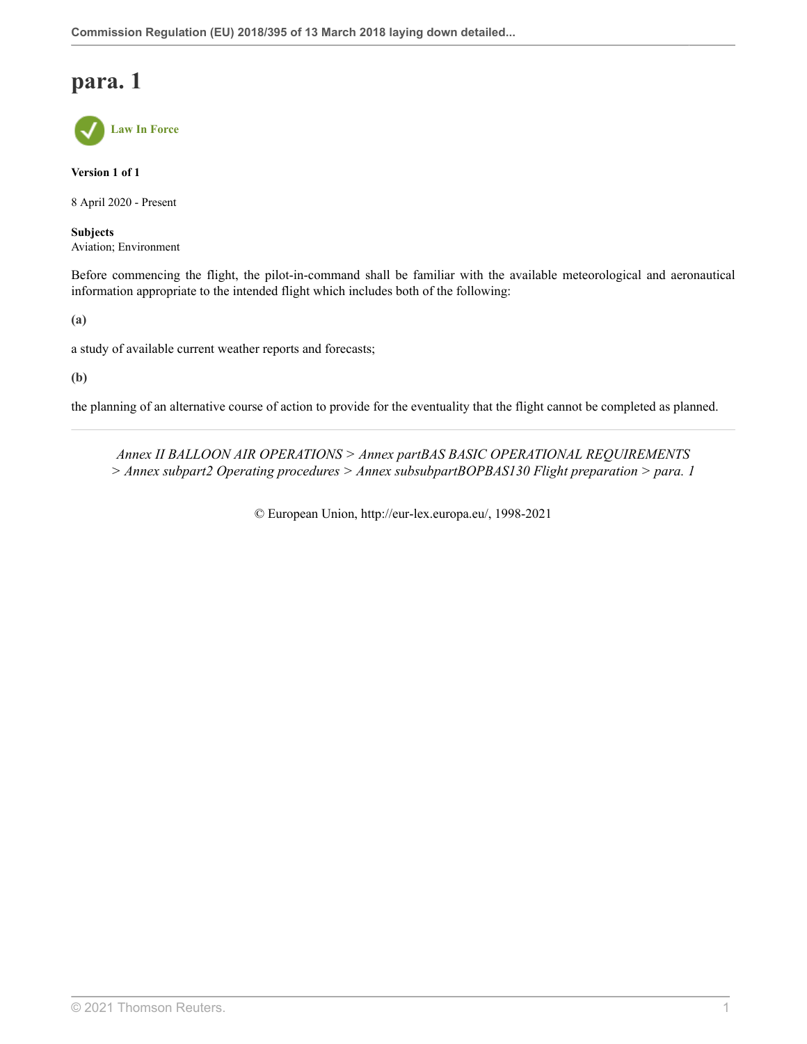# para. 1

Law In Force

**Version 1 of 1**

8 April 2020 - Present

**Subjects**
Aviation; Environment

Before commencing the flight, the pilot-in-command shall be familiar with the available meteorological and aeronautical information appropriate to the intended flight which includes both of the following:

**(a)**

a study of available current weather reports and forecasts;

**(b)**

the planning of an alternative course of action to provide for the eventuality that the flight cannot be completed as planned.

---

*Annex II BALLOON AIR OPERATIONS > Annex partBAS BASIC OPERATIONAL REQUIREMENTS > Annex subpart2 Operating procedures > Annex subsubpartBOPBAS130 Flight preparation > para. 1*

© European Union, http://eur-lex.europa.eu/, 1998-2021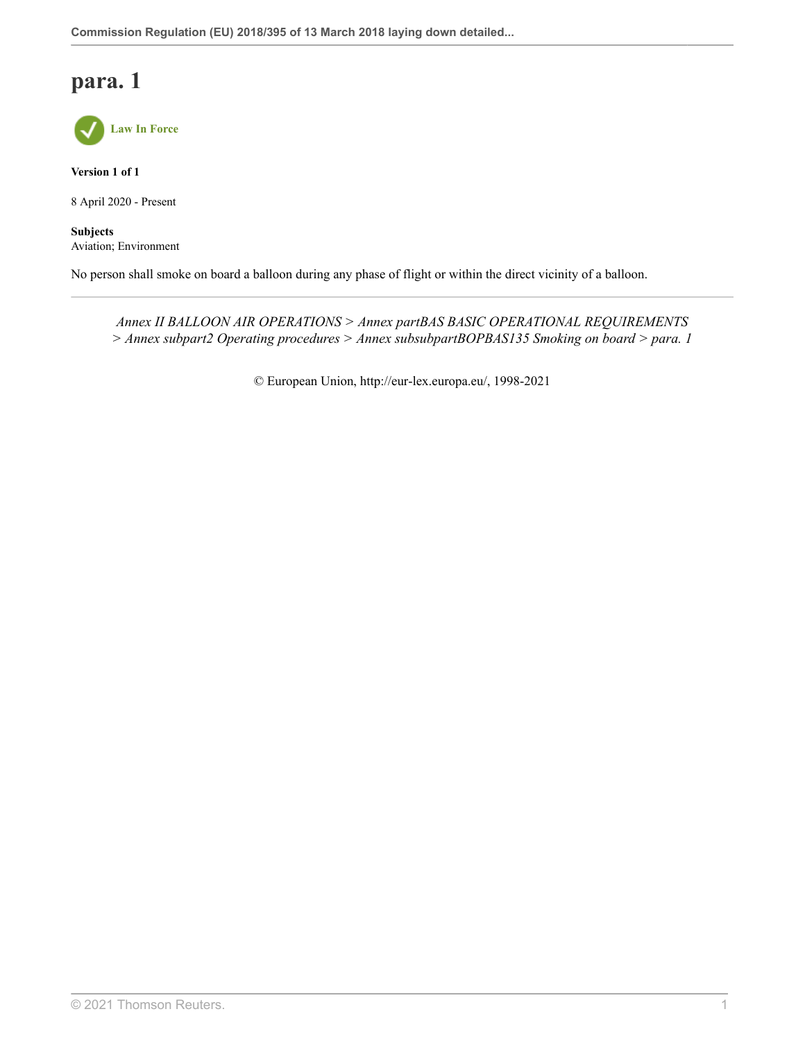# para. 1

Law In Force

**Version 1 of 1**

8 April 2020 - Present

**Subjects**
Aviation; Environment

No person shall smoke on board a balloon during any phase of flight or within the direct vicinity of a balloon.

---

*Annex II BALLOON AIR OPERATIONS > Annex partBAS BASIC OPERATIONAL REQUIREMENTS > Annex subpart2 Operating procedures > Annex subsubpartBOPBAS135 Smoking on board > para. 1*

© European Union, http://eur-lex.europa.eu/, 1998-2021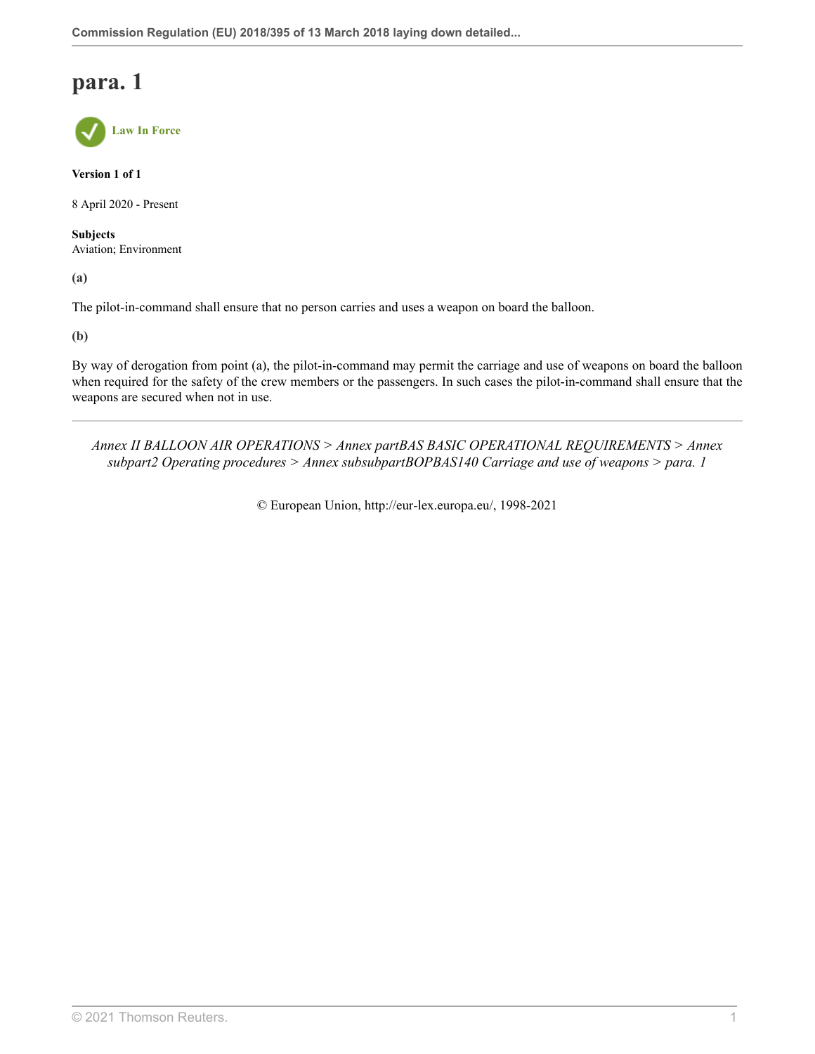# para. 1

Law In Force

**Version 1 of 1**

8 April 2020 - Present

**Subjects**
Aviation; Environment

**(a)**

The pilot-in-command shall ensure that no person carries and uses a weapon on board the balloon.

**(b)**

By way of derogation from point (a), the pilot-in-command may permit the carriage and use of weapons on board the balloon when required for the safety of the crew members or the passengers. In such cases the pilot-in-command shall ensure that the weapons are secured when not in use.

---

*Annex II BALLOON AIR OPERATIONS > Annex partBAS BASIC OPERATIONAL REQUIREMENTS > Annex subpart2 Operating procedures > Annex subsubpartBOPBAS140 Carriage and use of weapons > para. 1*

© European Union, http://eur-lex.europa.eu/, 1998-2021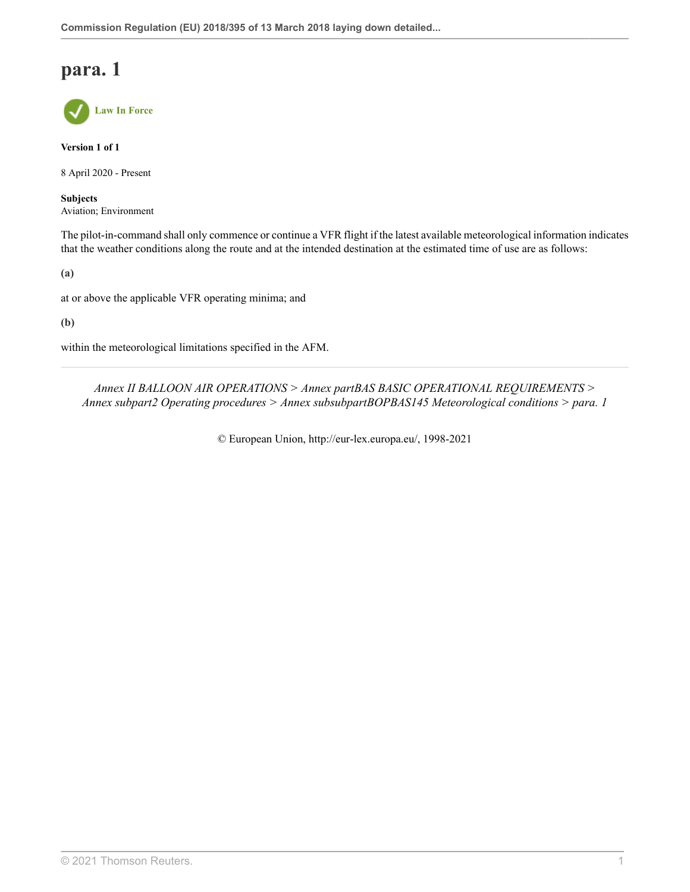# para. 1

Law In Force

**Version 1 of 1**

8 April 2020 - Present

**Subjects**
Aviation; Environment

The pilot-in-command shall only commence or continue a VFR flight if the latest available meteorological information indicates that the weather conditions along the route and at the intended destination at the estimated time of use are as follows:

**(a)**

at or above the applicable VFR operating minima; and

**(b)**

within the meteorological limitations specified in the AFM.

---

*Annex II BALLOON AIR OPERATIONS > Annex partBAS BASIC OPERATIONAL REQUIREMENTS > Annex subpart2 Operating procedures > Annex subsubpartBOPBAS145 Meteorological conditions > para. 1*

© European Union, http://eur-lex.europa.eu/, 1998-2021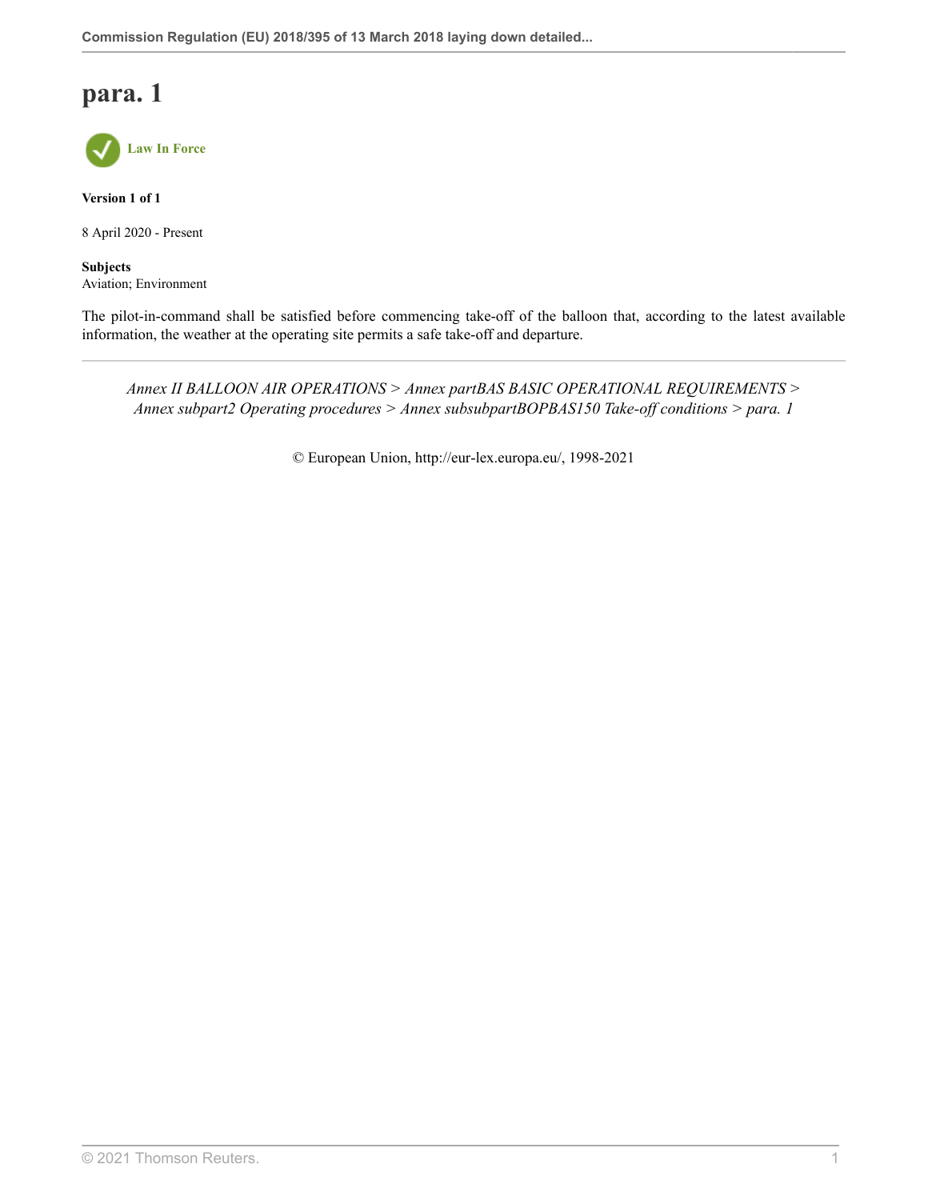# para. 1

Law In Force

**Version 1 of 1**

8 April 2020 - Present

**Subjects**
Aviation; Environment

The pilot-in-command shall be satisfied before commencing take-off of the balloon that, according to the latest available information, the weather at the operating site permits a safe take-off and departure.

---

*Annex II BALLOON AIR OPERATIONS > Annex partBAS BASIC OPERATIONAL REQUIREMENTS > Annex subpart2 Operating procedures > Annex subsubpartBOPBAS150 Take-off conditions > para. 1*

© European Union, http://eur-lex.europa.eu/, 1998-2021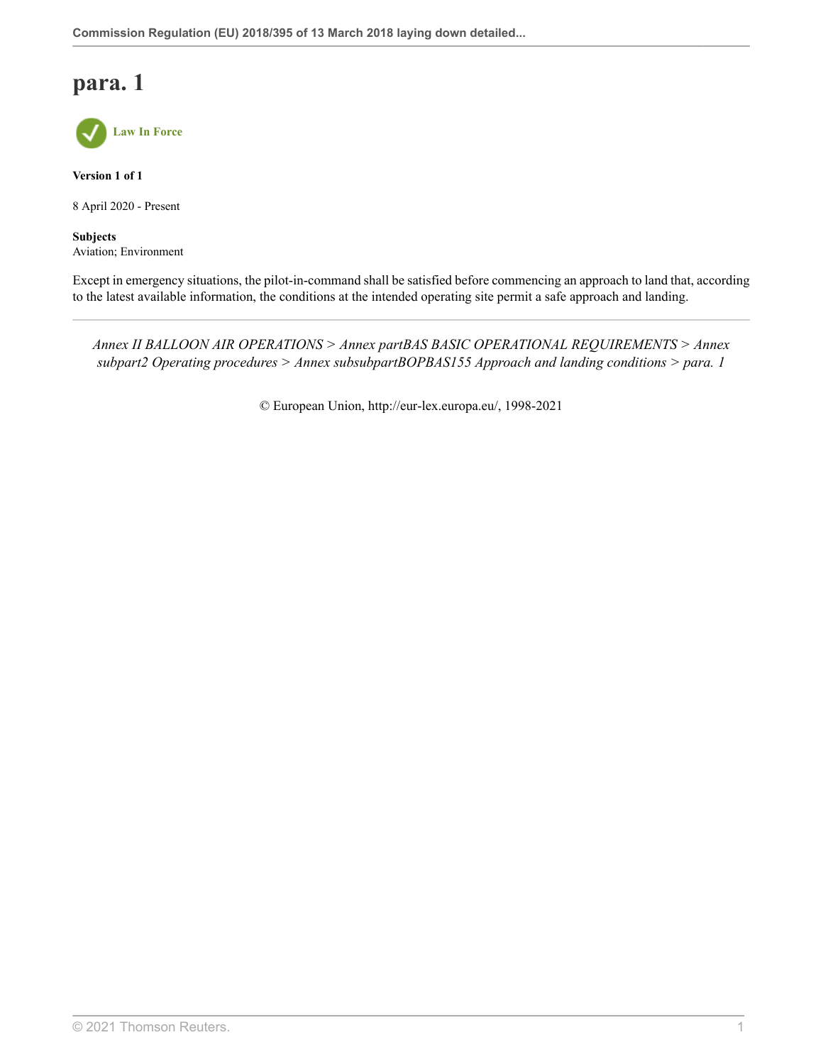# para. 1

Law In Force

**Version 1 of 1**

8 April 2020 - Present

**Subjects**
Aviation; Environment

Except in emergency situations, the pilot-in-command shall be satisfied before commencing an approach to land that, according to the latest available information, the conditions at the intended operating site permit a safe approach and landing.

---

*Annex II BALLOON AIR OPERATIONS > Annex partBAS BASIC OPERATIONAL REQUIREMENTS > Annex subpart2 Operating procedures > Annex subsubpartBOPBAS155 Approach and landing conditions > para. 1*

© European Union, http://eur-lex.europa.eu/, 1998-2021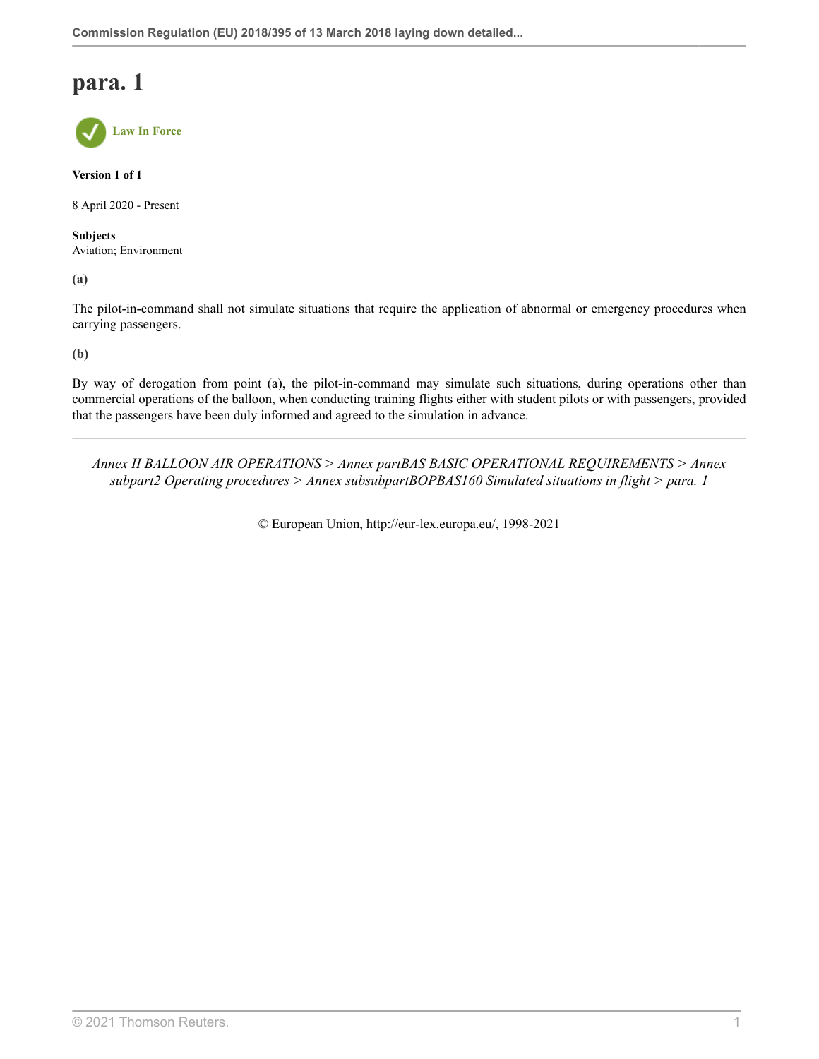# para. 1

Law In Force

**Version 1 of 1**

8 April 2020 - Present

**Subjects**
Aviation; Environment

**(a)**

The pilot-in-command shall not simulate situations that require the application of abnormal or emergency procedures when carrying passengers.

**(b)**

By way of derogation from point (a), the pilot-in-command may simulate such situations, during operations other than commercial operations of the balloon, when conducting training flights either with student pilots or with passengers, provided that the passengers have been duly informed and agreed to the simulation in advance.

---

*Annex II BALLOON AIR OPERATIONS > Annex partBAS BASIC OPERATIONAL REQUIREMENTS > Annex subpart2 Operating procedures > Annex subsubpartBOPBAS160 Simulated situations in flight > para. 1*

© European Union, http://eur-lex.europa.eu/, 1998-2021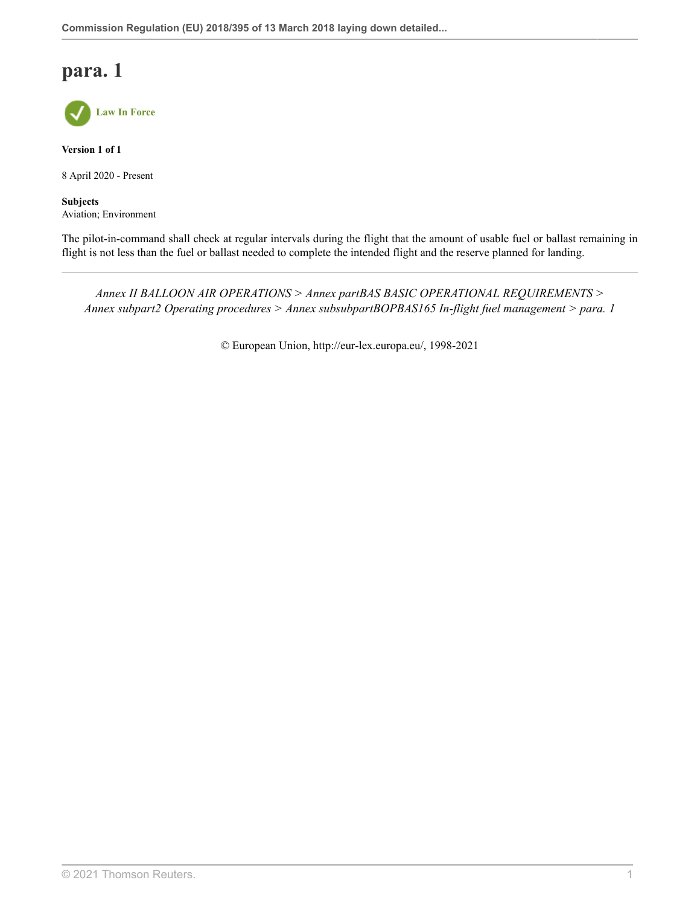# para. 1

Law In Force

**Version 1 of 1**

8 April 2020 - Present

**Subjects**
Aviation; Environment

The pilot-in-command shall check at regular intervals during the flight that the amount of usable fuel or ballast remaining in flight is not less than the fuel or ballast needed to complete the intended flight and the reserve planned for landing.

---

*Annex II BALLOON AIR OPERATIONS > Annex partBAS BASIC OPERATIONAL REQUIREMENTS > Annex subpart2 Operating procedures > Annex subsubpartBOPBAS165 In-flight fuel management > para. 1*

© European Union, http://eur-lex.europa.eu/, 1998-2021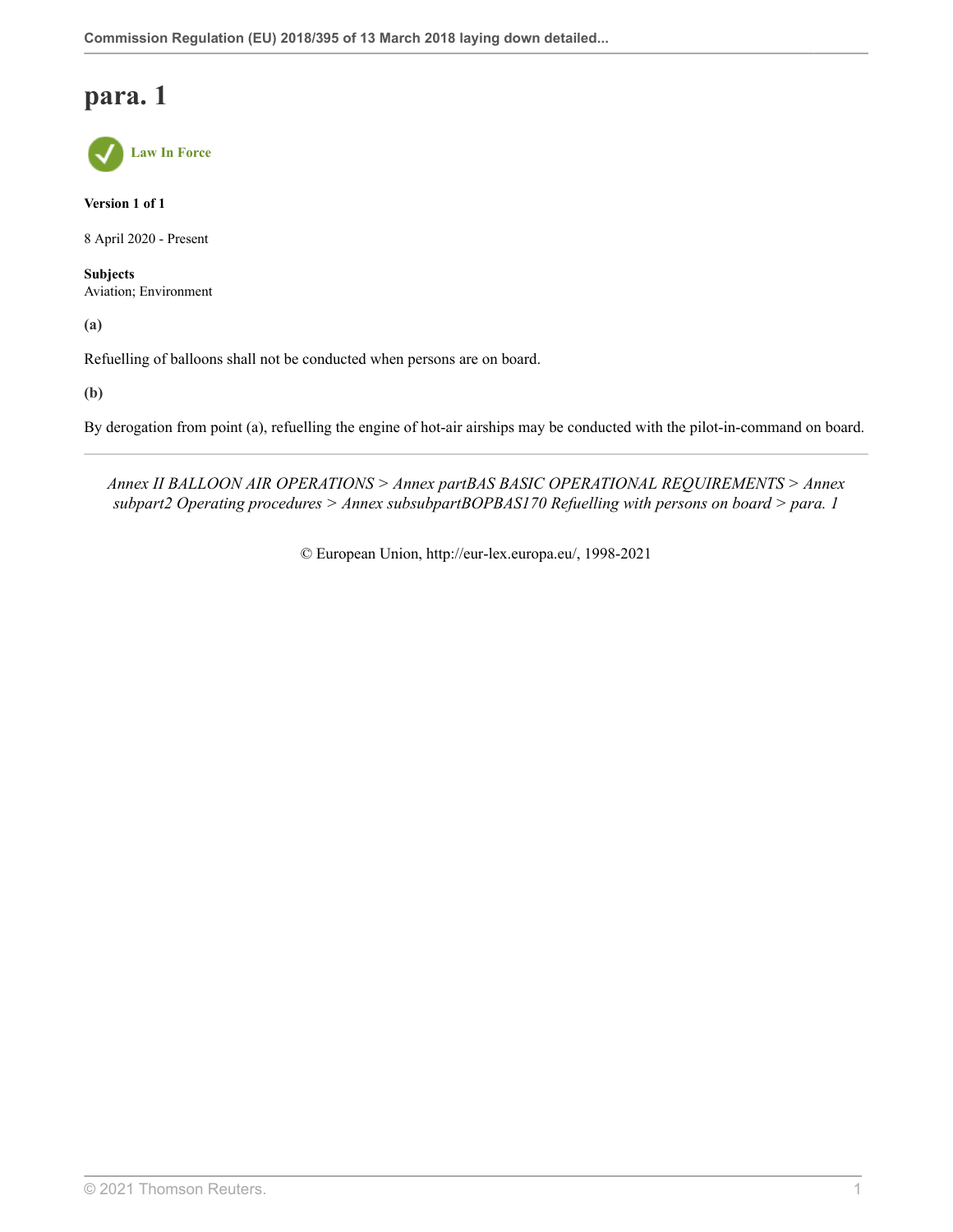# para. 1

Law In Force

**Version 1 of 1**

8 April 2020 - Present

**Subjects**
Aviation; Environment

**(a)**

Refuelling of balloons shall not be conducted when persons are on board.

**(b)**

By derogation from point (a), refuelling the engine of hot-air airships may be conducted with the pilot-in-command on board.

---

*Annex II BALLOON AIR OPERATIONS > Annex partBAS BASIC OPERATIONAL REQUIREMENTS > Annex subpart2 Operating procedures > Annex subsubpartBOPBAS170 Refuelling with persons on board > para. 1*

© European Union, http://eur-lex.europa.eu/, 1998-2021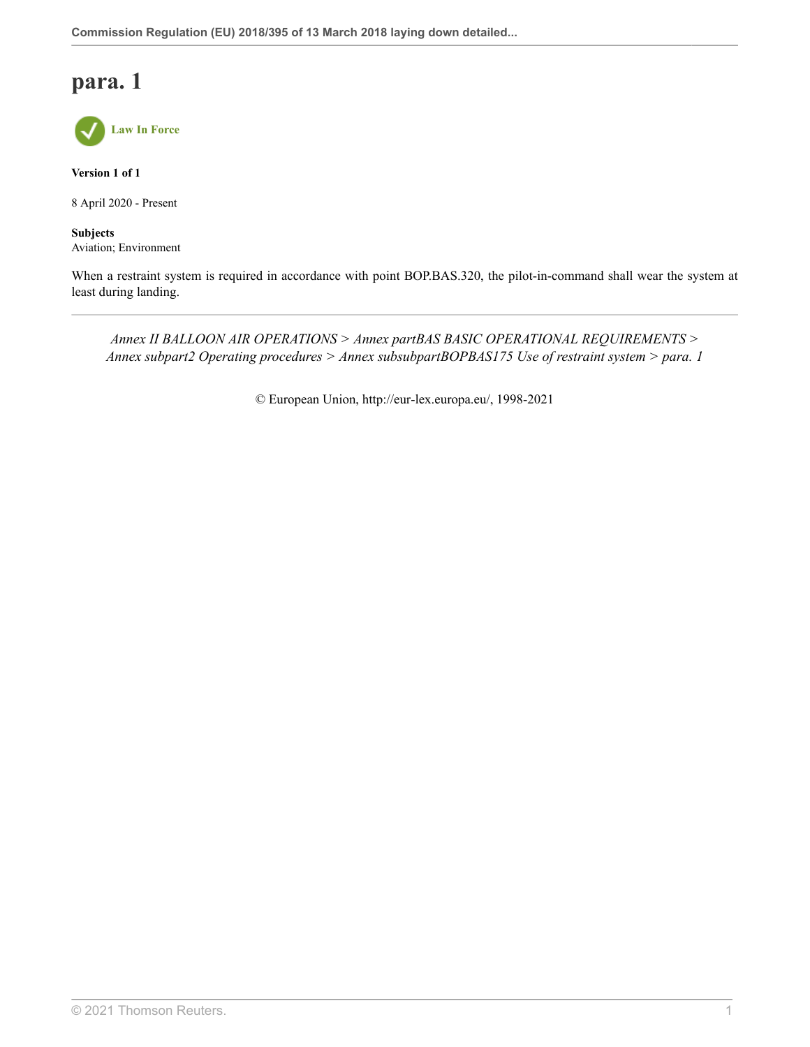# para. 1

Law In Force

**Version 1 of 1**

8 April 2020 - Present

**Subjects**
Aviation; Environment

When a restraint system is required in accordance with point BOP.BAS.320, the pilot-in-command shall wear the system at least during landing.

---

*Annex II BALLOON AIR OPERATIONS > Annex partBAS BASIC OPERATIONAL REQUIREMENTS > Annex subpart2 Operating procedures > Annex subsubpartBOPBAS175 Use of restraint system > para. 1*

© European Union, http://eur-lex.europa.eu/, 1998-2021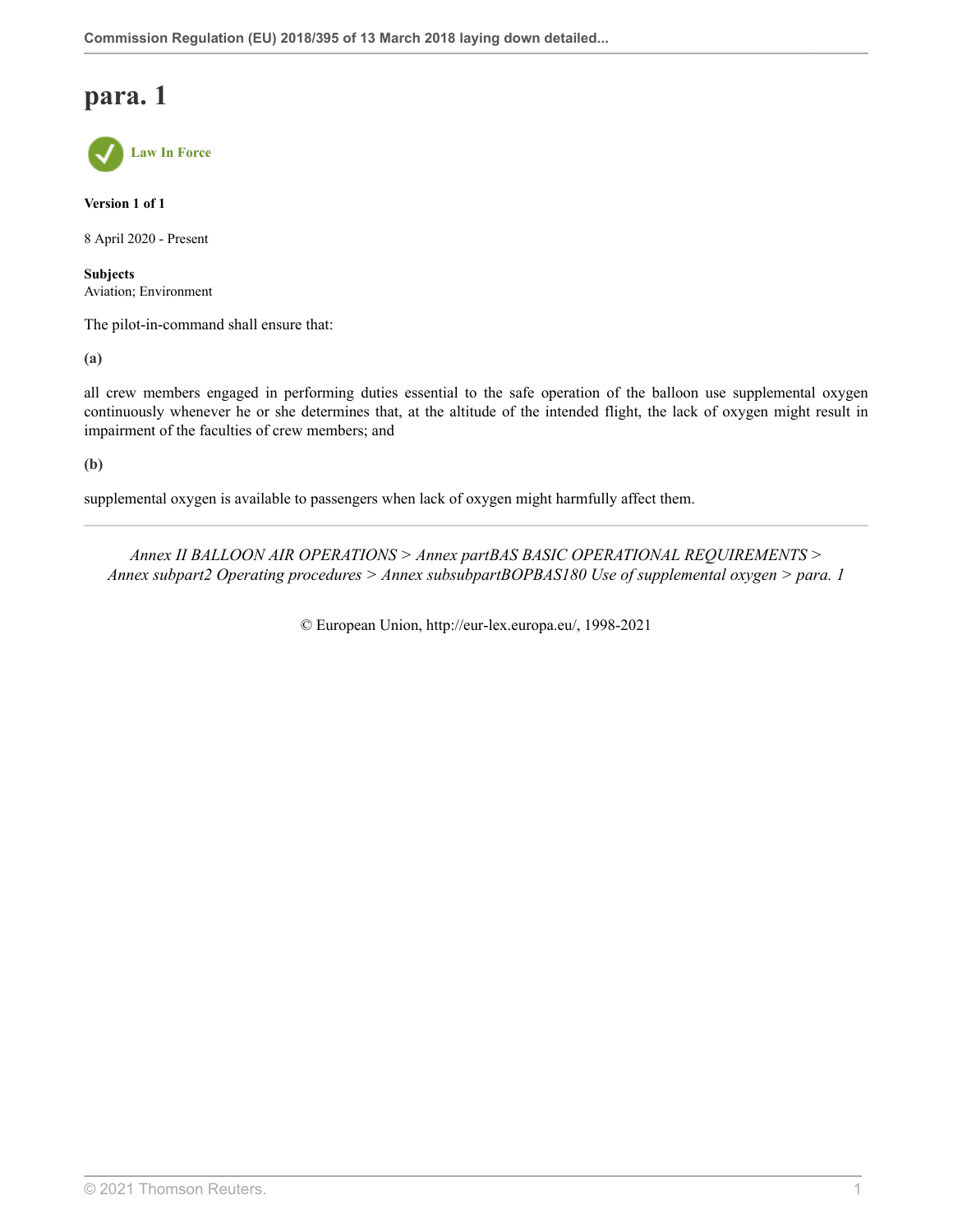# para. 1

Law In Force

**Version 1 of 1**

8 April 2020 - Present

**Subjects**
Aviation; Environment

The pilot-in-command shall ensure that:

**(a)**

all crew members engaged in performing duties essential to the safe operation of the balloon use supplemental oxygen continuously whenever he or she determines that, at the altitude of the intended flight, the lack of oxygen might result in impairment of the faculties of crew members; and

**(b)**

supplemental oxygen is available to passengers when lack of oxygen might harmfully affect them.

---

*Annex II BALLOON AIR OPERATIONS > Annex partBAS BASIC OPERATIONAL REQUIREMENTS > Annex subpart2 Operating procedures > Annex subsubpartBOPBAS180 Use of supplemental oxygen > para. 1*

© European Union, http://eur-lex.europa.eu/, 1998-2021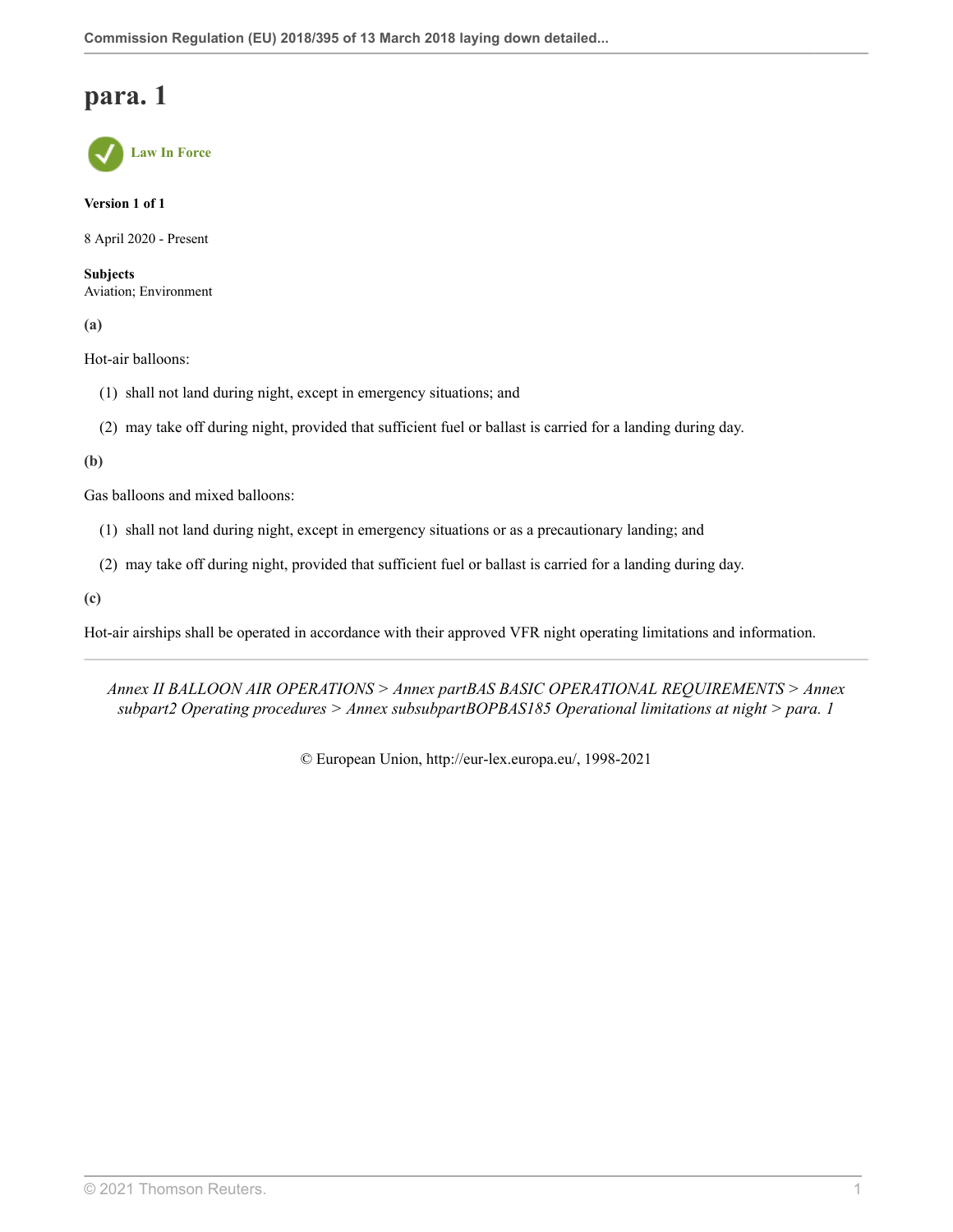# para. 1

Law In Force

**Version 1 of 1**

8 April 2020 - Present

**Subjects**
Aviation; Environment

**(a)**

Hot-air balloons:

(1) shall not land during night, except in emergency situations; and

(2) may take off during night, provided that sufficient fuel or ballast is carried for a landing during day.

**(b)**

Gas balloons and mixed balloons:

(1) shall not land during night, except in emergency situations or as a precautionary landing; and

(2) may take off during night, provided that sufficient fuel or ballast is carried for a landing during day.

**(c)**

Hot-air airships shall be operated in accordance with their approved VFR night operating limitations and information.

---

*Annex II BALLOON AIR OPERATIONS > Annex partBAS BASIC OPERATIONAL REQUIREMENTS > Annex subpart2 Operating procedures > Annex subsubpartBOPBAS185 Operational limitations at night > para. 1*

© European Union, http://eur-lex.europa.eu/, 1998-2021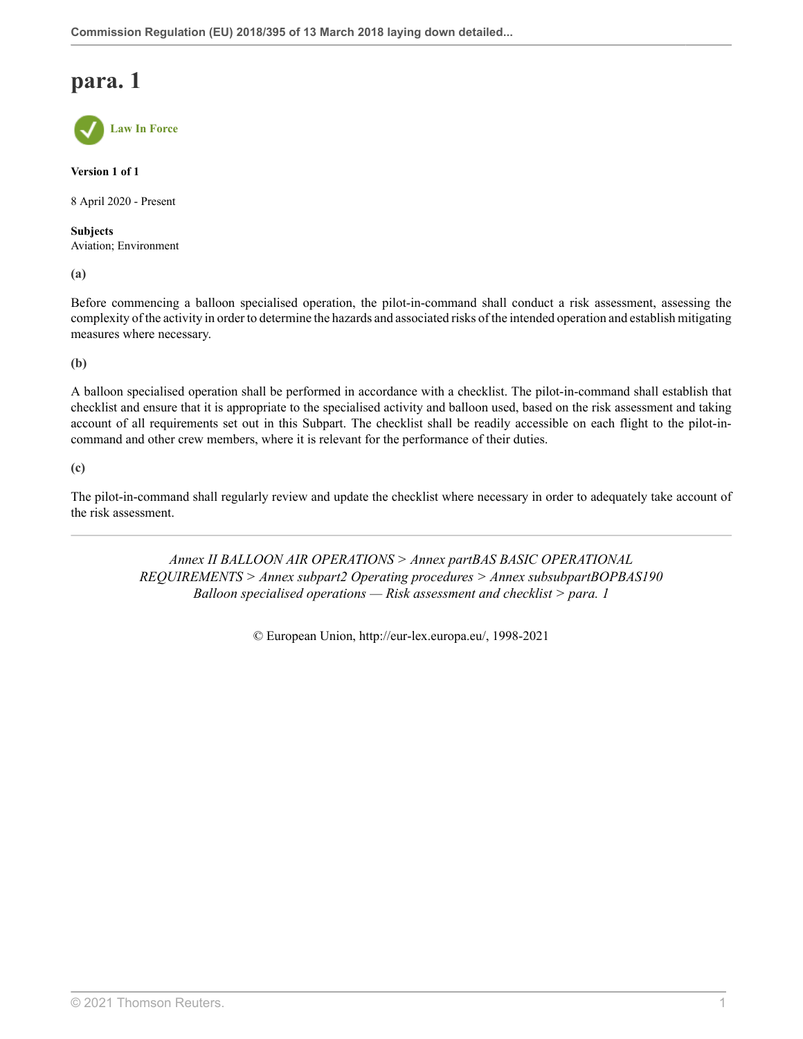# para. 1

Law In Force

**Version 1 of 1**

8 April 2020 - Present

**Subjects**
Aviation; Environment

**(a)**

Before commencing a balloon specialised operation, the pilot-in-command shall conduct a risk assessment, assessing the complexity of the activity in order to determine the hazards and associated risks of the intended operation and establish mitigating measures where necessary.

**(b)**

A balloon specialised operation shall be performed in accordance with a checklist. The pilot-in-command shall establish that checklist and ensure that it is appropriate to the specialised activity and balloon used, based on the risk assessment and taking account of all requirements set out in this Subpart. The checklist shall be readily accessible on each flight to the pilot-in-command and other crew members, where it is relevant for the performance of their duties.

**(c)**

The pilot-in-command shall regularly review and update the checklist where necessary in order to adequately take account of the risk assessment.

---

*Annex II BALLOON AIR OPERATIONS > Annex partBAS BASIC OPERATIONAL REQUIREMENTS > Annex subpart2 Operating procedures > Annex subsubpartBOPBAS190 Balloon specialised operations — Risk assessment and checklist > para. 1*

© European Union, http://eur-lex.europa.eu/, 1998-2021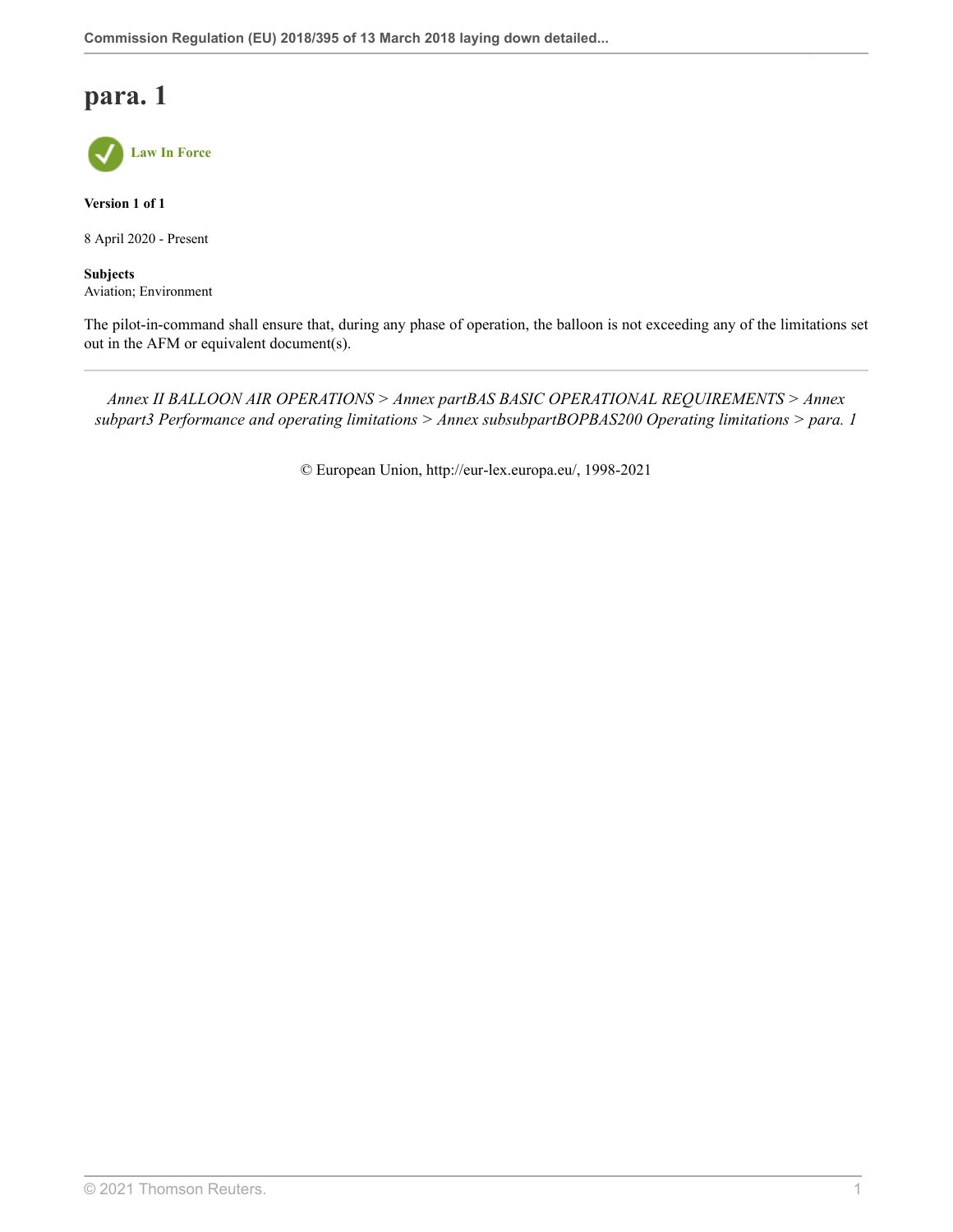# para. 1

**Law In Force**

**Version 1 of 1**

8 April 2020 - Present

**Subjects**
Aviation; Environment

The pilot-in-command shall ensure that, during any phase of operation, the balloon is not exceeding any of the limitations set out in the AFM or equivalent document(s).

---

*Annex II BALLOON AIR OPERATIONS > Annex partBAS BASIC OPERATIONAL REQUIREMENTS > Annex subpart3 Performance and operating limitations > Annex subsubpartBOPBAS200 Operating limitations > para. 1*

© European Union, http://eur-lex.europa.eu/, 1998-2021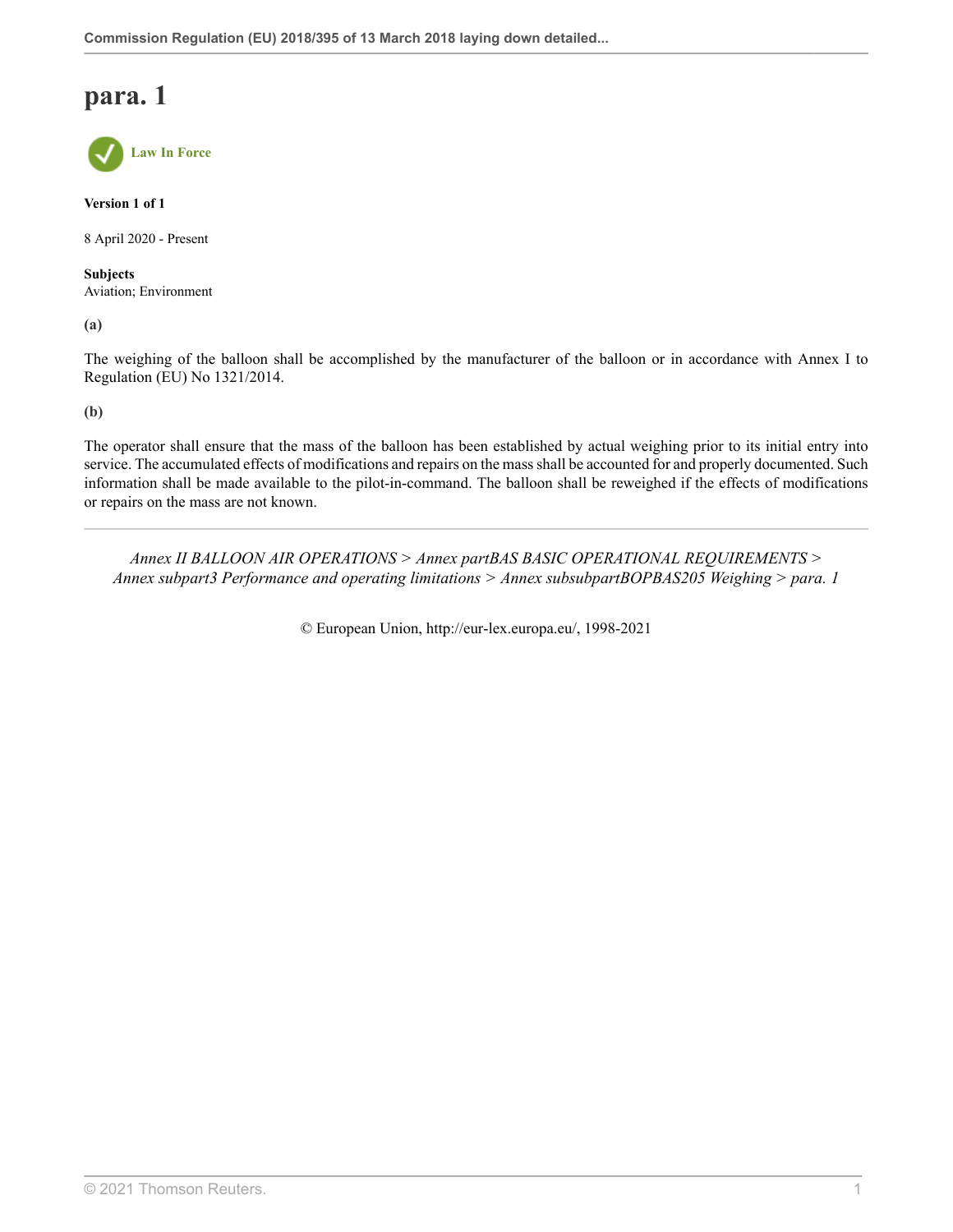# para. 1

Law In Force

**Version 1 of 1**

8 April 2020 - Present

**Subjects**
Aviation; Environment

**(a)**

The weighing of the balloon shall be accomplished by the manufacturer of the balloon or in accordance with Annex I to Regulation (EU) No 1321/2014.

**(b)**

The operator shall ensure that the mass of the balloon has been established by actual weighing prior to its initial entry into service. The accumulated effects of modifications and repairs on the mass shall be accounted for and properly documented. Such information shall be made available to the pilot-in-command. The balloon shall be reweighed if the effects of modifications or repairs on the mass are not known.

---

*Annex II BALLOON AIR OPERATIONS > Annex partBAS BASIC OPERATIONAL REQUIREMENTS > Annex subpart3 Performance and operating limitations > Annex subsubpartBOPBAS205 Weighing > para. 1*

© European Union, http://eur-lex.europa.eu/, 1998-2021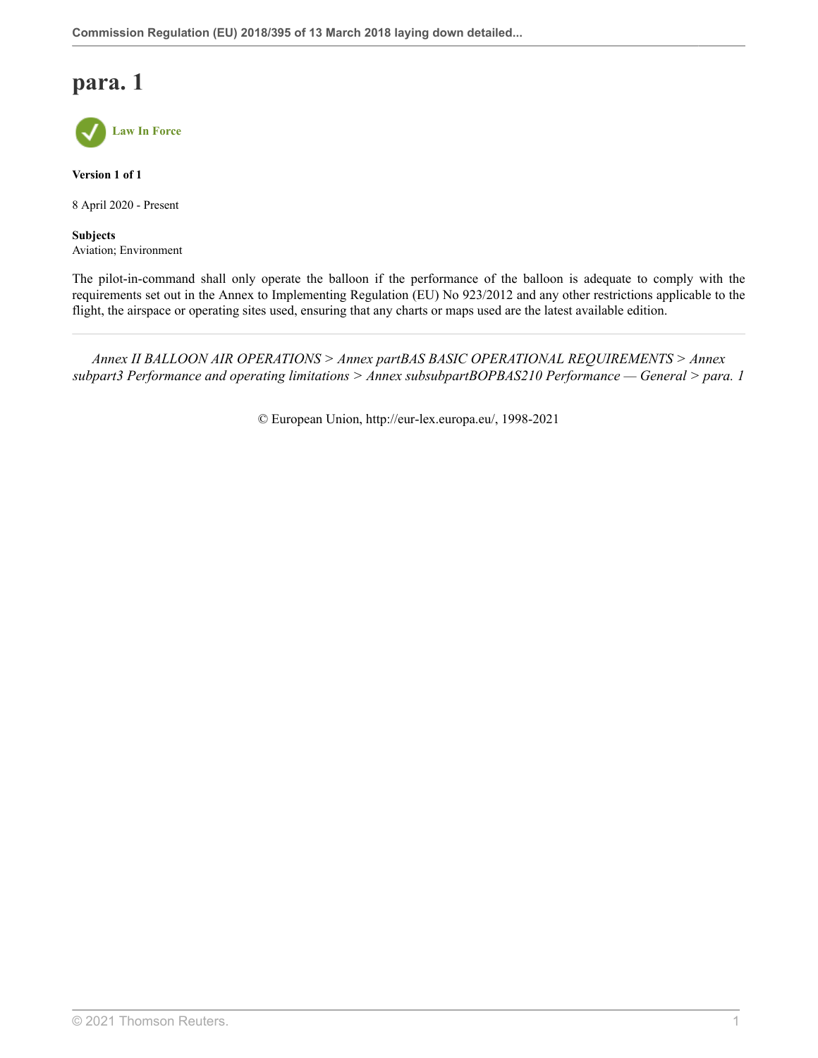# para. 1

Law In Force

**Version 1 of 1**

8 April 2020 - Present

**Subjects**
Aviation; Environment

The pilot-in-command shall only operate the balloon if the performance of the balloon is adequate to comply with the requirements set out in the Annex to Implementing Regulation (EU) No 923/2012 and any other restrictions applicable to the flight, the airspace or operating sites used, ensuring that any charts or maps used are the latest available edition.

---

*Annex II BALLOON AIR OPERATIONS > Annex partBAS BASIC OPERATIONAL REQUIREMENTS > Annex subpart3 Performance and operating limitations > Annex subsubpartBOPBAS210 Performance — General > para. 1*

© European Union, http://eur-lex.europa.eu/, 1998-2021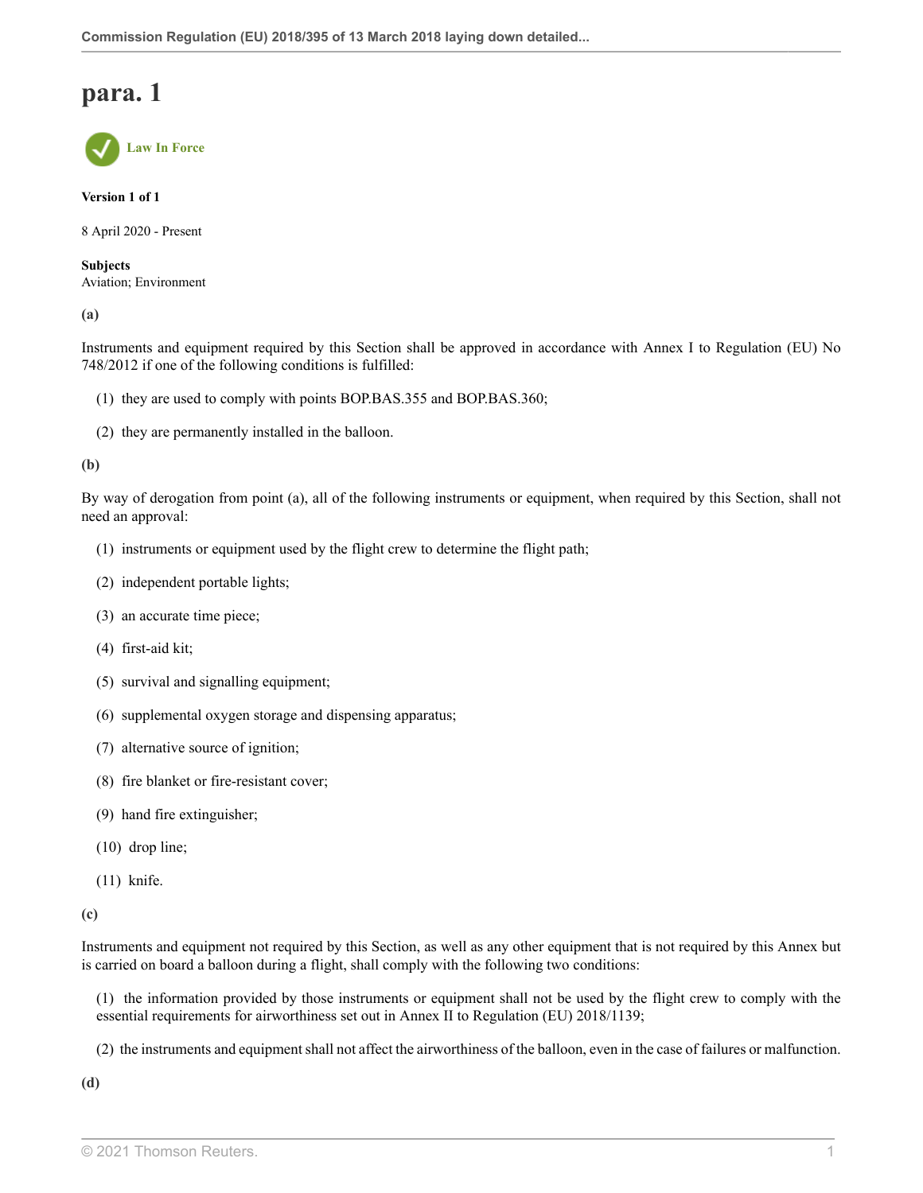# para. 1

Law In Force

**Version 1 of 1**

8 April 2020 - Present

**Subjects**
Aviation; Environment

**(a)**

Instruments and equipment required by this Section shall be approved in accordance with Annex I to Regulation (EU) No 748/2012 if one of the following conditions is fulfilled:

(1) they are used to comply with points BOP.BAS.355 and BOP.BAS.360;

(2) they are permanently installed in the balloon.

**(b)**

By way of derogation from point (a), all of the following instruments or equipment, when required by this Section, shall not need an approval:

(1) instruments or equipment used by the flight crew to determine the flight path;

(2) independent portable lights;

(3) an accurate time piece;

(4) first-aid kit;

(5) survival and signalling equipment;

(6) supplemental oxygen storage and dispensing apparatus;

(7) alternative source of ignition;

(8) fire blanket or fire-resistant cover;

(9) hand fire extinguisher;

(10) drop line;

(11) knife.

**(c)**

Instruments and equipment not required by this Section, as well as any other equipment that is not required by this Annex but is carried on board a balloon during a flight, shall comply with the following two conditions:

(1) the information provided by those instruments or equipment shall not be used by the flight crew to comply with the essential requirements for airworthiness set out in Annex II to Regulation (EU) 2018/1139;

(2) the instruments and equipment shall not affect the airworthiness of the balloon, even in the case of failures or malfunction.

**(d)**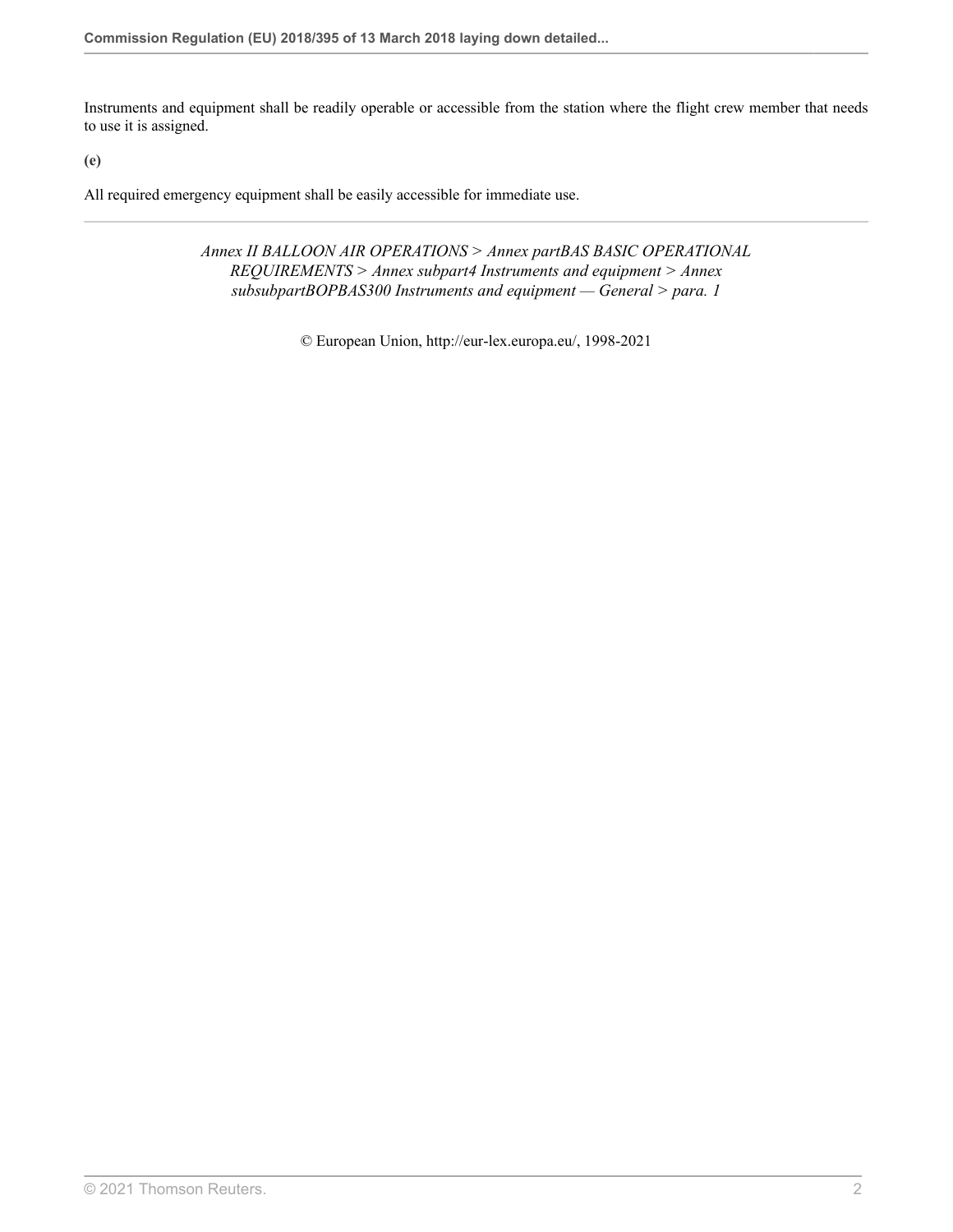Instruments and equipment shall be readily operable or accessible from the station where the flight crew member that needs to use it is assigned.

**(e)**

All required emergency equipment shall be easily accessible for immediate use.

---

*Annex II BALLOON AIR OPERATIONS > Annex partBAS BASIC OPERATIONAL REQUIREMENTS > Annex subpart4 Instruments and equipment > Annex subsubpartBOPBAS300 Instruments and equipment — General > para. 1*

© European Union, http://eur-lex.europa.eu/, 1998-2021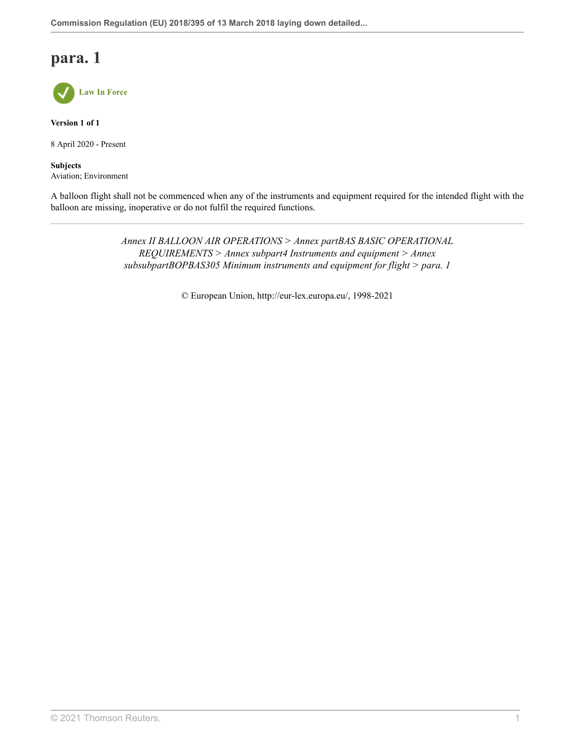# para. 1

Law In Force

**Version 1 of 1**

8 April 2020 - Present

**Subjects**
Aviation; Environment

A balloon flight shall not be commenced when any of the instruments and equipment required for the intended flight with the balloon are missing, inoperative or do not fulfil the required functions.

---

*Annex II BALLOON AIR OPERATIONS > Annex partBAS BASIC OPERATIONAL REQUIREMENTS > Annex subpart4 Instruments and equipment > Annex subsubpartBOPBAS305 Minimum instruments and equipment for flight > para. 1*

© European Union, http://eur-lex.europa.eu/, 1998-2021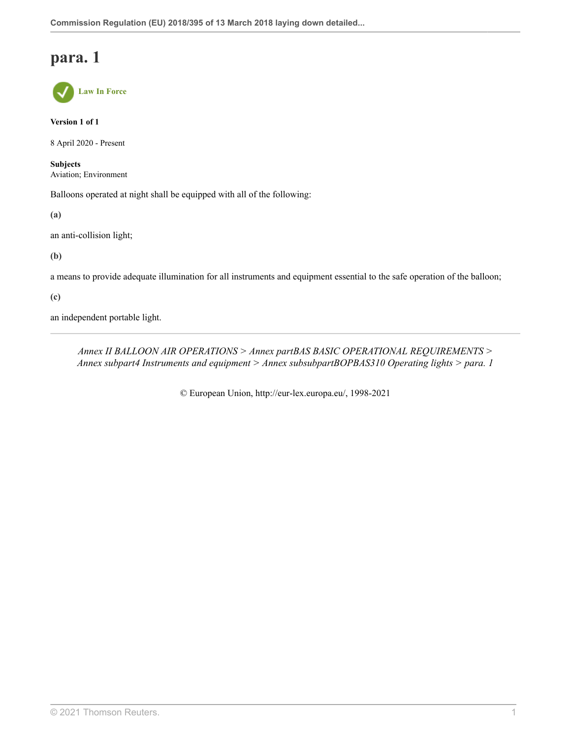# para. 1

Law In Force

**Version 1 of 1**

8 April 2020 - Present

**Subjects**
Aviation; Environment

Balloons operated at night shall be equipped with all of the following:

**(a)**

an anti-collision light;

**(b)**

a means to provide adequate illumination for all instruments and equipment essential to the safe operation of the balloon;

**(c)**

an independent portable light.

---

*Annex II BALLOON AIR OPERATIONS > Annex partBAS BASIC OPERATIONAL REQUIREMENTS > Annex subpart4 Instruments and equipment > Annex subsubpartBOPBAS310 Operating lights > para. 1*

© European Union, http://eur-lex.europa.eu/, 1998-2021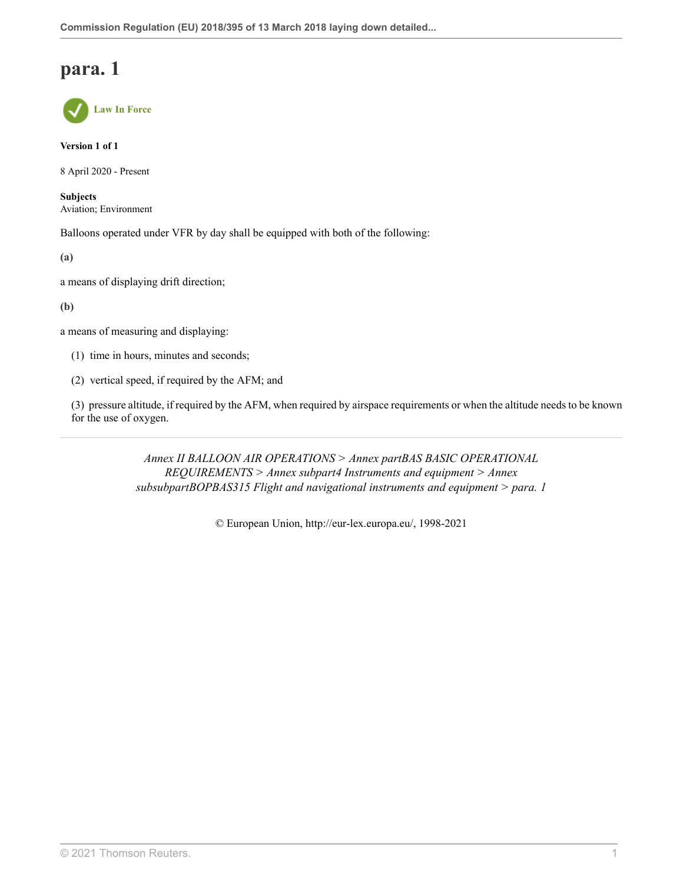# para. 1

Law In Force

**Version 1 of 1**

8 April 2020 - Present

**Subjects**
Aviation; Environment

Balloons operated under VFR by day shall be equipped with both of the following:

**(a)**

a means of displaying drift direction;

**(b)**

a means of measuring and displaying:

(1) time in hours, minutes and seconds;

(2) vertical speed, if required by the AFM; and

(3) pressure altitude, if required by the AFM, when required by airspace requirements or when the altitude needs to be known for the use of oxygen.

---

*Annex II BALLOON AIR OPERATIONS > Annex partBAS BASIC OPERATIONAL REQUIREMENTS > Annex subpart4 Instruments and equipment > Annex subsubpartBOPBAS315 Flight and navigational instruments and equipment > para. 1*

© European Union, http://eur-lex.europa.eu/, 1998-2021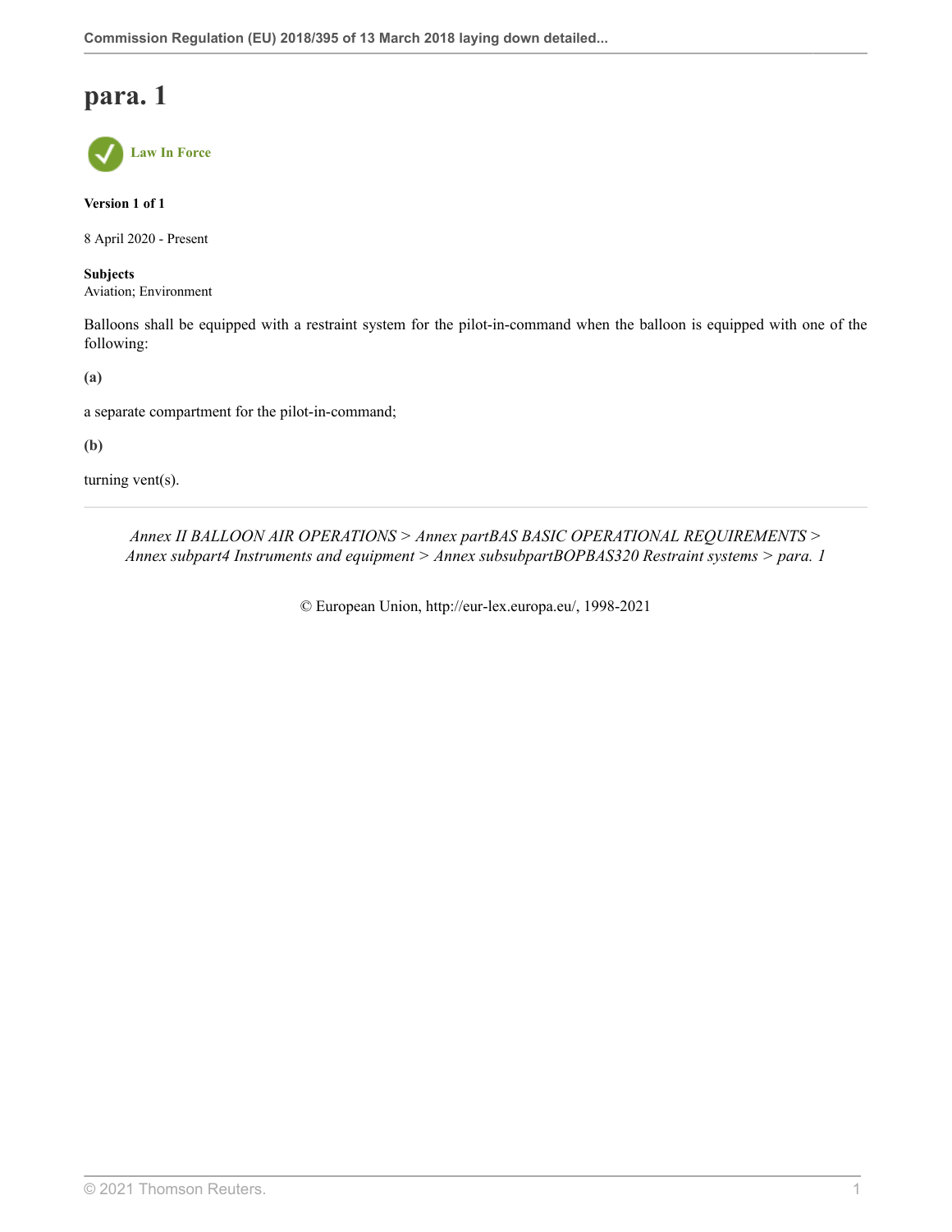# para. 1

Law In Force

**Version 1 of 1**

8 April 2020 - Present

**Subjects**
Aviation; Environment

Balloons shall be equipped with a restraint system for the pilot-in-command when the balloon is equipped with one of the following:

**(a)**

a separate compartment for the pilot-in-command;

**(b)**

turning vent(s).

---

*Annex II BALLOON AIR OPERATIONS > Annex partBAS BASIC OPERATIONAL REQUIREMENTS > Annex subpart4 Instruments and equipment > Annex subsubpartBOPBAS320 Restraint systems > para. 1*

© European Union, http://eur-lex.europa.eu/, 1998-2021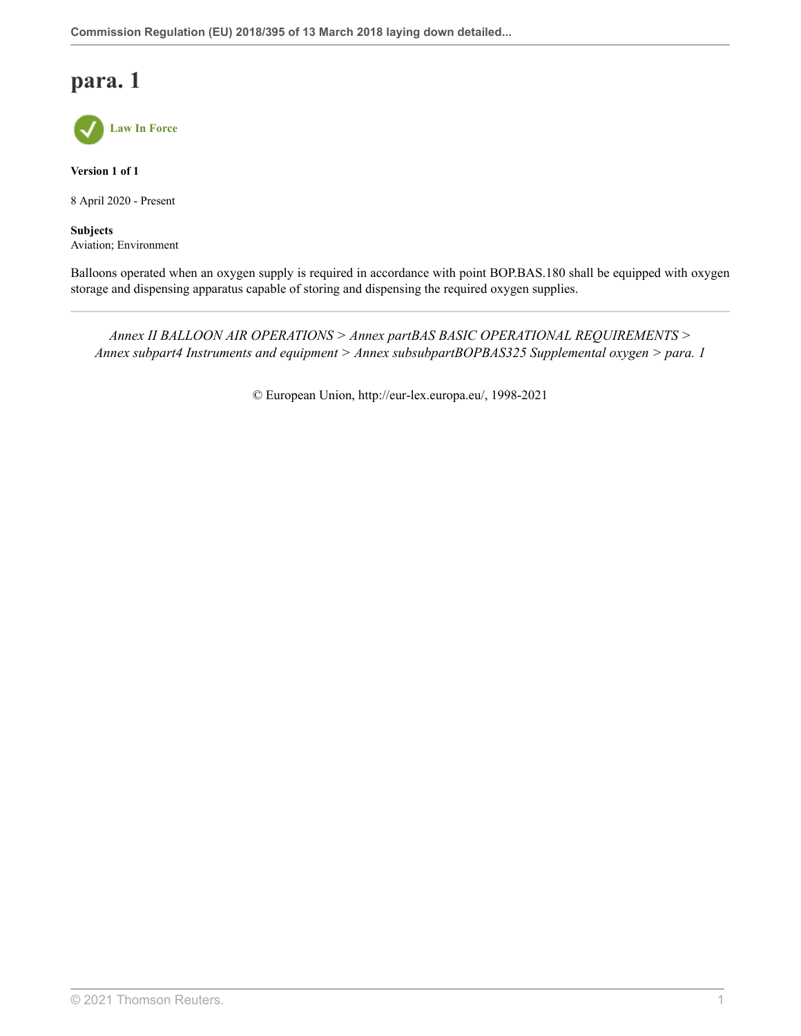# para. 1

Law In Force

**Version 1 of 1**

8 April 2020 - Present

**Subjects**
Aviation; Environment

Balloons operated when an oxygen supply is required in accordance with point BOP.BAS.180 shall be equipped with oxygen storage and dispensing apparatus capable of storing and dispensing the required oxygen supplies.

---

*Annex II BALLOON AIR OPERATIONS > Annex partBAS BASIC OPERATIONAL REQUIREMENTS > Annex subpart4 Instruments and equipment > Annex subsubpartBOPBAS325 Supplemental oxygen > para. 1*

© European Union, http://eur-lex.europa.eu/, 1998-2021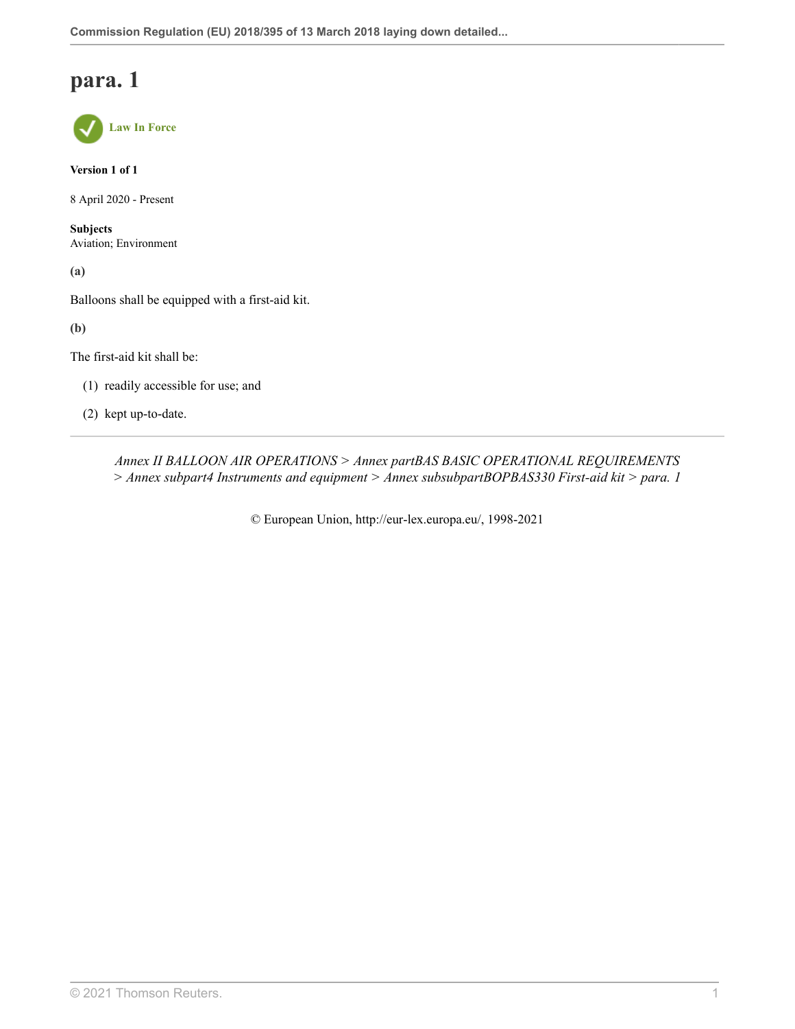# para. 1

Law In Force

**Version 1 of 1**

8 April 2020 - Present

**Subjects**
Aviation; Environment

**(a)**

Balloons shall be equipped with a first-aid kit.

**(b)**

The first-aid kit shall be:

(1) readily accessible for use; and

(2) kept up-to-date.

---

*Annex II BALLOON AIR OPERATIONS > Annex partBAS BASIC OPERATIONAL REQUIREMENTS > Annex subpart4 Instruments and equipment > Annex subsubpartBOPBAS330 First-aid kit > para. 1*

© European Union, http://eur-lex.europa.eu/, 1998-2021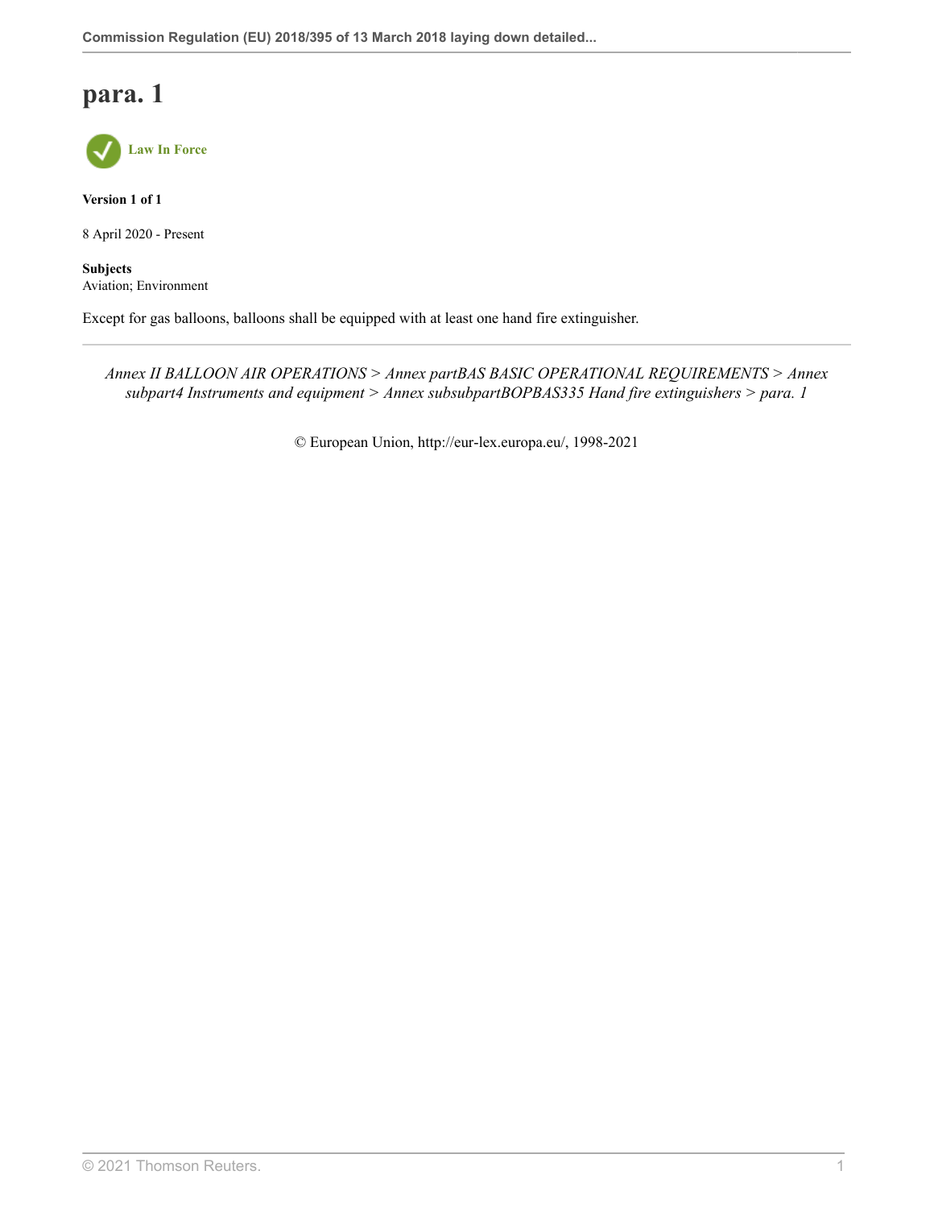# para. 1

Law In Force

**Version 1 of 1**

8 April 2020 - Present

**Subjects**
Aviation; Environment

Except for gas balloons, balloons shall be equipped with at least one hand fire extinguisher.

---

*Annex II BALLOON AIR OPERATIONS > Annex partBAS BASIC OPERATIONAL REQUIREMENTS > Annex subpart4 Instruments and equipment > Annex subsubpartBOPBAS335 Hand fire extinguishers > para. 1*

© European Union, http://eur-lex.europa.eu/, 1998-2021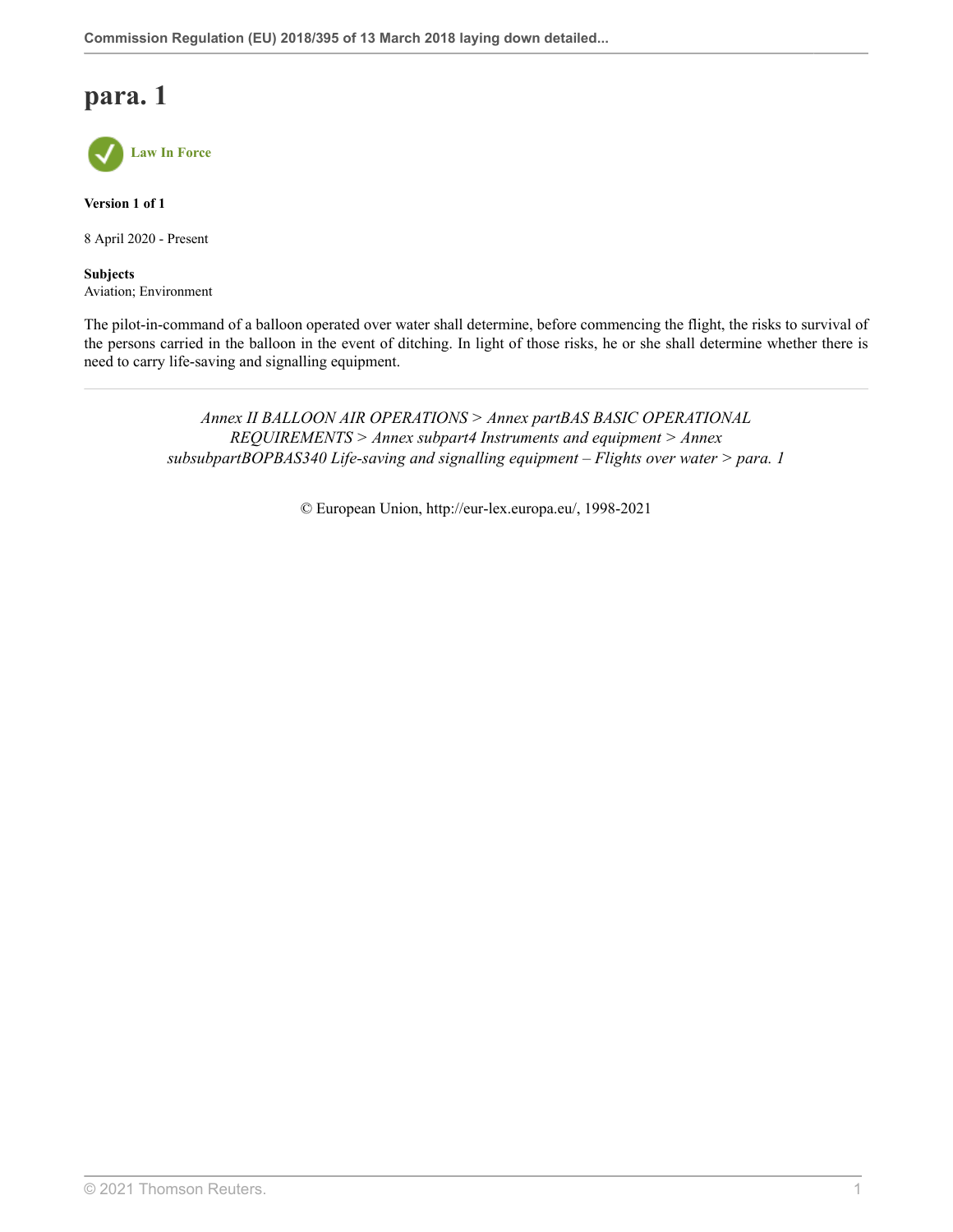# para. 1

Law In Force

**Version 1 of 1**

8 April 2020 - Present

**Subjects**
Aviation; Environment

The pilot-in-command of a balloon operated over water shall determine, before commencing the flight, the risks to survival of the persons carried in the balloon in the event of ditching. In light of those risks, he or she shall determine whether there is need to carry life-saving and signalling equipment.

---

*Annex II BALLOON AIR OPERATIONS > Annex partBAS BASIC OPERATIONAL REQUIREMENTS > Annex subpart4 Instruments and equipment > Annex subsubpartBOPBAS340 Life-saving and signalling equipment – Flights over water > para. 1*

© European Union, http://eur-lex.europa.eu/, 1998-2021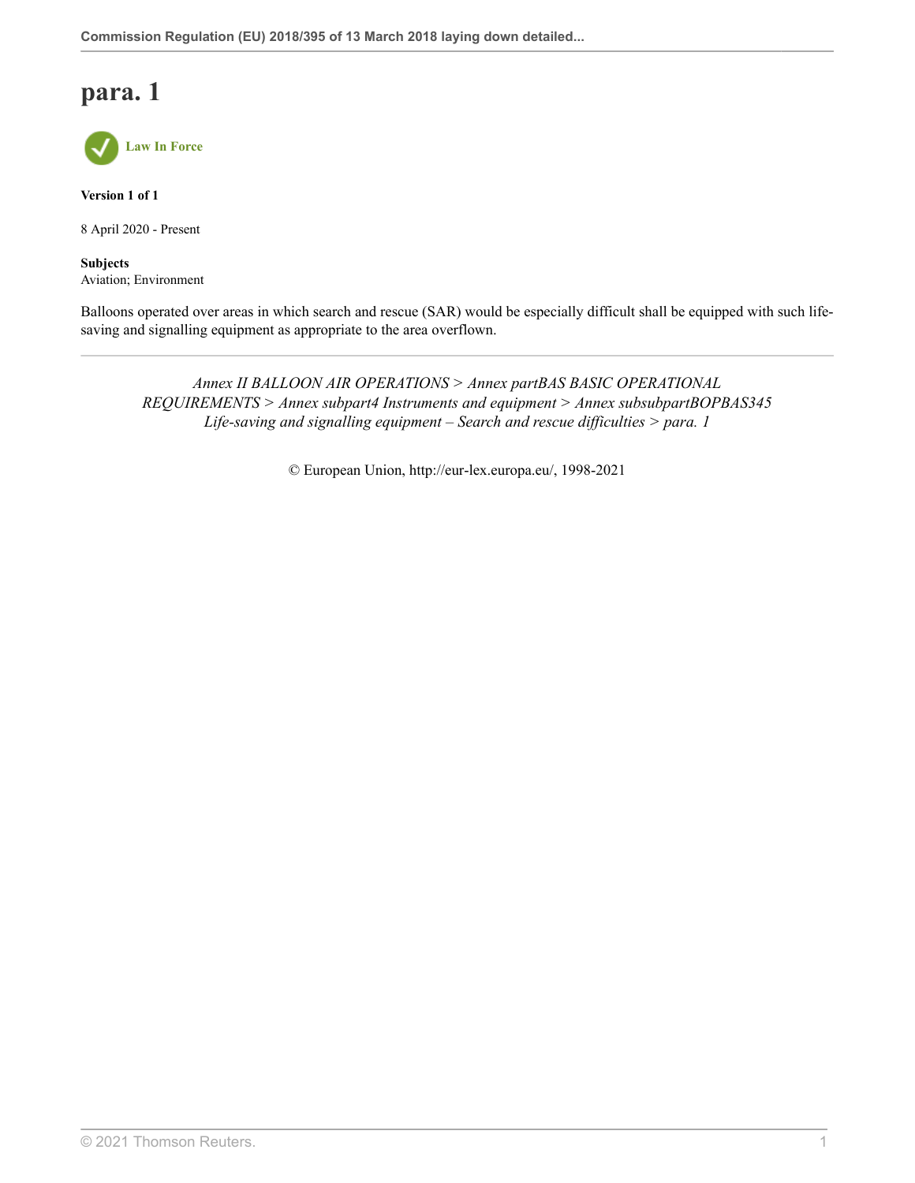# para. 1

Law In Force

**Version 1 of 1**

8 April 2020 - Present

**Subjects**
Aviation; Environment

Balloons operated over areas in which search and rescue (SAR) would be especially difficult shall be equipped with such life-saving and signalling equipment as appropriate to the area overflown.

---

*Annex II BALLOON AIR OPERATIONS > Annex partBAS BASIC OPERATIONAL REQUIREMENTS > Annex subpart4 Instruments and equipment > Annex subsubpartBOPBAS345 Life-saving and signalling equipment – Search and rescue difficulties > para. 1*

© European Union, http://eur-lex.europa.eu/, 1998-2021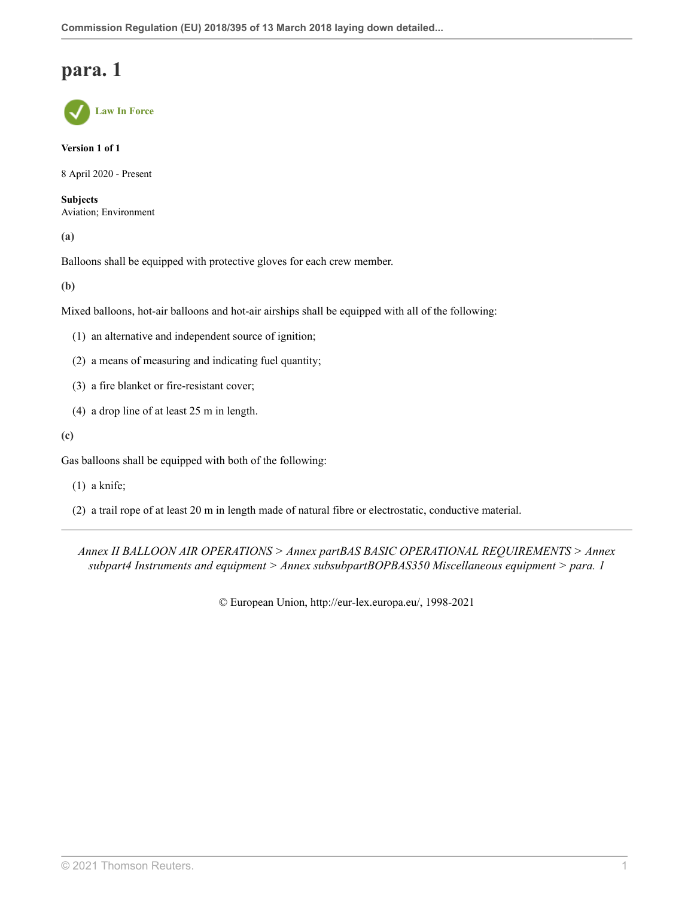# para. 1

Law In Force

**Version 1 of 1**

8 April 2020 - Present

**Subjects**
Aviation; Environment

**(a)**

Balloons shall be equipped with protective gloves for each crew member.

**(b)**

Mixed balloons, hot-air balloons and hot-air airships shall be equipped with all of the following:

(1) an alternative and independent source of ignition;

(2) a means of measuring and indicating fuel quantity;

(3) a fire blanket or fire-resistant cover;

(4) a drop line of at least 25 m in length.

**(c)**

Gas balloons shall be equipped with both of the following:

(1) a knife;

(2) a trail rope of at least 20 m in length made of natural fibre or electrostatic, conductive material.

---

*Annex II BALLOON AIR OPERATIONS > Annex partBAS BASIC OPERATIONAL REQUIREMENTS > Annex subpart4 Instruments and equipment > Annex subsubpartBOPBAS350 Miscellaneous equipment > para. 1*

© European Union, http://eur-lex.europa.eu/, 1998-2021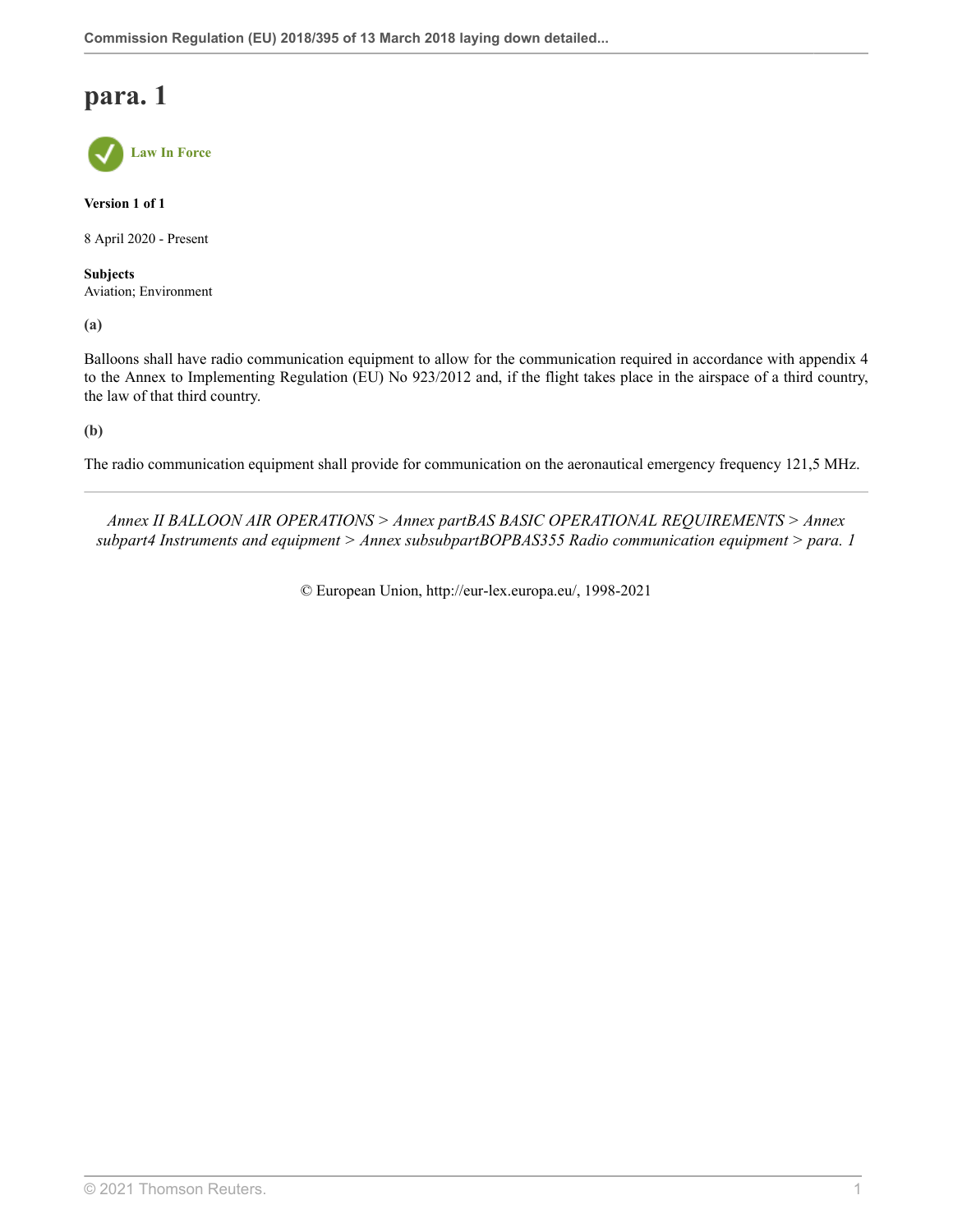# para. 1

Law In Force

**Version 1 of 1**

8 April 2020 - Present

**Subjects**
Aviation; Environment

**(a)**

Balloons shall have radio communication equipment to allow for the communication required in accordance with appendix 4 to the Annex to Implementing Regulation (EU) No 923/2012 and, if the flight takes place in the airspace of a third country, the law of that third country.

**(b)**

The radio communication equipment shall provide for communication on the aeronautical emergency frequency 121,5 MHz.

---

*Annex II BALLOON AIR OPERATIONS > Annex partBAS BASIC OPERATIONAL REQUIREMENTS > Annex subpart4 Instruments and equipment > Annex subsubpartBOPBAS355 Radio communication equipment > para. 1*

© European Union, http://eur-lex.europa.eu/, 1998-2021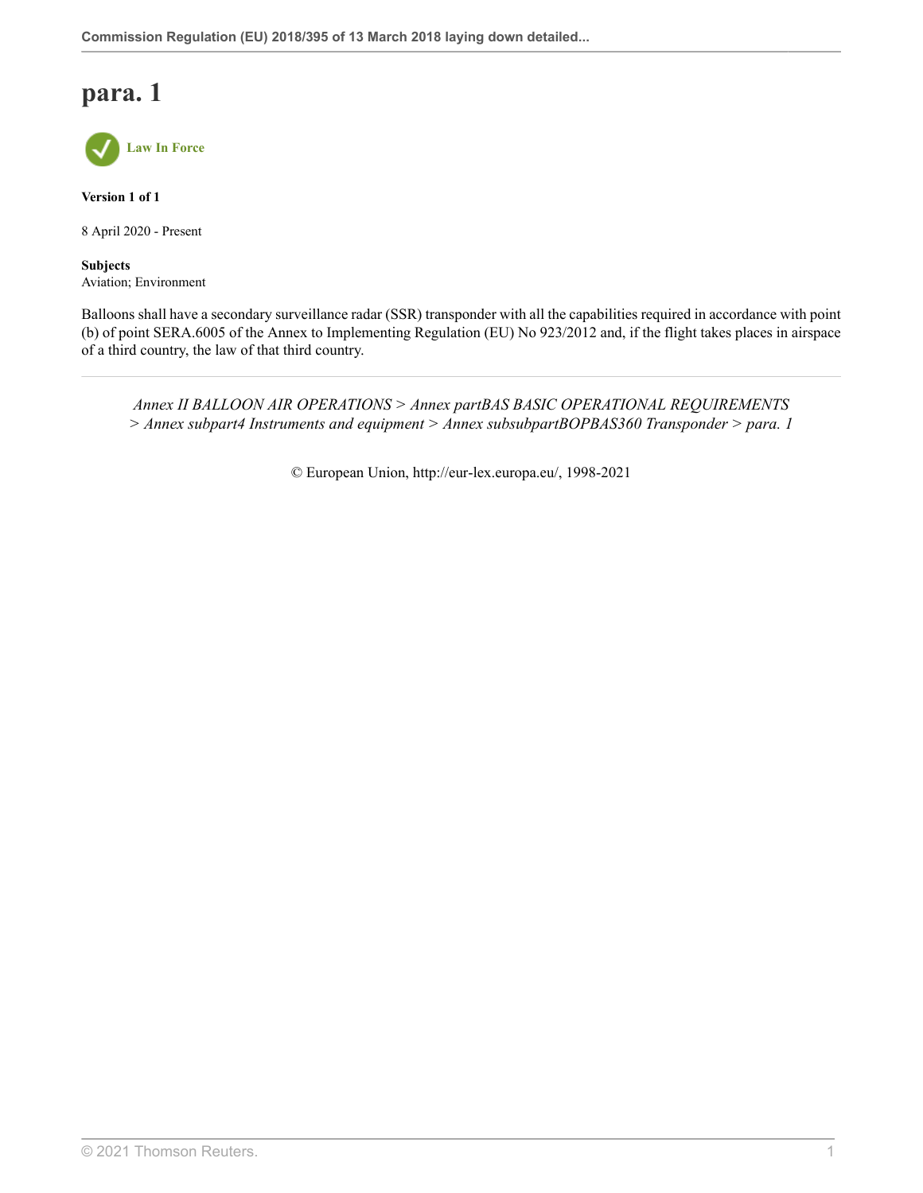# para. 1

Law In Force

**Version 1 of 1**

8 April 2020 - Present

**Subjects**
Aviation; Environment

Balloons shall have a secondary surveillance radar (SSR) transponder with all the capabilities required in accordance with point (b) of point SERA.6005 of the Annex to Implementing Regulation (EU) No 923/2012 and, if the flight takes places in airspace of a third country, the law of that third country.

---

*Annex II BALLOON AIR OPERATIONS > Annex partBAS BASIC OPERATIONAL REQUIREMENTS > Annex subpart4 Instruments and equipment > Annex subsubpartBOPBAS360 Transponder > para. 1*

© European Union, http://eur-lex.europa.eu/, 1998-2021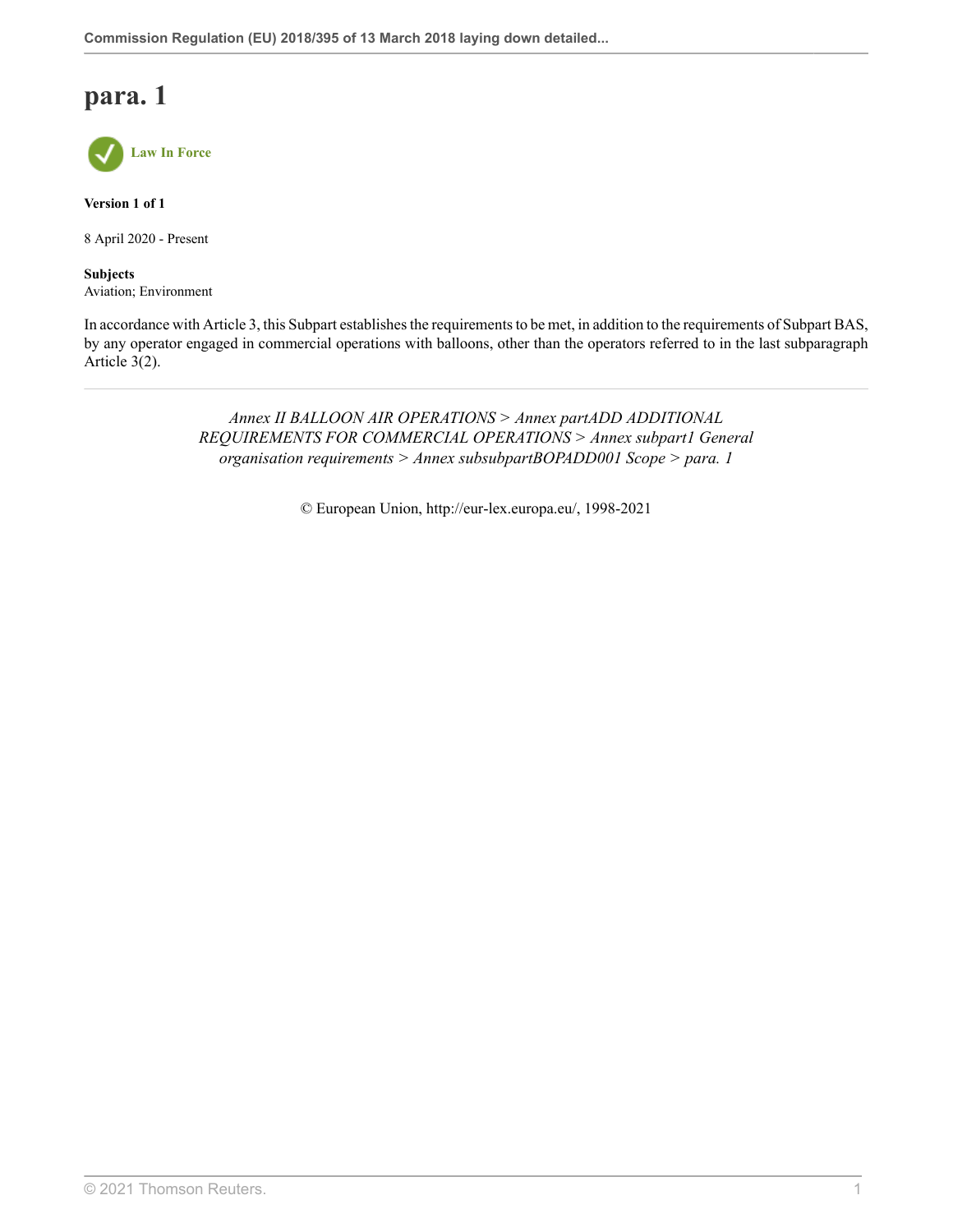# para. 1

Law In Force

**Version 1 of 1**

8 April 2020 - Present

**Subjects**
Aviation; Environment

In accordance with Article 3, this Subpart establishes the requirements to be met, in addition to the requirements of Subpart BAS, by any operator engaged in commercial operations with balloons, other than the operators referred to in the last subparagraph Article 3(2).

---

*Annex II BALLOON AIR OPERATIONS > Annex partADD ADDITIONAL REQUIREMENTS FOR COMMERCIAL OPERATIONS > Annex subpart1 General organisation requirements > Annex subsubpartBOPADD001 Scope > para. 1*

© European Union, http://eur-lex.europa.eu/, 1998-2021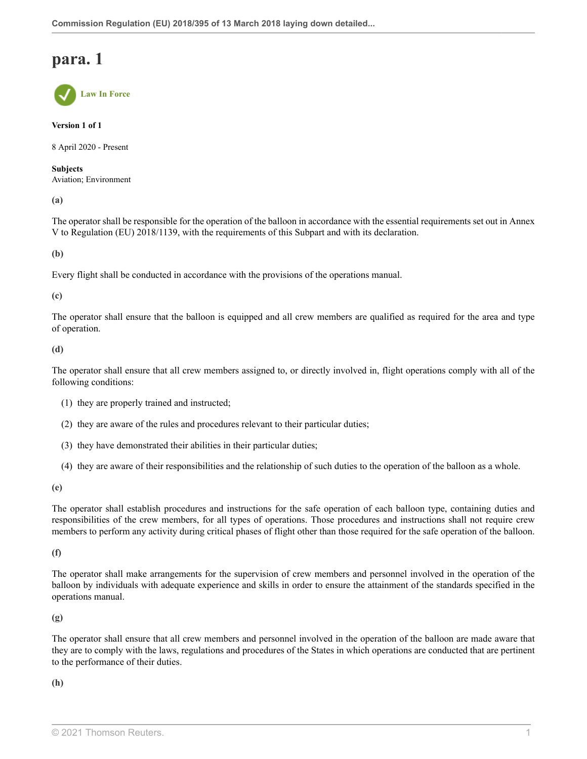# para. 1

Law In Force

**Version 1 of 1**

8 April 2020 - Present

**Subjects**
Aviation; Environment

**(a)**

The operator shall be responsible for the operation of the balloon in accordance with the essential requirements set out in Annex V to Regulation (EU) 2018/1139, with the requirements of this Subpart and with its declaration.

**(b)**

Every flight shall be conducted in accordance with the provisions of the operations manual.

**(c)**

The operator shall ensure that the balloon is equipped and all crew members are qualified as required for the area and type of operation.

**(d)**

The operator shall ensure that all crew members assigned to, or directly involved in, flight operations comply with all of the following conditions:

(1) they are properly trained and instructed;

(2) they are aware of the rules and procedures relevant to their particular duties;

(3) they have demonstrated their abilities in their particular duties;

(4) they are aware of their responsibilities and the relationship of such duties to the operation of the balloon as a whole.

**(e)**

The operator shall establish procedures and instructions for the safe operation of each balloon type, containing duties and responsibilities of the crew members, for all types of operations. Those procedures and instructions shall not require crew members to perform any activity during critical phases of flight other than those required for the safe operation of the balloon.

**(f)**

The operator shall make arrangements for the supervision of crew members and personnel involved in the operation of the balloon by individuals with adequate experience and skills in order to ensure the attainment of the standards specified in the operations manual.

**(g)**

The operator shall ensure that all crew members and personnel involved in the operation of the balloon are made aware that they are to comply with the laws, regulations and procedures of the States in which operations are conducted that are pertinent to the performance of their duties.

**(h)**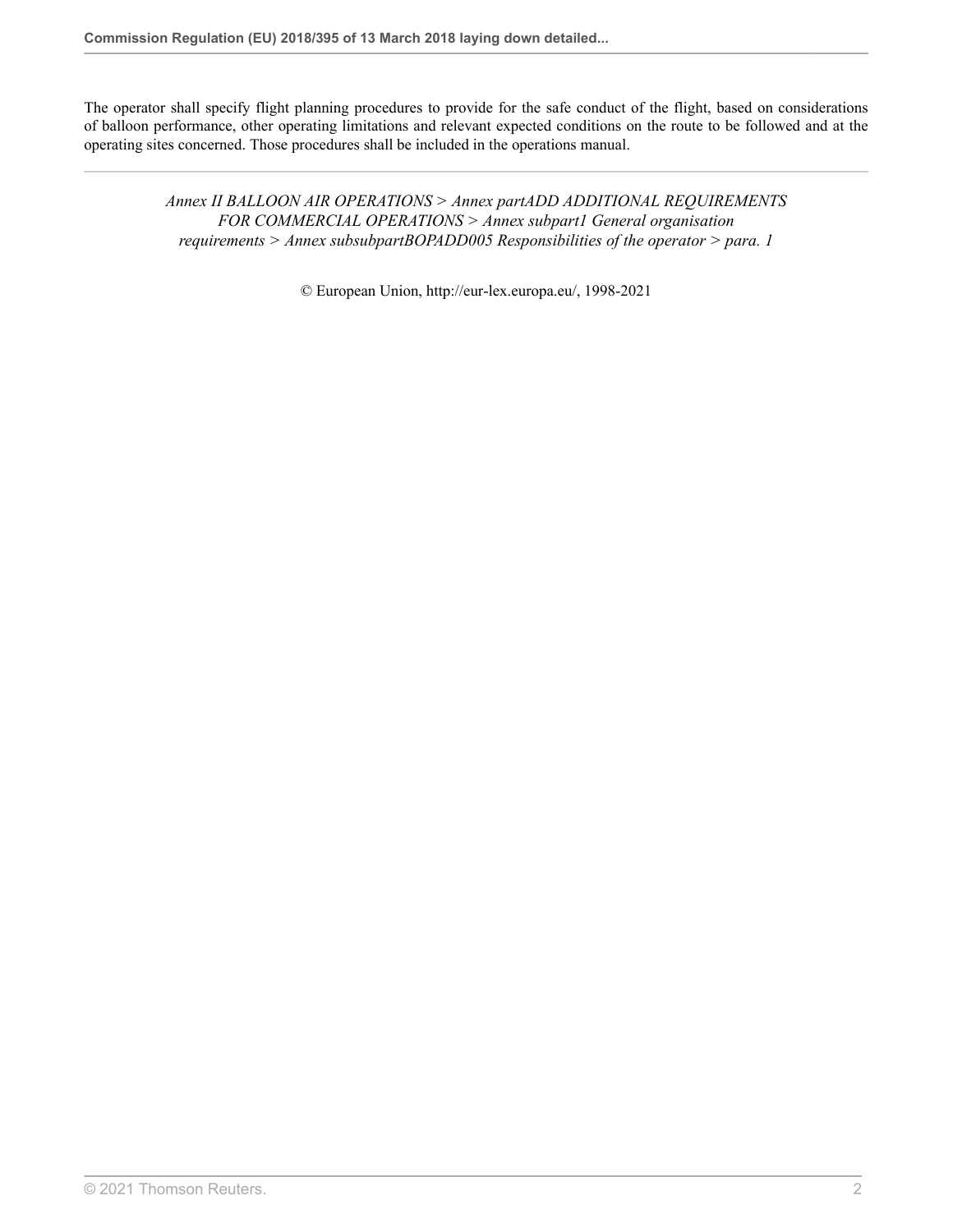The operator shall specify flight planning procedures to provide for the safe conduct of the flight, based on considerations of balloon performance, other operating limitations and relevant expected conditions on the route to be followed and at the operating sites concerned. Those procedures shall be included in the operations manual.

---

*Annex II BALLOON AIR OPERATIONS > Annex partADD ADDITIONAL REQUIREMENTS FOR COMMERCIAL OPERATIONS > Annex subpart1 General organisation requirements > Annex subsubpartBOPADD005 Responsibilities of the operator > para. 1*

© European Union, http://eur-lex.europa.eu/, 1998-2021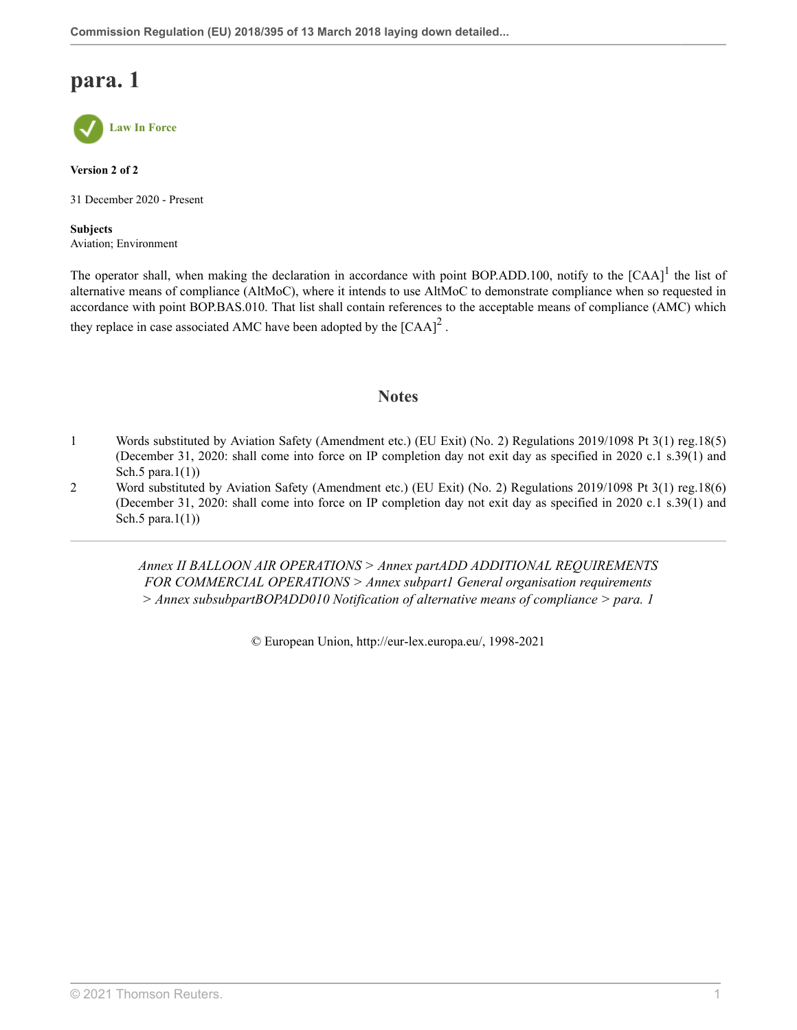# para. 1

Law In Force

**Version 2 of 2**

31 December 2020 - Present

**Subjects**
Aviation; Environment

The operator shall, when making the declaration in accordance with point BOP.ADD.100, notify to the [CAA][1] the list of alternative means of compliance (AltMoC), where it intends to use AltMoC to demonstrate compliance when so requested in accordance with point BOP.BAS.010. That list shall contain references to the acceptable means of compliance (AMC) which they replace in case associated AMC have been adopted by the [CAA][2] .

## Notes

1 Words substituted by Aviation Safety (Amendment etc.) (EU Exit) (No. 2) Regulations 2019/1098 Pt 3(1) reg.18(5) (December 31, 2020: shall come into force on IP completion day not exit day as specified in 2020 c.1 s.39(1) and Sch.5 para.1(1))

2 Word substituted by Aviation Safety (Amendment etc.) (EU Exit) (No. 2) Regulations 2019/1098 Pt 3(1) reg.18(6) (December 31, 2020: shall come into force on IP completion day not exit day as specified in 2020 c.1 s.39(1) and Sch.5 para.1(1))

*Annex II BALLOON AIR OPERATIONS > Annex partADD ADDITIONAL REQUIREMENTS FOR COMMERCIAL OPERATIONS > Annex subpart1 General organisation requirements > Annex subsubpartBOPADD010 Notification of alternative means of compliance > para. 1*

© European Union, http://eur-lex.europa.eu/, 1998-2021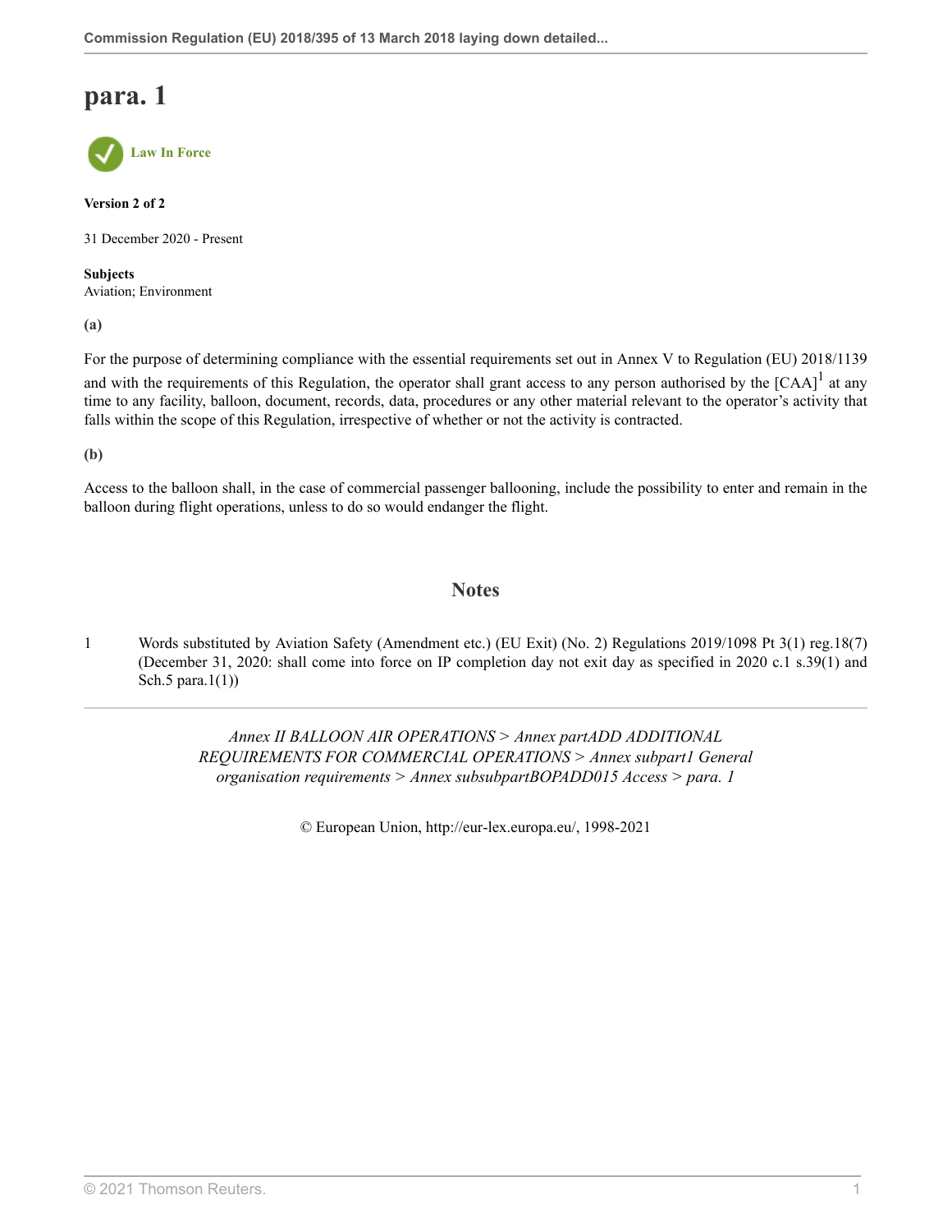# para. 1

Law In Force

**Version 2 of 2**

31 December 2020 - Present

**Subjects**
Aviation; Environment

**(a)**

For the purpose of determining compliance with the essential requirements set out in Annex V to Regulation (EU) 2018/1139 and with the requirements of this Regulation, the operator shall grant access to any person authorised by the [CAA][1] at any time to any facility, balloon, document, records, data, procedures or any other material relevant to the operator's activity that falls within the scope of this Regulation, irrespective of whether or not the activity is contracted.

**(b)**

Access to the balloon shall, in the case of commercial passenger ballooning, include the possibility to enter and remain in the balloon during flight operations, unless to do so would endanger the flight.

## Notes

1 Words substituted by Aviation Safety (Amendment etc.) (EU Exit) (No. 2) Regulations 2019/1098 Pt 3(1) reg.18(7) (December 31, 2020: shall come into force on IP completion day not exit day as specified in 2020 c.1 s.39(1) and Sch.5 para.1(1))

*Annex II BALLOON AIR OPERATIONS > Annex partADD ADDITIONAL REQUIREMENTS FOR COMMERCIAL OPERATIONS > Annex subpart1 General organisation requirements > Annex subsubpartBOPADD015 Access > para. 1*

© European Union, http://eur-lex.europa.eu/, 1998-2021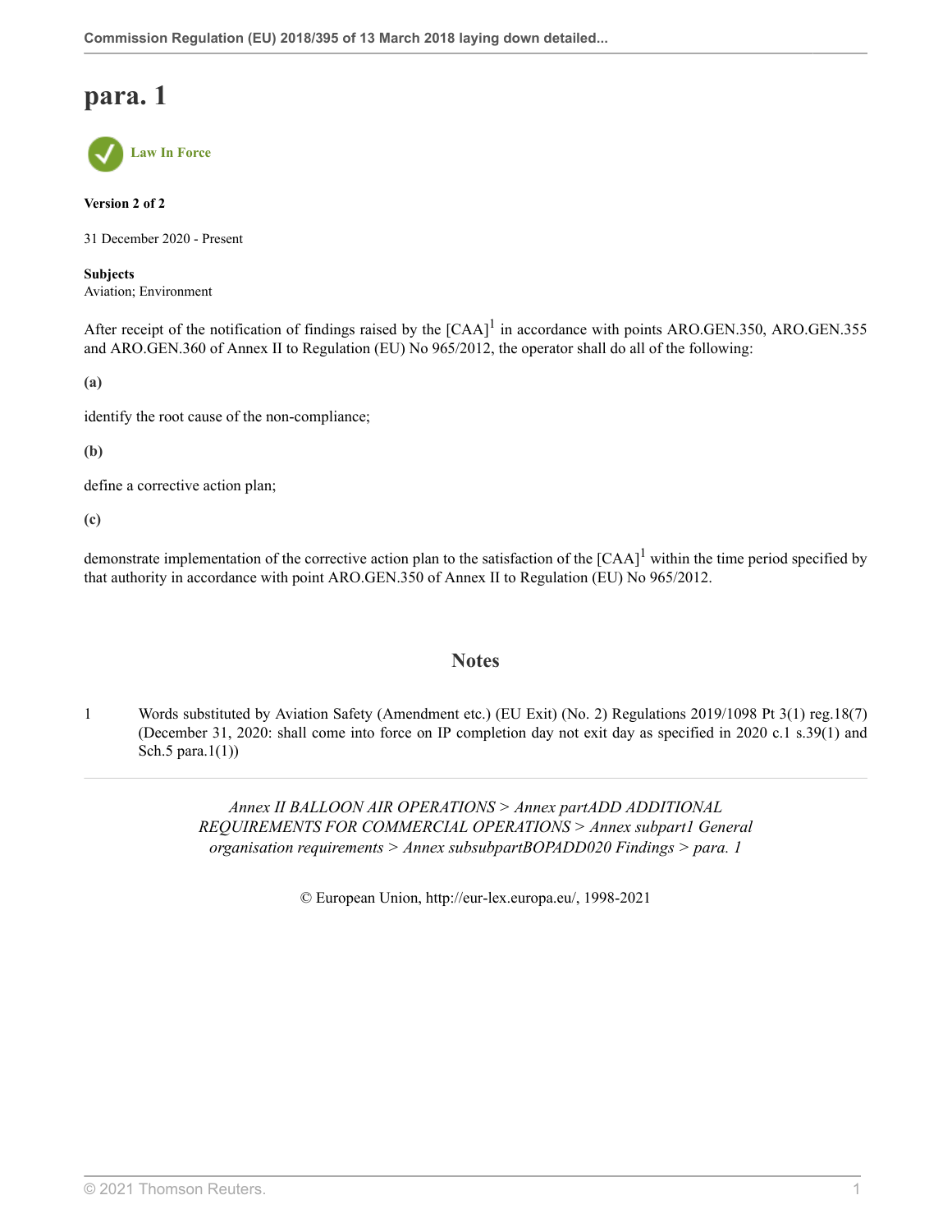# para. 1

**Law In Force**

**Version 2 of 2**

31 December 2020 - Present

**Subjects**
Aviation; Environment

After receipt of the notification of findings raised by the [CAA][1] in accordance with points ARO.GEN.350, ARO.GEN.355 and ARO.GEN.360 of Annex II to Regulation (EU) No 965/2012, the operator shall do all of the following:

**(a)**

identify the root cause of the non-compliance;

**(b)**

define a corrective action plan;

**(c)**

demonstrate implementation of the corrective action plan to the satisfaction of the [CAA][1] within the time period specified by that authority in accordance with point ARO.GEN.350 of Annex II to Regulation (EU) No 965/2012.

## Notes

1 Words substituted by Aviation Safety (Amendment etc.) (EU Exit) (No. 2) Regulations 2019/1098 Pt 3(1) reg.18(7) (December 31, 2020: shall come into force on IP completion day not exit day as specified in 2020 c.1 s.39(1) and Sch.5 para.1(1))

---

*Annex II BALLOON AIR OPERATIONS > Annex partADD ADDITIONAL REQUIREMENTS FOR COMMERCIAL OPERATIONS > Annex subpart1 General organisation requirements > Annex subsubpartBOPADD020 Findings > para. 1*

© European Union, http://eur-lex.europa.eu/, 1998-2021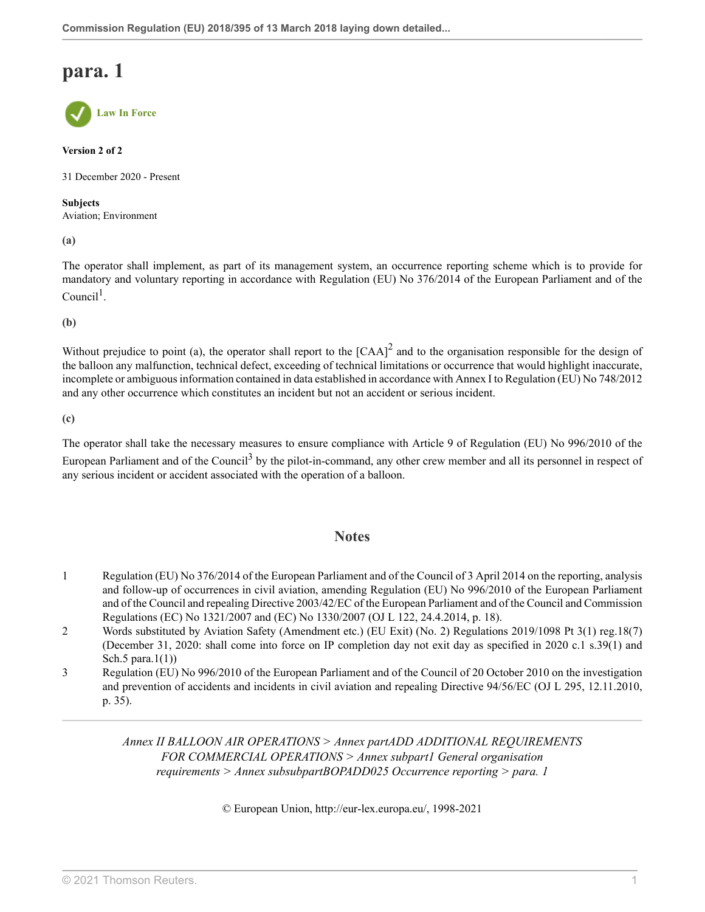# para. 1

Law In Force

**Version 2 of 2**

31 December 2020 - Present

**Subjects**
Aviation; Environment

**(a)**

The operator shall implement, as part of its management system, an occurrence reporting scheme which is to provide for mandatory and voluntary reporting in accordance with Regulation (EU) No 376/2014 of the European Parliament and of the Council[1].

**(b)**

Without prejudice to point (a), the operator shall report to the [CAA][2] and to the organisation responsible for the design of the balloon any malfunction, technical defect, exceeding of technical limitations or occurrence that would highlight inaccurate, incomplete or ambiguous information contained in data established in accordance with Annex I to Regulation (EU) No 748/2012 and any other occurrence which constitutes an incident but not an accident or serious incident.

**(c)**

The operator shall take the necessary measures to ensure compliance with Article 9 of Regulation (EU) No 996/2010 of the European Parliament and of the Council[3] by the pilot-in-command, any other crew member and all its personnel in respect of any serious incident or accident associated with the operation of a balloon.

## Notes

1. Regulation (EU) No 376/2014 of the European Parliament and of the Council of 3 April 2014 on the reporting, analysis and follow-up of occurrences in civil aviation, amending Regulation (EU) No 996/2010 of the European Parliament and of the Council and repealing Directive 2003/42/EC of the European Parliament and of the Council and Commission Regulations (EC) No 1321/2007 and (EC) No 1330/2007 (OJ L 122, 24.4.2014, p. 18).
2. Words substituted by Aviation Safety (Amendment etc.) (EU Exit) (No. 2) Regulations 2019/1098 Pt 3(1) reg.18(7) (December 31, 2020: shall come into force on IP completion day not exit day as specified in 2020 c.1 s.39(1) and Sch.5 para.1(1))
3. Regulation (EU) No 996/2010 of the European Parliament and of the Council of 20 October 2010 on the investigation and prevention of accidents and incidents in civil aviation and repealing Directive 94/56/EC (OJ L 295, 12.11.2010, p. 35).

*Annex II BALLOON AIR OPERATIONS > Annex partADD ADDITIONAL REQUIREMENTS FOR COMMERCIAL OPERATIONS > Annex subpart1 General organisation requirements > Annex subsubpartBOPADD025 Occurrence reporting > para. 1*

© European Union, http://eur-lex.europa.eu/, 1998-2021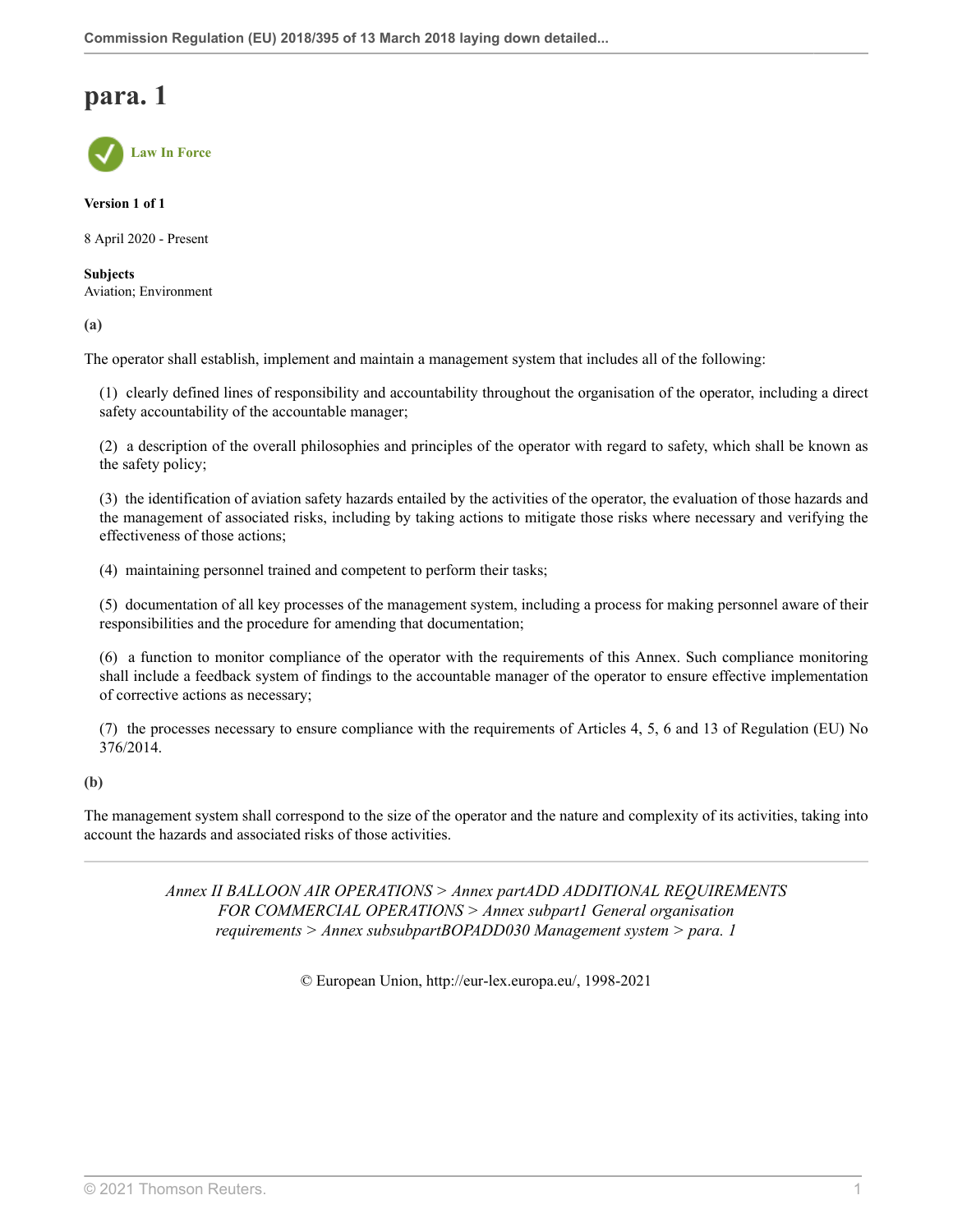# para. 1

Law In Force

**Version 1 of 1**

8 April 2020 - Present

**Subjects**
Aviation; Environment

**(a)**

The operator shall establish, implement and maintain a management system that includes all of the following:

(1) clearly defined lines of responsibility and accountability throughout the organisation of the operator, including a direct safety accountability of the accountable manager;

(2) a description of the overall philosophies and principles of the operator with regard to safety, which shall be known as the safety policy;

(3) the identification of aviation safety hazards entailed by the activities of the operator, the evaluation of those hazards and the management of associated risks, including by taking actions to mitigate those risks where necessary and verifying the effectiveness of those actions;

(4) maintaining personnel trained and competent to perform their tasks;

(5) documentation of all key processes of the management system, including a process for making personnel aware of their responsibilities and the procedure for amending that documentation;

(6) a function to monitor compliance of the operator with the requirements of this Annex. Such compliance monitoring shall include a feedback system of findings to the accountable manager of the operator to ensure effective implementation of corrective actions as necessary;

(7) the processes necessary to ensure compliance with the requirements of Articles 4, 5, 6 and 13 of Regulation (EU) No 376/2014.

**(b)**

The management system shall correspond to the size of the operator and the nature and complexity of its activities, taking into account the hazards and associated risks of those activities.

*Annex II BALLOON AIR OPERATIONS > Annex partADD ADDITIONAL REQUIREMENTS FOR COMMERCIAL OPERATIONS > Annex subpart1 General organisation requirements > Annex subsubpartBOPADD030 Management system > para. 1*

© European Union, http://eur-lex.europa.eu/, 1998-2021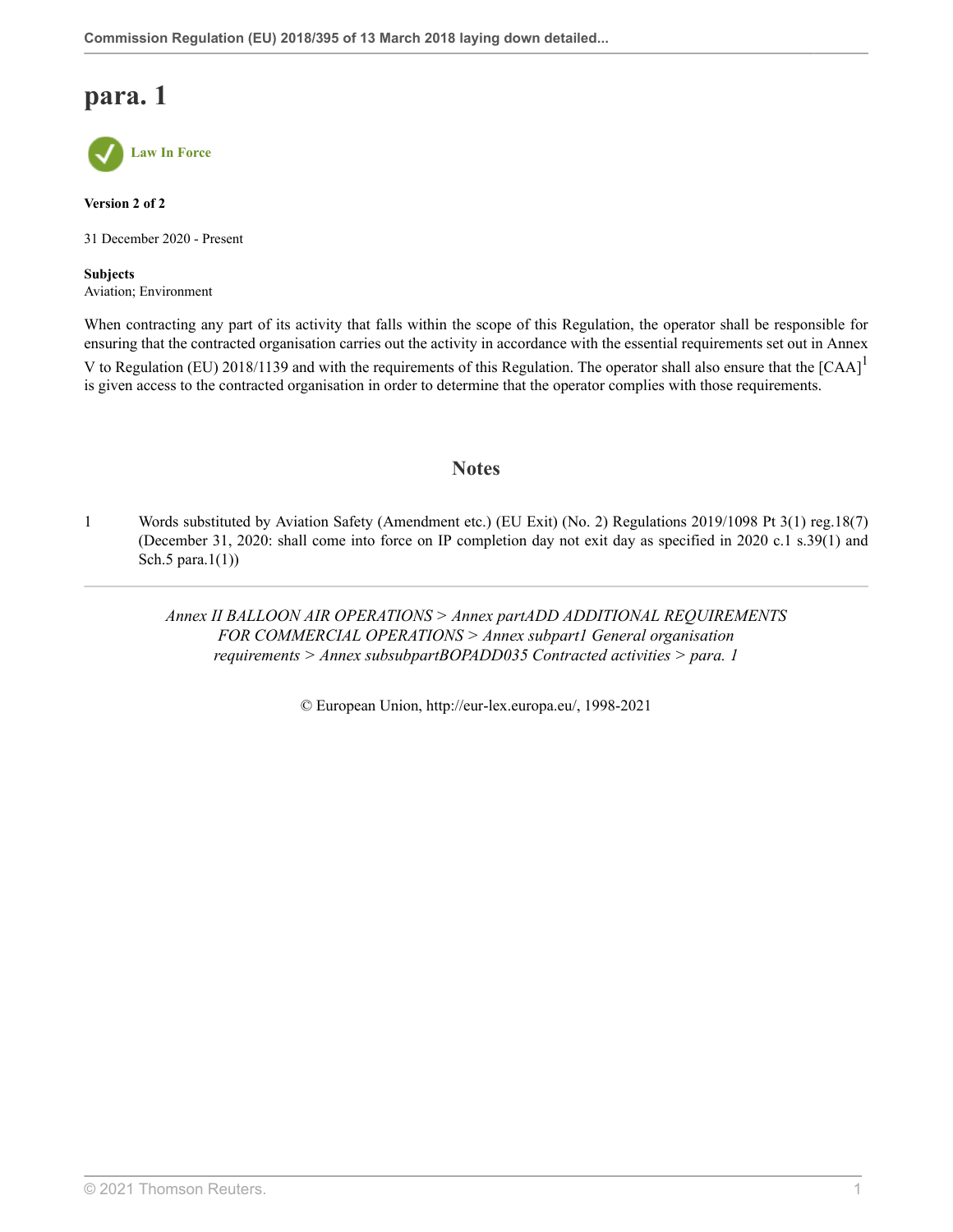# para. 1

Law In Force

**Version 2 of 2**

31 December 2020 - Present

**Subjects**
Aviation; Environment

When contracting any part of its activity that falls within the scope of this Regulation, the operator shall be responsible for ensuring that the contracted organisation carries out the activity in accordance with the essential requirements set out in Annex V to Regulation (EU) 2018/1139 and with the requirements of this Regulation. The operator shall also ensure that the [CAA][1] is given access to the contracted organisation in order to determine that the operator complies with those requirements.

## Notes

1 Words substituted by Aviation Safety (Amendment etc.) (EU Exit) (No. 2) Regulations 2019/1098 Pt 3(1) reg.18(7) (December 31, 2020: shall come into force on IP completion day not exit day as specified in 2020 c.1 s.39(1) and Sch.5 para.1(1))

*Annex II BALLOON AIR OPERATIONS > Annex partADD ADDITIONAL REQUIREMENTS FOR COMMERCIAL OPERATIONS > Annex subpart1 General organisation requirements > Annex subsubpartBOPADD035 Contracted activities > para. 1*

© European Union, http://eur-lex.europa.eu/, 1998-2021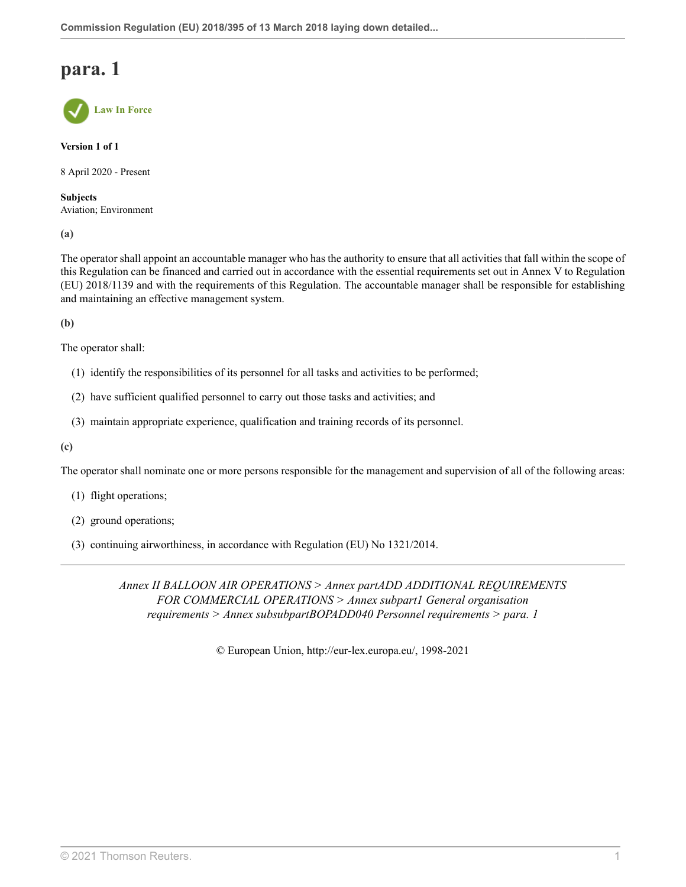# para. 1

Law In Force

**Version 1 of 1**

8 April 2020 - Present

**Subjects**
Aviation; Environment

**(a)**

The operator shall appoint an accountable manager who has the authority to ensure that all activities that fall within the scope of this Regulation can be financed and carried out in accordance with the essential requirements set out in Annex V to Regulation (EU) 2018/1139 and with the requirements of this Regulation. The accountable manager shall be responsible for establishing and maintaining an effective management system.

**(b)**

The operator shall:

(1) identify the responsibilities of its personnel for all tasks and activities to be performed;

(2) have sufficient qualified personnel to carry out those tasks and activities; and

(3) maintain appropriate experience, qualification and training records of its personnel.

**(c)**

The operator shall nominate one or more persons responsible for the management and supervision of all of the following areas:

(1) flight operations;

(2) ground operations;

(3) continuing airworthiness, in accordance with Regulation (EU) No 1321/2014.

---

*Annex II BALLOON AIR OPERATIONS > Annex partADD ADDITIONAL REQUIREMENTS FOR COMMERCIAL OPERATIONS > Annex subpart1 General organisation requirements > Annex subsubpartBOPADD040 Personnel requirements > para. 1*

© European Union, http://eur-lex.europa.eu/, 1998-2021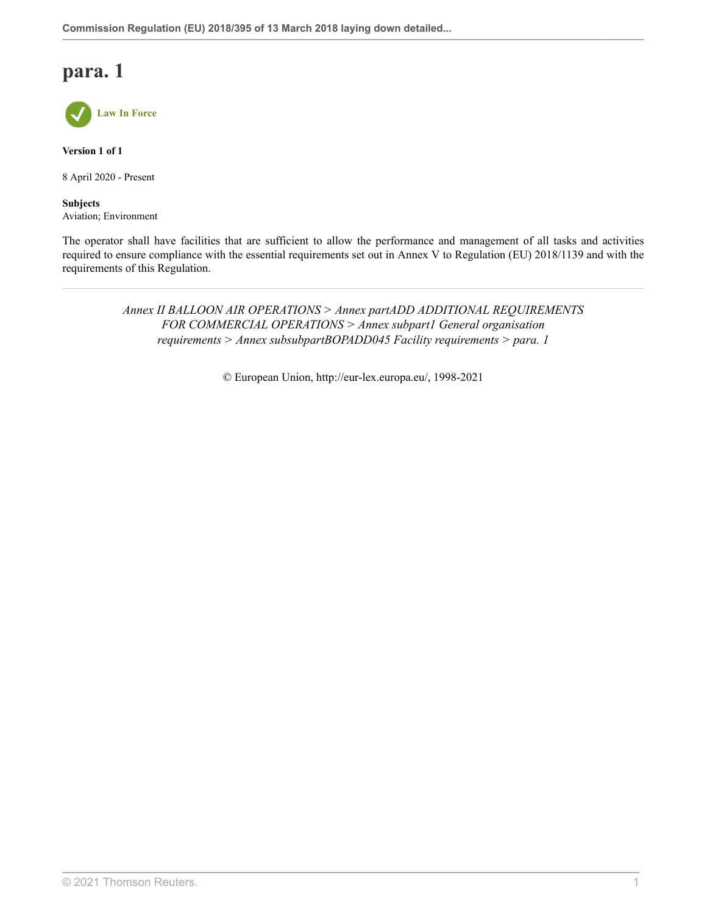# para. 1

**Law In Force**

**Version 1 of 1**

8 April 2020 - Present

**Subjects**
Aviation; Environment

The operator shall have facilities that are sufficient to allow the performance and management of all tasks and activities required to ensure compliance with the essential requirements set out in Annex V to Regulation (EU) 2018/1139 and with the requirements of this Regulation.

---

*Annex II BALLOON AIR OPERATIONS > Annex partADD ADDITIONAL REQUIREMENTS FOR COMMERCIAL OPERATIONS > Annex subpart1 General organisation requirements > Annex subsubpartBOPADD045 Facility requirements > para. 1*

© European Union, http://eur-lex.europa.eu/, 1998-2021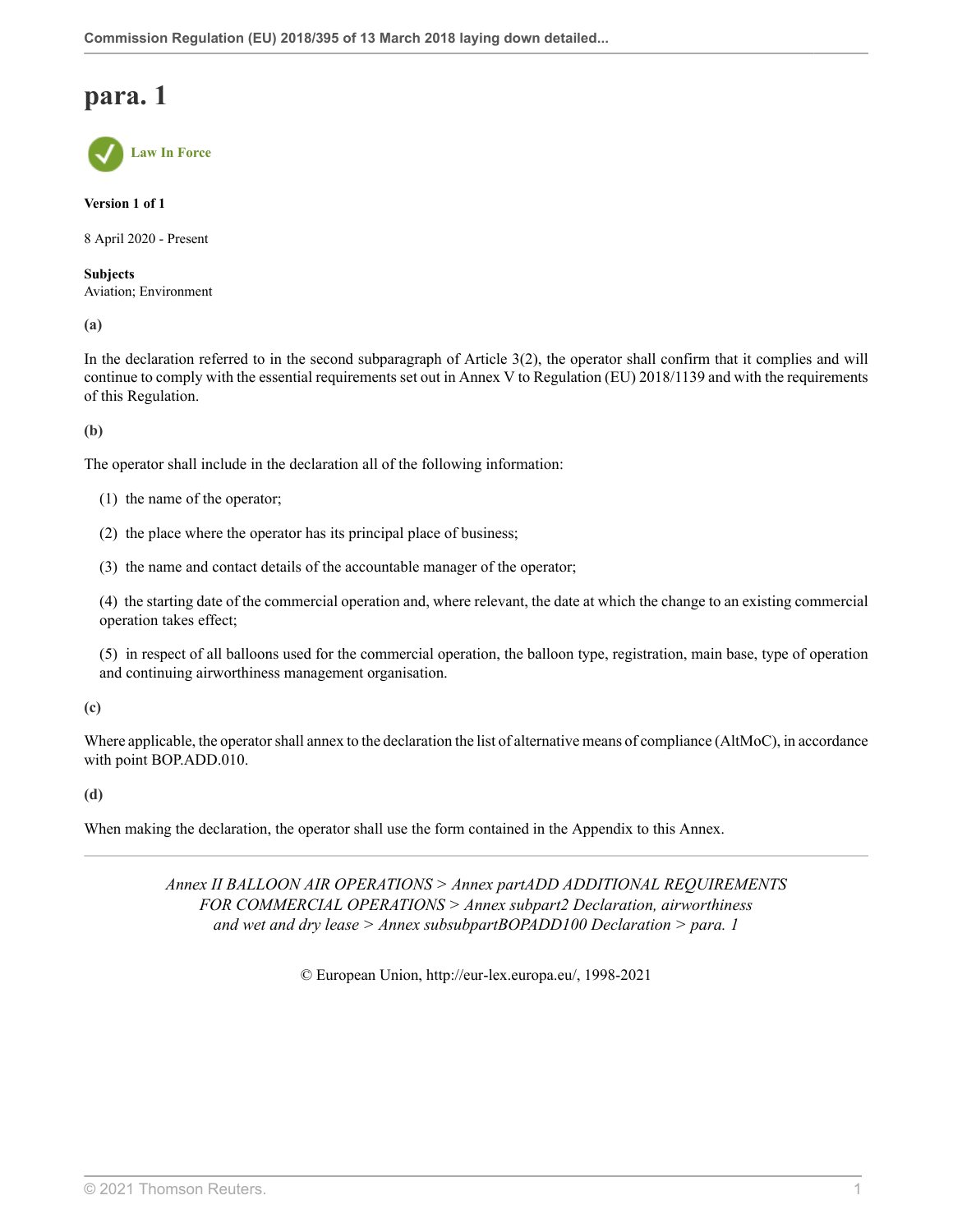# para. 1

Law In Force

**Version 1 of 1**

8 April 2020 - Present

**Subjects**
Aviation; Environment

**(a)**

In the declaration referred to in the second subparagraph of Article 3(2), the operator shall confirm that it complies and will continue to comply with the essential requirements set out in Annex V to Regulation (EU) 2018/1139 and with the requirements of this Regulation.

**(b)**

The operator shall include in the declaration all of the following information:

(1) the name of the operator;

(2) the place where the operator has its principal place of business;

(3) the name and contact details of the accountable manager of the operator;

(4) the starting date of the commercial operation and, where relevant, the date at which the change to an existing commercial operation takes effect;

(5) in respect of all balloons used for the commercial operation, the balloon type, registration, main base, type of operation and continuing airworthiness management organisation.

**(c)**

Where applicable, the operator shall annex to the declaration the list of alternative means of compliance (AltMoC), in accordance with point BOP.ADD.010.

**(d)**

When making the declaration, the operator shall use the form contained in the Appendix to this Annex.

---

*Annex II BALLOON AIR OPERATIONS > Annex partADD ADDITIONAL REQUIREMENTS FOR COMMERCIAL OPERATIONS > Annex subpart2 Declaration, airworthiness and wet and dry lease > Annex subsubpartBOPADD100 Declaration > para. 1*

© European Union, http://eur-lex.europa.eu/, 1998-2021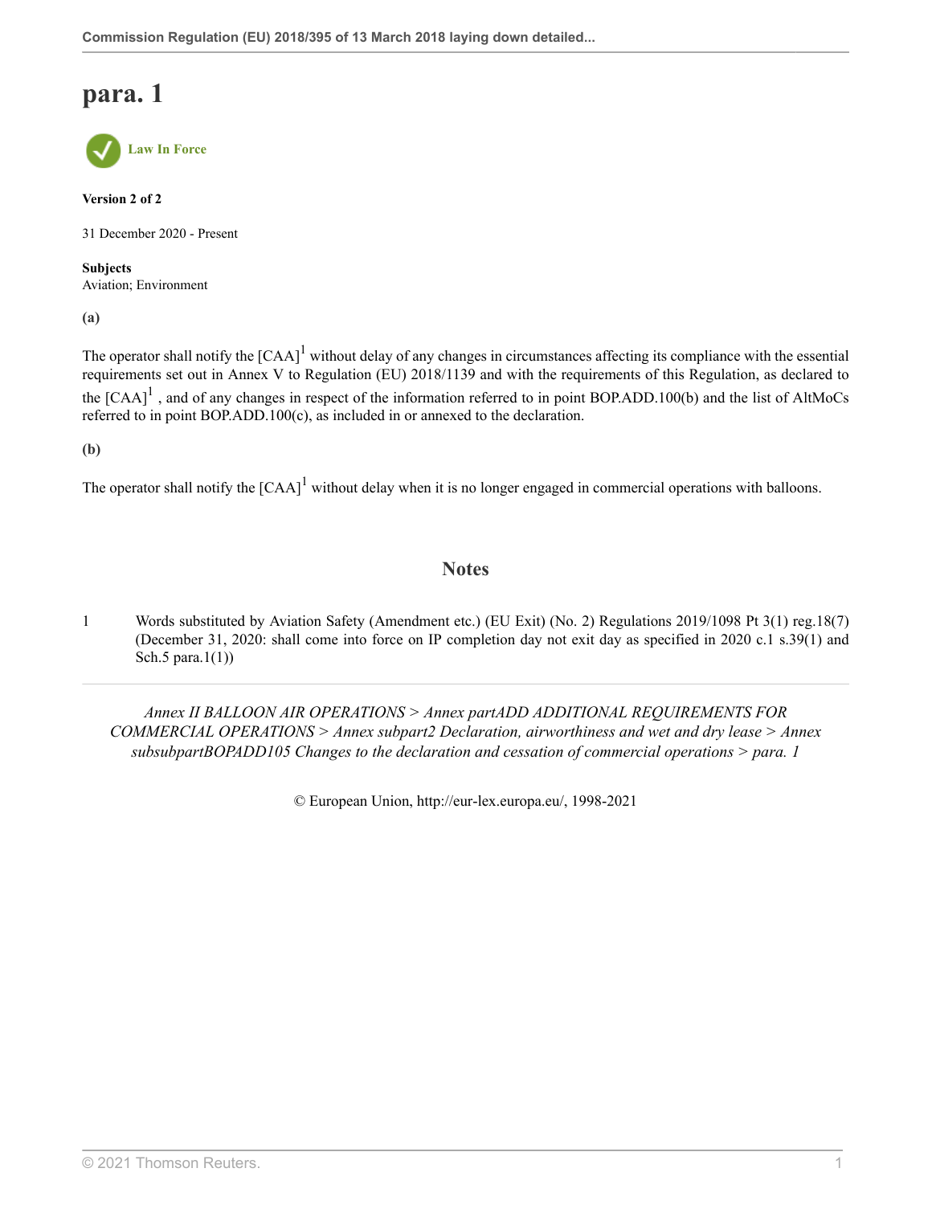# para. 1

Law In Force

**Version 2 of 2**

31 December 2020 - Present

**Subjects**
Aviation; Environment

**(a)**

The operator shall notify the [CAA][1] without delay of any changes in circumstances affecting its compliance with the essential requirements set out in Annex V to Regulation (EU) 2018/1139 and with the requirements of this Regulation, as declared to the [CAA][1] , and of any changes in respect of the information referred to in point BOP.ADD.100(b) and the list of AltMoCs referred to in point BOP.ADD.100(c), as included in or annexed to the declaration.

**(b)**

The operator shall notify the [CAA][1] without delay when it is no longer engaged in commercial operations with balloons.

## Notes

1 Words substituted by Aviation Safety (Amendment etc.) (EU Exit) (No. 2) Regulations 2019/1098 Pt 3(1) reg.18(7) (December 31, 2020: shall come into force on IP completion day not exit day as specified in 2020 c.1 s.39(1) and Sch.5 para.1(1))

*Annex II BALLOON AIR OPERATIONS > Annex partADD ADDITIONAL REQUIREMENTS FOR COMMERCIAL OPERATIONS > Annex subpart2 Declaration, airworthiness and wet and dry lease > Annex subsubpartBOPADD105 Changes to the declaration and cessation of commercial operations > para. 1*

© European Union, http://eur-lex.europa.eu/, 1998-2021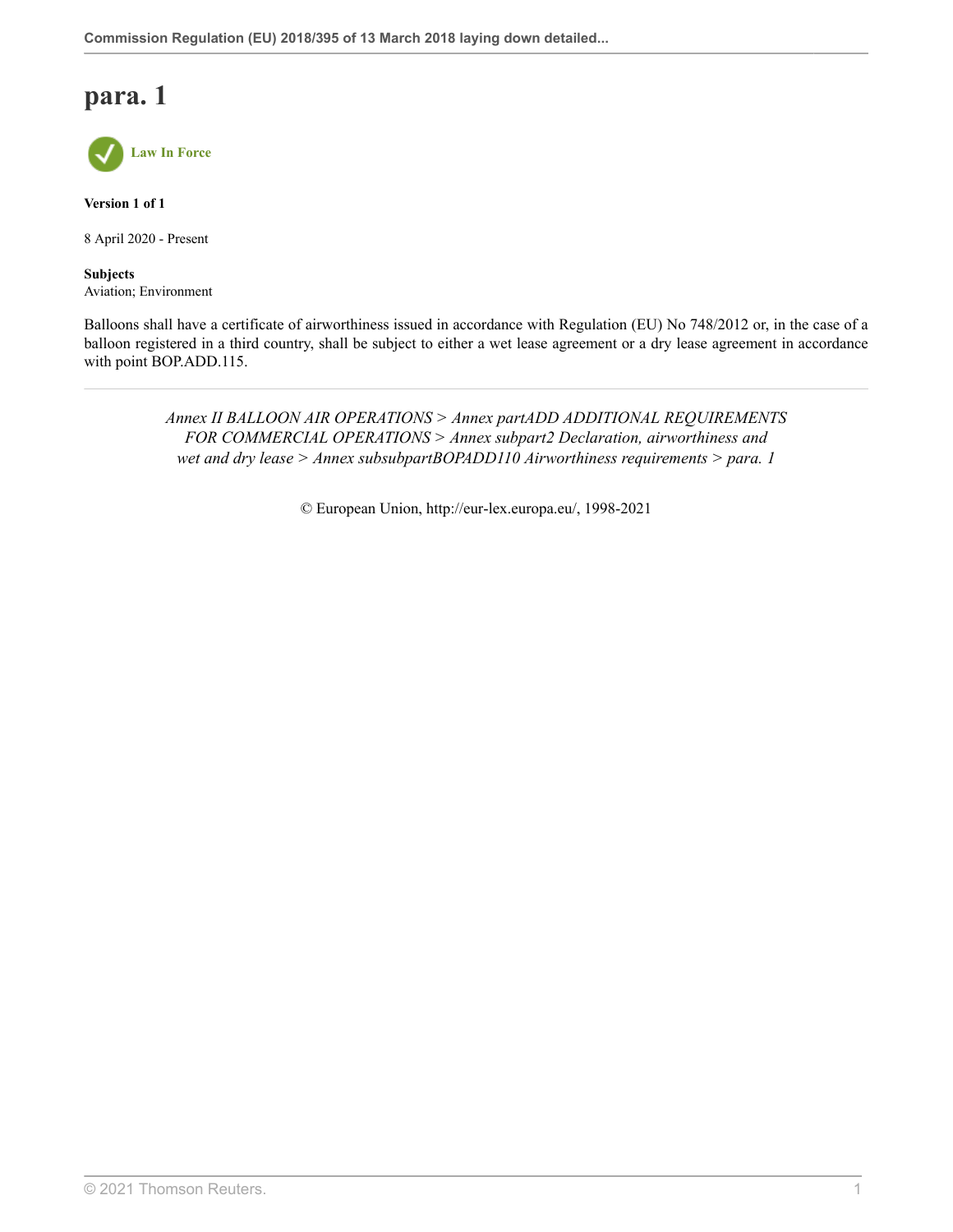# para. 1

Law In Force

**Version 1 of 1**

8 April 2020 - Present

**Subjects**
Aviation; Environment

Balloons shall have a certificate of airworthiness issued in accordance with Regulation (EU) No 748/2012 or, in the case of a balloon registered in a third country, shall be subject to either a wet lease agreement or a dry lease agreement in accordance with point BOP.ADD.115.

---

*Annex II BALLOON AIR OPERATIONS > Annex partADD ADDITIONAL REQUIREMENTS FOR COMMERCIAL OPERATIONS > Annex subpart2 Declaration, airworthiness and wet and dry lease > Annex subsubpartBOPADD110 Airworthiness requirements > para. 1*

© European Union, http://eur-lex.europa.eu/, 1998-2021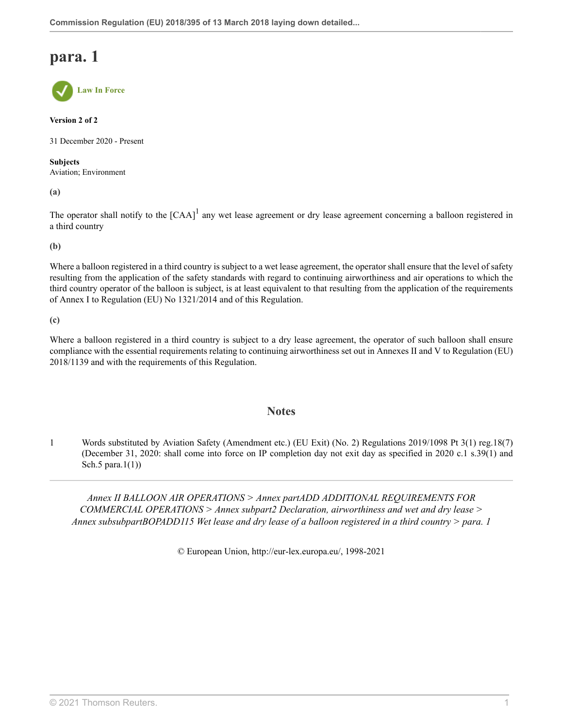# para. 1

Law In Force

**Version 2 of 2**

31 December 2020 - Present

**Subjects**
Aviation; Environment

**(a)**

The operator shall notify to the [CAA][1] any wet lease agreement or dry lease agreement concerning a balloon registered in a third country

**(b)**

Where a balloon registered in a third country is subject to a wet lease agreement, the operator shall ensure that the level of safety resulting from the application of the safety standards with regard to continuing airworthiness and air operations to which the third country operator of the balloon is subject, is at least equivalent to that resulting from the application of the requirements of Annex I to Regulation (EU) No 1321/2014 and of this Regulation.

**(c)**

Where a balloon registered in a third country is subject to a dry lease agreement, the operator of such balloon shall ensure compliance with the essential requirements relating to continuing airworthiness set out in Annexes II and V to Regulation (EU) 2018/1139 and with the requirements of this Regulation.

## Notes

1 Words substituted by Aviation Safety (Amendment etc.) (EU Exit) (No. 2) Regulations 2019/1098 Pt 3(1) reg.18(7) (December 31, 2020: shall come into force on IP completion day not exit day as specified in 2020 c.1 s.39(1) and Sch.5 para.1(1))

*Annex II BALLOON AIR OPERATIONS > Annex partADD ADDITIONAL REQUIREMENTS FOR COMMERCIAL OPERATIONS > Annex subpart2 Declaration, airworthiness and wet and dry lease > Annex subsubpartBOPADD115 Wet lease and dry lease of a balloon registered in a third country > para. 1*

© European Union, http://eur-lex.europa.eu/, 1998-2021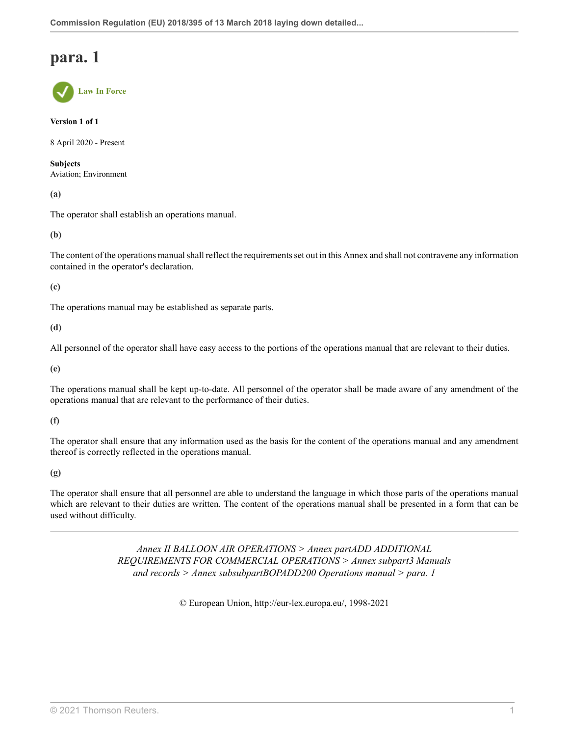# para. 1

Law In Force

**Version 1 of 1**

8 April 2020 - Present

**Subjects**
Aviation; Environment

**(a)**

The operator shall establish an operations manual.

**(b)**

The content of the operations manual shall reflect the requirements set out in this Annex and shall not contravene any information contained in the operator's declaration.

**(c)**

The operations manual may be established as separate parts.

**(d)**

All personnel of the operator shall have easy access to the portions of the operations manual that are relevant to their duties.

**(e)**

The operations manual shall be kept up-to-date. All personnel of the operator shall be made aware of any amendment of the operations manual that are relevant to the performance of their duties.

**(f)**

The operator shall ensure that any information used as the basis for the content of the operations manual and any amendment thereof is correctly reflected in the operations manual.

**(g)**

The operator shall ensure that all personnel are able to understand the language in which those parts of the operations manual which are relevant to their duties are written. The content of the operations manual shall be presented in a form that can be used without difficulty.

---

*Annex II BALLOON AIR OPERATIONS > Annex partADD ADDITIONAL REQUIREMENTS FOR COMMERCIAL OPERATIONS > Annex subpart3 Manuals and records > Annex subsubpartBOPADD200 Operations manual > para. 1*

© European Union, http://eur-lex.europa.eu/, 1998-2021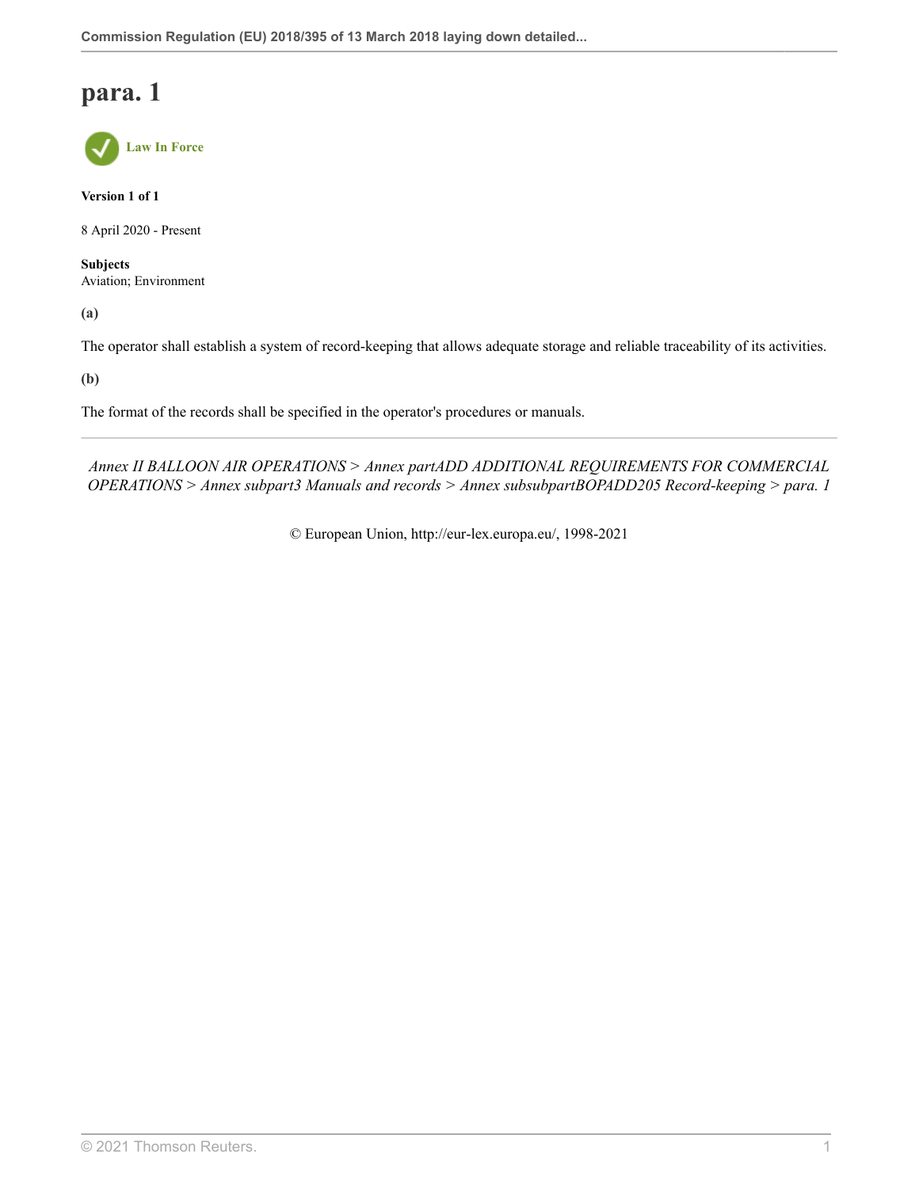# para. 1

Law In Force

**Version 1 of 1**

8 April 2020 - Present

**Subjects**
Aviation; Environment

**(a)**

The operator shall establish a system of record-keeping that allows adequate storage and reliable traceability of its activities.

**(b)**

The format of the records shall be specified in the operator's procedures or manuals.

*Annex II BALLOON AIR OPERATIONS > Annex partADD ADDITIONAL REQUIREMENTS FOR COMMERCIAL OPERATIONS > Annex subpart3 Manuals and records > Annex subsubpartBOPADD205 Record-keeping > para. 1*

© European Union, http://eur-lex.europa.eu/, 1998-2021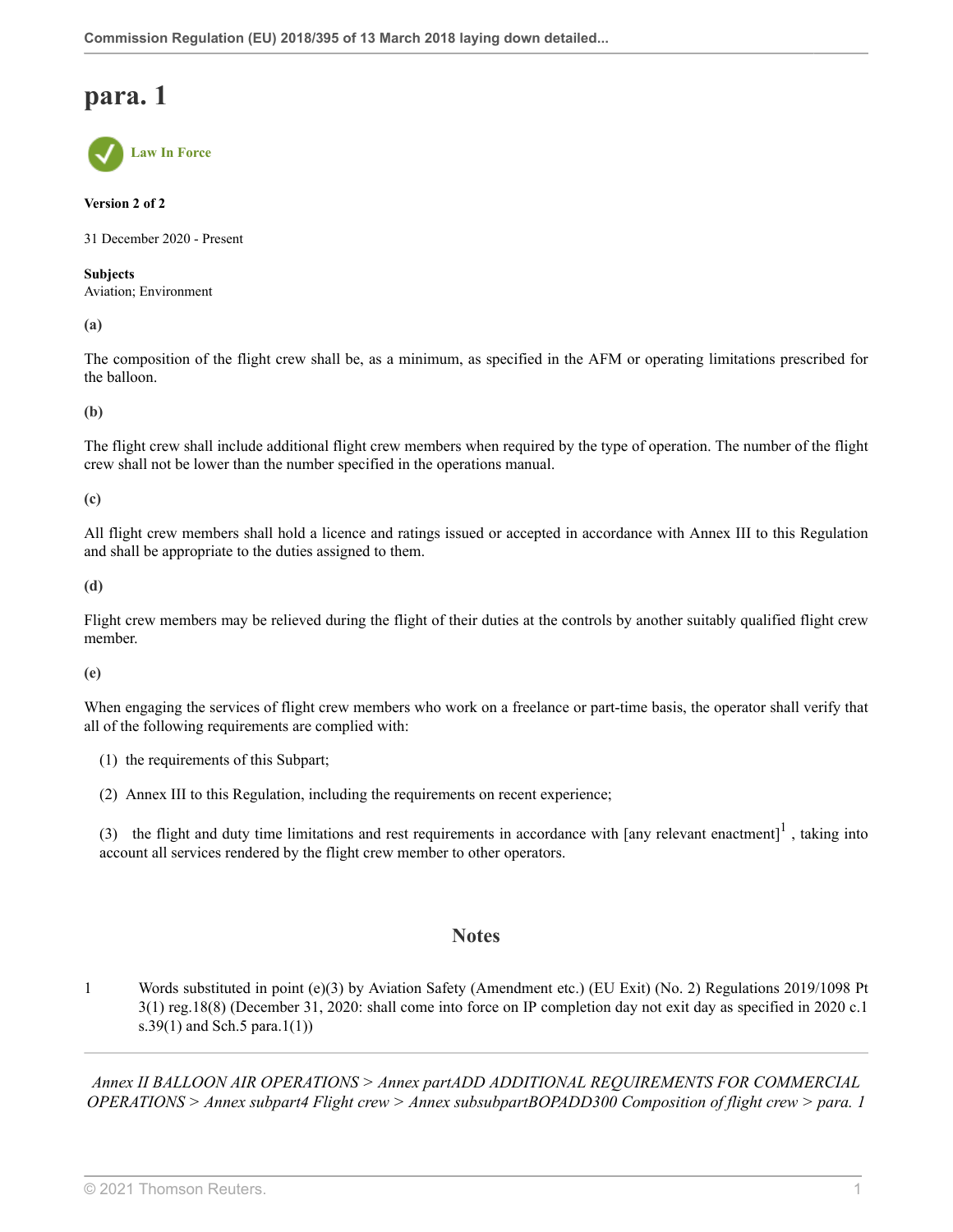# para. 1

Law In Force

**Version 2 of 2**

31 December 2020 - Present

**Subjects**
Aviation; Environment

**(a)**

The composition of the flight crew shall be, as a minimum, as specified in the AFM or operating limitations prescribed for the balloon.

**(b)**

The flight crew shall include additional flight crew members when required by the type of operation. The number of the flight crew shall not be lower than the number specified in the operations manual.

**(c)**

All flight crew members shall hold a licence and ratings issued or accepted in accordance with Annex III to this Regulation and shall be appropriate to the duties assigned to them.

**(d)**

Flight crew members may be relieved during the flight of their duties at the controls by another suitably qualified flight crew member.

**(e)**

When engaging the services of flight crew members who work on a freelance or part-time basis, the operator shall verify that all of the following requirements are complied with:

(1) the requirements of this Subpart;

(2) Annex III to this Regulation, including the requirements on recent experience;

(3) the flight and duty time limitations and rest requirements in accordance with [any relevant enactment][1] , taking into account all services rendered by the flight crew member to other operators.

## Notes

1 Words substituted in point (e)(3) by Aviation Safety (Amendment etc.) (EU Exit) (No. 2) Regulations 2019/1098 Pt 3(1) reg.18(8) (December 31, 2020: shall come into force on IP completion day not exit day as specified in 2020 c.1 s.39(1) and Sch.5 para.1(1))

*Annex II BALLOON AIR OPERATIONS > Annex partADD ADDITIONAL REQUIREMENTS FOR COMMERCIAL OPERATIONS > Annex subpart4 Flight crew > Annex subsubpartBOPADD300 Composition of flight crew > para. 1*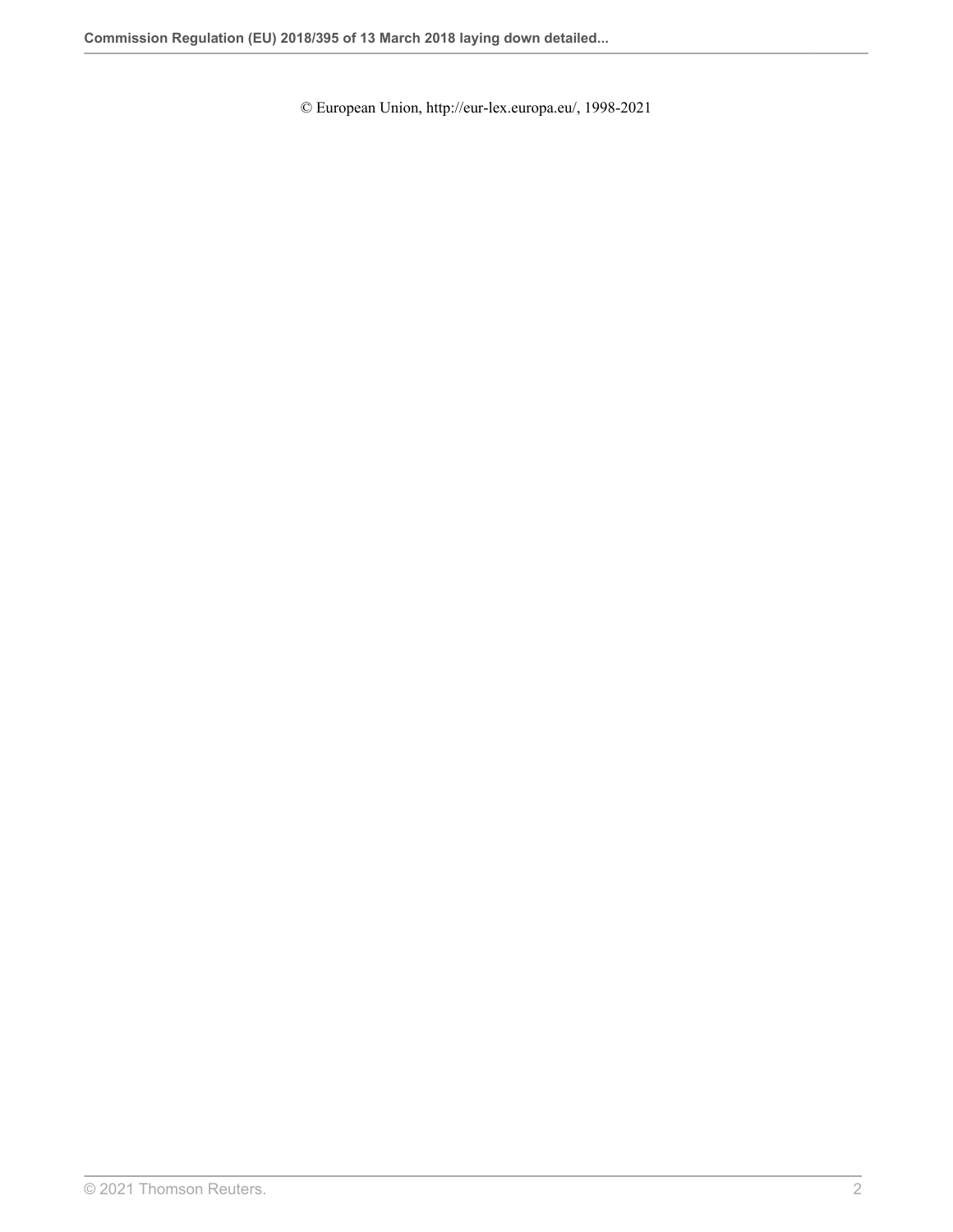© European Union, http://eur-lex.europa.eu/, 1998-2021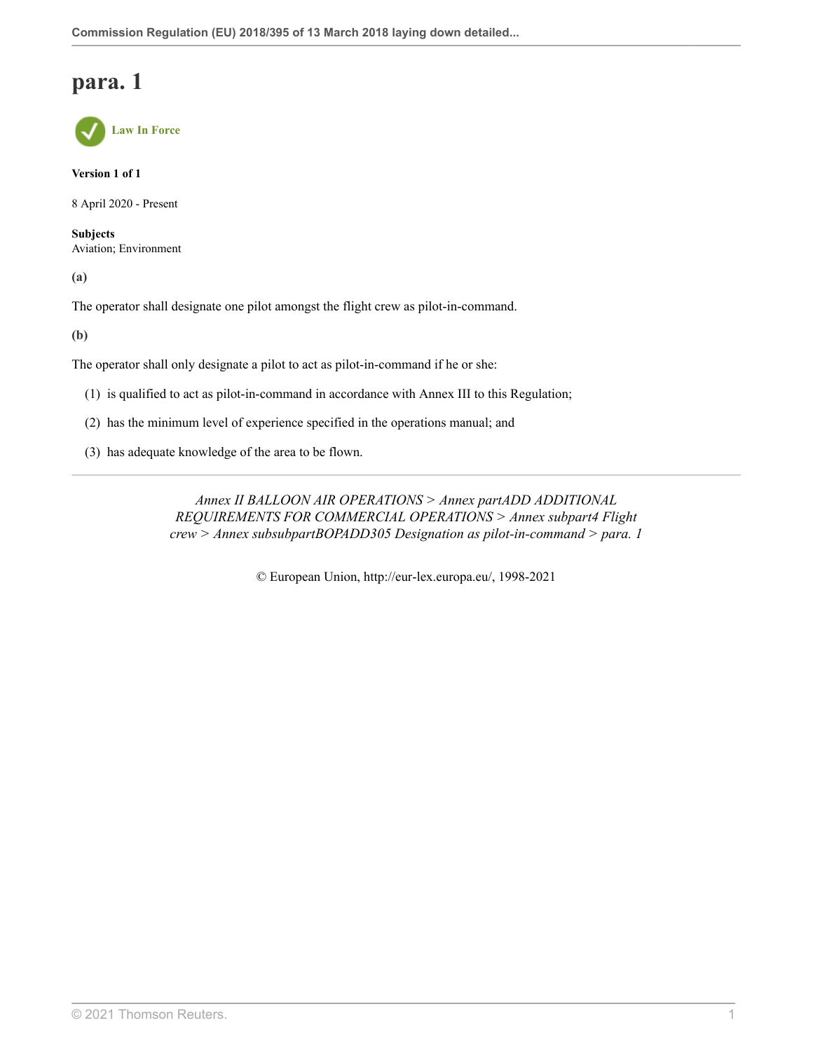# para. 1

Law In Force

**Version 1 of 1**

8 April 2020 - Present

**Subjects**
Aviation; Environment

**(a)**

The operator shall designate one pilot amongst the flight crew as pilot-in-command.

**(b)**

The operator shall only designate a pilot to act as pilot-in-command if he or she:

(1) is qualified to act as pilot-in-command in accordance with Annex III to this Regulation;

(2) has the minimum level of experience specified in the operations manual; and

(3) has adequate knowledge of the area to be flown.

---

*Annex II BALLOON AIR OPERATIONS > Annex partADD ADDITIONAL REQUIREMENTS FOR COMMERCIAL OPERATIONS > Annex subpart4 Flight crew > Annex subsubpartBOPADD305 Designation as pilot-in-command > para. 1*

© European Union, http://eur-lex.europa.eu/, 1998-2021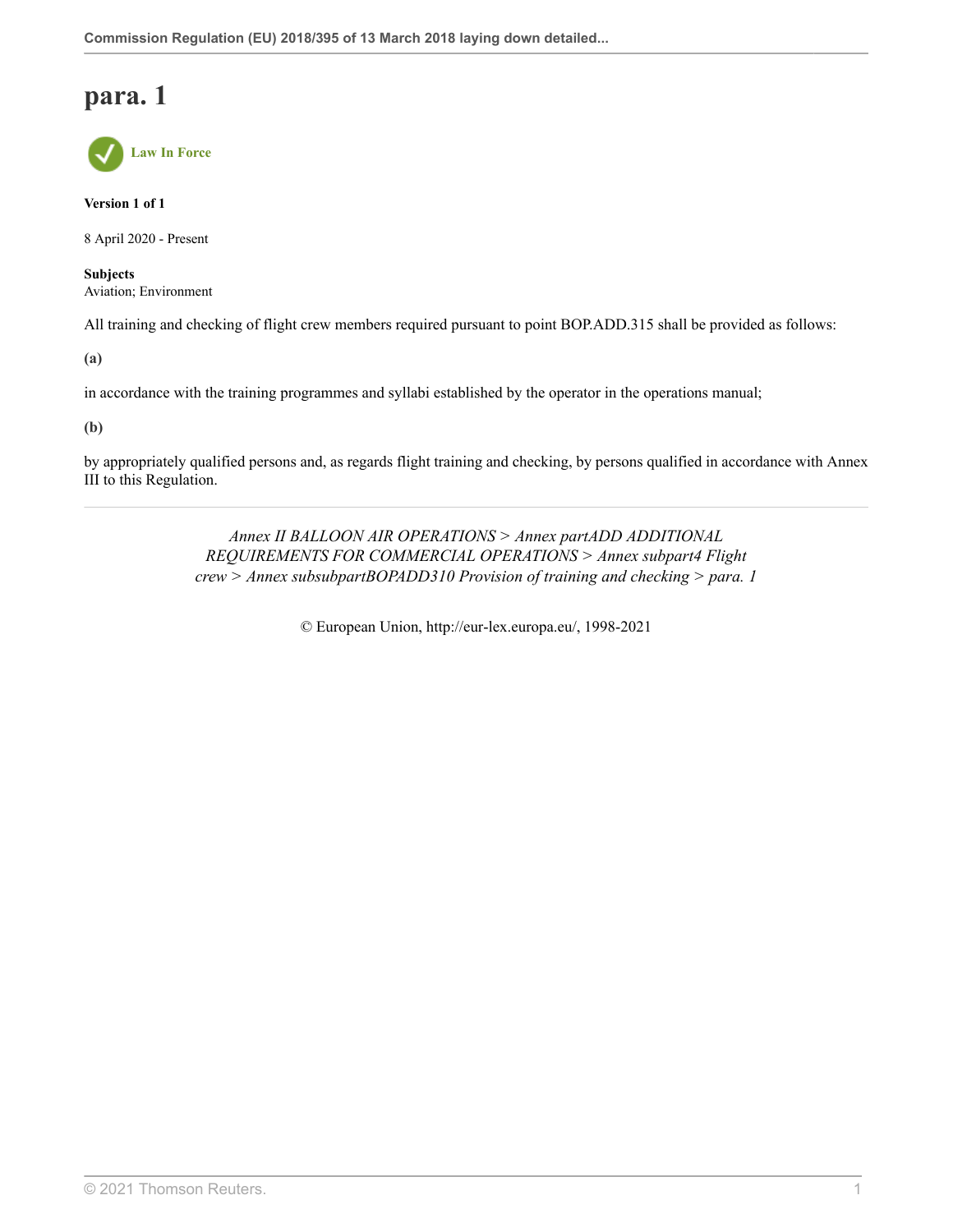# para. 1

Law In Force

**Version 1 of 1**

8 April 2020 - Present

**Subjects**
Aviation; Environment

All training and checking of flight crew members required pursuant to point BOP.ADD.315 shall be provided as follows:

**(a)**

in accordance with the training programmes and syllabi established by the operator in the operations manual;

**(b)**

by appropriately qualified persons and, as regards flight training and checking, by persons qualified in accordance with Annex III to this Regulation.

---

*Annex II BALLOON AIR OPERATIONS > Annex partADD ADDITIONAL REQUIREMENTS FOR COMMERCIAL OPERATIONS > Annex subpart4 Flight crew > Annex subsubpartBOPADD310 Provision of training and checking > para. 1*

© European Union, http://eur-lex.europa.eu/, 1998-2021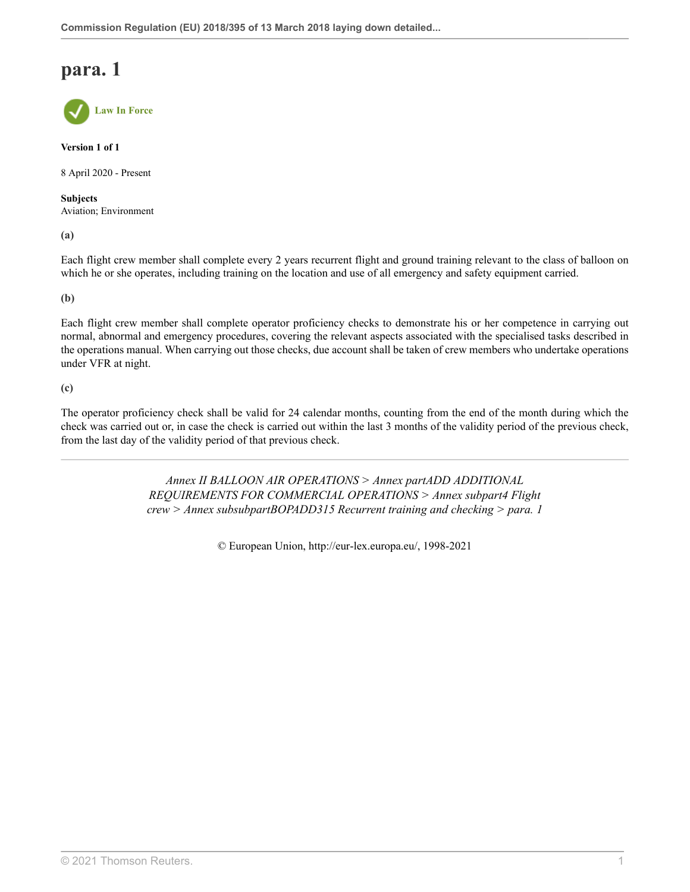# para. 1

Law In Force

**Version 1 of 1**

8 April 2020 - Present

**Subjects**
Aviation; Environment

**(a)**

Each flight crew member shall complete every 2 years recurrent flight and ground training relevant to the class of balloon on which he or she operates, including training on the location and use of all emergency and safety equipment carried.

**(b)**

Each flight crew member shall complete operator proficiency checks to demonstrate his or her competence in carrying out normal, abnormal and emergency procedures, covering the relevant aspects associated with the specialised tasks described in the operations manual. When carrying out those checks, due account shall be taken of crew members who undertake operations under VFR at night.

**(c)**

The operator proficiency check shall be valid for 24 calendar months, counting from the end of the month during which the check was carried out or, in case the check is carried out within the last 3 months of the validity period of the previous check, from the last day of the validity period of that previous check.

---

*Annex II BALLOON AIR OPERATIONS > Annex partADD ADDITIONAL REQUIREMENTS FOR COMMERCIAL OPERATIONS > Annex subpart4 Flight crew > Annex subsubpartBOPADD315 Recurrent training and checking > para. 1*

© European Union, http://eur-lex.europa.eu/, 1998-2021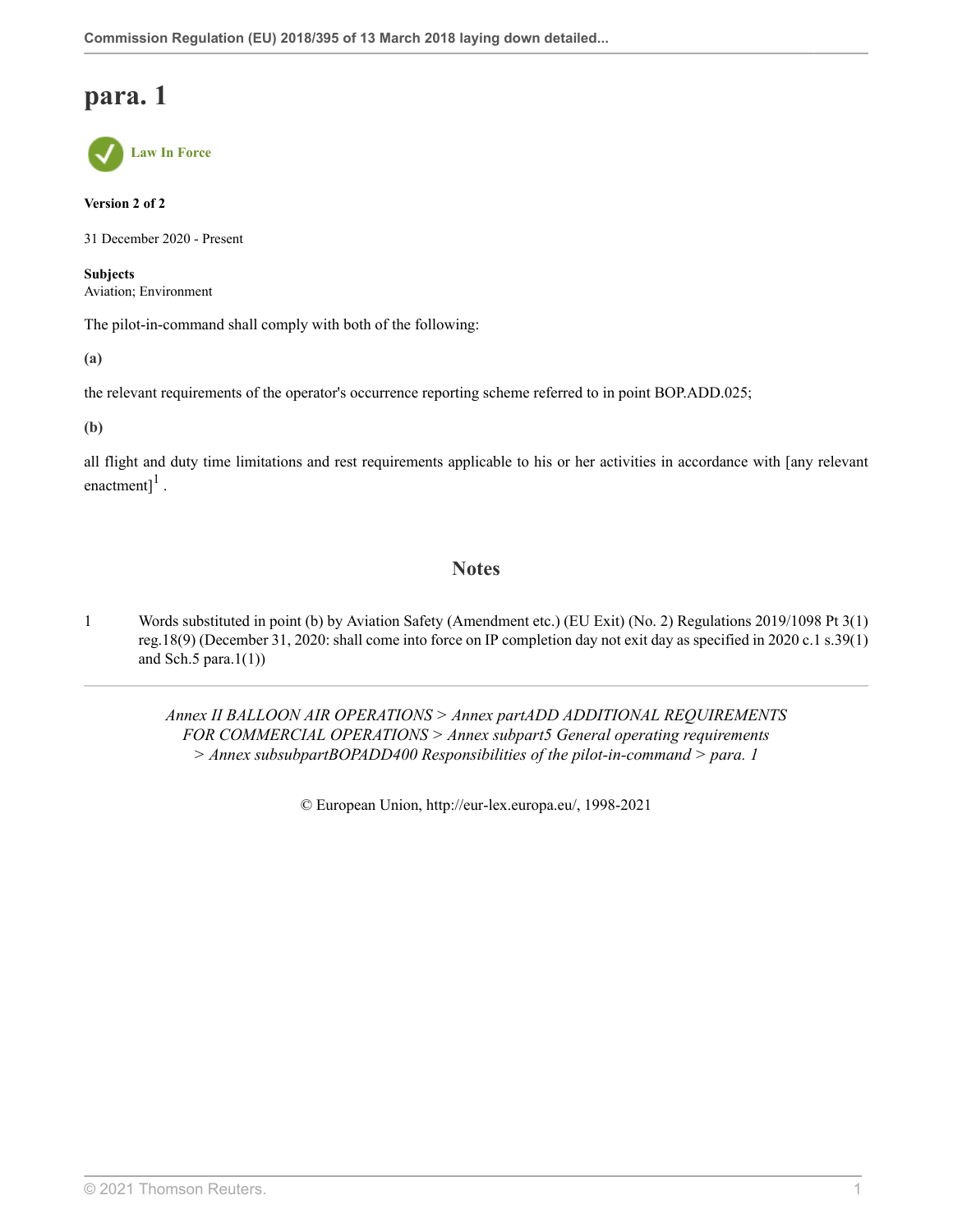# para. 1

Law In Force

**Version 2 of 2**

31 December 2020 - Present

**Subjects**
Aviation; Environment

The pilot-in-command shall comply with both of the following:

**(a)**

the relevant requirements of the operator's occurrence reporting scheme referred to in point BOP.ADD.025;

**(b)**

all flight and duty time limitations and rest requirements applicable to his or her activities in accordance with [any relevant enactment][1] .

## Notes

1 Words substituted in point (b) by Aviation Safety (Amendment etc.) (EU Exit) (No. 2) Regulations 2019/1098 Pt 3(1) reg.18(9) (December 31, 2020: shall come into force on IP completion day not exit day as specified in 2020 c.1 s.39(1) and Sch.5 para.1(1))

*Annex II BALLOON AIR OPERATIONS > Annex partADD ADDITIONAL REQUIREMENTS FOR COMMERCIAL OPERATIONS > Annex subpart5 General operating requirements > Annex subsubpartBOPADD400 Responsibilities of the pilot-in-command > para. 1*

© European Union, http://eur-lex.europa.eu/, 1998-2021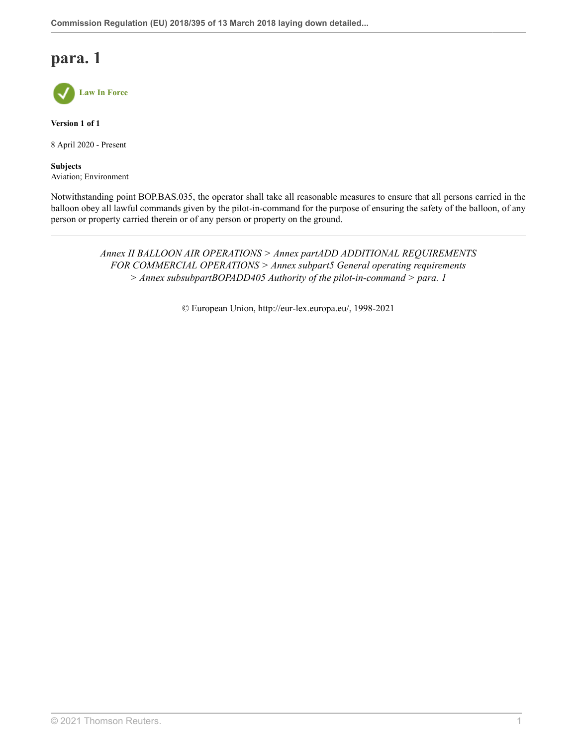# para. 1

Law In Force

**Version 1 of 1**

8 April 2020 - Present

**Subjects**
Aviation; Environment

Notwithstanding point BOP.BAS.035, the operator shall take all reasonable measures to ensure that all persons carried in the balloon obey all lawful commands given by the pilot-in-command for the purpose of ensuring the safety of the balloon, of any person or property carried therein or of any person or property on the ground.

---

*Annex II BALLOON AIR OPERATIONS > Annex partADD ADDITIONAL REQUIREMENTS FOR COMMERCIAL OPERATIONS > Annex subpart5 General operating requirements > Annex subsubpartBOPADD405 Authority of the pilot-in-command > para. 1*

© European Union, http://eur-lex.europa.eu/, 1998-2021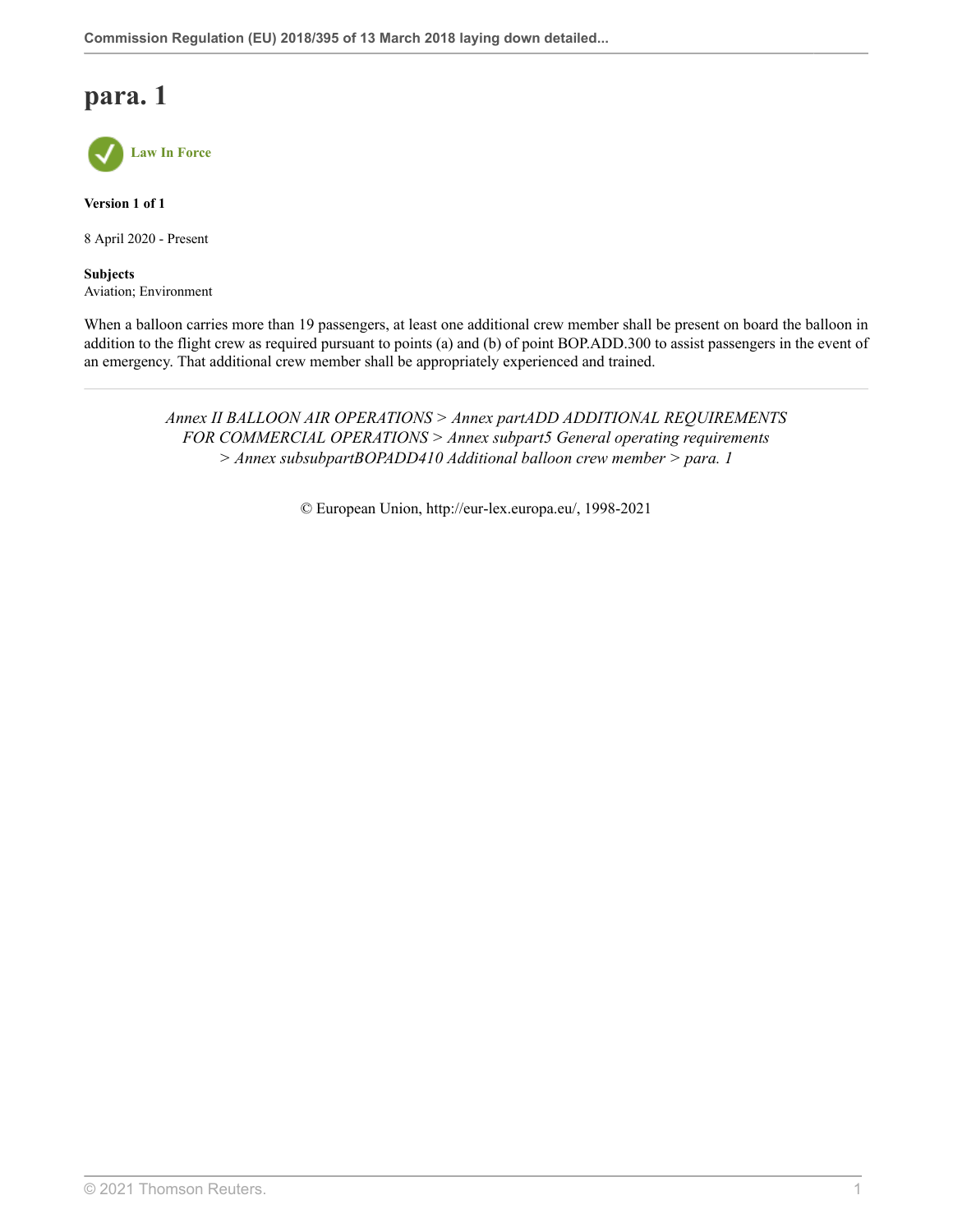# para. 1

**Law In Force**

**Version 1 of 1**

8 April 2020 - Present

**Subjects**
Aviation; Environment

When a balloon carries more than 19 passengers, at least one additional crew member shall be present on board the balloon in addition to the flight crew as required pursuant to points (a) and (b) of point BOP.ADD.300 to assist passengers in the event of an emergency. That additional crew member shall be appropriately experienced and trained.

---

*Annex II BALLOON AIR OPERATIONS > Annex partADD ADDITIONAL REQUIREMENTS FOR COMMERCIAL OPERATIONS > Annex subpart5 General operating requirements > Annex subsubpartBOPADD410 Additional balloon crew member > para. 1*

© European Union, http://eur-lex.europa.eu/, 1998-2021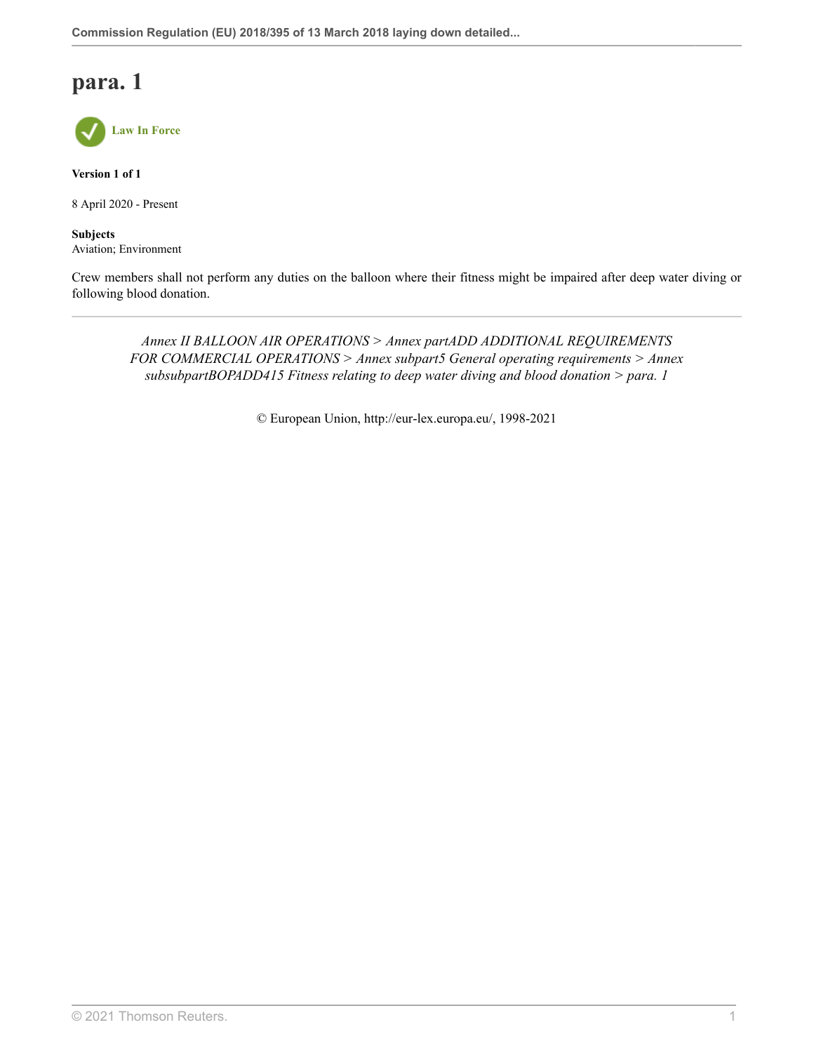# para. 1

Law In Force

**Version 1 of 1**

8 April 2020 - Present

**Subjects**
Aviation; Environment

Crew members shall not perform any duties on the balloon where their fitness might be impaired after deep water diving or following blood donation.

---

*Annex II BALLOON AIR OPERATIONS > Annex partADD ADDITIONAL REQUIREMENTS FOR COMMERCIAL OPERATIONS > Annex subpart5 General operating requirements > Annex subsubpartBOPADD415 Fitness relating to deep water diving and blood donation > para. 1*

© European Union, http://eur-lex.europa.eu/, 1998-2021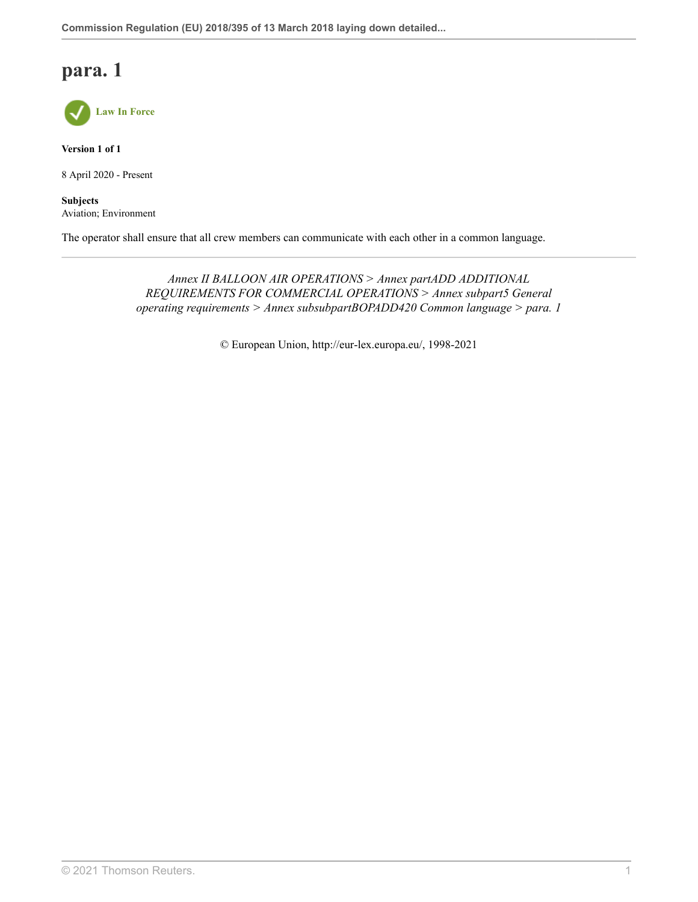# para. 1

Law In Force

**Version 1 of 1**

8 April 2020 - Present

**Subjects**
Aviation; Environment

The operator shall ensure that all crew members can communicate with each other in a common language.

*Annex II BALLOON AIR OPERATIONS > Annex partADD ADDITIONAL REQUIREMENTS FOR COMMERCIAL OPERATIONS > Annex subpart5 General operating requirements > Annex subsubpartBOPADD420 Common language > para. 1*

© European Union, http://eur-lex.europa.eu/, 1998-2021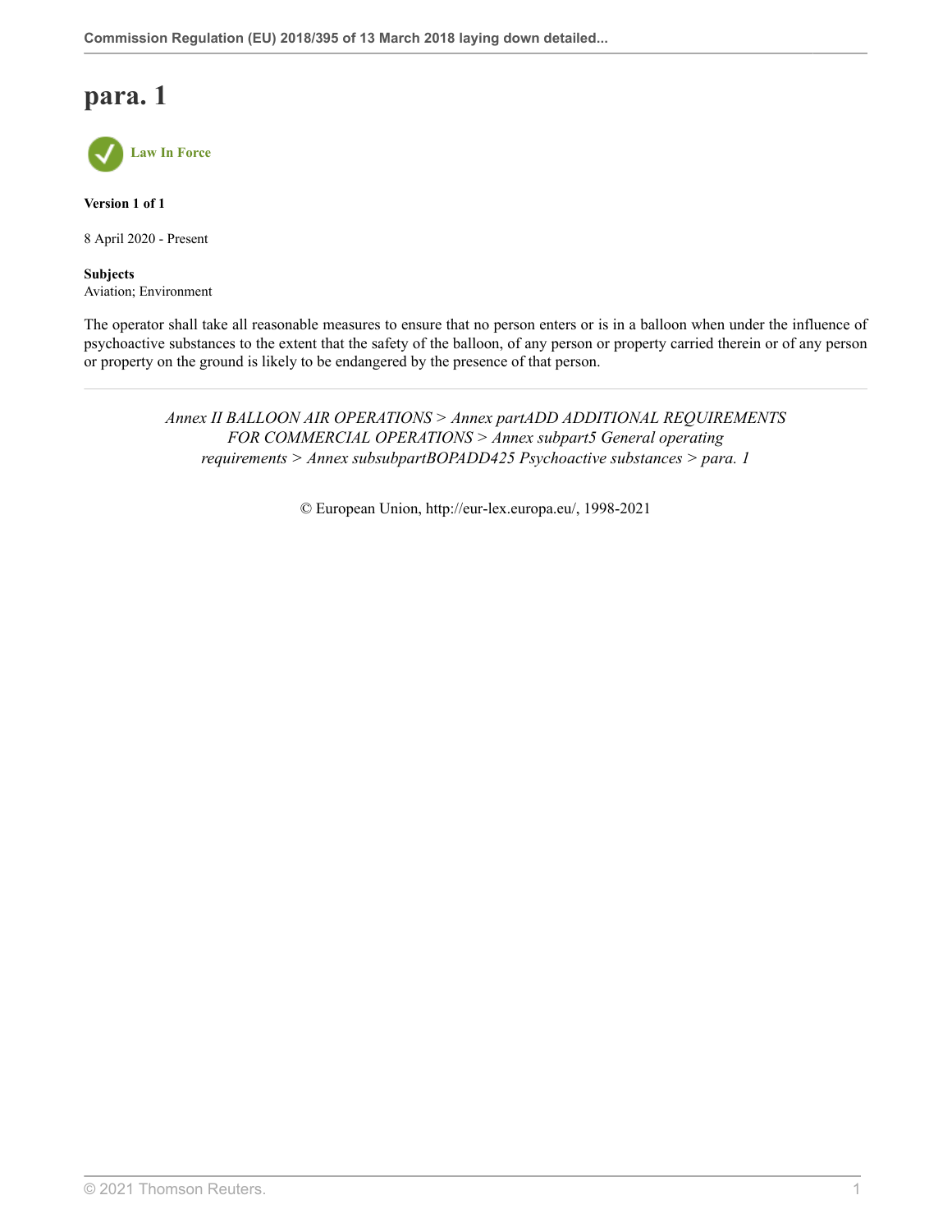# para. 1

**Law In Force**

**Version 1 of 1**

8 April 2020 - Present

**Subjects**
Aviation; Environment

The operator shall take all reasonable measures to ensure that no person enters or is in a balloon when under the influence of psychoactive substances to the extent that the safety of the balloon, of any person or property carried therein or of any person or property on the ground is likely to be endangered by the presence of that person.

---

*Annex II BALLOON AIR OPERATIONS > Annex partADD ADDITIONAL REQUIREMENTS FOR COMMERCIAL OPERATIONS > Annex subpart5 General operating requirements > Annex subsubpartBOPADD425 Psychoactive substances > para. 1*

© European Union, http://eur-lex.europa.eu/, 1998-2021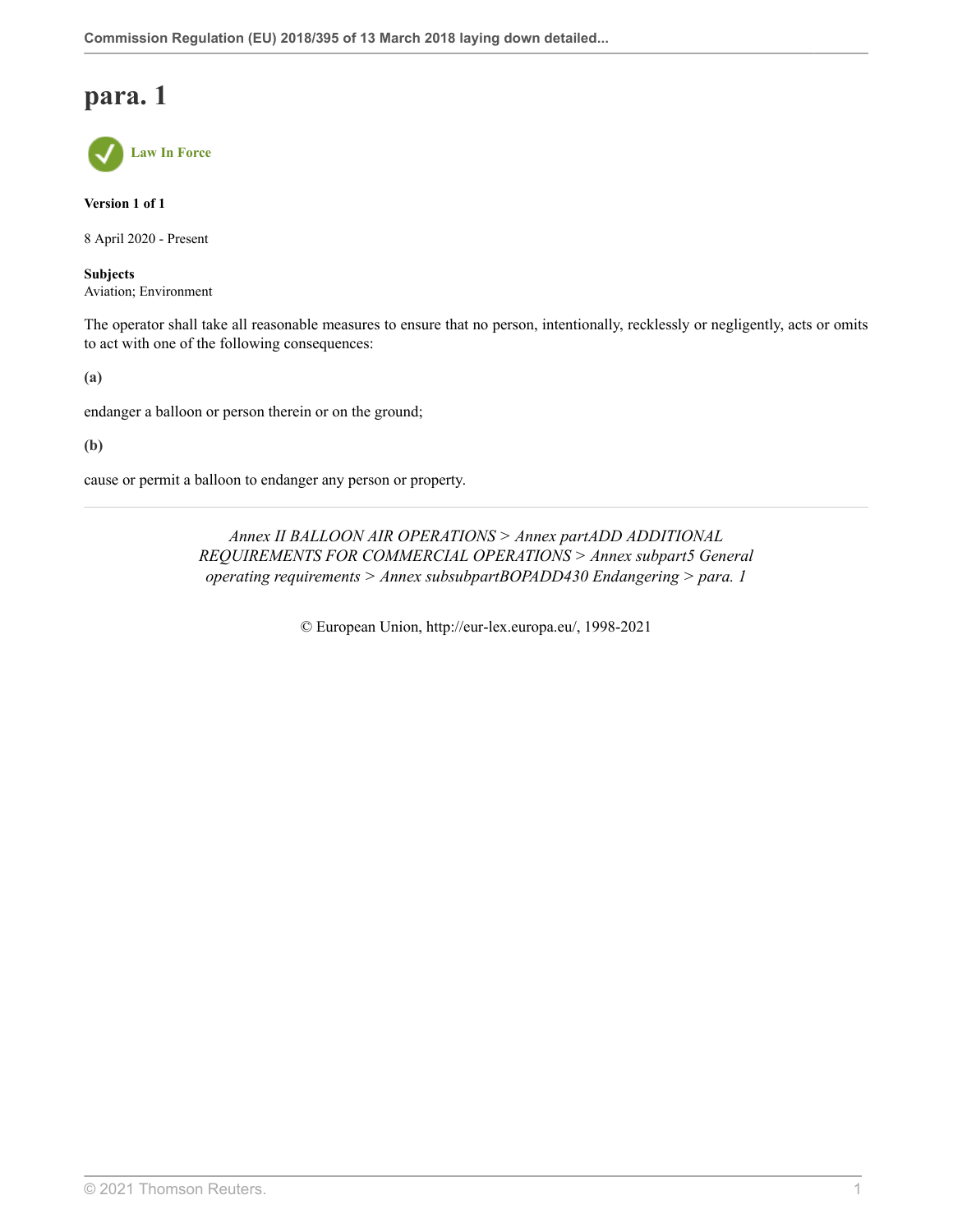# para. 1

Law In Force

**Version 1 of 1**

8 April 2020 - Present

**Subjects**
Aviation; Environment

The operator shall take all reasonable measures to ensure that no person, intentionally, recklessly or negligently, acts or omits to act with one of the following consequences:

**(a)**

endanger a balloon or person therein or on the ground;

**(b)**

cause or permit a balloon to endanger any person or property.

*Annex II BALLOON AIR OPERATIONS > Annex partADD ADDITIONAL REQUIREMENTS FOR COMMERCIAL OPERATIONS > Annex subpart5 General operating requirements > Annex subsubpartBOPADD430 Endangering > para. 1*

© European Union, http://eur-lex.europa.eu/, 1998-2021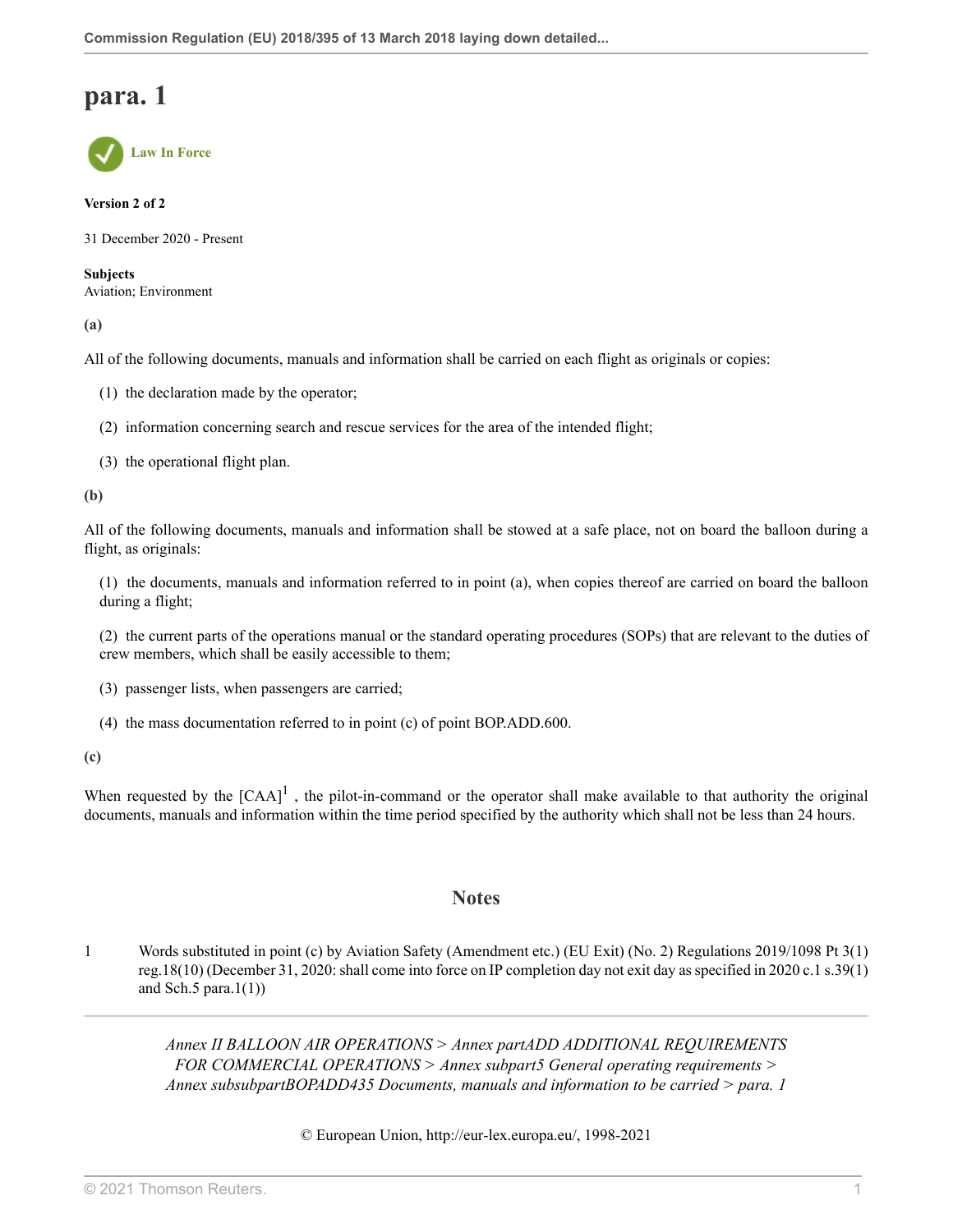# para. 1

Law In Force

**Version 2 of 2**

31 December 2020 - Present

**Subjects**
Aviation; Environment

**(a)**

All of the following documents, manuals and information shall be carried on each flight as originals or copies:

(1) the declaration made by the operator;

(2) information concerning search and rescue services for the area of the intended flight;

(3) the operational flight plan.

**(b)**

All of the following documents, manuals and information shall be stowed at a safe place, not on board the balloon during a flight, as originals:

(1) the documents, manuals and information referred to in point (a), when copies thereof are carried on board the balloon during a flight;

(2) the current parts of the operations manual or the standard operating procedures (SOPs) that are relevant to the duties of crew members, which shall be easily accessible to them;

(3) passenger lists, when passengers are carried;

(4) the mass documentation referred to in point (c) of point BOP.ADD.600.

**(c)**

When requested by the [CAA][1] , the pilot-in-command or the operator shall make available to that authority the original documents, manuals and information within the time period specified by the authority which shall not be less than 24 hours.

## Notes

1 Words substituted in point (c) by Aviation Safety (Amendment etc.) (EU Exit) (No. 2) Regulations 2019/1098 Pt 3(1) reg.18(10) (December 31, 2020: shall come into force on IP completion day not exit day as specified in 2020 c.1 s.39(1) and Sch.5 para.1(1))

*Annex II BALLOON AIR OPERATIONS > Annex partADD ADDITIONAL REQUIREMENTS FOR COMMERCIAL OPERATIONS > Annex subpart5 General operating requirements > Annex subsubpartBOPADD435 Documents, manuals and information to be carried > para. 1*

© European Union, http://eur-lex.europa.eu/, 1998-2021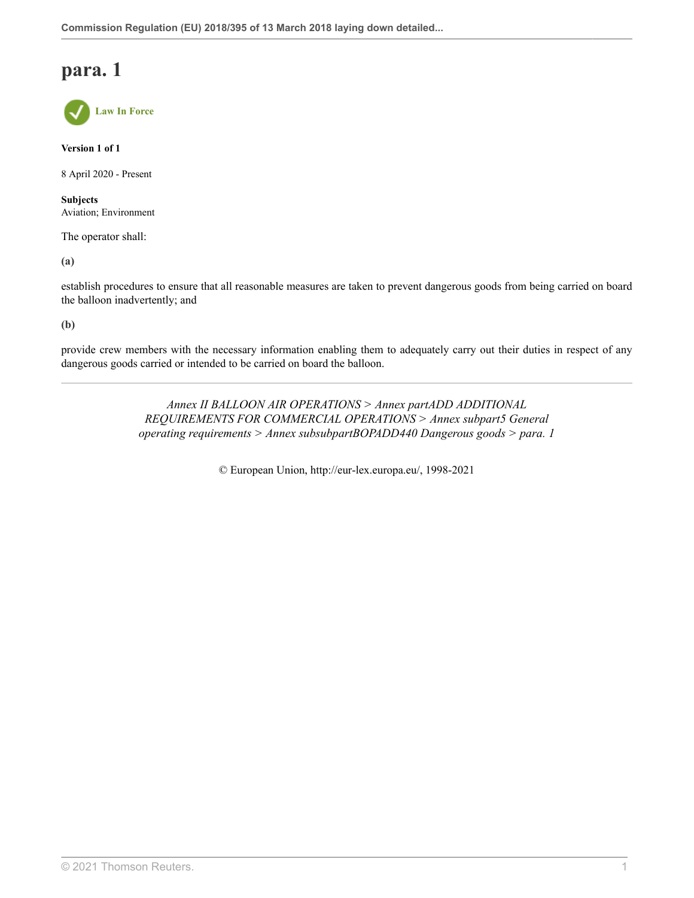# para. 1

Law In Force

**Version 1 of 1**

8 April 2020 - Present

**Subjects**
Aviation; Environment

The operator shall:

**(a)**

establish procedures to ensure that all reasonable measures are taken to prevent dangerous goods from being carried on board the balloon inadvertently; and

**(b)**

provide crew members with the necessary information enabling them to adequately carry out their duties in respect of any dangerous goods carried or intended to be carried on board the balloon.

---

*Annex II BALLOON AIR OPERATIONS > Annex partADD ADDITIONAL REQUIREMENTS FOR COMMERCIAL OPERATIONS > Annex subpart5 General operating requirements > Annex subsubpartBOPADD440 Dangerous goods > para. 1*

© European Union, http://eur-lex.europa.eu/, 1998-2021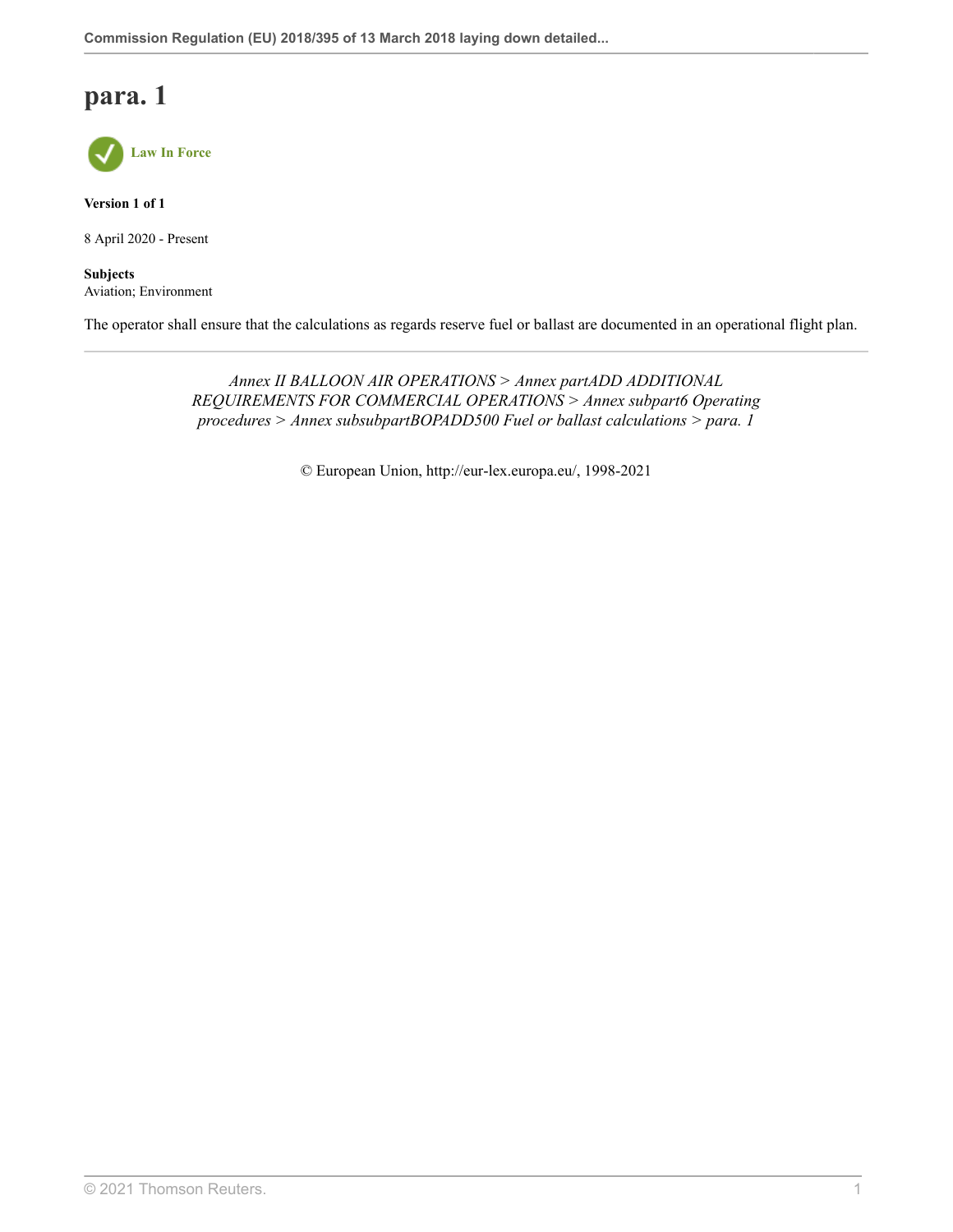# para. 1

Law In Force

**Version 1 of 1**

8 April 2020 - Present

**Subjects**
Aviation; Environment

The operator shall ensure that the calculations as regards reserve fuel or ballast are documented in an operational flight plan.

---

*Annex II BALLOON AIR OPERATIONS > Annex partADD ADDITIONAL REQUIREMENTS FOR COMMERCIAL OPERATIONS > Annex subpart6 Operating procedures > Annex subsubpartBOPADD500 Fuel or ballast calculations > para. 1*

© European Union, http://eur-lex.europa.eu/, 1998-2021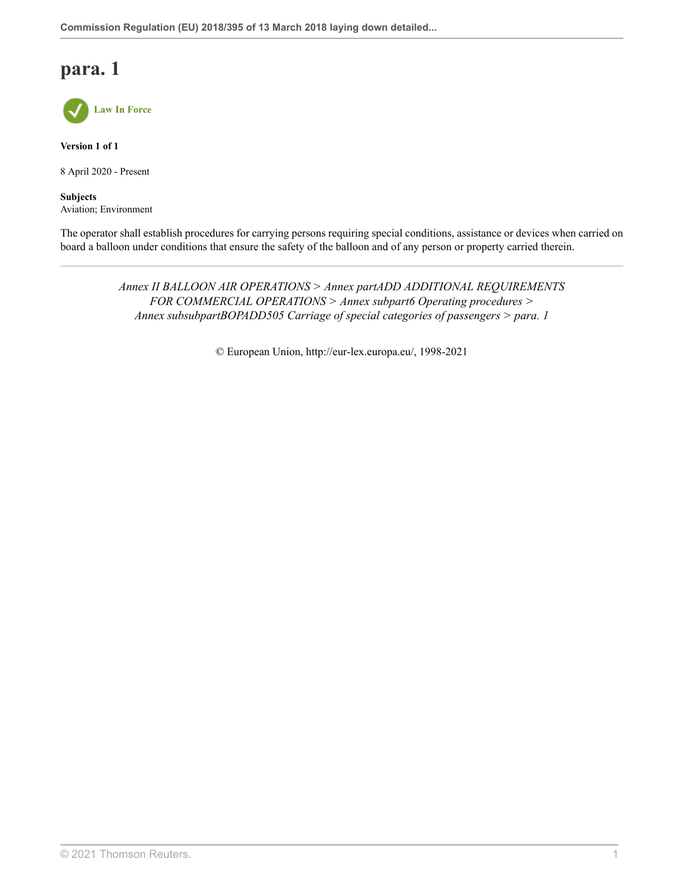# para. 1

Law In Force

**Version 1 of 1**

8 April 2020 - Present

**Subjects**
Aviation; Environment

The operator shall establish procedures for carrying persons requiring special conditions, assistance or devices when carried on board a balloon under conditions that ensure the safety of the balloon and of any person or property carried therein.

---

*Annex II BALLOON AIR OPERATIONS > Annex partADD ADDITIONAL REQUIREMENTS FOR COMMERCIAL OPERATIONS > Annex subpart6 Operating procedures > Annex subsubpartBOPADD505 Carriage of special categories of passengers > para. 1*

© European Union, http://eur-lex.europa.eu/, 1998-2021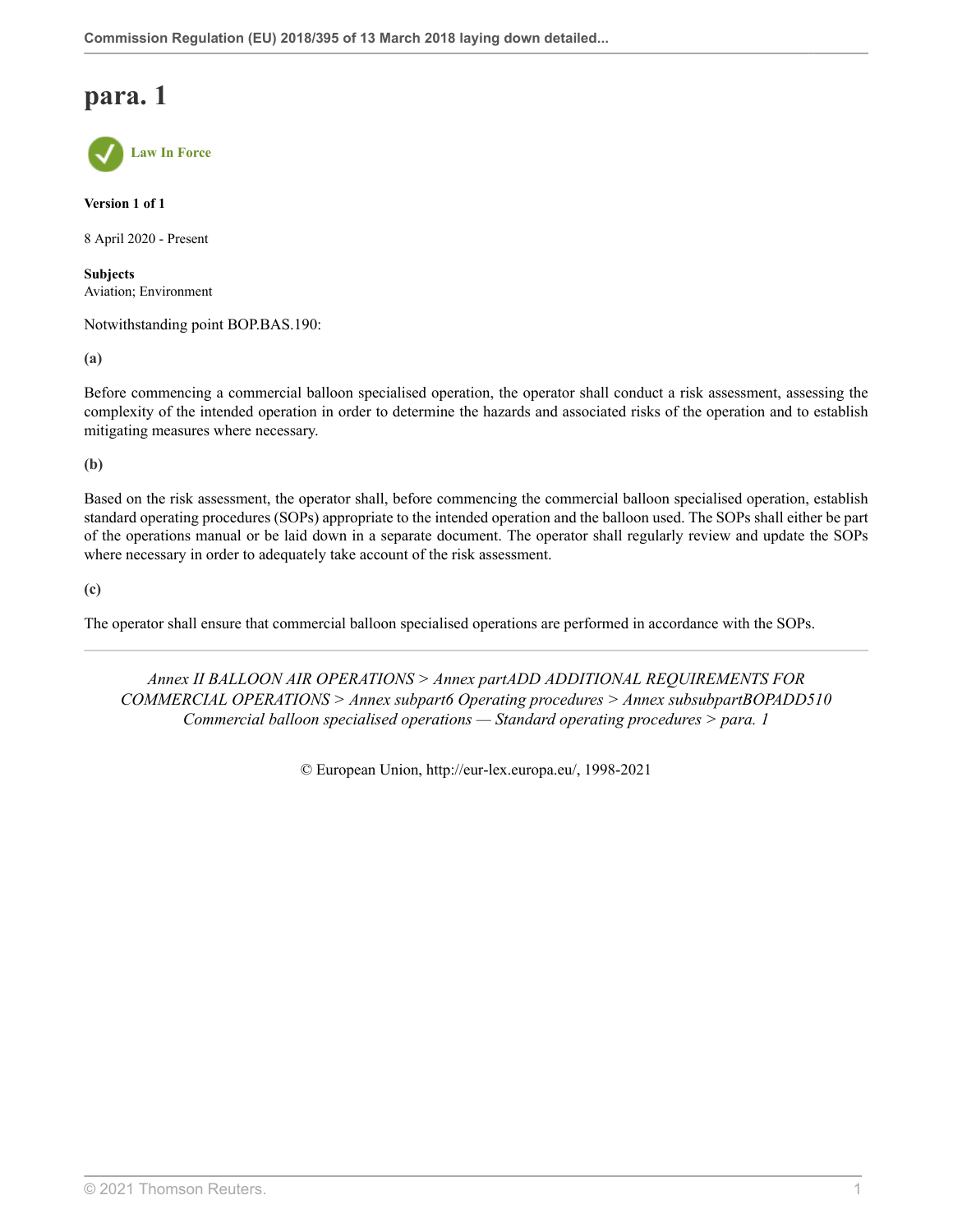# para. 1

Law In Force

**Version 1 of 1**

8 April 2020 - Present

**Subjects**
Aviation; Environment

Notwithstanding point BOP.BAS.190:

**(a)**

Before commencing a commercial balloon specialised operation, the operator shall conduct a risk assessment, assessing the complexity of the intended operation in order to determine the hazards and associated risks of the operation and to establish mitigating measures where necessary.

**(b)**

Based on the risk assessment, the operator shall, before commencing the commercial balloon specialised operation, establish standard operating procedures (SOPs) appropriate to the intended operation and the balloon used. The SOPs shall either be part of the operations manual or be laid down in a separate document. The operator shall regularly review and update the SOPs where necessary in order to adequately take account of the risk assessment.

**(c)**

The operator shall ensure that commercial balloon specialised operations are performed in accordance with the SOPs.

---

*Annex II BALLOON AIR OPERATIONS > Annex partADD ADDITIONAL REQUIREMENTS FOR COMMERCIAL OPERATIONS > Annex subpart6 Operating procedures > Annex subsubpartBOPADD510 Commercial balloon specialised operations — Standard operating procedures > para. 1*

© European Union, http://eur-lex.europa.eu/, 1998-2021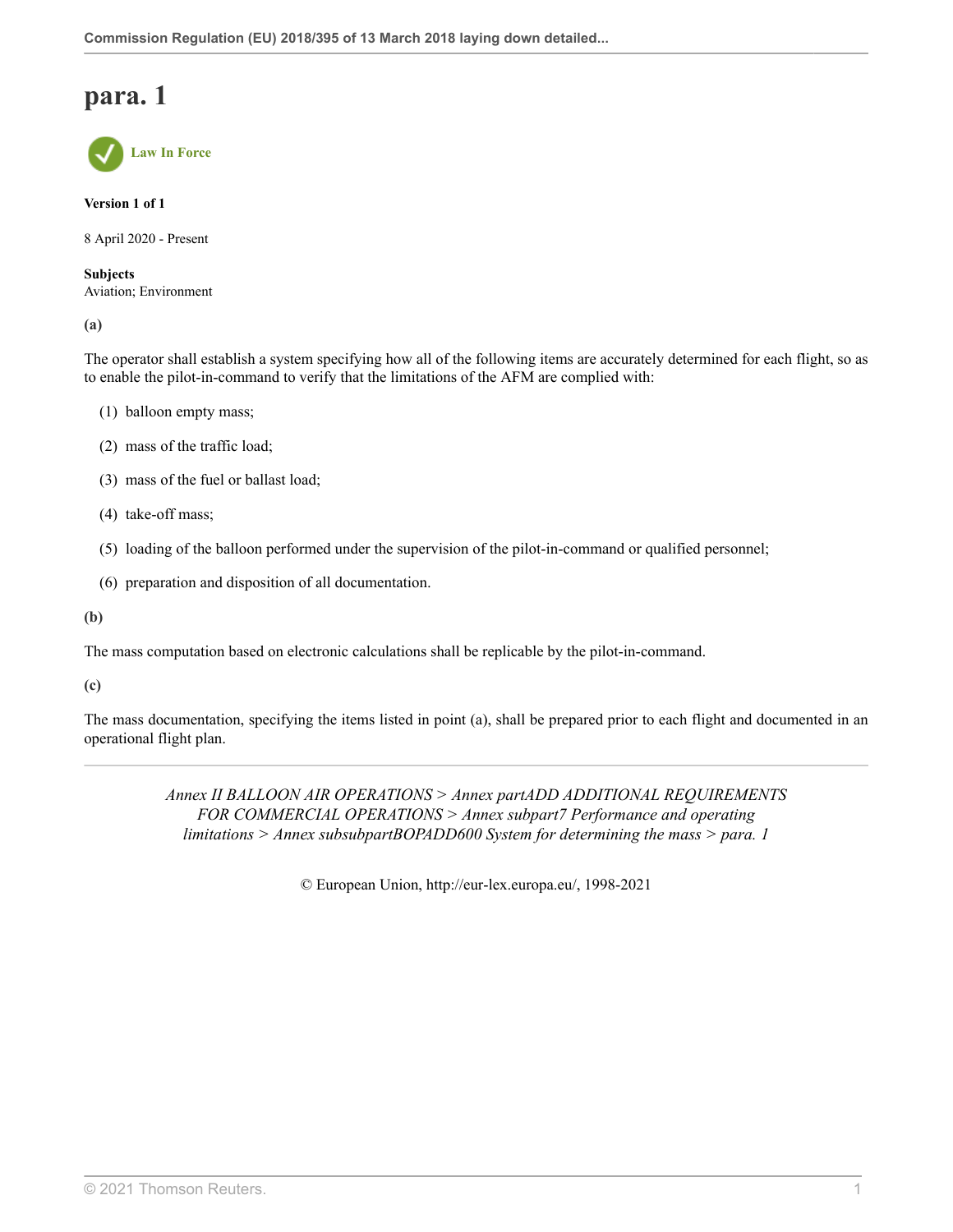# para. 1

Law In Force

**Version 1 of 1**

8 April 2020 - Present

**Subjects**
Aviation; Environment

**(a)**

The operator shall establish a system specifying how all of the following items are accurately determined for each flight, so as to enable the pilot-in-command to verify that the limitations of the AFM are complied with:

(1) balloon empty mass;

(2) mass of the traffic load;

(3) mass of the fuel or ballast load;

(4) take-off mass;

(5) loading of the balloon performed under the supervision of the pilot-in-command or qualified personnel;

(6) preparation and disposition of all documentation.

**(b)**

The mass computation based on electronic calculations shall be replicable by the pilot-in-command.

**(c)**

The mass documentation, specifying the items listed in point (a), shall be prepared prior to each flight and documented in an operational flight plan.

---

*Annex II BALLOON AIR OPERATIONS > Annex partADD ADDITIONAL REQUIREMENTS FOR COMMERCIAL OPERATIONS > Annex subpart7 Performance and operating limitations > Annex subsubpartBOPADD600 System for determining the mass > para. 1*

© European Union, http://eur-lex.europa.eu/, 1998-2021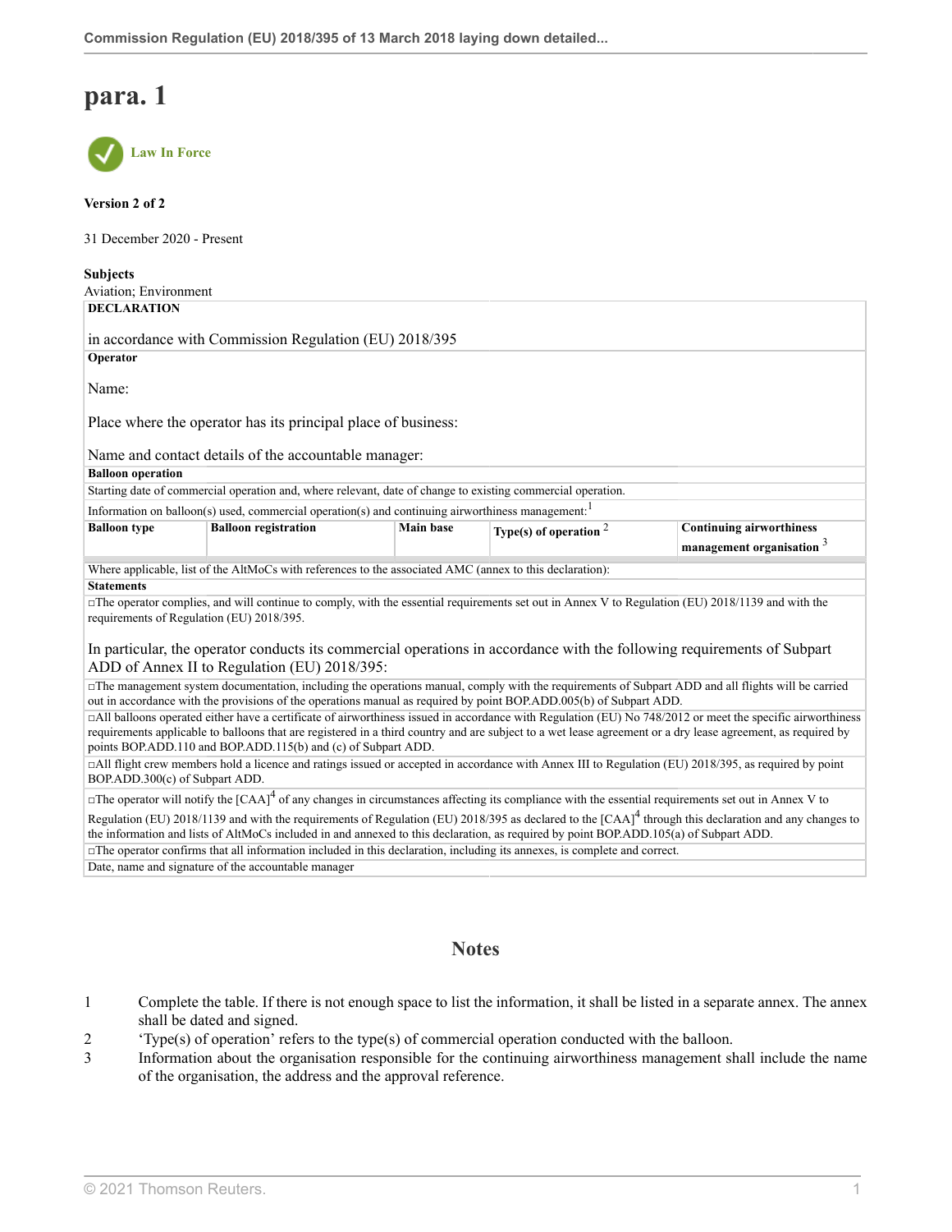# para. 1

Law In Force

**Version 2 of 2**

31 December 2020 - Present

**Subjects**
Aviation; Environment

| **DECLARATION** in accordance with Commission Regulation (EU) 2018/395 | | | | |
|---|---|---|---|---|
| **Operator**<br><br>Name:<br><br>Place where the operator has its principal place of business:<br><br>Name and contact details of the accountable manager: | | | | |
| **Balloon operation** | | | | |
| Starting date of commercial operation and, where relevant, date of change to existing commercial operation. | | | | |
| Information on balloon(s) used, commercial operation(s) and continuing airworthiness management:[1] | | | | |
| **Balloon type** | **Balloon registration** | **Main base** | **Type(s) of operation** [2] | **Continuing airworthiness management organisation** [3] |
| | | | | |
| Where applicable, list of the AltMoCs with references to the associated AMC (annex to this declaration): | | | | |
| **Statements** | | | | |
| □The operator complies, and will continue to comply, with the essential requirements set out in Annex V to Regulation (EU) 2018/1139 and with the requirements of Regulation (EU) 2018/395.<br><br>In particular, the operator conducts its commercial operations in accordance with the following requirements of Subpart ADD of Annex II to Regulation (EU) 2018/395: | | | | |
| □The management system documentation, including the operations manual, comply with the requirements of Subpart ADD and all flights will be carried out in accordance with the provisions of the operations manual as required by point BOP.ADD.005(b) of Subpart ADD. | | | | |
| □All balloons operated either have a certificate of airworthiness issued in accordance with Regulation (EU) No 748/2012 or meet the specific airworthiness requirements applicable to balloons that are registered in a third country and are subject to a wet lease agreement or a dry lease agreement, as required by points BOP.ADD.110 and BOP.ADD.115(b) and (c) of Subpart ADD. | | | | |
| □All flight crew members hold a licence and ratings issued or accepted in accordance with Annex III to Regulation (EU) 2018/395, as required by point BOP.ADD.300(c) of Subpart ADD. | | | | |
| □The operator will notify the [CAA][4] of any changes in circumstances affecting its compliance with the essential requirements set out in Annex V to Regulation (EU) 2018/1139 and with the requirements of Regulation (EU) 2018/395 as declared to the [CAA][4] through this declaration and any changes to the information and lists of AltMoCs included in and annexed to this declaration, as required by point BOP.ADD.105(a) of Subpart ADD. | | | | |
| □The operator confirms that all information included in this declaration, including its annexes, is complete and correct. | | | | |
| Date, name and signature of the accountable manager | | | | |

## Notes

1. Complete the table. If there is not enough space to list the information, it shall be listed in a separate annex. The annex shall be dated and signed.
2. 'Type(s) of operation' refers to the type(s) of commercial operation conducted with the balloon.
3. Information about the organisation responsible for the continuing airworthiness management shall include the name of the organisation, the address and the approval reference.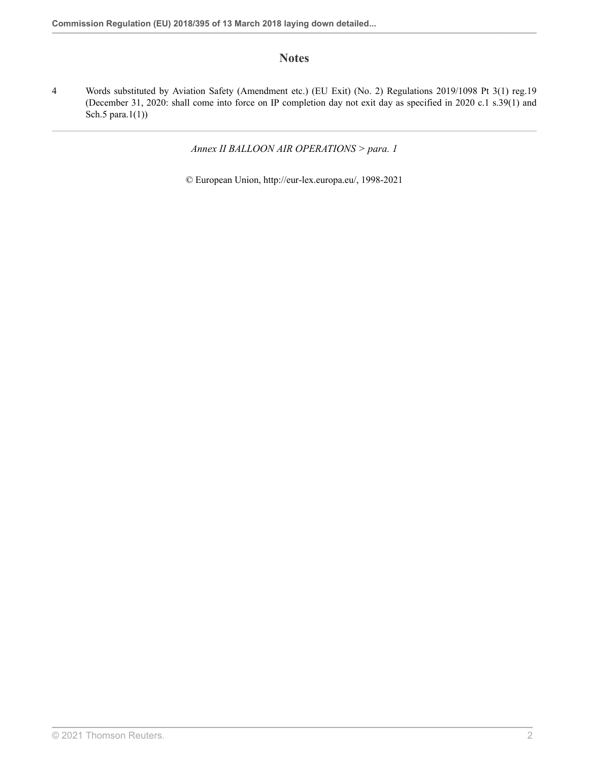## Notes

4 Words substituted by Aviation Safety (Amendment etc.) (EU Exit) (No. 2) Regulations 2019/1098 Pt 3(1) reg.19 (December 31, 2020: shall come into force on IP completion day not exit day as specified in 2020 c.1 s.39(1) and Sch.5 para.1(1))

*Annex II BALLOON AIR OPERATIONS > para. 1*

© European Union, http://eur-lex.europa.eu/, 1998-2021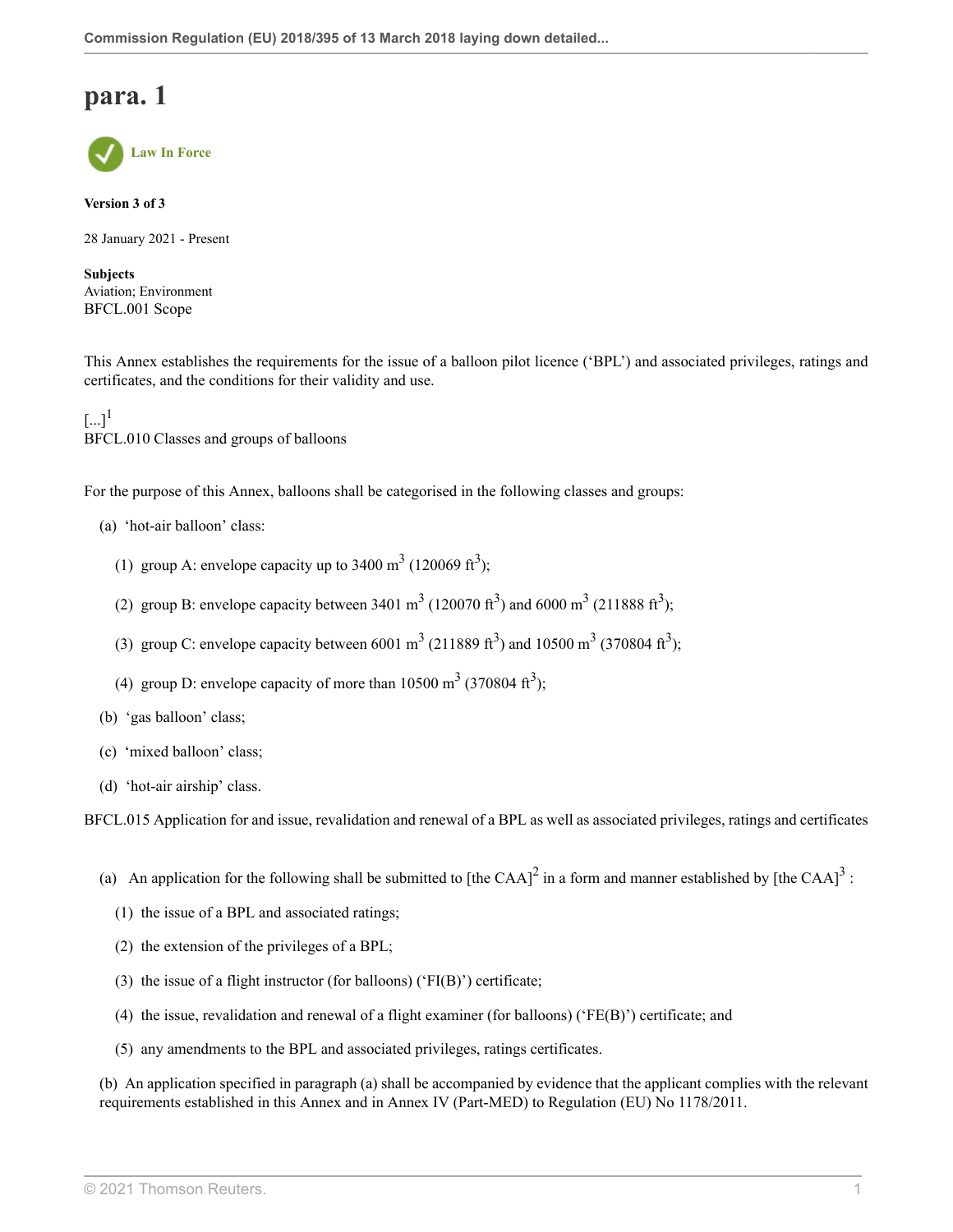# para. 1

Law In Force

**Version 3 of 3**

28 January 2021 - Present

**Subjects**
Aviation; Environment
BFCL.001 Scope

This Annex establishes the requirements for the issue of a balloon pilot licence ('BPL') and associated privileges, ratings and certificates, and the conditions for their validity and use.

[...][1]
BFCL.010 Classes and groups of balloons

For the purpose of this Annex, balloons shall be categorised in the following classes and groups:

(a) 'hot-air balloon' class:

(1) group A: envelope capacity up to 3400 $m^3$ (120069 $ft^3$);

(2) group B: envelope capacity between 3401 $m^3$ (120070 $ft^3$) and 6000 $m^3$ (211888 $ft^3$);

(3) group C: envelope capacity between 6001 $m^3$ (211889 $ft^3$) and 10500 $m^3$ (370804 $ft^3$);

(4) group D: envelope capacity of more than 10500 $m^3$ (370804 $ft^3$);

(b) 'gas balloon' class;

(c) 'mixed balloon' class;

(d) 'hot-air airship' class.

BFCL.015 Application for and issue, revalidation and renewal of a BPL as well as associated privileges, ratings and certificates

(a) An application for the following shall be submitted to [the CAA][2] in a form and manner established by [the CAA][3] :

(1) the issue of a BPL and associated ratings;

(2) the extension of the privileges of a BPL;

(3) the issue of a flight instructor (for balloons) ('FI(B)') certificate;

(4) the issue, revalidation and renewal of a flight examiner (for balloons) ('FE(B)') certificate; and

(5) any amendments to the BPL and associated privileges, ratings certificates.

(b) An application specified in paragraph (a) shall be accompanied by evidence that the applicant complies with the relevant requirements established in this Annex and in Annex IV (Part-MED) to Regulation (EU) No 1178/2011.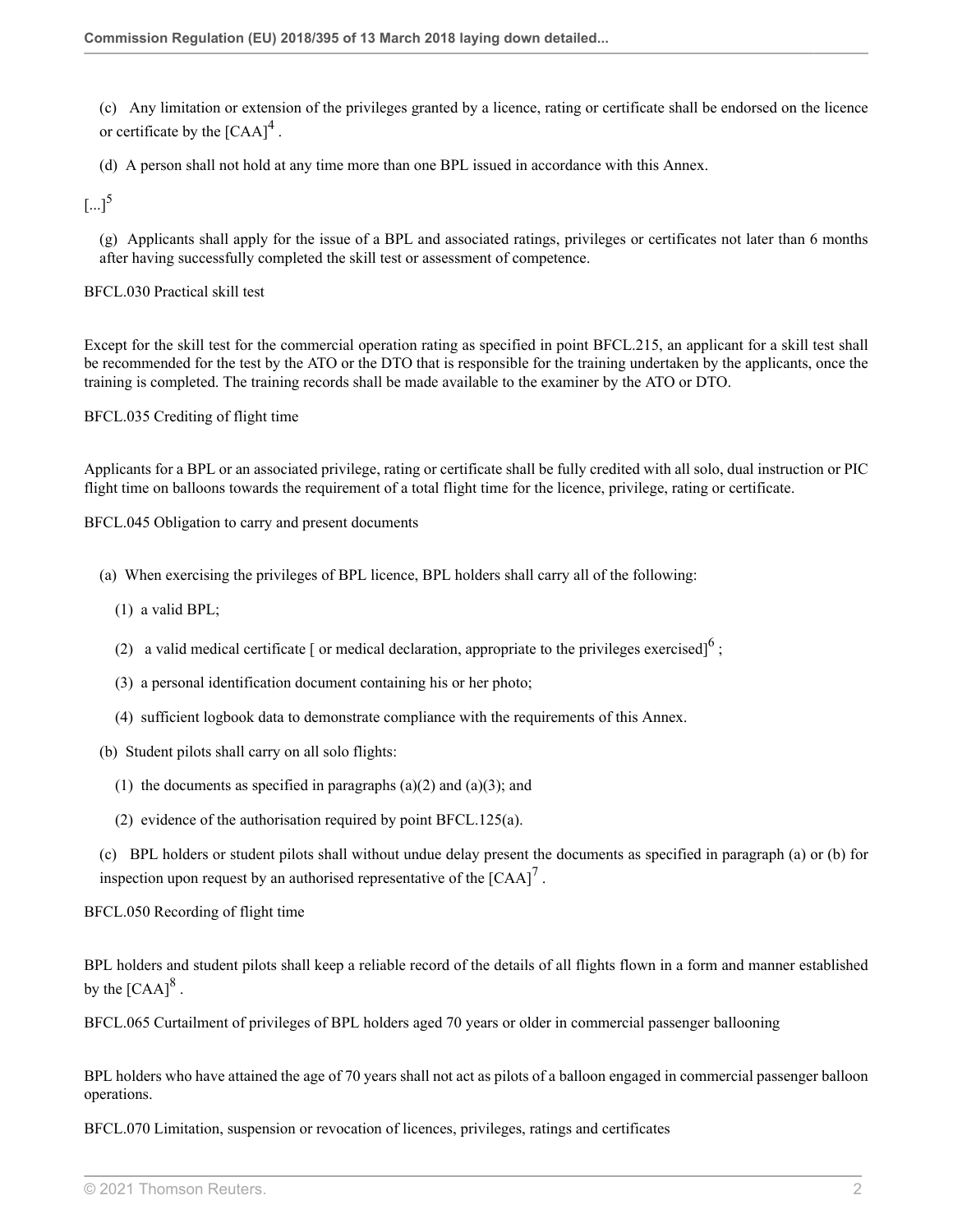(c) Any limitation or extension of the privileges granted by a licence, rating or certificate shall be endorsed on the licence or certificate by the [CAA][4] .

(d) A person shall not hold at any time more than one BPL issued in accordance with this Annex.

[...][5]

(g) Applicants shall apply for the issue of a BPL and associated ratings, privileges or certificates not later than 6 months after having successfully completed the skill test or assessment of competence.

BFCL.030 Practical skill test

Except for the skill test for the commercial operation rating as specified in point BFCL.215, an applicant for a skill test shall be recommended for the test by the ATO or the DTO that is responsible for the training undertaken by the applicants, once the training is completed. The training records shall be made available to the examiner by the ATO or DTO.

BFCL.035 Crediting of flight time

Applicants for a BPL or an associated privilege, rating or certificate shall be fully credited with all solo, dual instruction or PIC flight time on balloons towards the requirement of a total flight time for the licence, privilege, rating or certificate.

BFCL.045 Obligation to carry and present documents

(a) When exercising the privileges of BPL licence, BPL holders shall carry all of the following:

(1) a valid BPL;

(2) a valid medical certificate [ or medical declaration, appropriate to the privileges exercised][6] ;

(3) a personal identification document containing his or her photo;

(4) sufficient logbook data to demonstrate compliance with the requirements of this Annex.

(b) Student pilots shall carry on all solo flights:

(1) the documents as specified in paragraphs (a)(2) and (a)(3); and

(2) evidence of the authorisation required by point BFCL.125(a).

(c) BPL holders or student pilots shall without undue delay present the documents as specified in paragraph (a) or (b) for inspection upon request by an authorised representative of the [CAA][7] .

BFCL.050 Recording of flight time

BPL holders and student pilots shall keep a reliable record of the details of all flights flown in a form and manner established by the [CAA][8] .

BFCL.065 Curtailment of privileges of BPL holders aged 70 years or older in commercial passenger ballooning

BPL holders who have attained the age of 70 years shall not act as pilots of a balloon engaged in commercial passenger balloon operations.

BFCL.070 Limitation, suspension or revocation of licences, privileges, ratings and certificates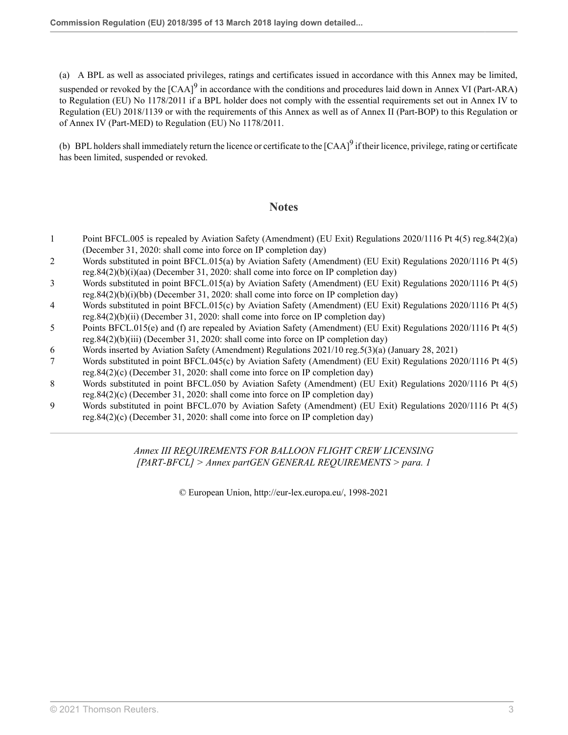(a) A BPL as well as associated privileges, ratings and certificates issued in accordance with this Annex may be limited, suspended or revoked by the [CAA][9] in accordance with the conditions and procedures laid down in Annex VI (Part-ARA) to Regulation (EU) No 1178/2011 if a BPL holder does not comply with the essential requirements set out in Annex IV to Regulation (EU) 2018/1139 or with the requirements of this Annex as well as of Annex II (Part-BOP) to this Regulation or of Annex IV (Part-MED) to Regulation (EU) No 1178/2011.

(b) BPL holders shall immediately return the licence or certificate to the [CAA][9] if their licence, privilege, rating or certificate has been limited, suspended or revoked.

## Notes

1. Point BFCL.005 is repealed by Aviation Safety (Amendment) (EU Exit) Regulations 2020/1116 Pt 4(5) reg.84(2)(a) (December 31, 2020: shall come into force on IP completion day)
2. Words substituted in point BFCL.015(a) by Aviation Safety (Amendment) (EU Exit) Regulations 2020/1116 Pt 4(5) reg.84(2)(b)(i)(aa) (December 31, 2020: shall come into force on IP completion day)
3. Words substituted in point BFCL.015(a) by Aviation Safety (Amendment) (EU Exit) Regulations 2020/1116 Pt 4(5) reg.84(2)(b)(i)(bb) (December 31, 2020: shall come into force on IP completion day)
4. Words substituted in point BFCL.015(c) by Aviation Safety (Amendment) (EU Exit) Regulations 2020/1116 Pt 4(5) reg.84(2)(b)(ii) (December 31, 2020: shall come into force on IP completion day)
5. Points BFCL.015(e) and (f) are repealed by Aviation Safety (Amendment) (EU Exit) Regulations 2020/1116 Pt 4(5) reg.84(2)(b)(iii) (December 31, 2020: shall come into force on IP completion day)
6. Words inserted by Aviation Safety (Amendment) Regulations 2021/10 reg.5(3)(a) (January 28, 2021)
7. Words substituted in point BFCL.045(c) by Aviation Safety (Amendment) (EU Exit) Regulations 2020/1116 Pt 4(5) reg.84(2)(c) (December 31, 2020: shall come into force on IP completion day)
8. Words substituted in point BFCL.050 by Aviation Safety (Amendment) (EU Exit) Regulations 2020/1116 Pt 4(5) reg.84(2)(c) (December 31, 2020: shall come into force on IP completion day)
9. Words substituted in point BFCL.070 by Aviation Safety (Amendment) (EU Exit) Regulations 2020/1116 Pt 4(5) reg.84(2)(c) (December 31, 2020: shall come into force on IP completion day)

---

*Annex III REQUIREMENTS FOR BALLOON FLIGHT CREW LICENSING [PART-BFCL] > Annex partGEN GENERAL REQUIREMENTS > para. 1*

© European Union, http://eur-lex.europa.eu/, 1998-2021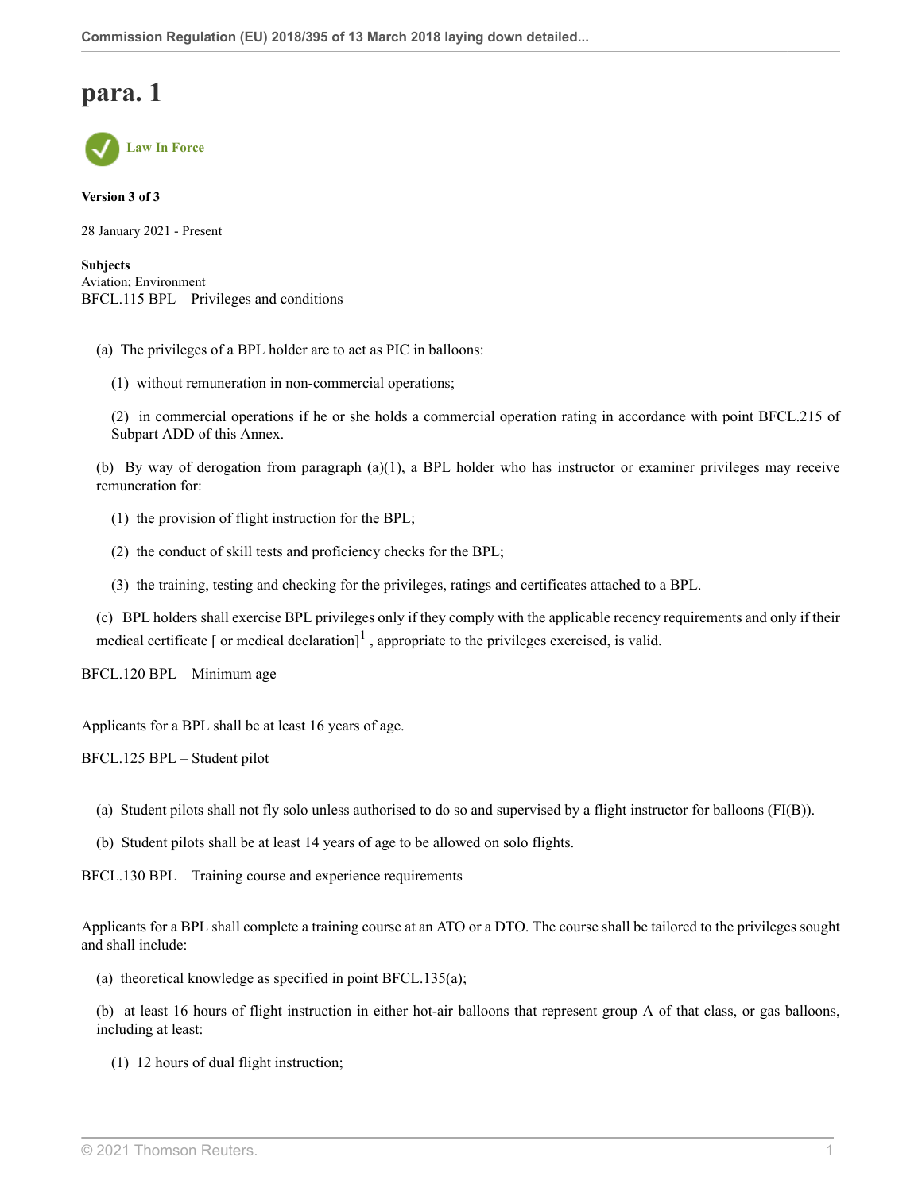# para. 1

Law In Force

**Version 3 of 3**

28 January 2021 - Present

**Subjects**
Aviation; Environment
BFCL.115 BPL – Privileges and conditions

(a) The privileges of a BPL holder are to act as PIC in balloons:

(1) without remuneration in non-commercial operations;

(2) in commercial operations if he or she holds a commercial operation rating in accordance with point BFCL.215 of Subpart ADD of this Annex.

(b) By way of derogation from paragraph (a)(1), a BPL holder who has instructor or examiner privileges may receive remuneration for:

(1) the provision of flight instruction for the BPL;

(2) the conduct of skill tests and proficiency checks for the BPL;

(3) the training, testing and checking for the privileges, ratings and certificates attached to a BPL.

(c) BPL holders shall exercise BPL privileges only if they comply with the applicable recency requirements and only if their medical certificate [ or medical declaration][1] , appropriate to the privileges exercised, is valid.

BFCL.120 BPL – Minimum age

Applicants for a BPL shall be at least 16 years of age.

BFCL.125 BPL – Student pilot

(a) Student pilots shall not fly solo unless authorised to do so and supervised by a flight instructor for balloons (FI(B)).

(b) Student pilots shall be at least 14 years of age to be allowed on solo flights.

BFCL.130 BPL – Training course and experience requirements

Applicants for a BPL shall complete a training course at an ATO or a DTO. The course shall be tailored to the privileges sought and shall include:

(a) theoretical knowledge as specified in point BFCL.135(a);

(b) at least 16 hours of flight instruction in either hot-air balloons that represent group A of that class, or gas balloons, including at least:

(1) 12 hours of dual flight instruction;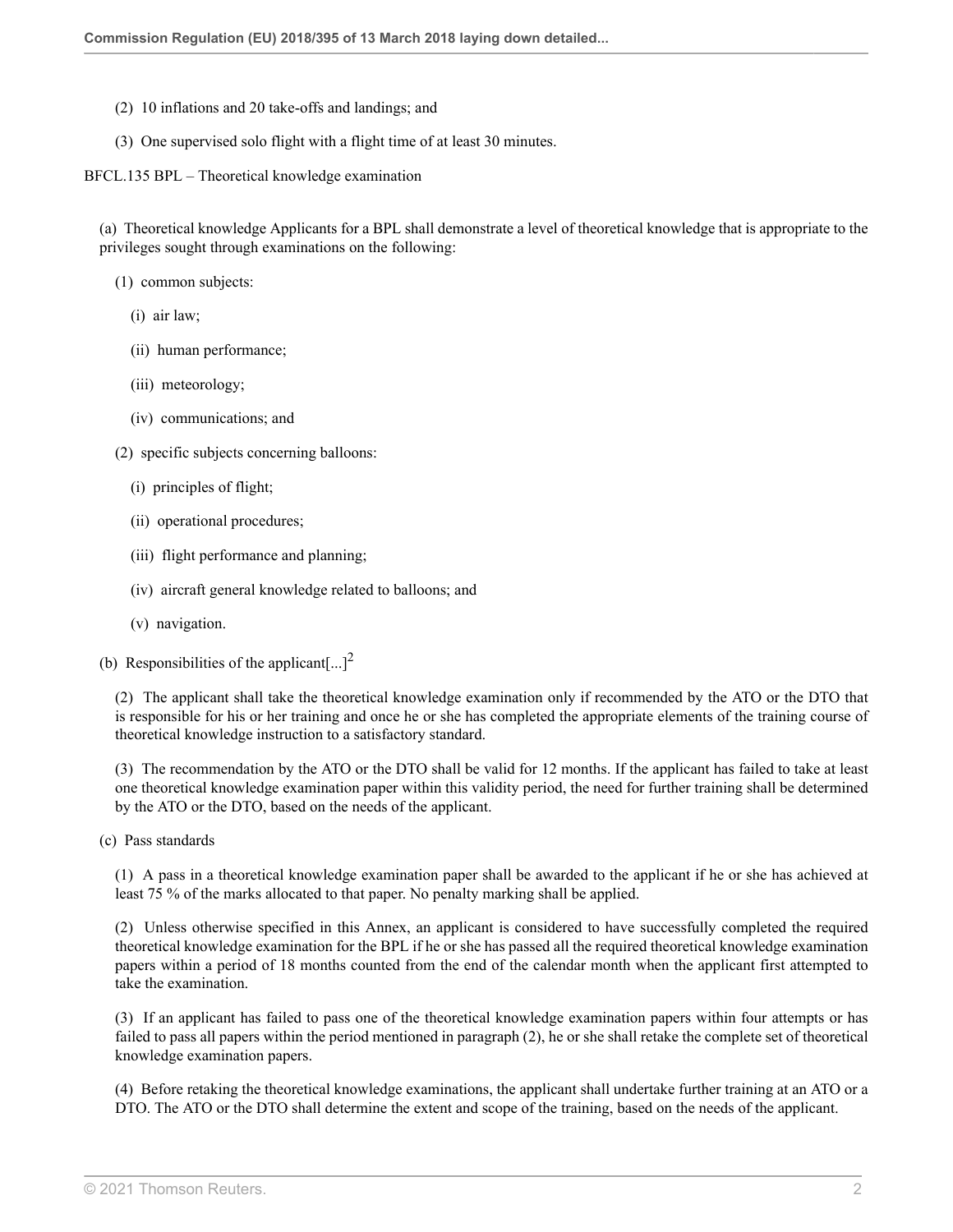(2) 10 inflations and 20 take-offs and landings; and

(3) One supervised solo flight with a flight time of at least 30 minutes.

BFCL.135 BPL – Theoretical knowledge examination

(a) Theoretical knowledge Applicants for a BPL shall demonstrate a level of theoretical knowledge that is appropriate to the privileges sought through examinations on the following:

(1) common subjects:

(i) air law;

(ii) human performance;

(iii) meteorology;

(iv) communications; and

(2) specific subjects concerning balloons:

(i) principles of flight;

(ii) operational procedures;

(iii) flight performance and planning;

(iv) aircraft general knowledge related to balloons; and

(v) navigation.

(b) Responsibilities of the applicant[...][2]

(2) The applicant shall take the theoretical knowledge examination only if recommended by the ATO or the DTO that is responsible for his or her training and once he or she has completed the appropriate elements of the training course of theoretical knowledge instruction to a satisfactory standard.

(3) The recommendation by the ATO or the DTO shall be valid for 12 months. If the applicant has failed to take at least one theoretical knowledge examination paper within this validity period, the need for further training shall be determined by the ATO or the DTO, based on the needs of the applicant.

(c) Pass standards

(1) A pass in a theoretical knowledge examination paper shall be awarded to the applicant if he or she has achieved at least 75 % of the marks allocated to that paper. No penalty marking shall be applied.

(2) Unless otherwise specified in this Annex, an applicant is considered to have successfully completed the required theoretical knowledge examination for the BPL if he or she has passed all the required theoretical knowledge examination papers within a period of 18 months counted from the end of the calendar month when the applicant first attempted to take the examination.

(3) If an applicant has failed to pass one of the theoretical knowledge examination papers within four attempts or has failed to pass all papers within the period mentioned in paragraph (2), he or she shall retake the complete set of theoretical knowledge examination papers.

(4) Before retaking the theoretical knowledge examinations, the applicant shall undertake further training at an ATO or a DTO. The ATO or the DTO shall determine the extent and scope of the training, based on the needs of the applicant.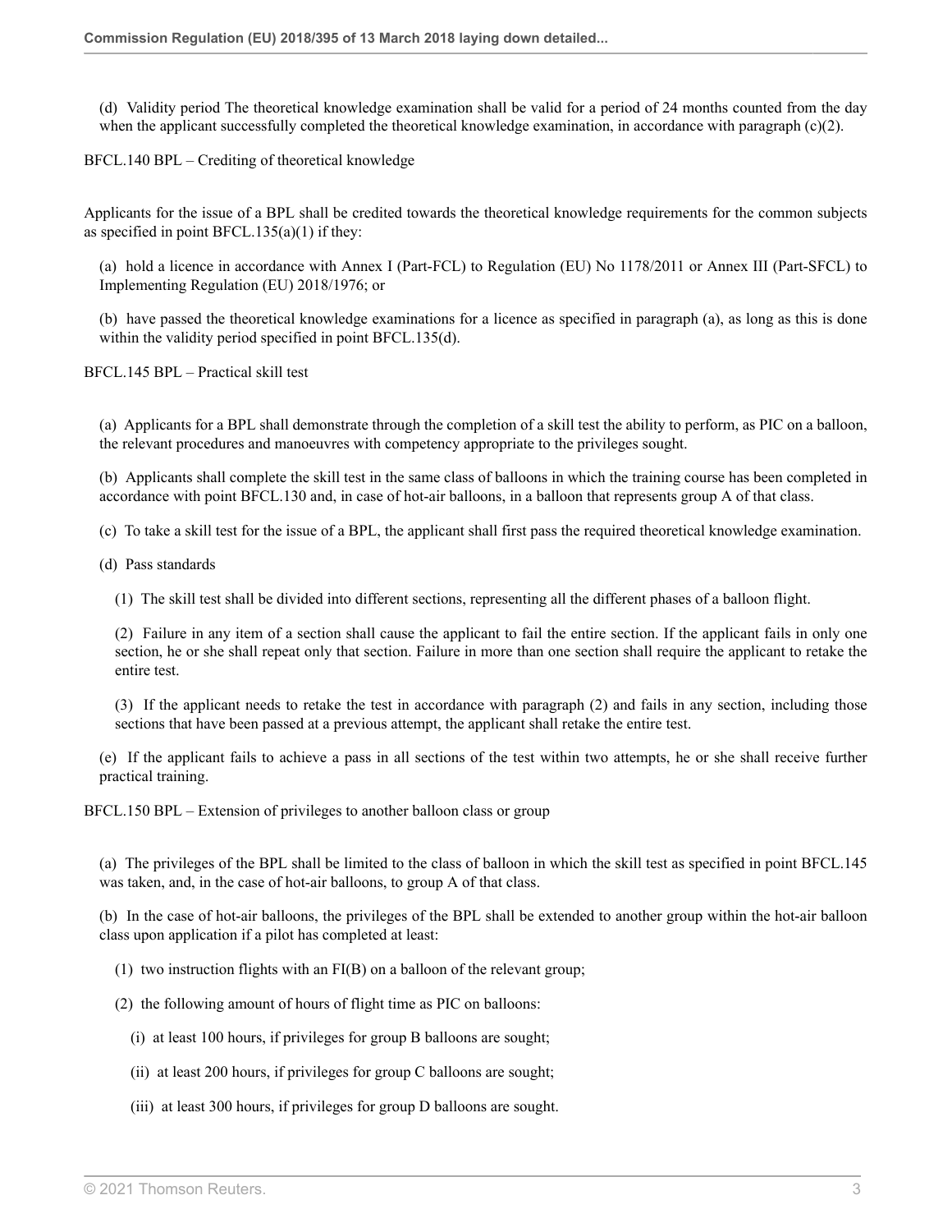(d) Validity period The theoretical knowledge examination shall be valid for a period of 24 months counted from the day when the applicant successfully completed the theoretical knowledge examination, in accordance with paragraph (c)(2).

BFCL.140 BPL – Crediting of theoretical knowledge

Applicants for the issue of a BPL shall be credited towards the theoretical knowledge requirements for the common subjects as specified in point BFCL.135(a)(1) if they:

(a) hold a licence in accordance with Annex I (Part-FCL) to Regulation (EU) No 1178/2011 or Annex III (Part-SFCL) to Implementing Regulation (EU) 2018/1976; or

(b) have passed the theoretical knowledge examinations for a licence as specified in paragraph (a), as long as this is done within the validity period specified in point BFCL.135(d).

BFCL.145 BPL – Practical skill test

(a) Applicants for a BPL shall demonstrate through the completion of a skill test the ability to perform, as PIC on a balloon, the relevant procedures and manoeuvres with competency appropriate to the privileges sought.

(b) Applicants shall complete the skill test in the same class of balloons in which the training course has been completed in accordance with point BFCL.130 and, in case of hot-air balloons, in a balloon that represents group A of that class.

(c) To take a skill test for the issue of a BPL, the applicant shall first pass the required theoretical knowledge examination.

(d) Pass standards

(1) The skill test shall be divided into different sections, representing all the different phases of a balloon flight.

(2) Failure in any item of a section shall cause the applicant to fail the entire section. If the applicant fails in only one section, he or she shall repeat only that section. Failure in more than one section shall require the applicant to retake the entire test.

(3) If the applicant needs to retake the test in accordance with paragraph (2) and fails in any section, including those sections that have been passed at a previous attempt, the applicant shall retake the entire test.

(e) If the applicant fails to achieve a pass in all sections of the test within two attempts, he or she shall receive further practical training.

BFCL.150 BPL – Extension of privileges to another balloon class or group

(a) The privileges of the BPL shall be limited to the class of balloon in which the skill test as specified in point BFCL.145 was taken, and, in the case of hot-air balloons, to group A of that class.

(b) In the case of hot-air balloons, the privileges of the BPL shall be extended to another group within the hot-air balloon class upon application if a pilot has completed at least:

(1) two instruction flights with an FI(B) on a balloon of the relevant group;

(2) the following amount of hours of flight time as PIC on balloons:

(i) at least 100 hours, if privileges for group B balloons are sought;

(ii) at least 200 hours, if privileges for group C balloons are sought;

(iii) at least 300 hours, if privileges for group D balloons are sought.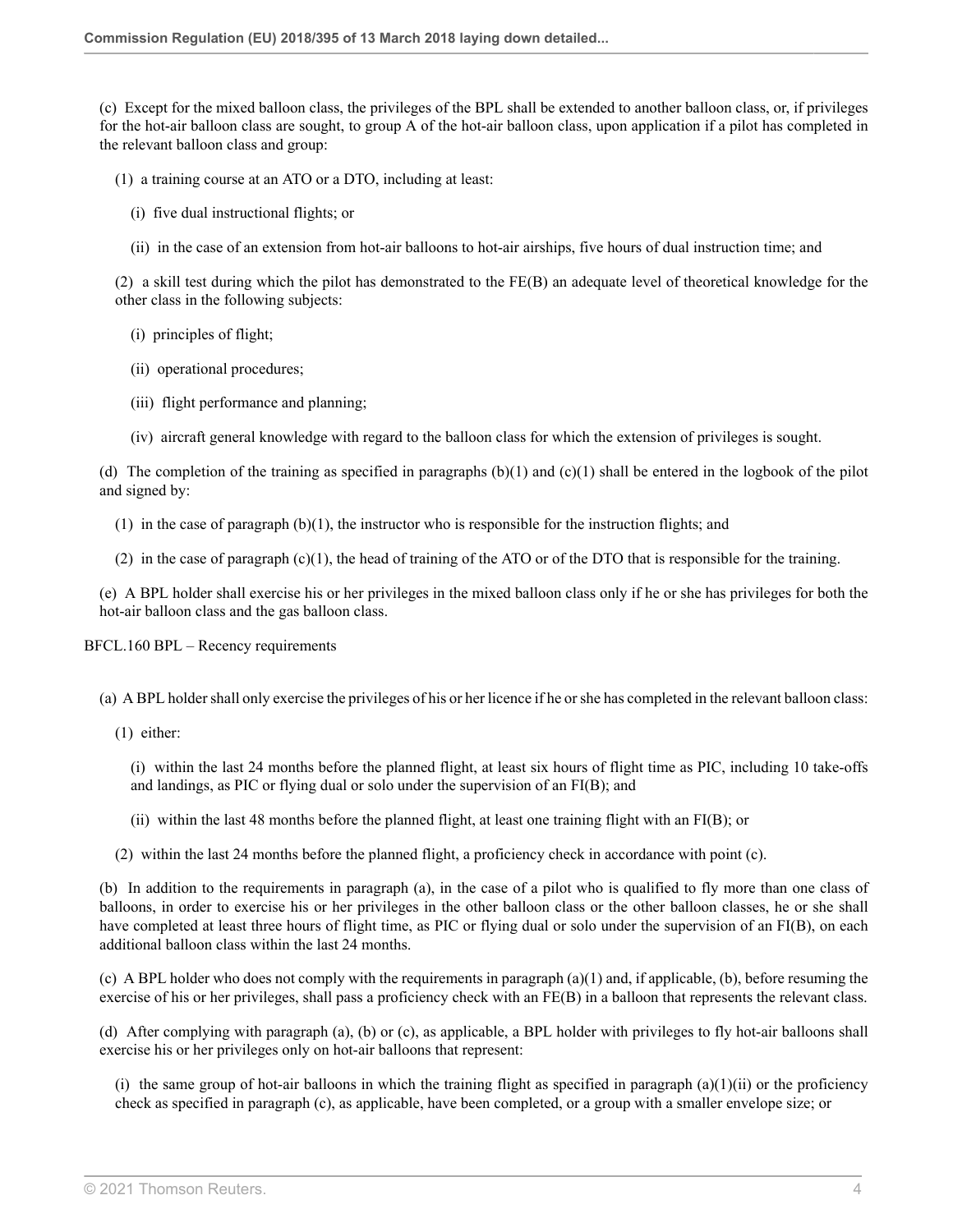(c) Except for the mixed balloon class, the privileges of the BPL shall be extended to another balloon class, or, if privileges for the hot-air balloon class are sought, to group A of the hot-air balloon class, upon application if a pilot has completed in the relevant balloon class and group:

(1) a training course at an ATO or a DTO, including at least:

(i) five dual instructional flights; or

(ii) in the case of an extension from hot-air balloons to hot-air airships, five hours of dual instruction time; and

(2) a skill test during which the pilot has demonstrated to the FE(B) an adequate level of theoretical knowledge for the other class in the following subjects:

(i) principles of flight;

(ii) operational procedures;

(iii) flight performance and planning;

(iv) aircraft general knowledge with regard to the balloon class for which the extension of privileges is sought.

(d) The completion of the training as specified in paragraphs (b)(1) and (c)(1) shall be entered in the logbook of the pilot and signed by:

(1) in the case of paragraph (b)(1), the instructor who is responsible for the instruction flights; and

(2) in the case of paragraph (c)(1), the head of training of the ATO or of the DTO that is responsible for the training.

(e) A BPL holder shall exercise his or her privileges in the mixed balloon class only if he or she has privileges for both the hot-air balloon class and the gas balloon class.

BFCL.160 BPL – Recency requirements

(a) A BPL holder shall only exercise the privileges of his or her licence if he or she has completed in the relevant balloon class:

(1) either:

(i) within the last 24 months before the planned flight, at least six hours of flight time as PIC, including 10 take-offs and landings, as PIC or flying dual or solo under the supervision of an FI(B); and

(ii) within the last 48 months before the planned flight, at least one training flight with an FI(B); or

(2) within the last 24 months before the planned flight, a proficiency check in accordance with point (c).

(b) In addition to the requirements in paragraph (a), in the case of a pilot who is qualified to fly more than one class of balloons, in order to exercise his or her privileges in the other balloon class or the other balloon classes, he or she shall have completed at least three hours of flight time, as PIC or flying dual or solo under the supervision of an FI(B), on each additional balloon class within the last 24 months.

(c) A BPL holder who does not comply with the requirements in paragraph (a)(1) and, if applicable, (b), before resuming the exercise of his or her privileges, shall pass a proficiency check with an FE(B) in a balloon that represents the relevant class.

(d) After complying with paragraph (a), (b) or (c), as applicable, a BPL holder with privileges to fly hot-air balloons shall exercise his or her privileges only on hot-air balloons that represent:

(i) the same group of hot-air balloons in which the training flight as specified in paragraph (a)(1)(ii) or the proficiency check as specified in paragraph (c), as applicable, have been completed, or a group with a smaller envelope size; or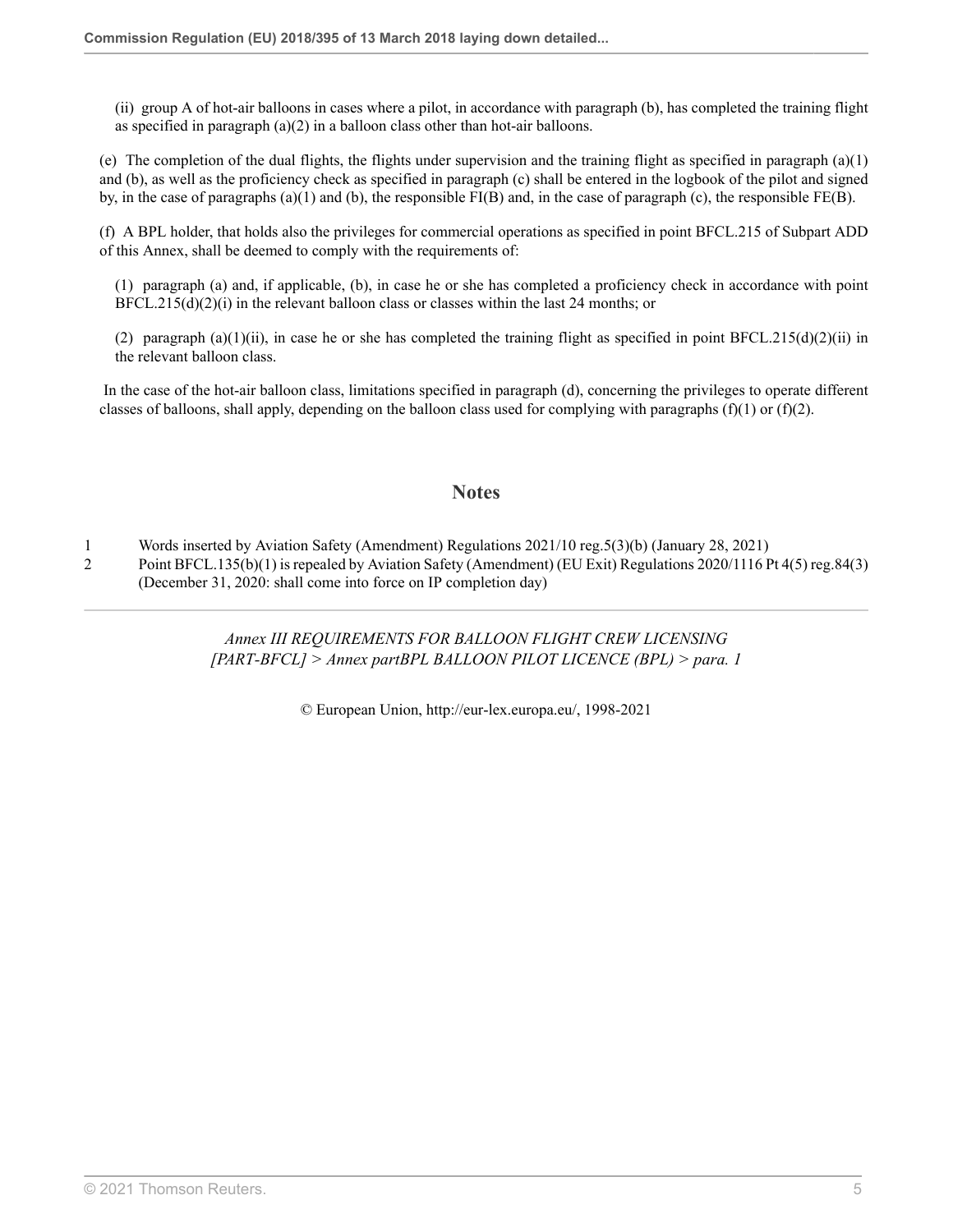(ii) group A of hot-air balloons in cases where a pilot, in accordance with paragraph (b), has completed the training flight as specified in paragraph (a)(2) in a balloon class other than hot-air balloons.

(e) The completion of the dual flights, the flights under supervision and the training flight as specified in paragraph (a)(1) and (b), as well as the proficiency check as specified in paragraph (c) shall be entered in the logbook of the pilot and signed by, in the case of paragraphs (a)(1) and (b), the responsible FI(B) and, in the case of paragraph (c), the responsible FE(B).

(f) A BPL holder, that holds also the privileges for commercial operations as specified in point BFCL.215 of Subpart ADD of this Annex, shall be deemed to comply with the requirements of:

(1) paragraph (a) and, if applicable, (b), in case he or she has completed a proficiency check in accordance with point BFCL.215(d)(2)(i) in the relevant balloon class or classes within the last 24 months; or

(2) paragraph (a)(1)(ii), in case he or she has completed the training flight as specified in point BFCL.215(d)(2)(ii) in the relevant balloon class.

In the case of the hot-air balloon class, limitations specified in paragraph (d), concerning the privileges to operate different classes of balloons, shall apply, depending on the balloon class used for complying with paragraphs (f)(1) or (f)(2).

## Notes

1 Words inserted by Aviation Safety (Amendment) Regulations 2021/10 reg.5(3)(b) (January 28, 2021)

2 Point BFCL.135(b)(1) is repealed by Aviation Safety (Amendment) (EU Exit) Regulations 2020/1116 Pt 4(5) reg.84(3) (December 31, 2020: shall come into force on IP completion day)

*Annex III REQUIREMENTS FOR BALLOON FLIGHT CREW LICENSING [PART-BFCL] > Annex partBPL BALLOON PILOT LICENCE (BPL) > para. 1*

© European Union, http://eur-lex.europa.eu/, 1998-2021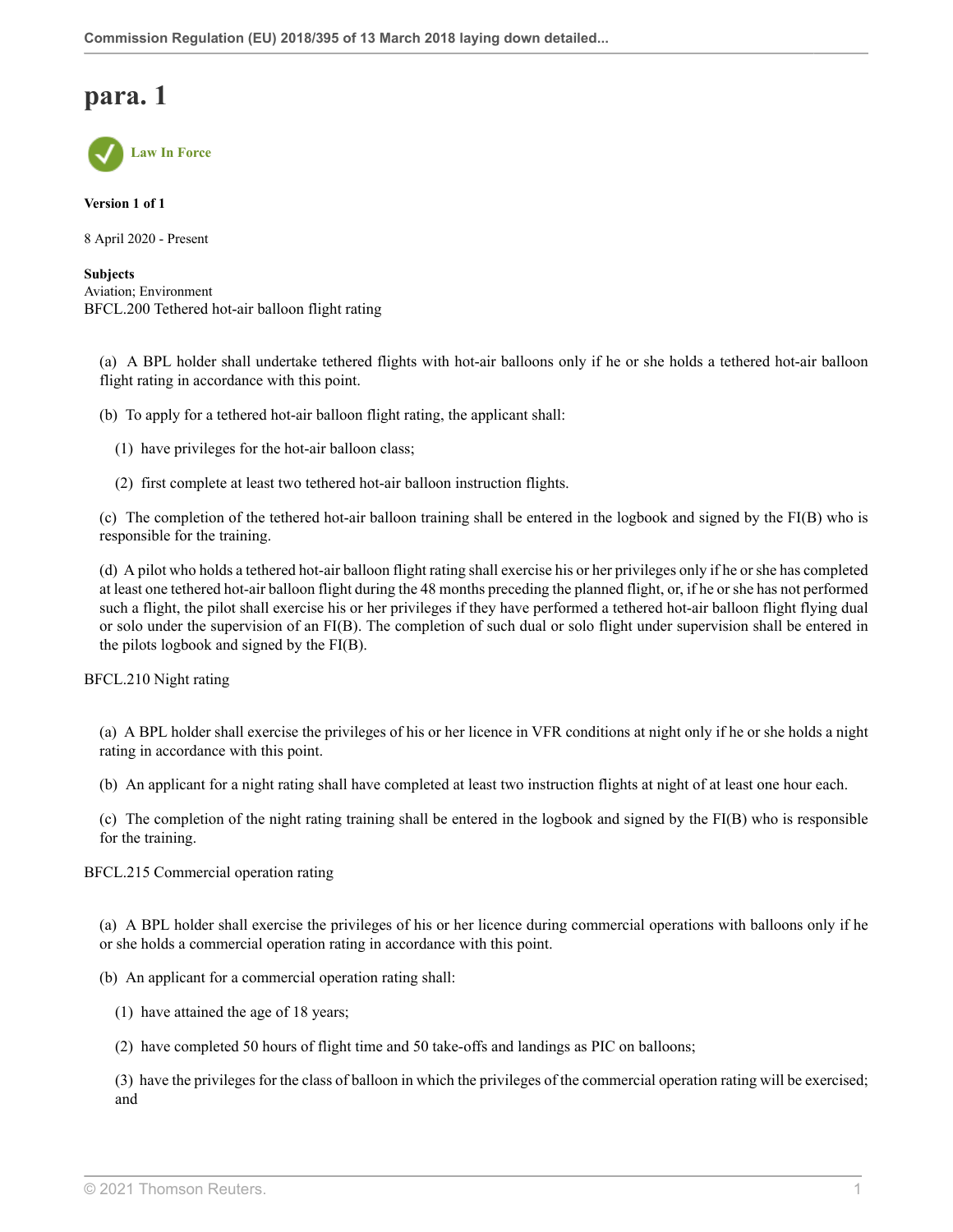# para. 1

Law In Force

**Version 1 of 1**

8 April 2020 - Present

**Subjects**
Aviation; Environment
BFCL.200 Tethered hot-air balloon flight rating

(a) A BPL holder shall undertake tethered flights with hot-air balloons only if he or she holds a tethered hot-air balloon flight rating in accordance with this point.

(b) To apply for a tethered hot-air balloon flight rating, the applicant shall:

(1) have privileges for the hot-air balloon class;

(2) first complete at least two tethered hot-air balloon instruction flights.

(c) The completion of the tethered hot-air balloon training shall be entered in the logbook and signed by the FI(B) who is responsible for the training.

(d) A pilot who holds a tethered hot-air balloon flight rating shall exercise his or her privileges only if he or she has completed at least one tethered hot-air balloon flight during the 48 months preceding the planned flight, or, if he or she has not performed such a flight, the pilot shall exercise his or her privileges if they have performed a tethered hot-air balloon flight flying dual or solo under the supervision of an FI(B). The completion of such dual or solo flight under supervision shall be entered in the pilots logbook and signed by the FI(B).

BFCL.210 Night rating

(a) A BPL holder shall exercise the privileges of his or her licence in VFR conditions at night only if he or she holds a night rating in accordance with this point.

(b) An applicant for a night rating shall have completed at least two instruction flights at night of at least one hour each.

(c) The completion of the night rating training shall be entered in the logbook and signed by the FI(B) who is responsible for the training.

BFCL.215 Commercial operation rating

(a) A BPL holder shall exercise the privileges of his or her licence during commercial operations with balloons only if he or she holds a commercial operation rating in accordance with this point.

(b) An applicant for a commercial operation rating shall:

(1) have attained the age of 18 years;

(2) have completed 50 hours of flight time and 50 take-offs and landings as PIC on balloons;

(3) have the privileges for the class of balloon in which the privileges of the commercial operation rating will be exercised; and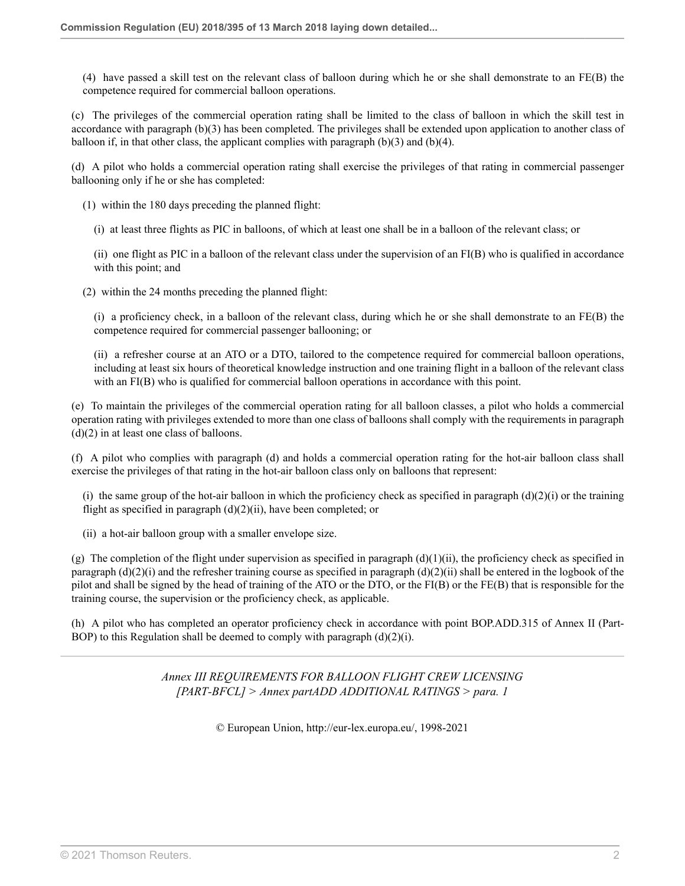(4) have passed a skill test on the relevant class of balloon during which he or she shall demonstrate to an FE(B) the competence required for commercial balloon operations.

(c) The privileges of the commercial operation rating shall be limited to the class of balloon in which the skill test in accordance with paragraph (b)(3) has been completed. The privileges shall be extended upon application to another class of balloon if, in that other class, the applicant complies with paragraph (b)(3) and (b)(4).

(d) A pilot who holds a commercial operation rating shall exercise the privileges of that rating in commercial passenger ballooning only if he or she has completed:

(1) within the 180 days preceding the planned flight:

(i) at least three flights as PIC in balloons, of which at least one shall be in a balloon of the relevant class; or

(ii) one flight as PIC in a balloon of the relevant class under the supervision of an FI(B) who is qualified in accordance with this point; and

(2) within the 24 months preceding the planned flight:

(i) a proficiency check, in a balloon of the relevant class, during which he or she shall demonstrate to an FE(B) the competence required for commercial passenger ballooning; or

(ii) a refresher course at an ATO or a DTO, tailored to the competence required for commercial balloon operations, including at least six hours of theoretical knowledge instruction and one training flight in a balloon of the relevant class with an FI(B) who is qualified for commercial balloon operations in accordance with this point.

(e) To maintain the privileges of the commercial operation rating for all balloon classes, a pilot who holds a commercial operation rating with privileges extended to more than one class of balloons shall comply with the requirements in paragraph (d)(2) in at least one class of balloons.

(f) A pilot who complies with paragraph (d) and holds a commercial operation rating for the hot-air balloon class shall exercise the privileges of that rating in the hot-air balloon class only on balloons that represent:

(i) the same group of the hot-air balloon in which the proficiency check as specified in paragraph (d)(2)(i) or the training flight as specified in paragraph (d)(2)(ii), have been completed; or

(ii) a hot-air balloon group with a smaller envelope size.

(g) The completion of the flight under supervision as specified in paragraph (d)(1)(ii), the proficiency check as specified in paragraph (d)(2)(i) and the refresher training course as specified in paragraph (d)(2)(ii) shall be entered in the logbook of the pilot and shall be signed by the head of training of the ATO or the DTO, or the FI(B) or the FE(B) that is responsible for the training course, the supervision or the proficiency check, as applicable.

(h) A pilot who has completed an operator proficiency check in accordance with point BOP.ADD.315 of Annex II (Part-BOP) to this Regulation shall be deemed to comply with paragraph (d)(2)(i).

---

*Annex III REQUIREMENTS FOR BALLOON FLIGHT CREW LICENSING [PART-BFCL] > Annex partADD ADDITIONAL RATINGS > para. 1*

© European Union, http://eur-lex.europa.eu/, 1998-2021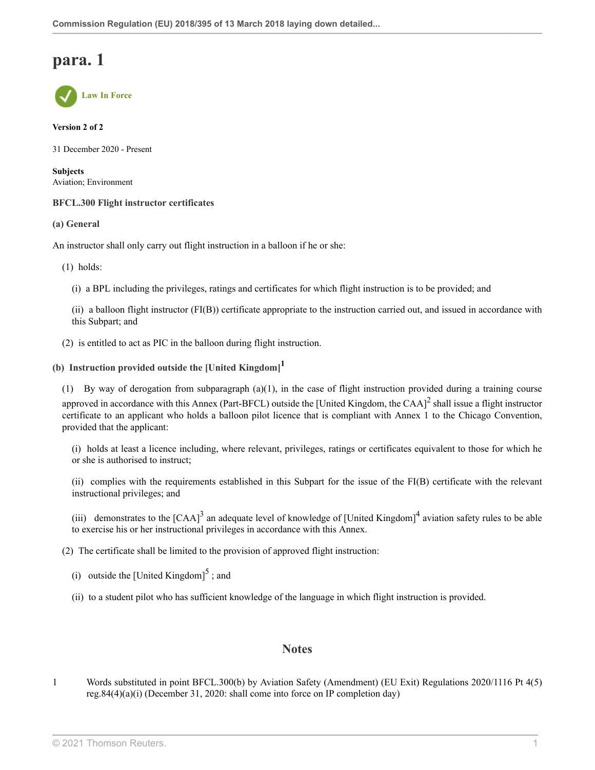# para. 1

Law In Force

**Version 2 of 2**

31 December 2020 - Present

**Subjects**
Aviation; Environment

**BFCL.300 Flight instructor certificates**

**(a) General**

An instructor shall only carry out flight instruction in a balloon if he or she:

(1) holds:

(i) a BPL including the privileges, ratings and certificates for which flight instruction is to be provided; and

(ii) a balloon flight instructor (FI(B)) certificate appropriate to the instruction carried out, and issued in accordance with this Subpart; and

(2) is entitled to act as PIC in the balloon during flight instruction.

**(b) Instruction provided outside the [United Kingdom][1]**

(1) By way of derogation from subparagraph (a)(1), in the case of flight instruction provided during a training course approved in accordance with this Annex (Part-BFCL) outside the [United Kingdom, the CAA][2] shall issue a flight instructor certificate to an applicant who holds a balloon pilot licence that is compliant with Annex 1 to the Chicago Convention, provided that the applicant:

(i) holds at least a licence including, where relevant, privileges, ratings or certificates equivalent to those for which he or she is authorised to instruct;

(ii) complies with the requirements established in this Subpart for the issue of the FI(B) certificate with the relevant instructional privileges; and

(iii) demonstrates to the [CAA][3] an adequate level of knowledge of [United Kingdom][4] aviation safety rules to be able to exercise his or her instructional privileges in accordance with this Annex.

(2) The certificate shall be limited to the provision of approved flight instruction:

(i) outside the [United Kingdom][5] ; and

(ii) to a student pilot who has sufficient knowledge of the language in which flight instruction is provided.

## Notes

1 Words substituted in point BFCL.300(b) by Aviation Safety (Amendment) (EU Exit) Regulations 2020/1116 Pt 4(5) reg.84(4)(a)(i) (December 31, 2020: shall come into force on IP completion day)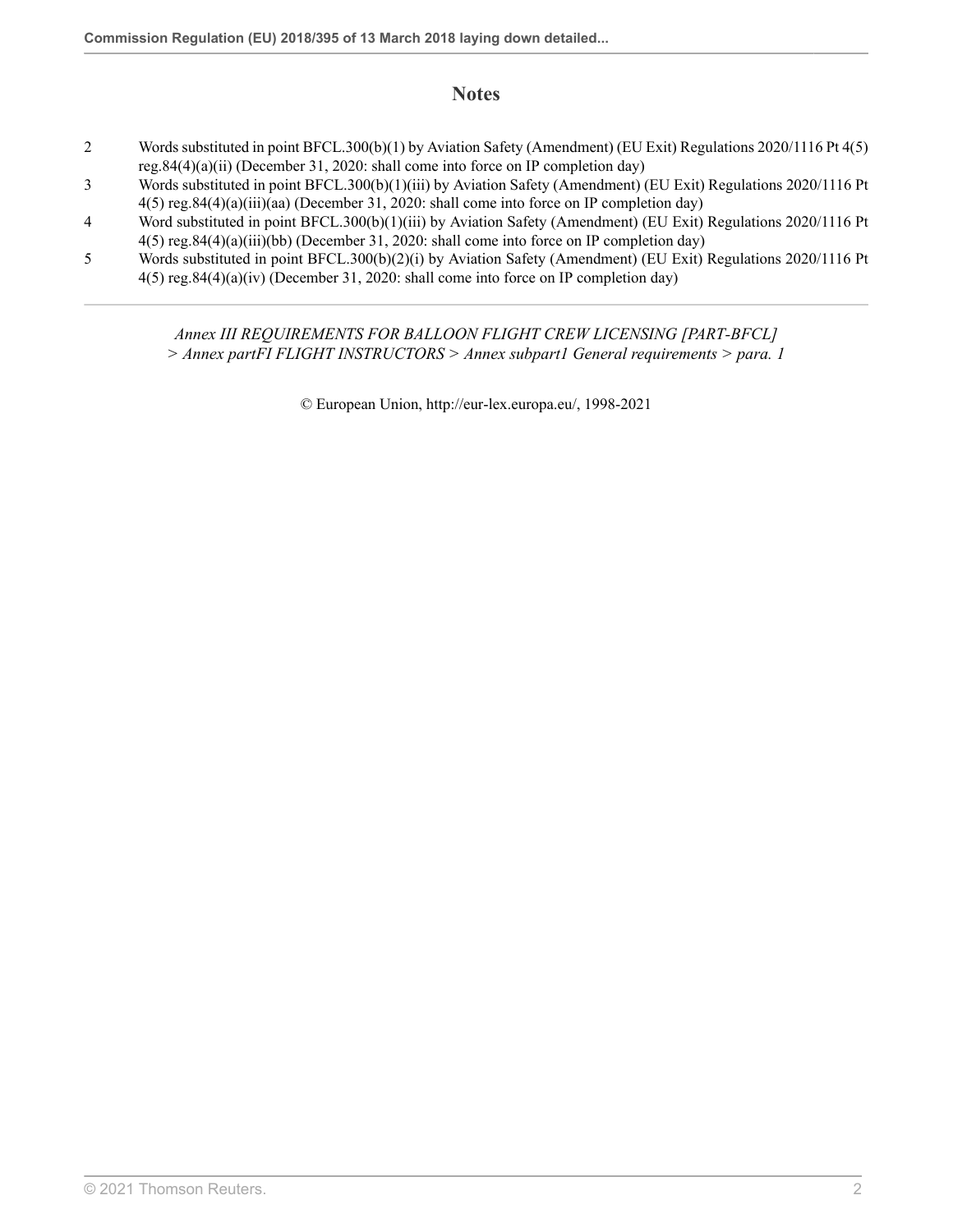## Notes

2 Words substituted in point BFCL.300(b)(1) by Aviation Safety (Amendment) (EU Exit) Regulations 2020/1116 Pt 4(5) reg.84(4)(a)(ii) (December 31, 2020: shall come into force on IP completion day)

3 Words substituted in point BFCL.300(b)(1)(iii) by Aviation Safety (Amendment) (EU Exit) Regulations 2020/1116 Pt 4(5) reg.84(4)(a)(iii)(aa) (December 31, 2020: shall come into force on IP completion day)

4 Word substituted in point BFCL.300(b)(1)(iii) by Aviation Safety (Amendment) (EU Exit) Regulations 2020/1116 Pt 4(5) reg.84(4)(a)(iii)(bb) (December 31, 2020: shall come into force on IP completion day)

5 Words substituted in point BFCL.300(b)(2)(i) by Aviation Safety (Amendment) (EU Exit) Regulations 2020/1116 Pt 4(5) reg.84(4)(a)(iv) (December 31, 2020: shall come into force on IP completion day)

---

*Annex III REQUIREMENTS FOR BALLOON FLIGHT CREW LICENSING [PART-BFCL] > Annex partFI FLIGHT INSTRUCTORS > Annex subpart1 General requirements > para. 1*

© European Union, http://eur-lex.europa.eu/, 1998-2021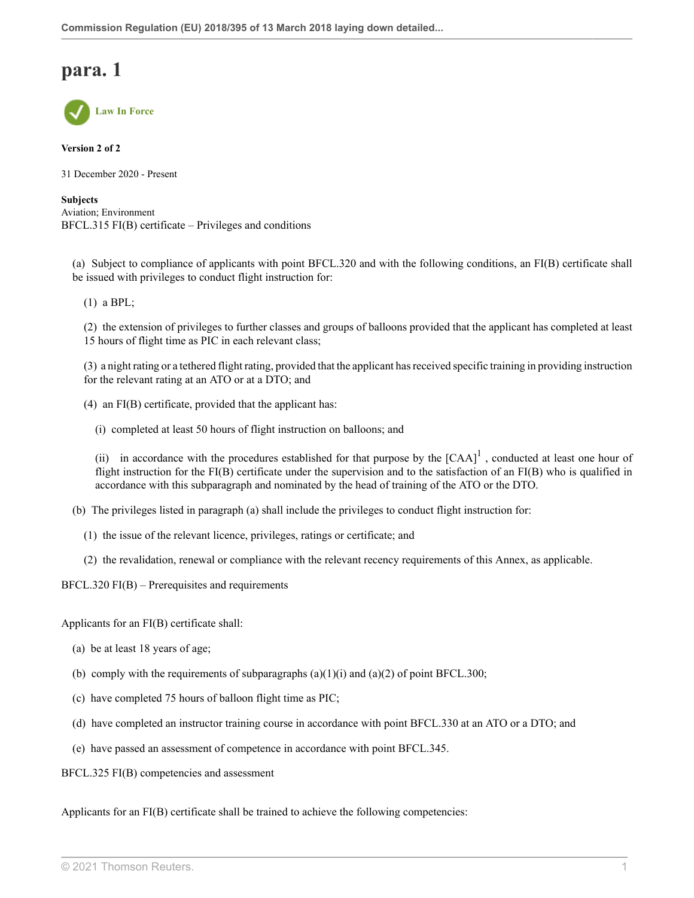# para. 1

Law In Force

**Version 2 of 2**

31 December 2020 - Present

**Subjects**
Aviation; Environment
BFCL.315 FI(B) certificate – Privileges and conditions

(a) Subject to compliance of applicants with point BFCL.320 and with the following conditions, an FI(B) certificate shall be issued with privileges to conduct flight instruction for:

(1) a BPL;

(2) the extension of privileges to further classes and groups of balloons provided that the applicant has completed at least 15 hours of flight time as PIC in each relevant class;

(3) a night rating or a tethered flight rating, provided that the applicant has received specific training in providing instruction for the relevant rating at an ATO or at a DTO; and

(4) an FI(B) certificate, provided that the applicant has:

(i) completed at least 50 hours of flight instruction on balloons; and

(ii) in accordance with the procedures established for that purpose by the [CAA][1] , conducted at least one hour of flight instruction for the FI(B) certificate under the supervision and to the satisfaction of an FI(B) who is qualified in accordance with this subparagraph and nominated by the head of training of the ATO or the DTO.

(b) The privileges listed in paragraph (a) shall include the privileges to conduct flight instruction for:

(1) the issue of the relevant licence, privileges, ratings or certificate; and

(2) the revalidation, renewal or compliance with the relevant recency requirements of this Annex, as applicable.

BFCL.320 FI(B) – Prerequisites and requirements

Applicants for an FI(B) certificate shall:

(a) be at least 18 years of age;

(b) comply with the requirements of subparagraphs (a)(1)(i) and (a)(2) of point BFCL.300;

(c) have completed 75 hours of balloon flight time as PIC;

(d) have completed an instructor training course in accordance with point BFCL.330 at an ATO or a DTO; and

(e) have passed an assessment of competence in accordance with point BFCL.345.

BFCL.325 FI(B) competencies and assessment

Applicants for an FI(B) certificate shall be trained to achieve the following competencies: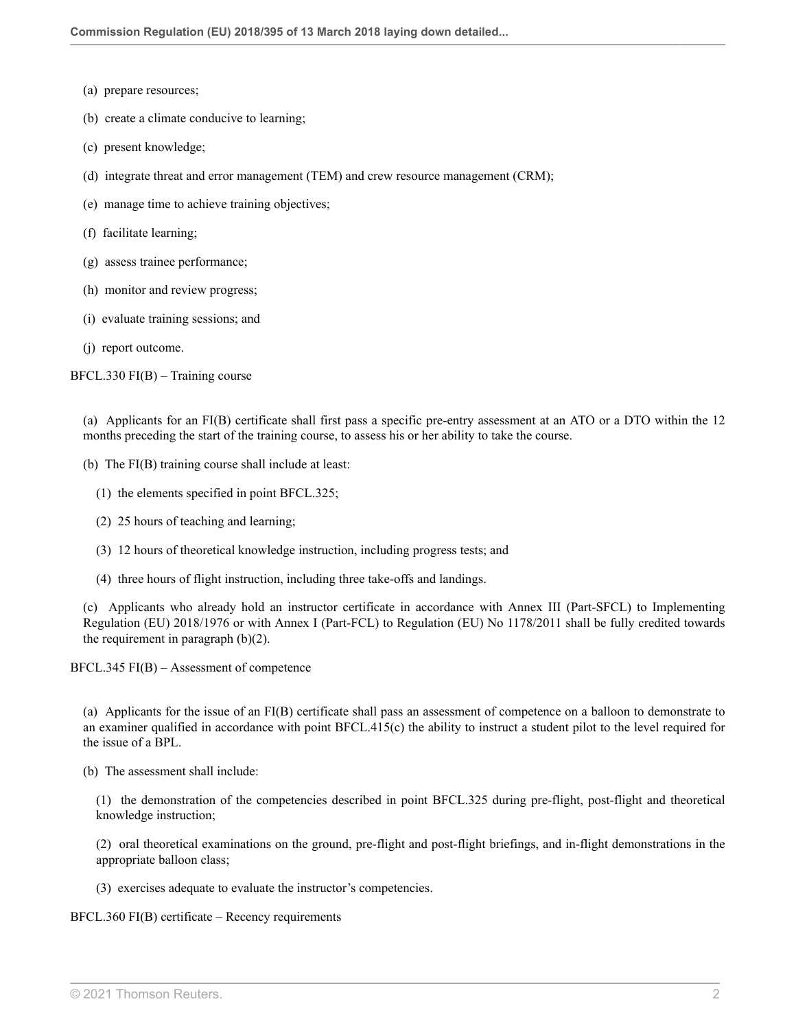(a) prepare resources;

(b) create a climate conducive to learning;

(c) present knowledge;

(d) integrate threat and error management (TEM) and crew resource management (CRM);

(e) manage time to achieve training objectives;

(f) facilitate learning;

(g) assess trainee performance;

(h) monitor and review progress;

(i) evaluate training sessions; and

(j) report outcome.

BFCL.330 FI(B) – Training course

(a) Applicants for an FI(B) certificate shall first pass a specific pre-entry assessment at an ATO or a DTO within the 12 months preceding the start of the training course, to assess his or her ability to take the course.

(b) The FI(B) training course shall include at least:

(1) the elements specified in point BFCL.325;

(2) 25 hours of teaching and learning;

(3) 12 hours of theoretical knowledge instruction, including progress tests; and

(4) three hours of flight instruction, including three take-offs and landings.

(c) Applicants who already hold an instructor certificate in accordance with Annex III (Part-SFCL) to Implementing Regulation (EU) 2018/1976 or with Annex I (Part-FCL) to Regulation (EU) No 1178/2011 shall be fully credited towards the requirement in paragraph (b)(2).

BFCL.345 FI(B) – Assessment of competence

(a) Applicants for the issue of an FI(B) certificate shall pass an assessment of competence on a balloon to demonstrate to an examiner qualified in accordance with point BFCL.415(c) the ability to instruct a student pilot to the level required for the issue of a BPL.

(b) The assessment shall include:

(1) the demonstration of the competencies described in point BFCL.325 during pre-flight, post-flight and theoretical knowledge instruction;

(2) oral theoretical examinations on the ground, pre-flight and post-flight briefings, and in-flight demonstrations in the appropriate balloon class;

(3) exercises adequate to evaluate the instructor's competencies.

BFCL.360 FI(B) certificate – Recency requirements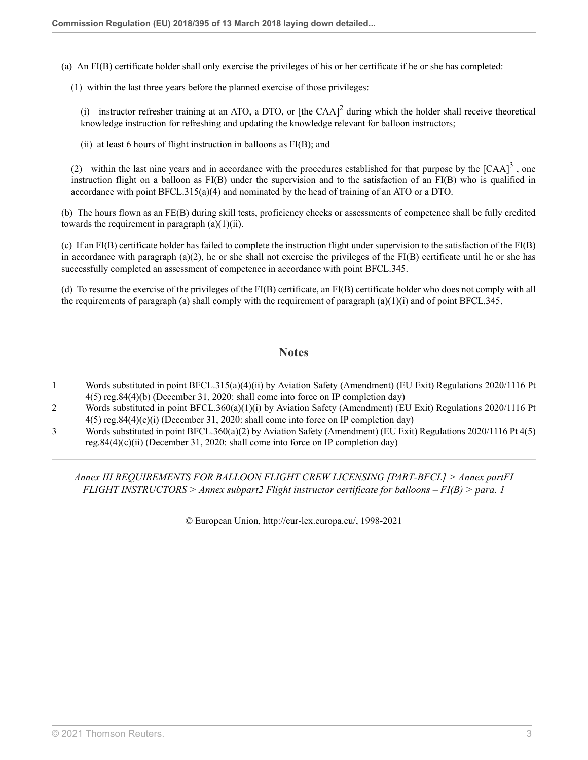(a) An FI(B) certificate holder shall only exercise the privileges of his or her certificate if he or she has completed:

(1) within the last three years before the planned exercise of those privileges:

(i) instructor refresher training at an ATO, a DTO, or [the CAA][2] during which the holder shall receive theoretical knowledge instruction for refreshing and updating the knowledge relevant for balloon instructors;

(ii) at least 6 hours of flight instruction in balloons as FI(B); and

(2) within the last nine years and in accordance with the procedures established for that purpose by the [CAA][3] , one instruction flight on a balloon as FI(B) under the supervision and to the satisfaction of an FI(B) who is qualified in accordance with point BFCL.315(a)(4) and nominated by the head of training of an ATO or a DTO.

(b) The hours flown as an FE(B) during skill tests, proficiency checks or assessments of competence shall be fully credited towards the requirement in paragraph (a)(1)(ii).

(c) If an FI(B) certificate holder has failed to complete the instruction flight under supervision to the satisfaction of the FI(B) in accordance with paragraph (a)(2), he or she shall not exercise the privileges of the FI(B) certificate until he or she has successfully completed an assessment of competence in accordance with point BFCL.345.

(d) To resume the exercise of the privileges of the FI(B) certificate, an FI(B) certificate holder who does not comply with all the requirements of paragraph (a) shall comply with the requirement of paragraph (a)(1)(i) and of point BFCL.345.

## Notes

1 Words substituted in point BFCL.315(a)(4)(ii) by Aviation Safety (Amendment) (EU Exit) Regulations 2020/1116 Pt 4(5) reg.84(4)(b) (December 31, 2020: shall come into force on IP completion day)

2 Words substituted in point BFCL.360(a)(1)(i) by Aviation Safety (Amendment) (EU Exit) Regulations 2020/1116 Pt 4(5) reg.84(4)(c)(i) (December 31, 2020: shall come into force on IP completion day)

3 Words substituted in point BFCL.360(a)(2) by Aviation Safety (Amendment) (EU Exit) Regulations 2020/1116 Pt 4(5) reg.84(4)(c)(ii) (December 31, 2020: shall come into force on IP completion day)

*Annex III REQUIREMENTS FOR BALLOON FLIGHT CREW LICENSING [PART-BFCL] > Annex partFI FLIGHT INSTRUCTORS > Annex subpart2 Flight instructor certificate for balloons – FI(B) > para. 1*

© European Union, http://eur-lex.europa.eu/, 1998-2021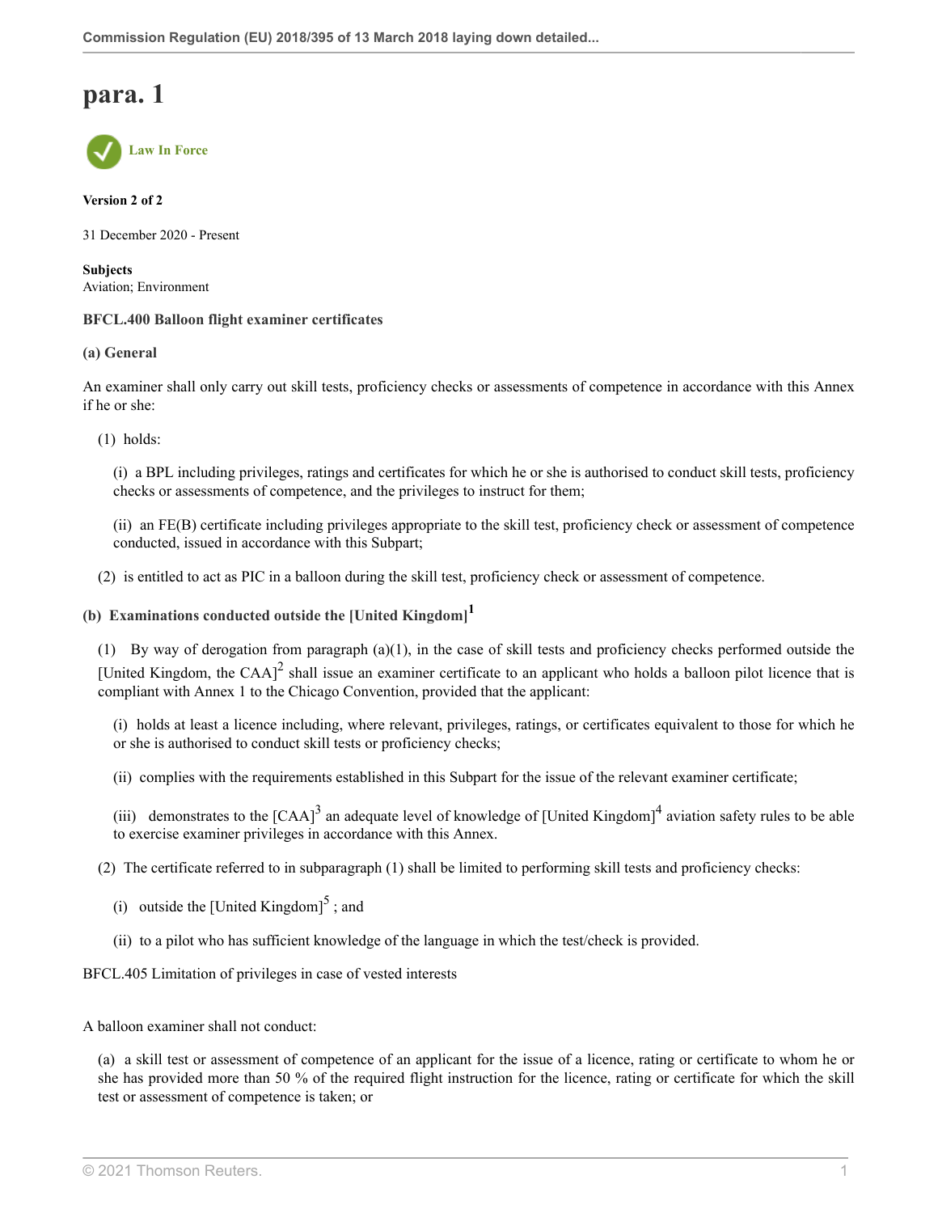# para. 1

Law In Force

**Version 2 of 2**

31 December 2020 - Present

**Subjects**
Aviation; Environment

**BFCL.400 Balloon flight examiner certificates**

**(a) General**

An examiner shall only carry out skill tests, proficiency checks or assessments of competence in accordance with this Annex if he or she:

(1) holds:

(i) a BPL including privileges, ratings and certificates for which he or she is authorised to conduct skill tests, proficiency checks or assessments of competence, and the privileges to instruct for them;

(ii) an FE(B) certificate including privileges appropriate to the skill test, proficiency check or assessment of competence conducted, issued in accordance with this Subpart;

(2) is entitled to act as PIC in a balloon during the skill test, proficiency check or assessment of competence.

**(b) Examinations conducted outside the [United Kingdom][1]**

(1) By way of derogation from paragraph (a)(1), in the case of skill tests and proficiency checks performed outside the [United Kingdom, the CAA][2] shall issue an examiner certificate to an applicant who holds a balloon pilot licence that is compliant with Annex 1 to the Chicago Convention, provided that the applicant:

(i) holds at least a licence including, where relevant, privileges, ratings, or certificates equivalent to those for which he or she is authorised to conduct skill tests or proficiency checks;

(ii) complies with the requirements established in this Subpart for the issue of the relevant examiner certificate;

(iii) demonstrates to the [CAA][3] an adequate level of knowledge of [United Kingdom][4] aviation safety rules to be able to exercise examiner privileges in accordance with this Annex.

(2) The certificate referred to in subparagraph (1) shall be limited to performing skill tests and proficiency checks:

(i) outside the [United Kingdom][5] ; and

(ii) to a pilot who has sufficient knowledge of the language in which the test/check is provided.

BFCL.405 Limitation of privileges in case of vested interests

A balloon examiner shall not conduct:

(a) a skill test or assessment of competence of an applicant for the issue of a licence, rating or certificate to whom he or she has provided more than 50 % of the required flight instruction for the licence, rating or certificate for which the skill test or assessment of competence is taken; or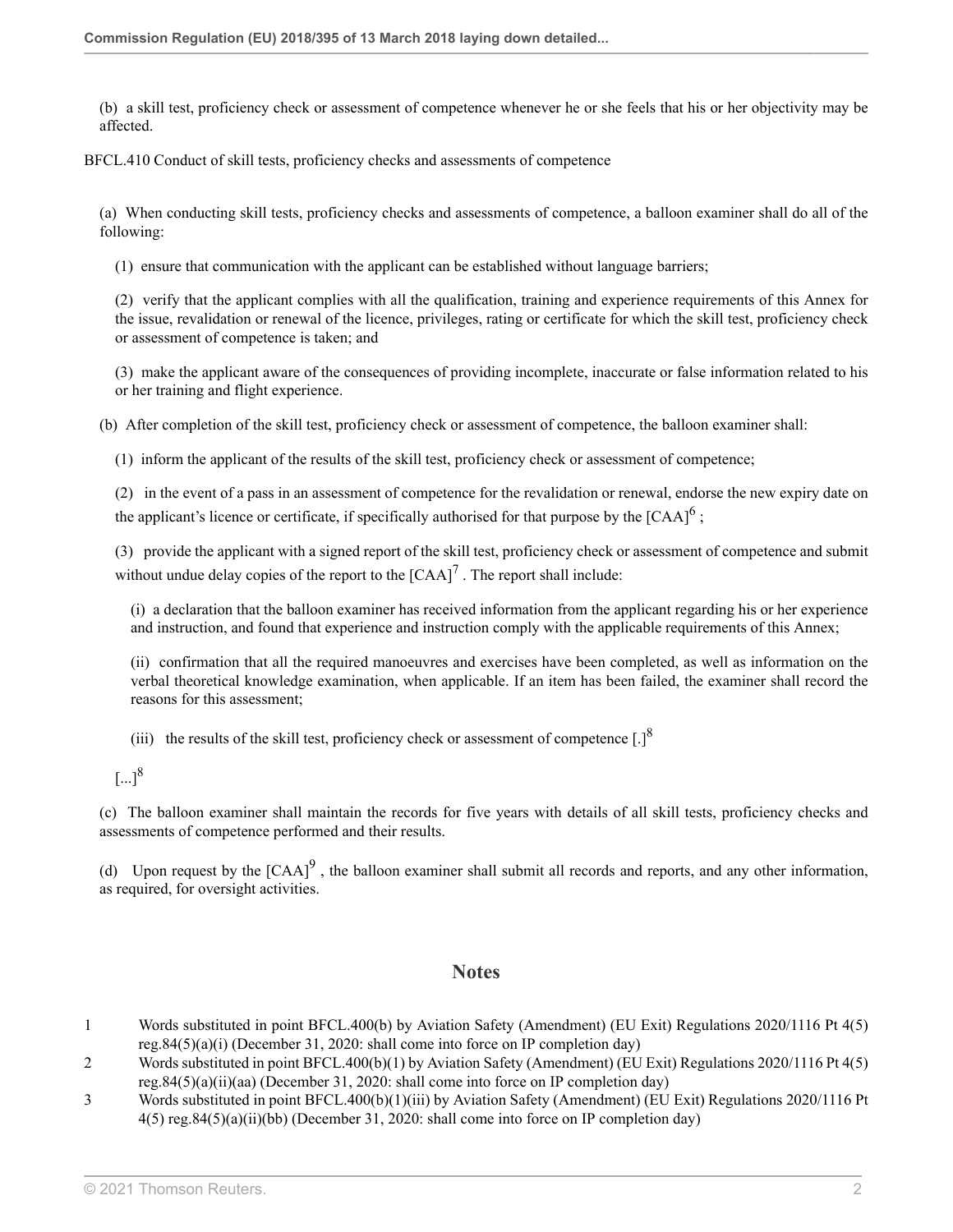(b) a skill test, proficiency check or assessment of competence whenever he or she feels that his or her objectivity may be affected.

BFCL.410 Conduct of skill tests, proficiency checks and assessments of competence

(a) When conducting skill tests, proficiency checks and assessments of competence, a balloon examiner shall do all of the following:

(1) ensure that communication with the applicant can be established without language barriers;

(2) verify that the applicant complies with all the qualification, training and experience requirements of this Annex for the issue, revalidation or renewal of the licence, privileges, rating or certificate for which the skill test, proficiency check or assessment of competence is taken; and

(3) make the applicant aware of the consequences of providing incomplete, inaccurate or false information related to his or her training and flight experience.

(b) After completion of the skill test, proficiency check or assessment of competence, the balloon examiner shall:

(1) inform the applicant of the results of the skill test, proficiency check or assessment of competence;

(2) in the event of a pass in an assessment of competence for the revalidation or renewal, endorse the new expiry date on the applicant's licence or certificate, if specifically authorised for that purpose by the [CAA][6] ;

(3) provide the applicant with a signed report of the skill test, proficiency check or assessment of competence and submit without undue delay copies of the report to the [CAA][7] . The report shall include:

(i) a declaration that the balloon examiner has received information from the applicant regarding his or her experience and instruction, and found that experience and instruction comply with the applicable requirements of this Annex;

(ii) confirmation that all the required manoeuvres and exercises have been completed, as well as information on the verbal theoretical knowledge examination, when applicable. If an item has been failed, the examiner shall record the reasons for this assessment;

(iii) the results of the skill test, proficiency check or assessment of competence [.][8]

[...][8]

(c) The balloon examiner shall maintain the records for five years with details of all skill tests, proficiency checks and assessments of competence performed and their results.

(d) Upon request by the [CAA][9] , the balloon examiner shall submit all records and reports, and any other information, as required, for oversight activities.

## Notes

1 Words substituted in point BFCL.400(b) by Aviation Safety (Amendment) (EU Exit) Regulations 2020/1116 Pt 4(5) reg.84(5)(a)(i) (December 31, 2020: shall come into force on IP completion day)

2 Words substituted in point BFCL.400(b)(1) by Aviation Safety (Amendment) (EU Exit) Regulations 2020/1116 Pt 4(5) reg.84(5)(a)(ii)(aa) (December 31, 2020: shall come into force on IP completion day)

3 Words substituted in point BFCL.400(b)(1)(iii) by Aviation Safety (Amendment) (EU Exit) Regulations 2020/1116 Pt 4(5) reg.84(5)(a)(ii)(bb) (December 31, 2020: shall come into force on IP completion day)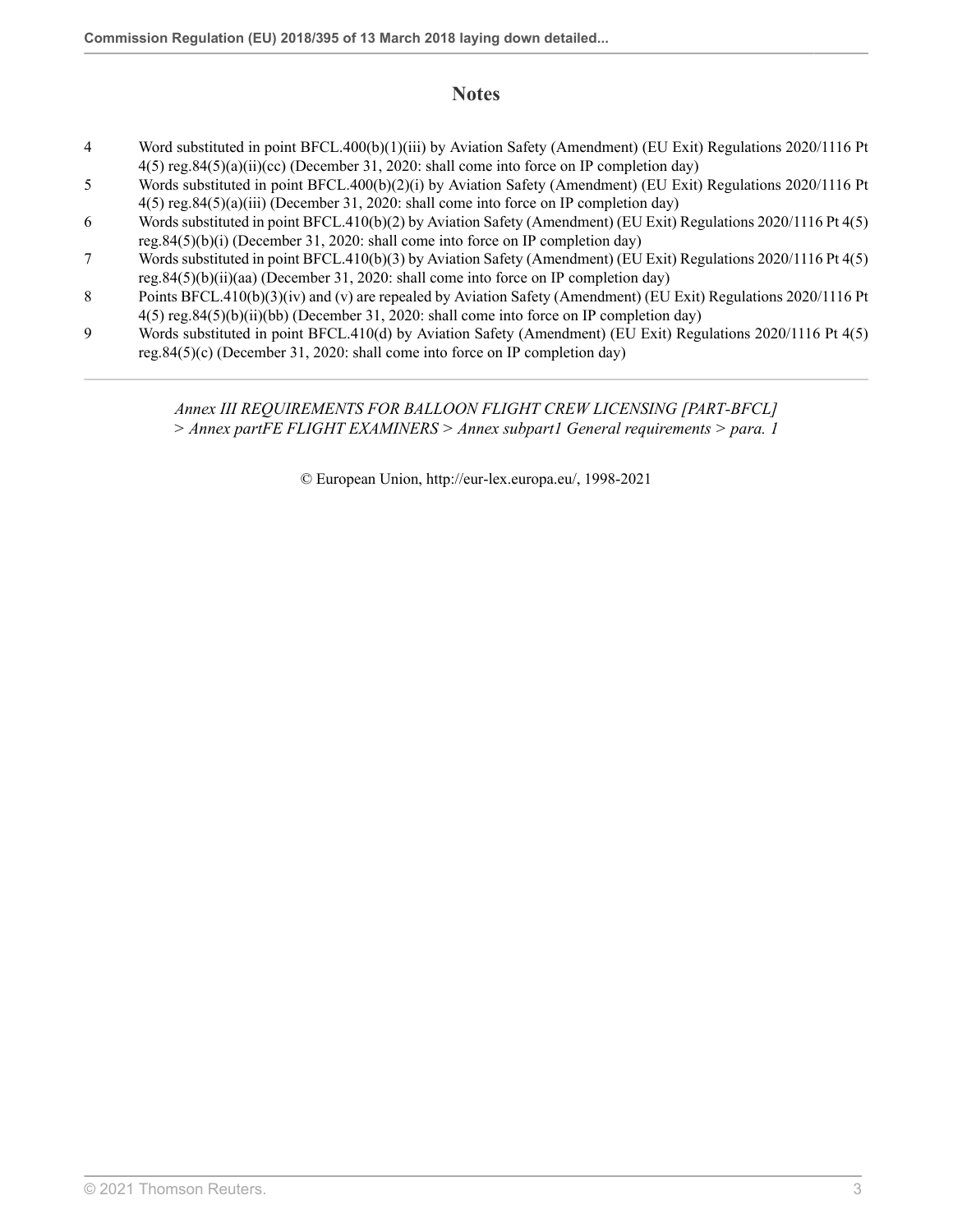## Notes

4 Word substituted in point BFCL.400(b)(1)(iii) by Aviation Safety (Amendment) (EU Exit) Regulations 2020/1116 Pt 4(5) reg.84(5)(a)(ii)(cc) (December 31, 2020: shall come into force on IP completion day)

5 Words substituted in point BFCL.400(b)(2)(i) by Aviation Safety (Amendment) (EU Exit) Regulations 2020/1116 Pt 4(5) reg.84(5)(a)(iii) (December 31, 2020: shall come into force on IP completion day)

6 Words substituted in point BFCL.410(b)(2) by Aviation Safety (Amendment) (EU Exit) Regulations 2020/1116 Pt 4(5) reg.84(5)(b)(i) (December 31, 2020: shall come into force on IP completion day)

7 Words substituted in point BFCL.410(b)(3) by Aviation Safety (Amendment) (EU Exit) Regulations 2020/1116 Pt 4(5) reg.84(5)(b)(ii)(aa) (December 31, 2020: shall come into force on IP completion day)

8 Points BFCL.410(b)(3)(iv) and (v) are repealed by Aviation Safety (Amendment) (EU Exit) Regulations 2020/1116 Pt 4(5) reg.84(5)(b)(ii)(bb) (December 31, 2020: shall come into force on IP completion day)

9 Words substituted in point BFCL.410(d) by Aviation Safety (Amendment) (EU Exit) Regulations 2020/1116 Pt 4(5) reg.84(5)(c) (December 31, 2020: shall come into force on IP completion day)

---

*Annex III REQUIREMENTS FOR BALLOON FLIGHT CREW LICENSING [PART-BFCL] > Annex partFE FLIGHT EXAMINERS > Annex subpart1 General requirements > para. 1*

© European Union, http://eur-lex.europa.eu/, 1998-2021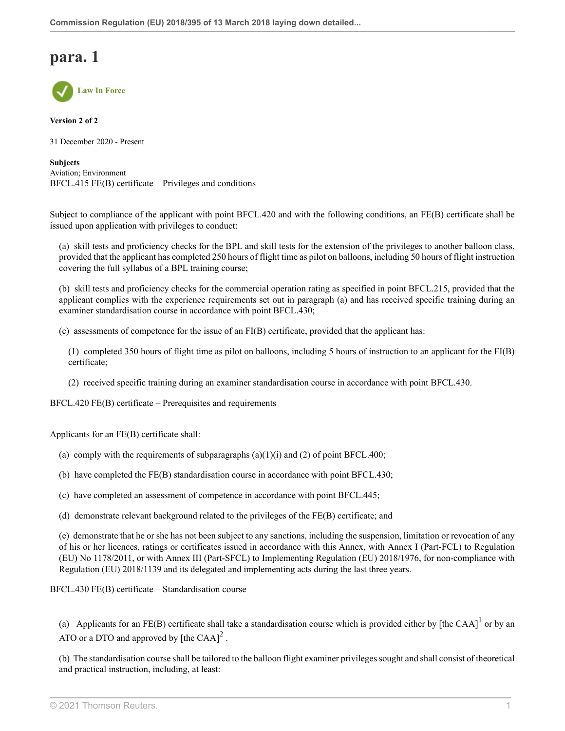# para. 1

Law In Force

**Version 2 of 2**

31 December 2020 - Present

**Subjects**
Aviation; Environment
BFCL.415 FE(B) certificate – Privileges and conditions

Subject to compliance of the applicant with point BFCL.420 and with the following conditions, an FE(B) certificate shall be issued upon application with privileges to conduct:

(a) skill tests and proficiency checks for the BPL and skill tests for the extension of the privileges to another balloon class, provided that the applicant has completed 250 hours of flight time as pilot on balloons, including 50 hours of flight instruction covering the full syllabus of a BPL training course;

(b) skill tests and proficiency checks for the commercial operation rating as specified in point BFCL.215, provided that the applicant complies with the experience requirements set out in paragraph (a) and has received specific training during an examiner standardisation course in accordance with point BFCL.430;

(c) assessments of competence for the issue of an FI(B) certificate, provided that the applicant has:

(1) completed 350 hours of flight time as pilot on balloons, including 5 hours of instruction to an applicant for the FI(B) certificate;

(2) received specific training during an examiner standardisation course in accordance with point BFCL.430.

BFCL.420 FE(B) certificate – Prerequisites and requirements

Applicants for an FE(B) certificate shall:

(a) comply with the requirements of subparagraphs (a)(1)(i) and (2) of point BFCL.400;

(b) have completed the FE(B) standardisation course in accordance with point BFCL.430;

(c) have completed an assessment of competence in accordance with point BFCL.445;

(d) demonstrate relevant background related to the privileges of the FE(B) certificate; and

(e) demonstrate that he or she has not been subject to any sanctions, including the suspension, limitation or revocation of any of his or her licences, ratings or certificates issued in accordance with this Annex, with Annex I (Part-FCL) to Regulation (EU) No 1178/2011, or with Annex III (Part-SFCL) to Implementing Regulation (EU) 2018/1976, for non-compliance with Regulation (EU) 2018/1139 and its delegated and implementing acts during the last three years.

BFCL.430 FE(B) certificate – Standardisation course

(a) Applicants for an FE(B) certificate shall take a standardisation course which is provided either by [the CAA][1] or by an ATO or a DTO and approved by [the CAA][2] .

(b) The standardisation course shall be tailored to the balloon flight examiner privileges sought and shall consist of theoretical and practical instruction, including, at least: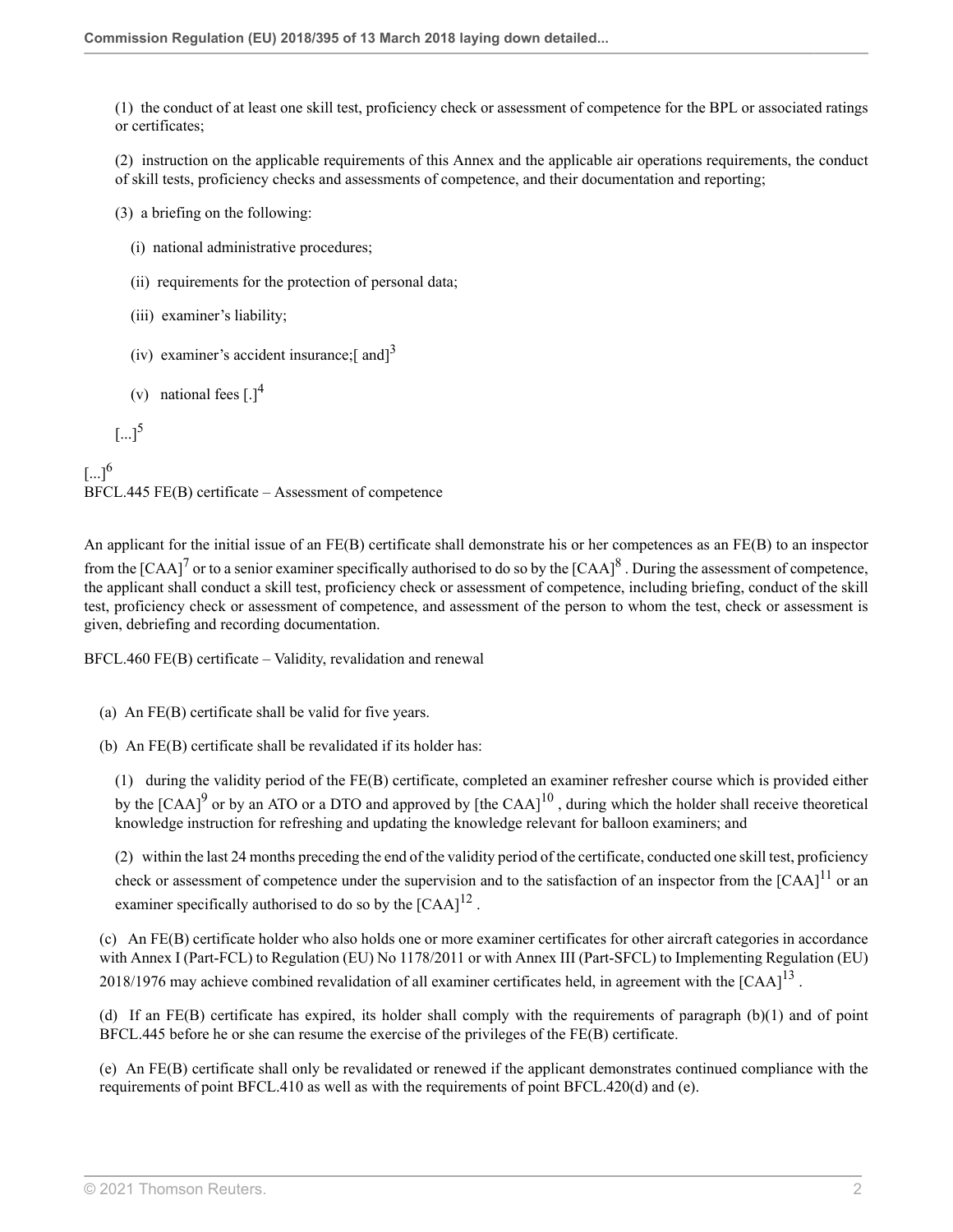(1) the conduct of at least one skill test, proficiency check or assessment of competence for the BPL or associated ratings or certificates;

(2) instruction on the applicable requirements of this Annex and the applicable air operations requirements, the conduct of skill tests, proficiency checks and assessments of competence, and their documentation and reporting;

(3) a briefing on the following:

(i) national administrative procedures;

(ii) requirements for the protection of personal data;

(iii) examiner's liability;

(iv) examiner's accident insurance;[ and][3]

(v) national fees [.][4]

[...][5]

[...][6]

BFCL.445 FE(B) certificate – Assessment of competence

An applicant for the initial issue of an FE(B) certificate shall demonstrate his or her competences as an FE(B) to an inspector from the [CAA][7] or to a senior examiner specifically authorised to do so by the [CAA][8]. During the assessment of competence, the applicant shall conduct a skill test, proficiency check or assessment of competence, including briefing, conduct of the skill test, proficiency check or assessment of competence, and assessment of the person to whom the test, check or assessment is given, debriefing and recording documentation.

BFCL.460 FE(B) certificate – Validity, revalidation and renewal

(a) An FE(B) certificate shall be valid for five years.

(b) An FE(B) certificate shall be revalidated if its holder has:

(1) during the validity period of the FE(B) certificate, completed an examiner refresher course which is provided either by the [CAA][9] or by an ATO or a DTO and approved by [the CAA][10], during which the holder shall receive theoretical knowledge instruction for refreshing and updating the knowledge relevant for balloon examiners; and

(2) within the last 24 months preceding the end of the validity period of the certificate, conducted one skill test, proficiency check or assessment of competence under the supervision and to the satisfaction of an inspector from the [CAA][11] or an examiner specifically authorised to do so by the [CAA][12].

(c) An FE(B) certificate holder who also holds one or more examiner certificates for other aircraft categories in accordance with Annex I (Part-FCL) to Regulation (EU) No 1178/2011 or with Annex III (Part-SFCL) to Implementing Regulation (EU) 2018/1976 may achieve combined revalidation of all examiner certificates held, in agreement with the [CAA][13].

(d) If an FE(B) certificate has expired, its holder shall comply with the requirements of paragraph (b)(1) and of point BFCL.445 before he or she can resume the exercise of the privileges of the FE(B) certificate.

(e) An FE(B) certificate shall only be revalidated or renewed if the applicant demonstrates continued compliance with the requirements of point BFCL.410 as well as with the requirements of point BFCL.420(d) and (e).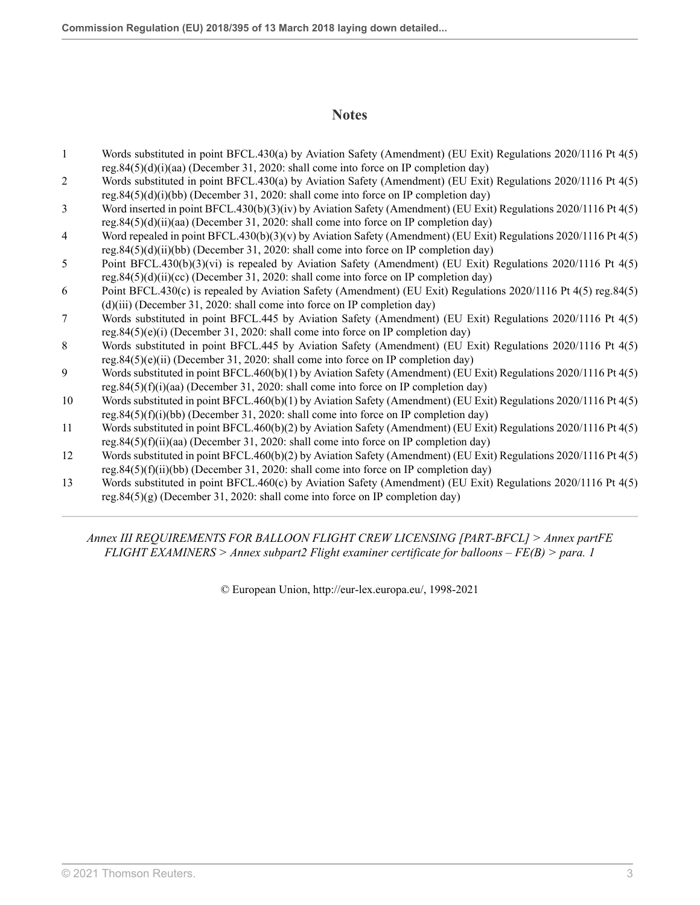## Notes

1. Words substituted in point BFCL.430(a) by Aviation Safety (Amendment) (EU Exit) Regulations 2020/1116 Pt 4(5) reg.84(5)(d)(i)(aa) (December 31, 2020: shall come into force on IP completion day)
2. Words substituted in point BFCL.430(a) by Aviation Safety (Amendment) (EU Exit) Regulations 2020/1116 Pt 4(5) reg.84(5)(d)(i)(bb) (December 31, 2020: shall come into force on IP completion day)
3. Word inserted in point BFCL.430(b)(3)(iv) by Aviation Safety (Amendment) (EU Exit) Regulations 2020/1116 Pt 4(5) reg.84(5)(d)(ii)(aa) (December 31, 2020: shall come into force on IP completion day)
4. Word repealed in point BFCL.430(b)(3)(v) by Aviation Safety (Amendment) (EU Exit) Regulations 2020/1116 Pt 4(5) reg.84(5)(d)(ii)(bb) (December 31, 2020: shall come into force on IP completion day)
5. Point BFCL.430(b)(3)(vi) is repealed by Aviation Safety (Amendment) (EU Exit) Regulations 2020/1116 Pt 4(5) reg.84(5)(d)(ii)(cc) (December 31, 2020: shall come into force on IP completion day)
6. Point BFCL.430(c) is repealed by Aviation Safety (Amendment) (EU Exit) Regulations 2020/1116 Pt 4(5) reg.84(5)(d)(iii) (December 31, 2020: shall come into force on IP completion day)
7. Words substituted in point BFCL.445 by Aviation Safety (Amendment) (EU Exit) Regulations 2020/1116 Pt 4(5) reg.84(5)(e)(i) (December 31, 2020: shall come into force on IP completion day)
8. Words substituted in point BFCL.445 by Aviation Safety (Amendment) (EU Exit) Regulations 2020/1116 Pt 4(5) reg.84(5)(e)(ii) (December 31, 2020: shall come into force on IP completion day)
9. Words substituted in point BFCL.460(b)(1) by Aviation Safety (Amendment) (EU Exit) Regulations 2020/1116 Pt 4(5) reg.84(5)(f)(i)(aa) (December 31, 2020: shall come into force on IP completion day)
10. Words substituted in point BFCL.460(b)(1) by Aviation Safety (Amendment) (EU Exit) Regulations 2020/1116 Pt 4(5) reg.84(5)(f)(i)(bb) (December 31, 2020: shall come into force on IP completion day)
11. Words substituted in point BFCL.460(b)(2) by Aviation Safety (Amendment) (EU Exit) Regulations 2020/1116 Pt 4(5) reg.84(5)(f)(ii)(aa) (December 31, 2020: shall come into force on IP completion day)
12. Words substituted in point BFCL.460(b)(2) by Aviation Safety (Amendment) (EU Exit) Regulations 2020/1116 Pt 4(5) reg.84(5)(f)(ii)(bb) (December 31, 2020: shall come into force on IP completion day)
13. Words substituted in point BFCL.460(c) by Aviation Safety (Amendment) (EU Exit) Regulations 2020/1116 Pt 4(5) reg.84(5)(g) (December 31, 2020: shall come into force on IP completion day)

---

*Annex III REQUIREMENTS FOR BALLOON FLIGHT CREW LICENSING [PART-BFCL] > Annex partFE FLIGHT EXAMINERS > Annex subpart2 Flight examiner certificate for balloons – FE(B) > para. 1*

© European Union, http://eur-lex.europa.eu/, 1998-2021